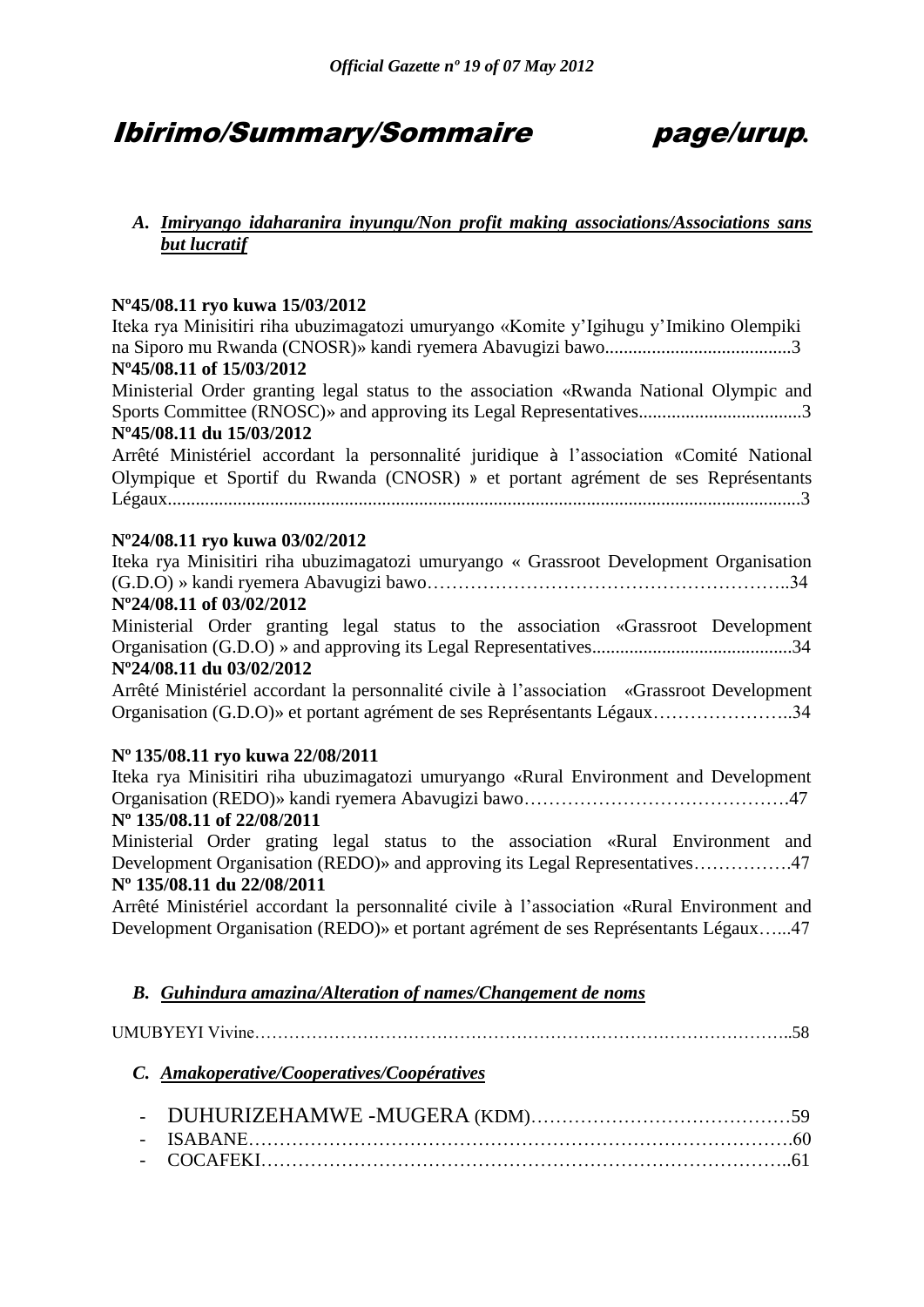# Ibirimo/Summary/Sommaire page/urup.

### A. *Imiryango idaharanira inyungu/Non profit making associations/Associations sans but lucratif*

**Nº45/08.11 ryo kuwa 15/03/2012**
Iteka rya Minisitiri riha ubuzimagatozi umuryango «Komite y'Igihugu y'Imikino Olempiki na Siporo mu Rwanda (CNOSR)» kandi ryemera Abavugizi bawo........................................3
**Nº45/08.11 of 15/03/2012**
Ministerial Order granting legal status to the association «Rwanda National Olympic and Sports Committee (RNOSC)» and approving its Legal Representatives...................................3
**Nº45/08.11 du 15/03/2012**
Arrêté Ministériel accordant la personnalité juridique à l'association «Comité National Olympique et Sportif du Rwanda (CNOSR) » et portant agrément de ses Représentants Légaux......................................................................................................................................3

**Nº24/08.11 ryo kuwa 03/02/2012**
Iteka rya Minisitiri riha ubuzimagatozi umuryango « Grassroot Development Organisation (G.D.O) » kandi ryemera Abavugizi bawo…………………………………………………..34
**Nº24/08.11 of 03/02/2012**
Ministerial Order granting legal status to the association «Grassroot Development Organisation (G.D.O) » and approving its Legal Representatives...........................................34
**Nº24/08.11 du 03/02/2012**
Arrêté Ministériel accordant la personnalité civile à l'association «Grassroot Development Organisation (G.D.O)» et portant agrément de ses Représentants Légaux…………………..34

**Nº 135/08.11 ryo kuwa 22/08/2011**
Iteka rya Minisitiri riha ubuzimagatozi umuryango «Rural Environment and Development Organisation (REDO)» kandi ryemera Abavugizi bawo…………………………………….47
**Nº 135/08.11 of 22/08/2011**
Ministerial Order grating legal status to the association «Rural Environment and Development Organisation (REDO)» and approving its Legal Representatives…………….47
**Nº 135/08.11 du 22/08/2011**
Arrêté Ministériel accordant la personnalité civile à l'association «Rural Environment and Development Organisation (REDO)» et portant agrément de ses Représentants Légaux…...47

### B. *Guhindura amazina/Alteration of names/Changement de noms*

UMUBYEYI Vivine…………………………………………………………………………………..58

### C. *Amakoperative/Cooperatives/Coopératives*

- DUHURIZEHAMWE -MUGERA (KDM)……………………………………59
- ISABANE………………………………………………………………………….60
- COCAFEKI………………………………………………………………………..61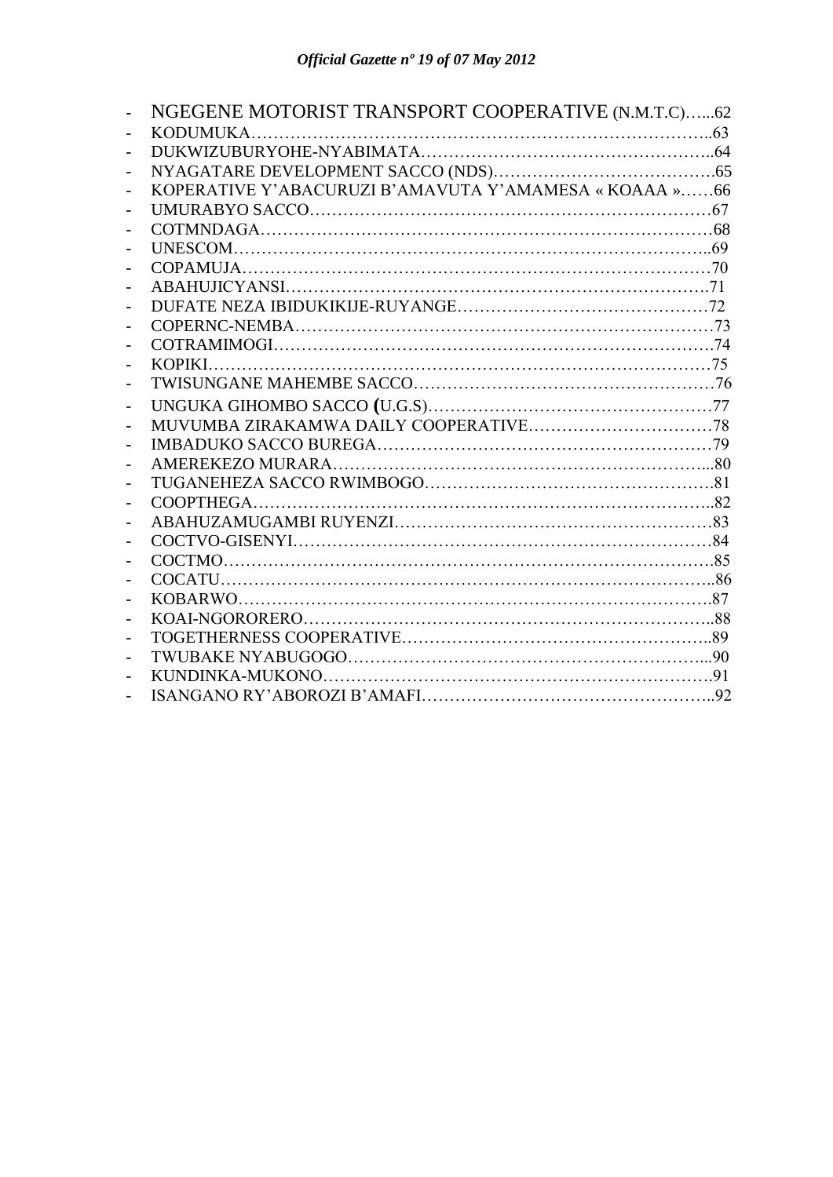- NGEGENE MOTORIST TRANSPORT COOPERATIVE (N.M.T.C)…...62
- KODUMUKA………………………………………………………………………..63
- DUKWIZUBURYOHE-NYABIMATA……………………………………………..64
- NYAGATARE DEVELOPMENT SACCO (NDS)………………………………….65
- KOPERATIVE Y'ABACURUZI B'AMAVUTA Y'AMAMESA « KOAAA »……66
- UMURABYO SACCO………………………………………………………………67
- COTMNDAGA……………………………………………………………………68
- UNESCOM………………………………………………………………………..69
- COPAMUJA……………………………………………………………………….70
- ABAHUJICYANSI…………………………………………………………………71
- DUFATE NEZA IBIDUKIKIJE-RUYANGE………………………………………72
- COPERNC-NEMBA………………………………………………………………73
- COTRAMIMOGI……………………………………………………………………74
- KOPIKI……………………………………………………………………………75
- TWISUNGANE MAHEMBE SACCO………………………………………………76
- UNGUKA GIHOMBO SACCO (U.G.S)……………………………………………77
- MUVUMBA ZIRAKAMWA DAILY COOPERATIVE…………………………….78
- IMBADUKO SACCO BUREGA……………………………………………………79
- AMEREKEZO MURARA…………………………………………………………...80
- TUGANEHEZA SACCO RWIMBOGO……………………………………………81
- COOPTHEGA……………………………………………………………………..82
- ABAHUZAMUGAMBI RUYENZI…………………………………………………83
- COCTVO-GISENYI………………………………………………………………84
- COCTMO…………………………………………………………………………85
- COCATU…………………………………………………………………………..86
- KOBARWO………………………………………………………………………87
- KOAI-NGORORERO……………………………………………………………..88
- TOGETHERNESS COOPERATIVE……………………………………………..89
- TWUBAKE NYABUGOGO………………………………………………………...90
- KUNDINKA-MUKONO…………………………………………………………91
- ISANGANO RY'ABOROZI B'AMAFI……………………………………………..92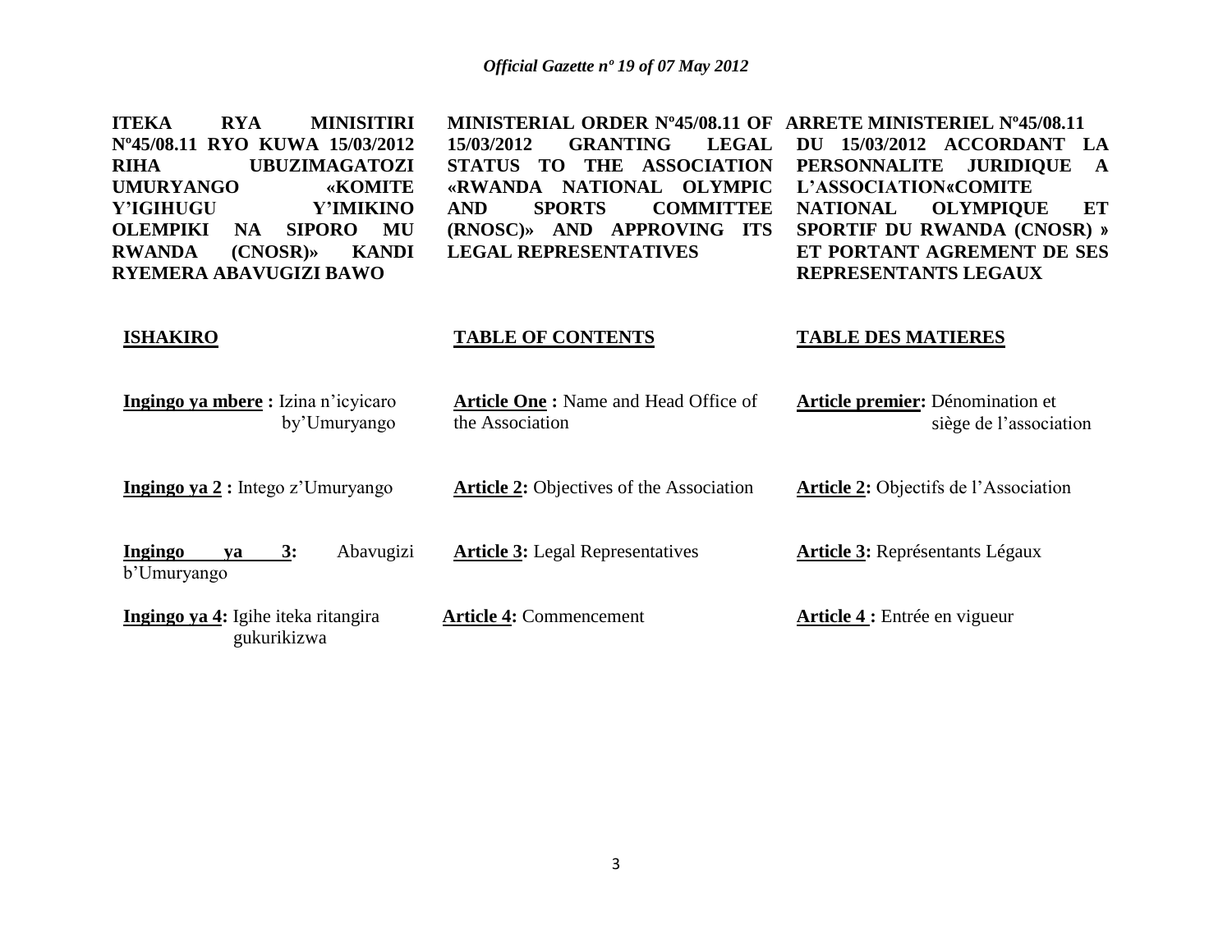**ITEKA RYA MINISITIRI Nº45/08.11 RYO KUWA 15/03/2012 RIHA UBUZIMAGATOZI UMURYANGO «KOMITE Y'IGIHUGU Y'IMIKINO OLEMPIKI NA SIPORO MU RWANDA (CNOSR)» KANDI RYEMERA ABAVUGIZI BAWO**

**ISHAKIRO**

**Ingingo ya mbere :** Izina n'icyicaro by'Umuryango

**Ingingo ya 2 :** Intego z'Umuryango

**Ingingo ya 3:** Abavugizi b'Umuryango

**Ingingo ya 4:** Igihe iteka ritangira gukurikizwa

**MINISTERIAL ORDER Nº45/08.11 OF 15/03/2012 GRANTING LEGAL STATUS TO THE ASSOCIATION «RWANDA NATIONAL OLYMPIC AND SPORTS COMMITTEE (RNOSC)» AND APPROVING ITS LEGAL REPRESENTATIVES**

**TABLE OF CONTENTS**

**Article One :** Name and Head Office of the Association

**Article 2:** Objectives of the Association

**Article 3:** Legal Representatives

**Article 4:** Commencement

**ARRETE MINISTERIEL Nº45/08.11 DU 15/03/2012 ACCORDANT LA PERSONNALITE JURIDIQUE A L'ASSOCIATION«COMITE NATIONAL OLYMPIQUE ET SPORTIF DU RWANDA (CNOSR) » ET PORTANT AGREMENT DE SES REPRESENTANTS LEGAUX**

**TABLE DES MATIERES**

**Article premier:** Dénomination et siège de l'association

**Article 2:** Objectifs de l'Association

**Article 3:** Représentants Légaux

**Article 4 :** Entrée en vigueur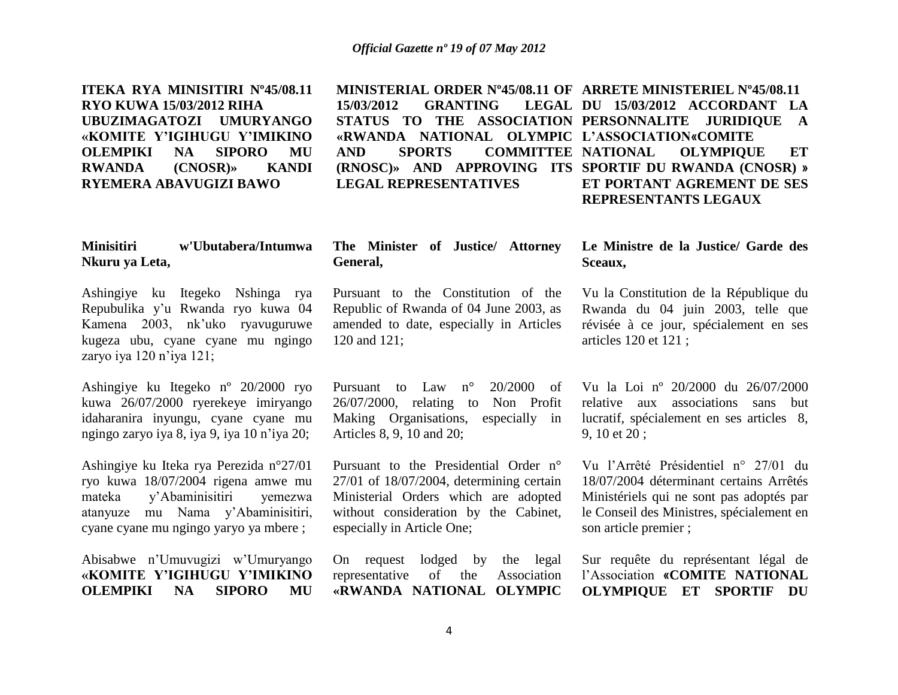**ITEKA RYA MINISITIRI Nº45/08.11 RYO KUWA 15/03/2012 RIHA UBUZIMAGATOZI UMURYANGO «KOMITE Y'IGIHUGU Y'IMIKINO OLEMPIKI NA SIPORO MU RWANDA (CNOSR)» KANDI RYEMERA ABAVUGIZI BAWO**

**Minisitiri w'Ubutabera/Intumwa Nkuru ya Leta,**

Ashingiye ku Itegeko Nshinga rya Repubulika y'u Rwanda ryo kuwa 04 Kamena 2003, nk'uko ryavuguruwe kugeza ubu, cyane cyane mu ngingo zaryo iya 120 n'iya 121;

Ashingiye ku Itegeko nº 20/2000 ryo kuwa 26/07/2000 ryerekeye imiryango idaharanira inyungu, cyane cyane mu ngingo zaryo iya 8, iya 9, iya 10 n'iya 20;

Ashingiye ku Iteka rya Perezida n°27/01 ryo kuwa 18/07/2004 rigena amwe mu mateka y'Abaminisitiri yemezwa atanyuze mu Nama y'Abaminisitiri, cyane cyane mu ngingo yaryo ya mbere ;

Abisabwe n'Umuvugizi w'Umuryango **«KOMITE Y'IGIHUGU Y'IMIKINO OLEMPIKI NA SIPORO MU**

**MINISTERIAL ORDER Nº45/08.11 OF 15/03/2012 GRANTING LEGAL STATUS TO THE ASSOCIATION «RWANDA NATIONAL OLYMPIC AND SPORTS COMMITTEE (RNOSC)» AND APPROVING ITS LEGAL REPRESENTATIVES**

**The Minister of Justice/ Attorney General,**

Pursuant to the Constitution of the Republic of Rwanda of 04 June 2003, as amended to date, especially in Articles 120 and 121;

Pursuant to Law n° 20/2000 of 26/07/2000, relating to Non Profit Making Organisations, especially in Articles 8, 9, 10 and 20;

Pursuant to the Presidential Order n° 27/01 of 18/07/2004, determining certain Ministerial Orders which are adopted without consideration by the Cabinet, especially in Article One;

On request lodged by the legal representative of the Association **«RWANDA NATIONAL OLYMPIC**

**ARRETE MINISTERIEL Nº45/08.11 DU 15/03/2012 ACCORDANT LA PERSONNALITE JURIDIQUE A L'ASSOCIATION«COMITE NATIONAL OLYMPIQUE ET SPORTIF DU RWANDA (CNOSR) » ET PORTANT AGREMENT DE SES REPRESENTANTS LEGAUX**

**Le Ministre de la Justice/ Garde des Sceaux,**

Vu la Constitution de la République du Rwanda du 04 juin 2003, telle que révisée à ce jour, spécialement en ses articles 120 et 121 ;

Vu la Loi nº 20/2000 du 26/07/2000 relative aux associations sans but lucratif, spécialement en ses articles 8, 9, 10 et 20 ;

Vu l'Arrêté Présidentiel n° 27/01 du 18/07/2004 déterminant certains Arrêtés Ministériels qui ne sont pas adoptés par le Conseil des Ministres, spécialement en son article premier ;

Sur requête du représentant légal de l'Association **«COMITE NATIONAL OLYMPIQUE ET SPORTIF DU**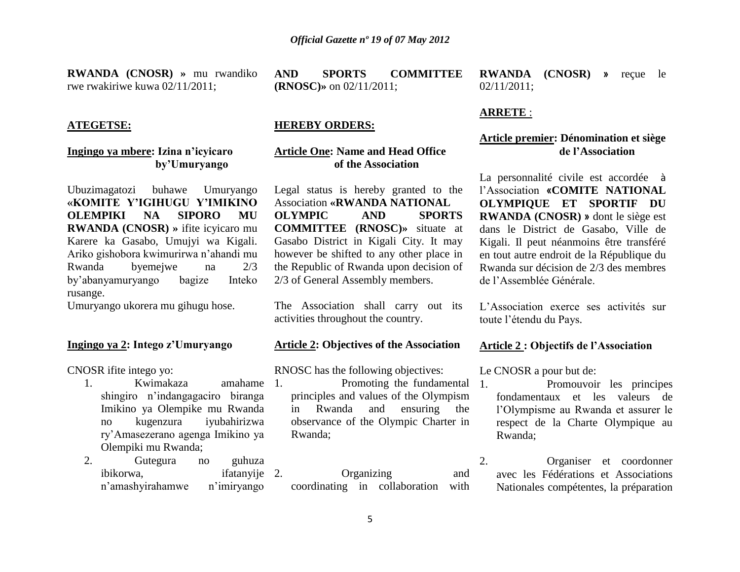**RWANDA (CNOSR) »** mu rwandiko rwe rwakiriwe kuwa 02/11/2011;

**ATEGETSE:**

**Ingingo ya mbere: Izina n'icyicaro by'Umuryango**

Ubuzimagatozi buhawe Umuryango **«KOMITE Y'IGIHUGU Y'IMIKINO OLEMPIKI NA SIPORO MU RWANDA (CNOSR) »** ifite icyicaro mu Karere ka Gasabo, Umujyi wa Kigali. Ariko gishobora kwimurirwa n'ahandi mu Rwanda byemejwe na 2/3 by'abanyamuryango bagize Inteko rusange.

Umuryango ukorera mu gihugu hose.

**Ingingo ya 2: Intego z'Umuryango**

CNOSR ifite intego yo:

1. Kwimakaza amahame shingiro n'indangagaciro biranga Imikino ya Olempike mu Rwanda no kugenzura iyubahirizwa ry'Amasezerano agenga Imikino ya Olempiki mu Rwanda;
2. Gutegura no guhuza ibikorwa, ifatanyije n'amashyirahamwe n'imiryango

**AND SPORTS COMMITTEE (RNOSC)»** on 02/11/2011;

**HEREBY ORDERS:**

**Article One: Name and Head Office of the Association**

Legal status is hereby granted to the Association **«RWANDA NATIONAL OLYMPIC AND SPORTS COMMITTEE (RNOSC)»** situate at Gasabo District in Kigali City. It may however be shifted to any other place in the Republic of Rwanda upon decision of 2/3 of General Assembly members.

The Association shall carry out its activities throughout the country.

**Article 2: Objectives of the Association**

RNOSC has the following objectives:

1. Promoting the fundamental principles and values of the Olympism in Rwanda and ensuring the observance of the Olympic Charter in Rwanda;
2. Organizing and coordinating in collaboration with

**RWANDA (CNOSR) »** reçue le 02/11/2011;

**ARRETE** :

**Article premier: Dénomination et siège de l'Association**

La personnalité civile est accordée à l'Association **«COMITE NATIONAL OLYMPIQUE ET SPORTIF DU RWANDA (CNOSR) »** dont le siège est dans le District de Gasabo, Ville de Kigali. Il peut néanmoins être transféré en tout autre endroit de la République du Rwanda sur décision de 2/3 des membres de l'Assemblée Générale.

L'Association exerce ses activités sur toute l'étendu du Pays.

**Article 2 : Objectifs de l'Association**

Le CNOSR a pour but de:

1. Promouvoir les principes fondamentaux et les valeurs de l'Olympisme au Rwanda et assurer le respect de la Charte Olympique au Rwanda;
2. Organiser et coordonner avec les Fédérations et Associations Nationales compétentes, la préparation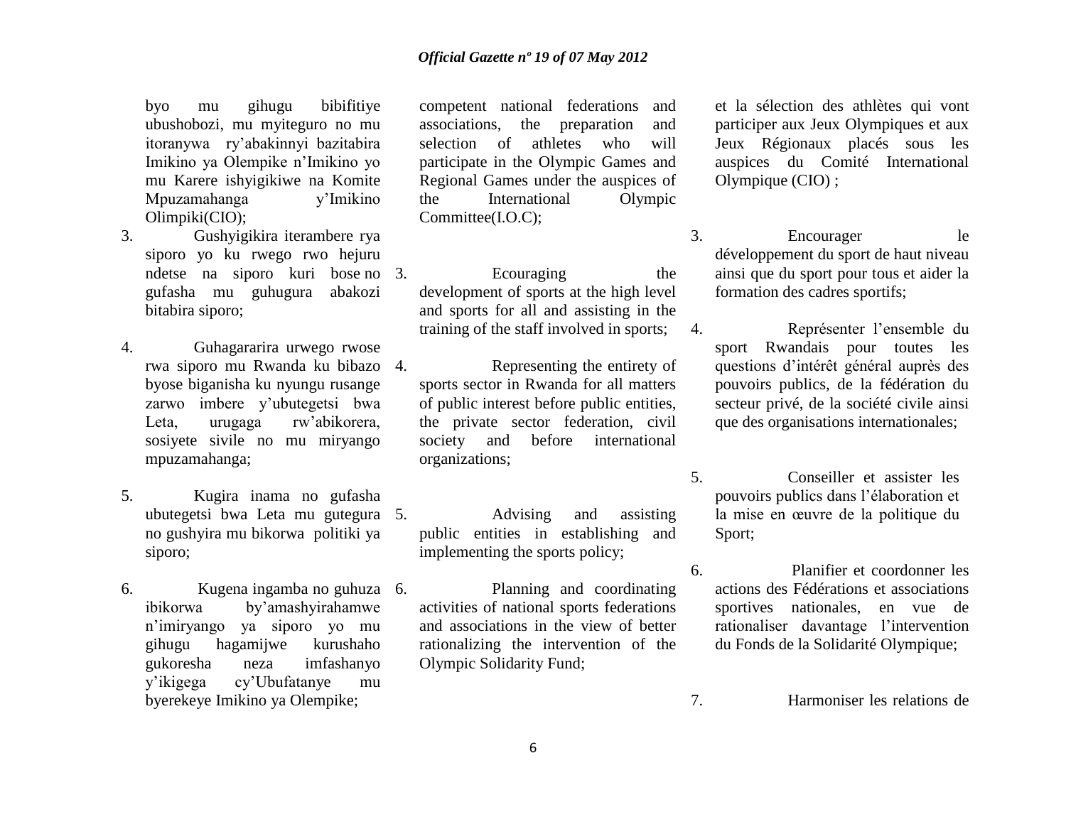byo mu gihugu bibifitiye ubushobozi, mu myiteguro no mu itoranywa ry'abakinnyi bazitabira Imikino ya Olempike n'Imikino yo mu Karere ishyigikiwe na Komite Mpuzamahanga y'Imikino Olimpiki(CIO);

3. Gushyigikira iterambere rya siporo yo ku rwego rwo hejuru ndetse na siporo kuri bose no gufasha mu guhugura abakozi bitabira siporo;

4. Guhagararira urwego rwose rwa siporo mu Rwanda ku bibazo byose biganisha ku nyungu rusange zarwo imbere y'ubutegetsi bwa Leta, urugaga rw'abikorera, sosiyete sivile no mu miryango mpuzamahanga;

5. Kugira inama no gufasha ubutegetsi bwa Leta mu gutegura no gushyira mu bikorwa politiki ya siporo;

6. Kugena ingamba no guhuza ibikorwa by'amashyirahamwe n'imiryango ya siporo yo mu gihugu hagamijwe kurushaho gukoresha neza imfashanyo y'ikigega cy'Ubufatanye mu byerekeye Imikino ya Olempike;

competent national federations and associations, the preparation and selection of athletes who will participate in the Olympic Games and Regional Games under the auspices of the International Olympic Committee(I.O.C);

3. Ecouraging the development of sports at the high level and sports for all and assisting in the training of the staff involved in sports;

4. Representing the entirety of sports sector in Rwanda for all matters of public interest before public entities, the private sector federation, civil society and before international organizations;

5. Advising and assisting public entities in establishing and implementing the sports policy;

6. Planning and coordinating activities of national sports federations and associations in the view of better rationalizing the intervention of the Olympic Solidarity Fund;

et la sélection des athlètes qui vont participer aux Jeux Olympiques et aux Jeux Régionaux placés sous les auspices du Comité International Olympique (CIO) ;

3. Encourager le développement du sport de haut niveau ainsi que du sport pour tous et aider la formation des cadres sportifs;

4. Représenter l'ensemble du sport Rwandais pour toutes les questions d'intérêt général auprès des pouvoirs publics, de la fédération du secteur privé, de la société civile ainsi que des organisations internationales;

5. Conseiller et assister les pouvoirs publics dans l'élaboration et la mise en œuvre de la politique du Sport;

6. Planifier et coordonner les actions des Fédérations et associations sportives nationales, en vue de rationaliser davantage l'intervention du Fonds de la Solidarité Olympique;

7. Harmoniser les relations de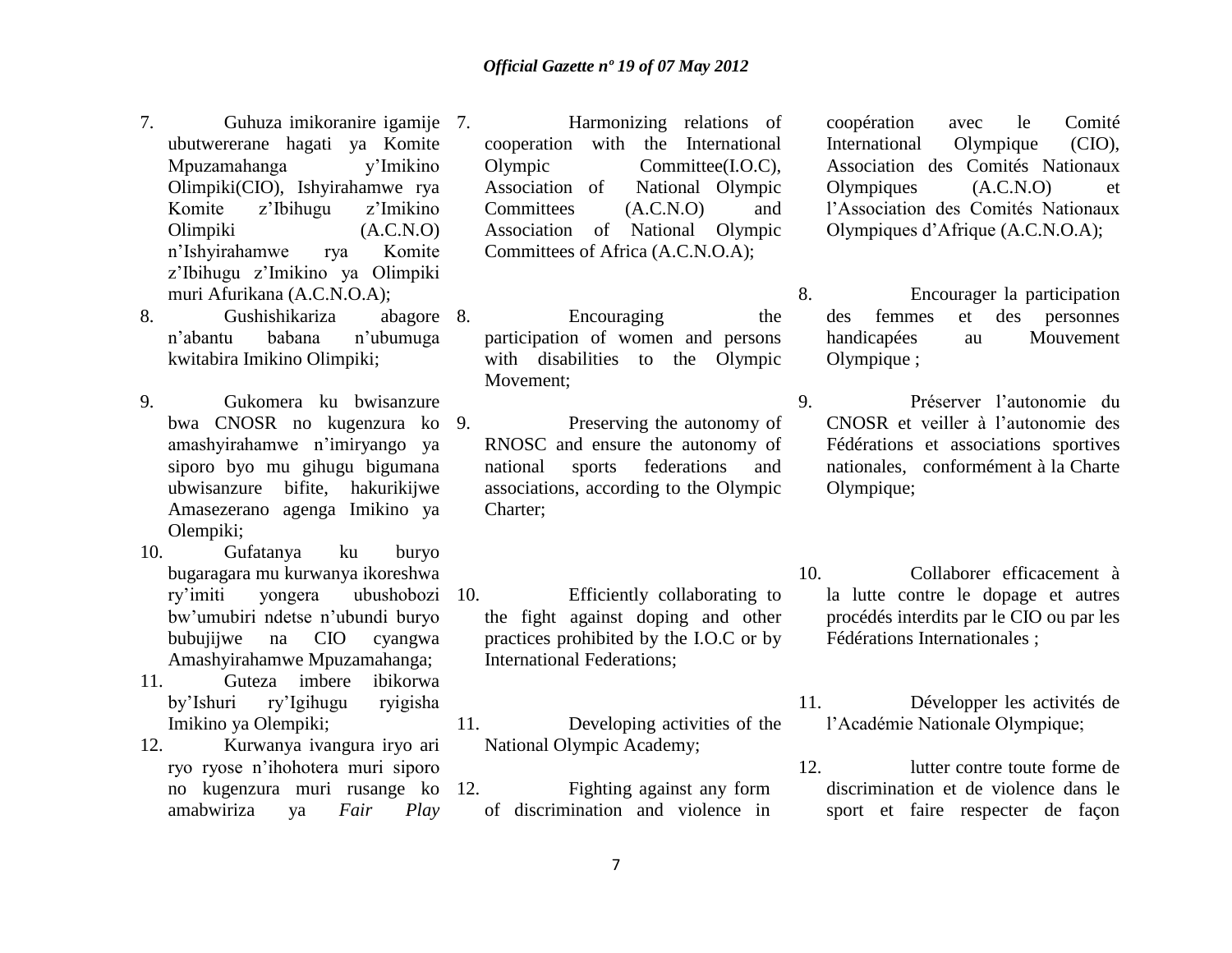7. Guhuza imikoranire igamije ubutwererane hagati ya Komite Mpuzamahanga y'Imikino Olimpiki(CIO), Ishyirahamwe rya Komite z'Ibihugu z'Imikino Olimpiki (A.C.N.O) n'Ishyirahamwe rya Komite z'Ibihugu z'Imikino ya Olimpiki muri Afurikana (A.C.N.O.A);
8. Gushishikariza abagore n'abantu babana n'ubumuga kwitabira Imikino Olimpiki;
9. Gukomera ku bwisanzure bwa CNOSR no kugenzura ko amashyirahamwe n'imiryango ya siporo byo mu gihugu bigumana ubwisanzure bifite, hakurikijwe Amasezerano agenga Imikino ya Olempiki;
10. Gufatanya ku buryo bugaragara mu kurwanya ikoreshwa ry'imiti yongera ubushobozi bw'umubiri ndetse n'ubundi buryo bubujijwe na CIO cyangwa Amashyirahamwe Mpuzamahanga;
11. Guteza imbere ibikorwa by'Ishuri ry'Igihugu ryigisha Imikino ya Olempiki;
12. Kurwanya ivangura iryo ari ryo ryose n'ihohotera muri siporo no kugenzura muri rusange ko amabwiriza ya *Fair Play*

7. Harmonizing relations of cooperation with the International Olympic Committee(I.O.C), Association of National Olympic Committees (A.C.N.O) and Association of National Olympic Committees of Africa (A.C.N.O.A);
8. Encouraging the participation of women and persons with disabilities to the Olympic Movement;
9. Preserving the autonomy of RNOSC and ensure the autonomy of national sports federations and associations, according to the Olympic Charter;
10. Efficiently collaborating to the fight against doping and other practices prohibited by the I.O.C or by International Federations;
11. Developing activities of the National Olympic Academy;
12. Fighting against any form of discrimination and violence in

coopération avec le Comité International Olympique (CIO), Association des Comités Nationaux Olympiques (A.C.N.O) et l'Association des Comités Nationaux Olympiques d'Afrique (A.C.N.O.A);

8. Encourager la participation des femmes et des personnes handicapées au Mouvement Olympique ;
9. Préserver l'autonomie du CNOSR et veiller à l'autonomie des Fédérations et associations sportives nationales, conformément à la Charte Olympique;
10. Collaborer efficacement à la lutte contre le dopage et autres procédés interdits par le CIO ou par les Fédérations Internationales ;
11. Développer les activités de l'Académie Nationale Olympique;
12. lutter contre toute forme de discrimination et de violence dans le sport et faire respecter de façon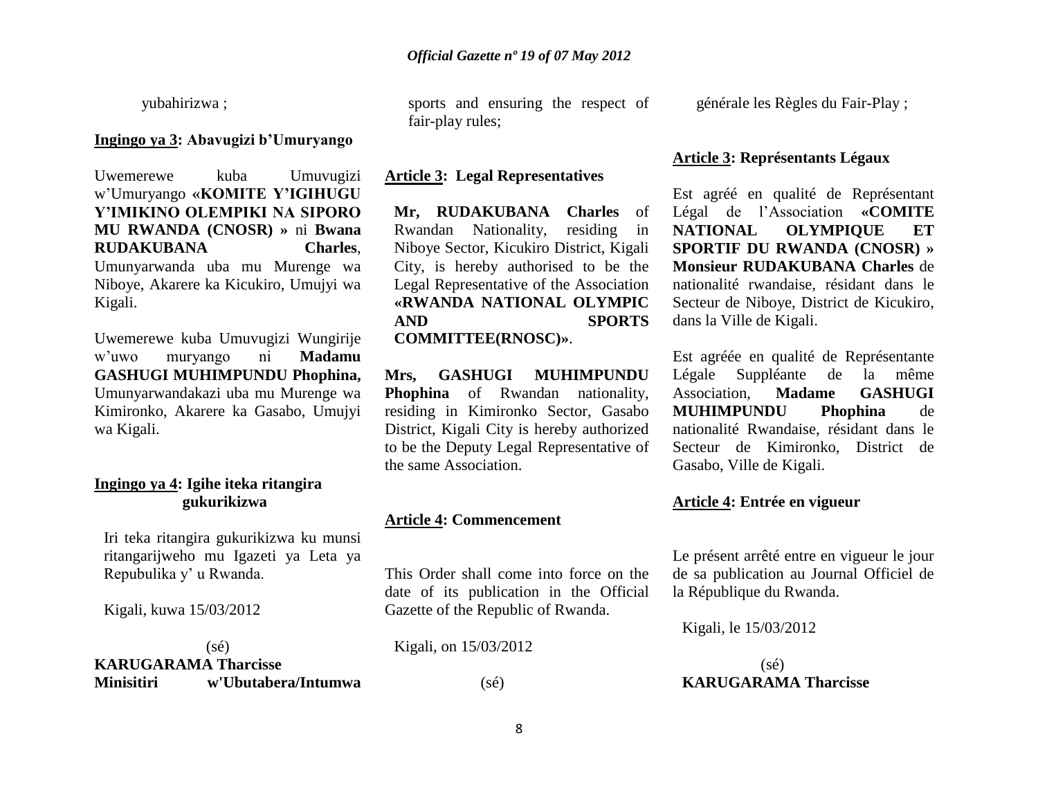yubahirizwa ;

**Ingingo ya 3: Abavugizi b'Umuryango**

Uwemerewe kuba Umuvugizi w'Umuryango «**KOMITE Y'IGIHUGU Y'IMIKINO OLEMPIKI NA SIPORO MU RWANDA (CNOSR) »** ni **Bwana RUDAKUBANA Charles**, Umunyarwanda uba mu Murenge wa Niboye, Akarere ka Kicukiro, Umujyi wa Kigali.

Uwemerewe kuba Umuvugizi Wungirije w'uwo muryango ni **Madamu GASHUGI MUHIMPUNDU Phophina,** Umunyarwandakazi uba mu Murenge wa Kimironko, Akarere ka Gasabo, Umujyi wa Kigali.

**Ingingo ya 4: Igihe iteka ritangira gukurikizwa**

Iri teka ritangira gukurikizwa ku munsi ritangarijweho mu Igazeti ya Leta ya Repubulika y' u Rwanda.

Kigali, kuwa 15/03/2012

(sé)
**KARUGARAMA Tharcisse**
**Minisitiri w'Ubutabera/Intumwa**

sports and ensuring the respect of fair-play rules;

**Article 3: Legal Representatives**

**Mr, RUDAKUBANA Charles** of Rwandan Nationality, residing in Niboye Sector, Kicukiro District, Kigali City, is hereby authorised to be the Legal Representative of the Association **«RWANDA NATIONAL OLYMPIC AND SPORTS COMMITTEE(RNOSC)»**.

**Mrs, GASHUGI MUHIMPUNDU Phophina** of Rwandan nationality, residing in Kimironko Sector, Gasabo District, Kigali City is hereby authorized to be the Deputy Legal Representative of the same Association.

**Article 4: Commencement**

This Order shall come into force on the date of its publication in the Official Gazette of the Republic of Rwanda.

Kigali, on 15/03/2012

(sé)

générale les Règles du Fair-Play ;

**Article 3: Représentants Légaux**

Est agréé en qualité de Représentant Légal de l'Association **«COMITE NATIONAL OLYMPIQUE ET SPORTIF DU RWANDA (CNOSR) » Monsieur RUDAKUBANA Charles** de nationalité rwandaise, résidant dans le Secteur de Niboye, District de Kicukiro, dans la Ville de Kigali.

Est agréée en qualité de Représentante Légale Suppléante de la même Association, **Madame GASHUGI MUHIMPUNDU Phophina** de nationalité Rwandaise, résidant dans le Secteur de Kimironko, District de Gasabo, Ville de Kigali.

**Article 4: Entrée en vigueur**

Le présent arrêté entre en vigueur le jour de sa publication au Journal Officiel de la République du Rwanda.

Kigali, le 15/03/2012

(sé)
**KARUGARAMA Tharcisse**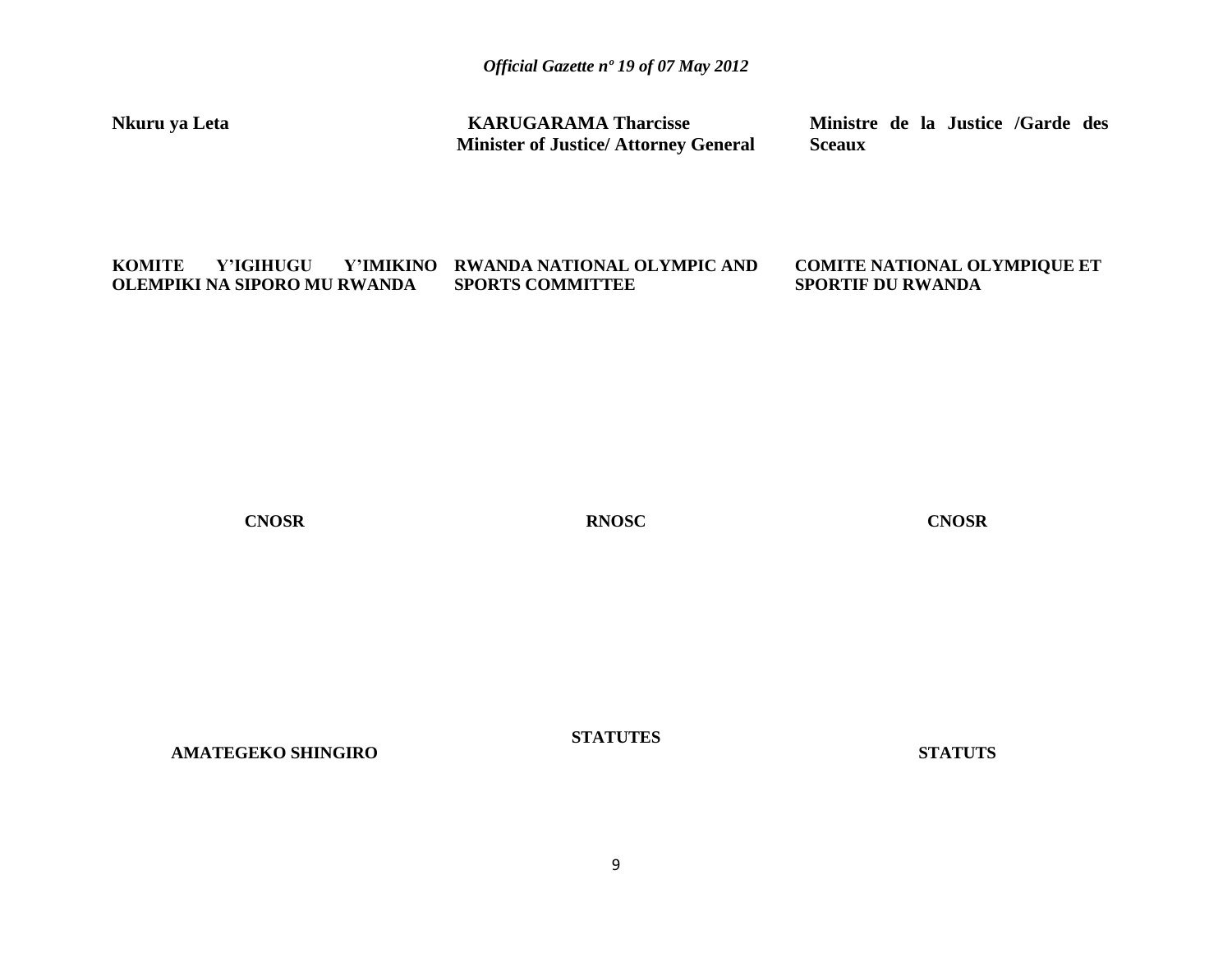**Nkuru ya Leta**

**KARUGARAMA Tharcisse**
**Minister of Justice/ Attorney General**

**Ministre de la Justice /Garde des Sceaux**

**KOMITE Y'IGIHUGU Y'IMIKINO OLEMPIKI NA SIPORO MU RWANDA**

**RWANDA NATIONAL OLYMPIC AND SPORTS COMMITTEE**

**COMITE NATIONAL OLYMPIQUE ET SPORTIF DU RWANDA**

**CNOSR**

**RNOSC**

**CNOSR**

**AMATEGEKO SHINGIRO**

**STATUTES**

**STATUTS**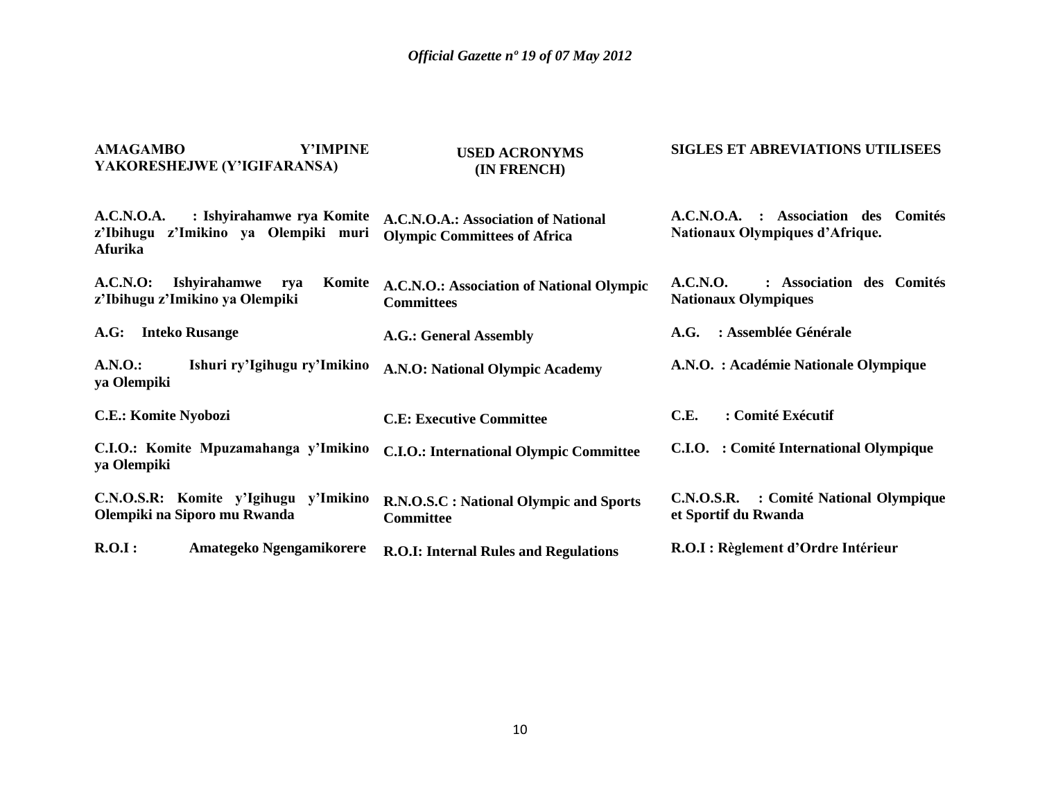**AMAGAMBO Y'IMPINE YAKORESHEJWE (Y'IGIFARANSA)**

**A.C.N.O.A. : Ishyirahamwe rya Komite z'Ibihugu z'Imikino ya Olempiki muri Afurika**

**A.C.N.O: Ishyirahamwe rya Komite z'Ibihugu z'Imikino ya Olempiki**

**A.G: Inteko Rusange**

**A.N.O.: Ishuri ry'Igihugu ry'Imikino ya Olempiki**

**C.E.: Komite Nyobozi**

**C.I.O.: Komite Mpuzamahanga y'Imikino ya Olempiki**

**C.N.O.S.R: Komite y'Igihugu y'Imikino Olempiki na Siporo mu Rwanda**

**R.O.I : Amategeko Ngengamikorere**

**USED ACRONYMS (IN FRENCH)**

**A.C.N.O.A.: Association of National Olympic Committees of Africa**

**A.C.N.O.: Association of National Olympic Committees**

**A.G.: General Assembly**

**A.N.O: National Olympic Academy**

**C.E: Executive Committee**

**C.I.O.: International Olympic Committee**

**R.N.O.S.C : National Olympic and Sports Committee**

**R.O.I: Internal Rules and Regulations**

**SIGLES ET ABREVIATIONS UTILISEES**

**A.C.N.O.A. : Association des Comités Nationaux Olympiques d'Afrique.**

**A.C.N.O. : Association des Comités Nationaux Olympiques**

**A.G. : Assemblée Générale**

**A.N.O. : Académie Nationale Olympique**

**C.E. : Comité Exécutif**

**C.I.O. : Comité International Olympique**

**C.N.O.S.R. : Comité National Olympique et Sportif du Rwanda**

**R.O.I : Règlement d'Ordre Intérieur**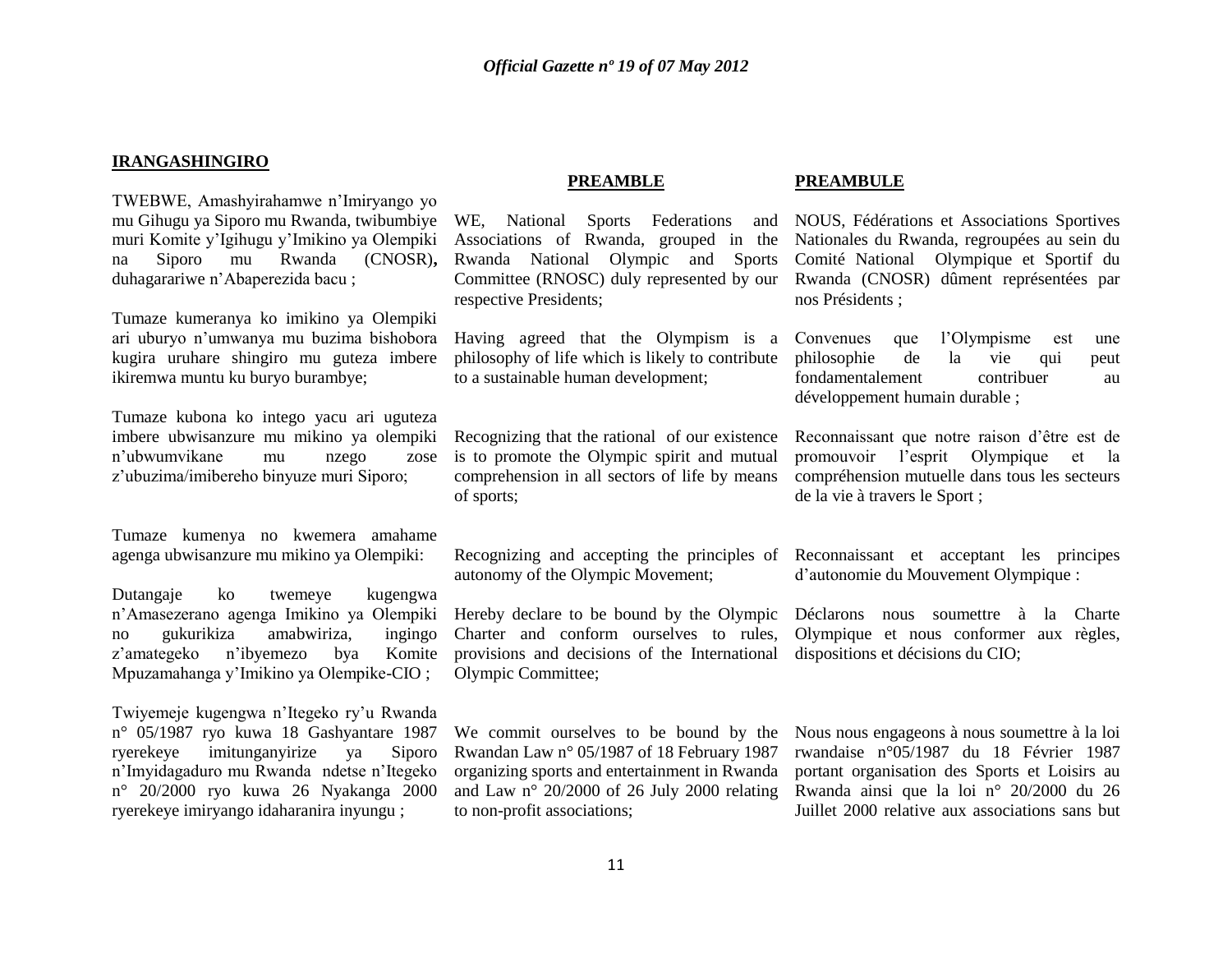## IRANGASHINGIRO

TWEBWE, Amashyirahamwe n'Imiryango yo mu Gihugu ya Siporo mu Rwanda, twibumbiye muri Komite y'Igihugu y'Imikino ya Olempiki na Siporo mu Rwanda (CNOSR), duhagarariwe n'Abaperezida bacu ;

Tumaze kumeranya ko imikino ya Olempiki ari uburyo n'umwanya mu buzima bishobora kugira uruhare shingiro mu guteza imbere ikiremwa muntu ku buryo burambye;

Tumaze kubona ko intego yacu ari uguteza imbere ubwisanzure mu mikino ya olempiki n'ubwumvikane mu nzego zose z'ubuzima/imibereho binyuze muri Siporo;

Tumaze kumenya no kwemera amahame agenga ubwisanzure mu mikino ya Olempiki:

Dutangaje ko twemeye kugengwa n'Amasezerano agenga Imikino ya Olempiki no gukurikiza amabwiriza, ingingo z'amategeko n'ibyemezo bya Komite Mpuzamahanga y'Imikino ya Olempike-CIO ;

Twiyemeje kugengwa n'Itegeko ry'u Rwanda n° 05/1987 ryo kuwa 18 Gashyantare 1987 ryerekeye imitunganyirize ya Siporo n'Imyidagaduro mu Rwanda ndetse n'Itegeko n° 20/2000 ryo kuwa 26 Nyakanga 2000 ryerekeye imiryango idaharanira inyungu ;

## PREAMBLE

WE, National Sports Federations and Associations of Rwanda, grouped in the Rwanda National Olympic and Sports Committee (RNOSC) duly represented by our respective Presidents;

Having agreed that the Olympism is a philosophy of life which is likely to contribute to a sustainable human development;

Recognizing that the rational of our existence is to promote the Olympic spirit and mutual comprehension in all sectors of life by means of sports;

Recognizing and accepting the principles of autonomy of the Olympic Movement;

Hereby declare to be bound by the Olympic Charter and conform ourselves to rules, provisions and decisions of the International Olympic Committee;

We commit ourselves to be bound by the Rwandan Law n° 05/1987 of 18 February 1987 organizing sports and entertainment in Rwanda and Law n° 20/2000 of 26 July 2000 relating to non-profit associations;

## PREAMBULE

NOUS, Fédérations et Associations Sportives Nationales du Rwanda, regroupées au sein du Comité National Olympique et Sportif du Rwanda (CNOSR) dûment représentées par nos Présidents ;

Convenues que l'Olympisme est une philosophie de la vie qui peut fondamentalement contribuer au développement humain durable ;

Reconnaissant que notre raison d'être est de promouvoir l'esprit Olympique et la compréhension mutuelle dans tous les secteurs de la vie à travers le Sport ;

Reconnaissant et acceptant les principes d'autonomie du Mouvement Olympique :

Déclarons nous soumettre à la Charte Olympique et nous conformer aux règles, dispositions et décisions du CIO;

Nous nous engageons à nous soumettre à la loi rwandaise n°05/1987 du 18 Février 1987 portant organisation des Sports et Loisirs au Rwanda ainsi que la loi n° 20/2000 du 26 Juillet 2000 relative aux associations sans but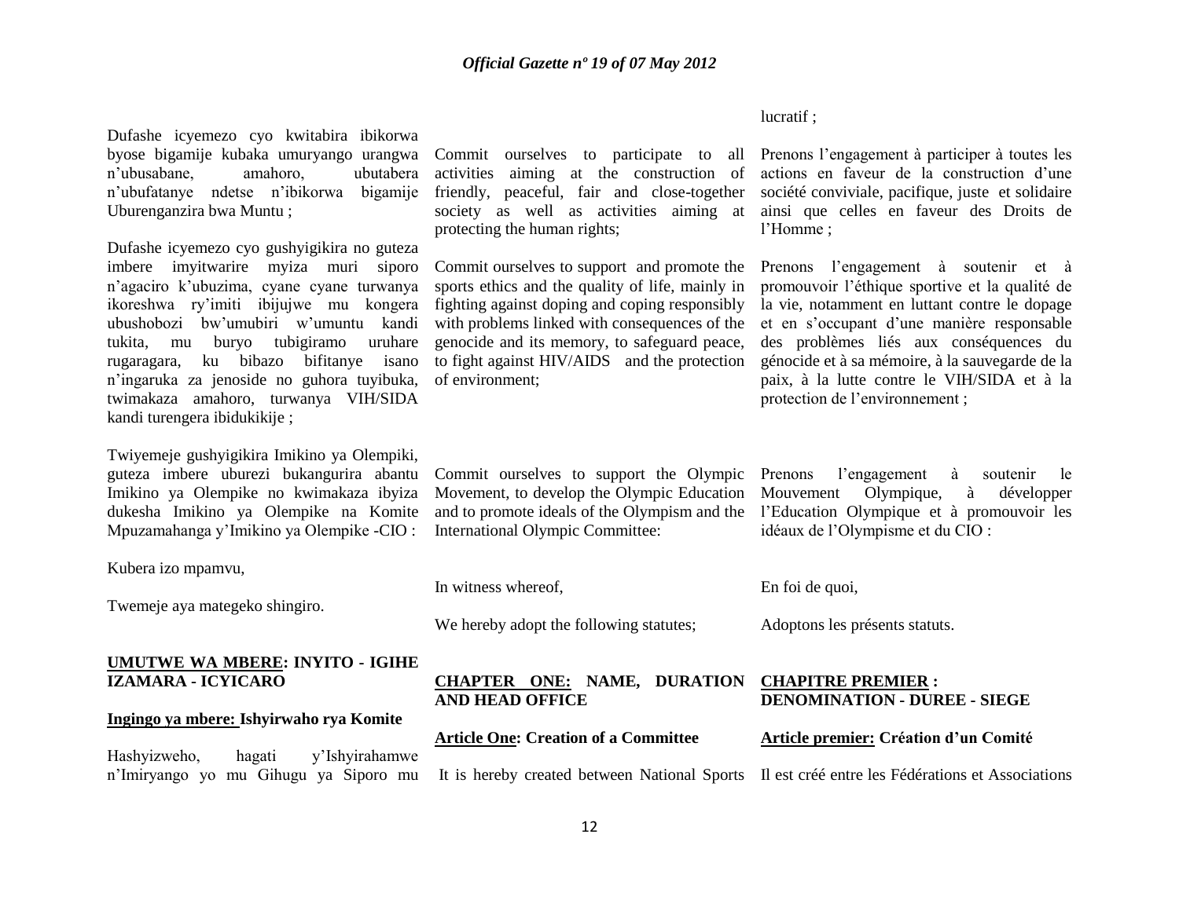Dufashe icyemezo cyo kwitabira ibikorwa byose bigamije kubaka umuryango urangwa n'ubusabane, amahoro, ubutabera n'ubufatanye ndetse n'ibikorwa bigamije Uburenganzira bwa Muntu ;

Dufashe icyemezo cyo gushyigikira no guteza imbere imyitwarire myiza muri siporo n'agaciro k'ubuzima, cyane cyane turwanya ikoreshwa ry'imiti ibijujwe mu kongera ubushobozi bw'umubiri w'umuntu kandi tukita, mu buryo tubigiramo uruhare rugaragara, ku bibazo bifitanye isano n'ingaruka za jenoside no guhora tuyibuka, twimakaza amahoro, turwanya VIH/SIDA kandi turengera ibidukikije ;

Twiyemeje gushyigikira Imikino ya Olempiki, guteza imbere uburezi bukangurira abantu Imikino ya Olempike no kwimakaza ibyiza dukesha Imikino ya Olempike na Komite Mpuzamahanga y'Imikino ya Olempike -CIO :

Kubera izo mpamvu,

Twemeje aya mategeko shingiro.

**UMUTWE WA MBERE: INYITO - IGIHE IZAMARA - ICYICARO**

**Ingingo ya mbere: Ishyirwaho rya Komite**

Hashyizweho, hagati y'Ishyirahamwe n'Imiryango yo mu Gihugu ya Siporo mu

Commit ourselves to participate to all activities aiming at the construction of friendly, peaceful, fair and close-together society as well as activities aiming at protecting the human rights;

Commit ourselves to support and promote the sports ethics and the quality of life, mainly in fighting against doping and coping responsibly with problems linked with consequences of the genocide and its memory, to safeguard peace, to fight against HIV/AIDS and the protection of environment;

Commit ourselves to support the Olympic Movement, to develop the Olympic Education and to promote ideals of the Olympism and the International Olympic Committee:

In witness whereof,

We hereby adopt the following statutes;

**CHAPTER ONE: NAME, DURATION AND HEAD OFFICE**

**Article One: Creation of a Committee**

It is hereby created between National Sports

lucratif ;

Prenons l'engagement à participer à toutes les actions en faveur de la construction d'une société conviviale, pacifique, juste et solidaire ainsi que celles en faveur des Droits de l'Homme ;

Prenons l'engagement à soutenir et à promouvoir l'éthique sportive et la qualité de la vie, notamment en luttant contre le dopage et en s'occupant d'une manière responsable des problèmes liés aux conséquences du génocide et à sa mémoire, à la sauvegarde de la paix, à la lutte contre le VIH/SIDA et à la protection de l'environnement ;

Prenons l'engagement à soutenir le Mouvement Olympique, à développer l'Education Olympique et à promouvoir les idéaux de l'Olympisme et du CIO :

En foi de quoi,

Adoptons les présents statuts.

**CHAPITRE PREMIER : DENOMINATION - DUREE - SIEGE**

**Article premier: Création d'un Comité**

Il est créé entre les Fédérations et Associations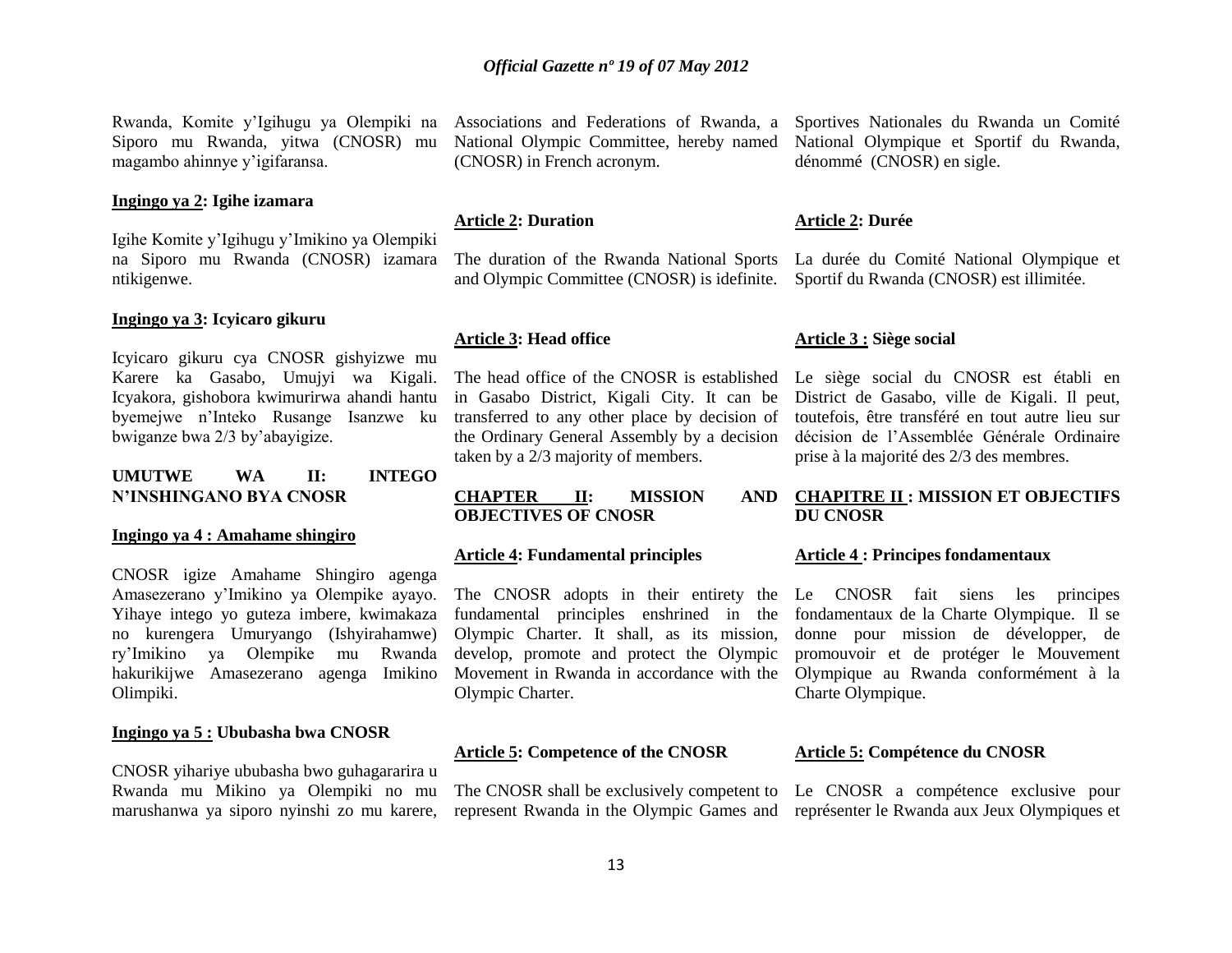Rwanda, Komite y'Igihugu ya Olempiki na Siporo mu Rwanda, yitwa (CNOSR) mu magambo ahinnye y'igifaransa.

**Ingingo ya 2: Igihe izamara**

Igihe Komite y'Igihugu y'Imikino ya Olempiki na Siporo mu Rwanda (CNOSR) izamara ntikigenwe.

**Ingingo ya 3: Icyicaro gikuru**

Icyicaro gikuru cya CNOSR gishyizwe mu Karere ka Gasabo, Umujyi wa Kigali. Icyakora, gishobora kwimurirwa ahandi hantu byemejwe n'Inteko Rusange Isanzwe ku bwiganze bwa 2/3 by'abayigize.

**UMUTWE WA II: INTEGO N'INSHINGANO BYA CNOSR**

**Ingingo ya 4 : Amahame shingiro**

CNOSR igize Amahame Shingiro agenga Amasezerano y'Imikino ya Olempike ayayo. Yihaye intego yo guteza imbere, kwimakaza no kurengera Umuryango (Ishyirahamwe) ry'Imikino ya Olempike mu Rwanda hakurikijwe Amasezerano agenga Imikino Olimpiki.

**Ingingo ya 5 : Ububasha bwa CNOSR**

CNOSR yihariye ububasha bwo guhagararira u Rwanda mu Mikino ya Olempiki no mu marushanwa ya siporo nyinshi zo mu karere,

Associations and Federations of Rwanda, a National Olympic Committee, hereby named (CNOSR) in French acronym.

**Article 2: Duration**

The duration of the Rwanda National Sports and Olympic Committee (CNOSR) is idefinite.

**Article 3: Head office**

The head office of the CNOSR is established in Gasabo District, Kigali City. It can be transferred to any other place by decision of the Ordinary General Assembly by a decision taken by a 2/3 majority of members.

**CHAPTER II: MISSION AND OBJECTIVES OF CNOSR**

**Article 4: Fundamental principles**

The CNOSR adopts in their entirety the fundamental principles enshrined in the Olympic Charter. It shall, as its mission, develop, promote and protect the Olympic Movement in Rwanda in accordance with the Olympic Charter.

**Article 5: Competence of the CNOSR**

The CNOSR shall be exclusively competent to represent Rwanda in the Olympic Games and

Sportives Nationales du Rwanda un Comité National Olympique et Sportif du Rwanda, dénommé (CNOSR) en sigle.

**Article 2: Durée**

La durée du Comité National Olympique et Sportif du Rwanda (CNOSR) est illimitée.

**Article 3 : Siège social**

Le siège social du CNOSR est établi en District de Gasabo, ville de Kigali. Il peut, toutefois, être transféré en tout autre lieu sur décision de l'Assemblée Générale Ordinaire prise à la majorité des 2/3 des membres.

**CHAPITRE II : MISSION ET OBJECTIFS DU CNOSR**

**Article 4 : Principes fondamentaux**

Le CNOSR fait siens les principes fondamentaux de la Charte Olympique. Il se donne pour mission de développer, de promouvoir et de protéger le Mouvement Olympique au Rwanda conformément à la Charte Olympique.

**Article 5: Compétence du CNOSR**

Le CNOSR a compétence exclusive pour représenter le Rwanda aux Jeux Olympiques et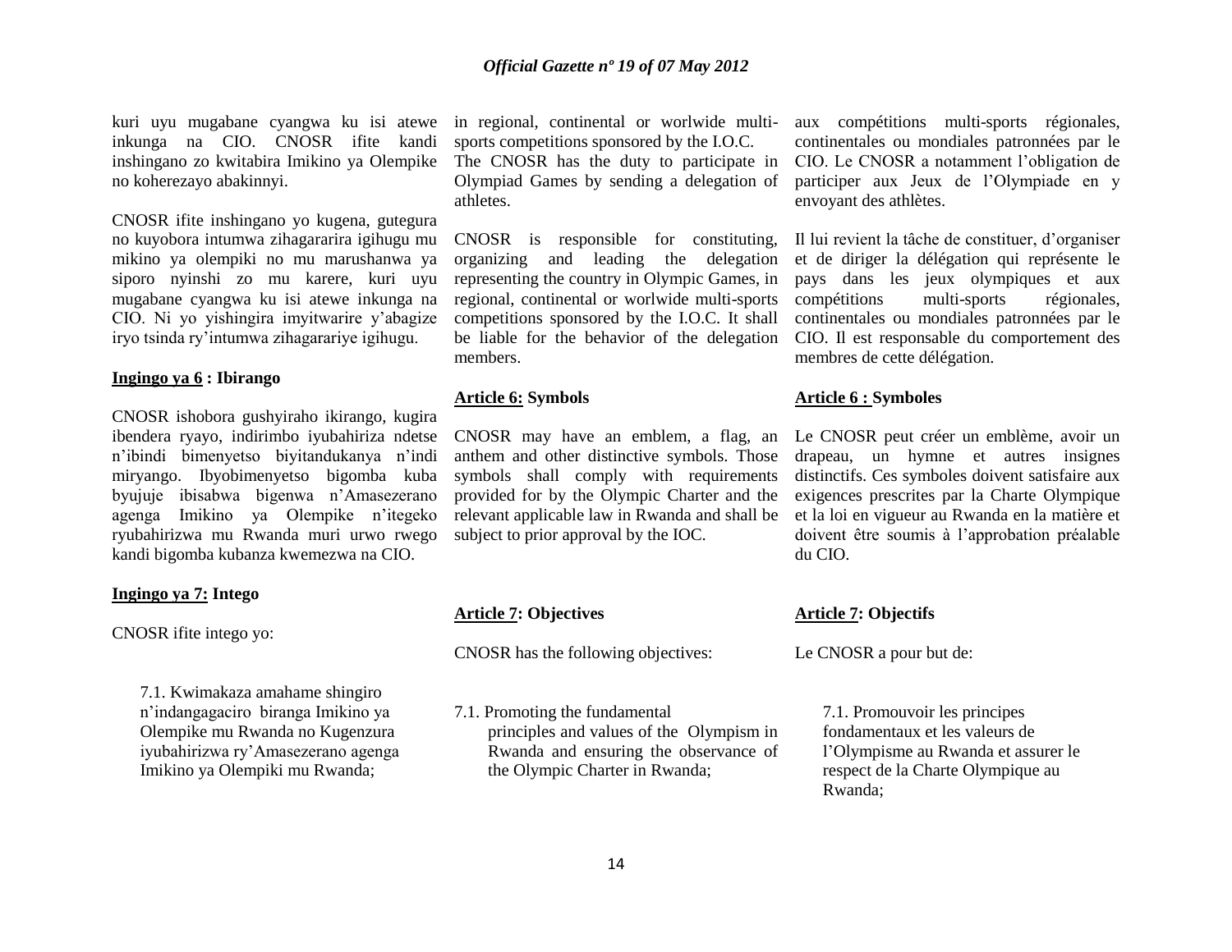kuri uyu mugabane cyangwa ku isi atewe inkunga na CIO. CNOSR ifite kandi inshingano zo kwitabira Imikino ya Olempike no koherezayo abakinnyi.

CNOSR ifite inshingano yo kugena, gutegura no kuyobora intumwa zihagararira igihugu mu mikino ya olempiki no mu marushanwa ya siporo nyinshi zo mu karere, kuri uyu mugabane cyangwa ku isi atewe inkunga na CIO. Ni yo yishingira imyitwarire y'abagize iryo tsinda ry'intumwa zihagarariye igihugu.

**Ingingo ya 6 : Ibirango**

CNOSR ishobora gushyiraho ikirango, kugira ibendera ryayo, indirimbo iyubahiriza ndetse n'ibindi bimenyetso biyitandukanya n'indi miryango. Ibyobimenyetso bigomba kuba byujuje ibisabwa bigenwa n'Amasezerano agenga Imikino ya Olempike n'itegeko ryubahirizwa mu Rwanda muri urwo rwego kandi bigomba kubanza kwemezwa na CIO.

**Ingingo ya 7: Intego**

CNOSR ifite intego yo:

7.1. Kwimakaza amahame shingiro n'indangagaciro biranga Imikino ya Olempike mu Rwanda no Kugenzura iyubahirizwa ry'Amasezerano agenga Imikino ya Olempiki mu Rwanda;

in regional, continental or worlwide multi-sports competitions sponsored by the I.O.C. The CNOSR has the duty to participate in Olympiad Games by sending a delegation of athletes.

CNOSR is responsible for constituting, organizing and leading the delegation representing the country in Olympic Games, in regional, continental or worlwide multi-sports competitions sponsored by the I.O.C. It shall be liable for the behavior of the delegation members.

**Article 6: Symbols**

CNOSR may have an emblem, a flag, an anthem and other distinctive symbols. Those symbols shall comply with requirements provided for by the Olympic Charter and the relevant applicable law in Rwanda and shall be subject to prior approval by the IOC.

**Article 7: Objectives**

CNOSR has the following objectives:

7.1. Promoting the fundamental principles and values of the Olympism in Rwanda and ensuring the observance of the Olympic Charter in Rwanda;

aux compétitions multi-sports régionales, continentales ou mondiales patronnées par le CIO. Le CNOSR a notamment l'obligation de participer aux Jeux de l'Olympiade en y envoyant des athlètes.

Il lui revient la tâche de constituer, d'organiser et de diriger la délégation qui représente le pays dans les jeux olympiques et aux compétitions multi-sports régionales, continentales ou mondiales patronnées par le CIO. Il est responsable du comportement des membres de cette délégation.

**Article 6 : Symboles**

Le CNOSR peut créer un emblème, avoir un drapeau, un hymne et autres insignes distinctifs. Ces symboles doivent satisfaire aux exigences prescrites par la Charte Olympique et la loi en vigueur au Rwanda en la matière et doivent être soumis à l'approbation préalable du CIO.

**Article 7: Objectifs**

Le CNOSR a pour but de:

7.1. Promouvoir les principes fondamentaux et les valeurs de l'Olympisme au Rwanda et assurer le respect de la Charte Olympique au Rwanda;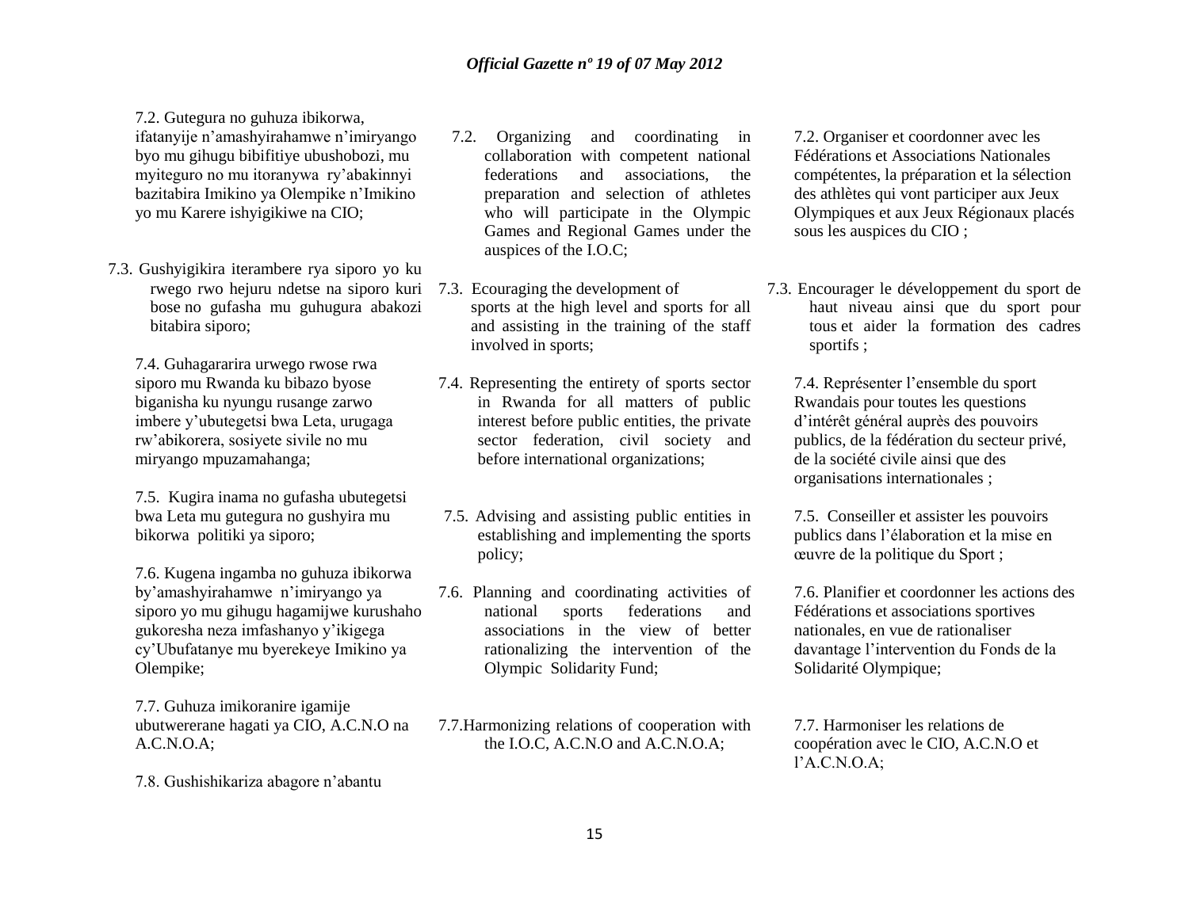7.2. Gutegura no guhuza ibikorwa, ifatanyije n'amashyirahamwe n'imiryango byo mu gihugu bibifitiye ubushobozi, mu myiteguro no mu itoranywa ry'abakinnyi bazitabira Imikino ya Olempike n'Imikino yo mu Karere ishyigikiwe na CIO;

7.3. Gushyigikira iterambere rya siporo yo ku rwego rwo hejuru ndetse na siporo kuri bose no gufasha mu guhugura abakozi bitabira siporo;

7.4. Guhagararira urwego rwose rwa siporo mu Rwanda ku bibazo byose biganisha ku nyungu rusange zarwo imbere y'ubutegetsi bwa Leta, urugaga rw'abikorera, sosiyete sivile no mu miryango mpuzamahanga;

7.5. Kugira inama no gufasha ubutegetsi bwa Leta mu gutegura no gushyira mu bikorwa politiki ya siporo;

7.6. Kugena ingamba no guhuza ibikorwa by'amashyirahamwe n'imiryango ya siporo yo mu gihugu hagamijwe kurushaho gukoresha neza imfashanyo y'ikigega cy'Ubufatanye mu byerekeye Imikino ya Olempike;

7.7. Guhuza imikoranire igamije ubutwererane hagati ya CIO, A.C.N.O na A.C.N.O.A;

7.8. Gushishikariza abagore n'abantu

7.2. Organizing and coordinating in collaboration with competent national federations and associations, the preparation and selection of athletes who will participate in the Olympic Games and Regional Games under the auspices of the I.O.C;

7.3. Ecouraging the development of sports at the high level and sports for all and assisting in the training of the staff involved in sports;

7.4. Representing the entirety of sports sector in Rwanda for all matters of public interest before public entities, the private sector federation, civil society and before international organizations;

7.5. Advising and assisting public entities in establishing and implementing the sports policy;

7.6. Planning and coordinating activities of national sports federations and associations in the view of better rationalizing the intervention of the Olympic Solidarity Fund;

7.7.Harmonizing relations of cooperation with the I.O.C, A.C.N.O and A.C.N.O.A;

7.2. Organiser et coordonner avec les Fédérations et Associations Nationales compétentes, la préparation et la sélection des athlètes qui vont participer aux Jeux Olympiques et aux Jeux Régionaux placés sous les auspices du CIO ;

7.3. Encourager le développement du sport de haut niveau ainsi que du sport pour tous et aider la formation des cadres sportifs ;

7.4. Représenter l'ensemble du sport Rwandais pour toutes les questions d'intérêt général auprès des pouvoirs publics, de la fédération du secteur privé, de la société civile ainsi que des organisations internationales ;

7.5. Conseiller et assister les pouvoirs publics dans l'élaboration et la mise en œuvre de la politique du Sport ;

7.6. Planifier et coordonner les actions des Fédérations et associations sportives nationales, en vue de rationaliser davantage l'intervention du Fonds de la Solidarité Olympique;

7.7. Harmoniser les relations de coopération avec le CIO, A.C.N.O et l'A.C.N.O.A;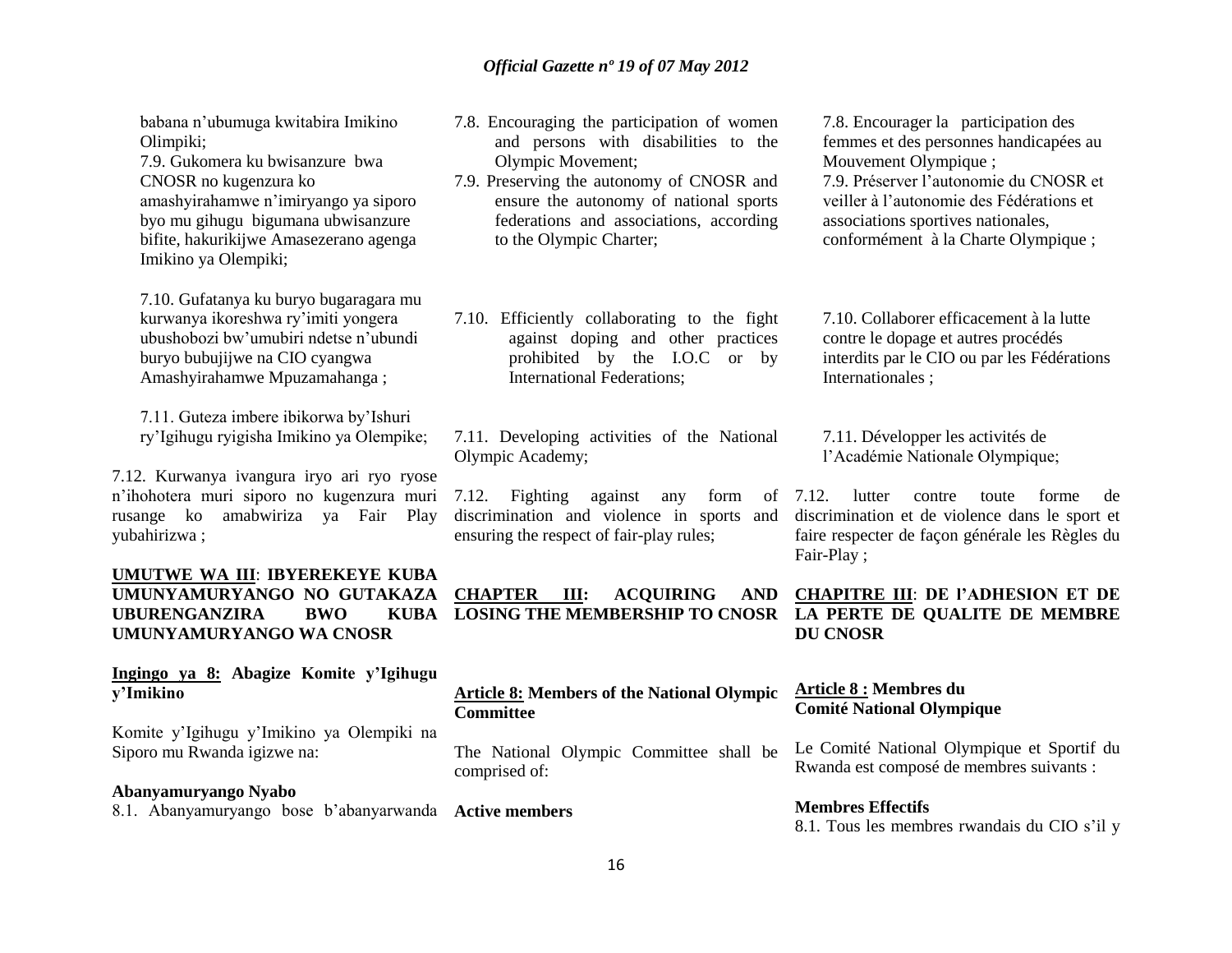babana n'ubumuga kwitabira Imikino Olimpiki;

7.9. Gukomera ku bwisanzure bwa CNOSR no kugenzura ko amashyirahamwe n'imiryango ya siporo byo mu gihugu bigumana ubwisanzure bifite, hakurikijwe Amasezerano agenga Imikino ya Olempiki;

7.10. Gufatanya ku buryo bugaragara mu kurwanya ikoreshwa ry'imiti yongera ubushobozi bw'umubiri ndetse n'ubundi buryo bubujijwe na CIO cyangwa Amashyirahamwe Mpuzamahanga ;

7.11. Guteza imbere ibikorwa by'Ishuri ry'Igihugu ryigisha Imikino ya Olempike;

7.12. Kurwanya ivangura iryo ari ryo ryose n'ihohotera muri siporo no kugenzura muri rusange ko amabwiriza ya Fair Play yubahirizwa ;

**UMUTWE WA III**: **IBYEREKEYE KUBA UMUNYAMURYANGO NO GUTAKAZA UBURENGANZIRA BWO KUBA UMUNYAMURYANGO WA CNOSR**

**Ingingo ya 8: Abagize Komite y'Igihugu y'Imikino**

Komite y'Igihugu y'Imikino ya Olempiki na Siporo mu Rwanda igizwe na:

**Abanyamuryango Nyabo**

8.1. Abanyamuryango bose b'abanyarwanda

7.8. Encouraging the participation of women and persons with disabilities to the Olympic Movement;

7.9. Preserving the autonomy of CNOSR and ensure the autonomy of national sports federations and associations, according to the Olympic Charter;

7.10. Efficiently collaborating to the fight against doping and other practices prohibited by the I.O.C or by International Federations;

7.11. Developing activities of the National Olympic Academy;

7.12. Fighting against any form of discrimination and violence in sports and ensuring the respect of fair-play rules;

**CHAPTER III: ACQUIRING AND LOSING THE MEMBERSHIP TO CNOSR**

**Article 8: Members of the National Olympic Committee**

The National Olympic Committee shall be comprised of:

**Active members**

7.8. Encourager la participation des femmes et des personnes handicapées au Mouvement Olympique ;

7.9. Préserver l'autonomie du CNOSR et veiller à l'autonomie des Fédérations et associations sportives nationales, conformément à la Charte Olympique ;

7.10. Collaborer efficacement à la lutte contre le dopage et autres procédés interdits par le CIO ou par les Fédérations Internationales ;

7.11. Développer les activités de l'Académie Nationale Olympique;

7.12. lutter contre toute forme de discrimination et de violence dans le sport et faire respecter de façon générale les Règles du Fair-Play ;

**CHAPITRE III**: **DE l'ADHESION ET DE LA PERTE DE QUALITE DE MEMBRE DU CNOSR**

**Article 8 : Membres du Comité National Olympique**

Le Comité National Olympique et Sportif du Rwanda est composé de membres suivants :

**Membres Effectifs**

8.1. Tous les membres rwandais du CIO s'il y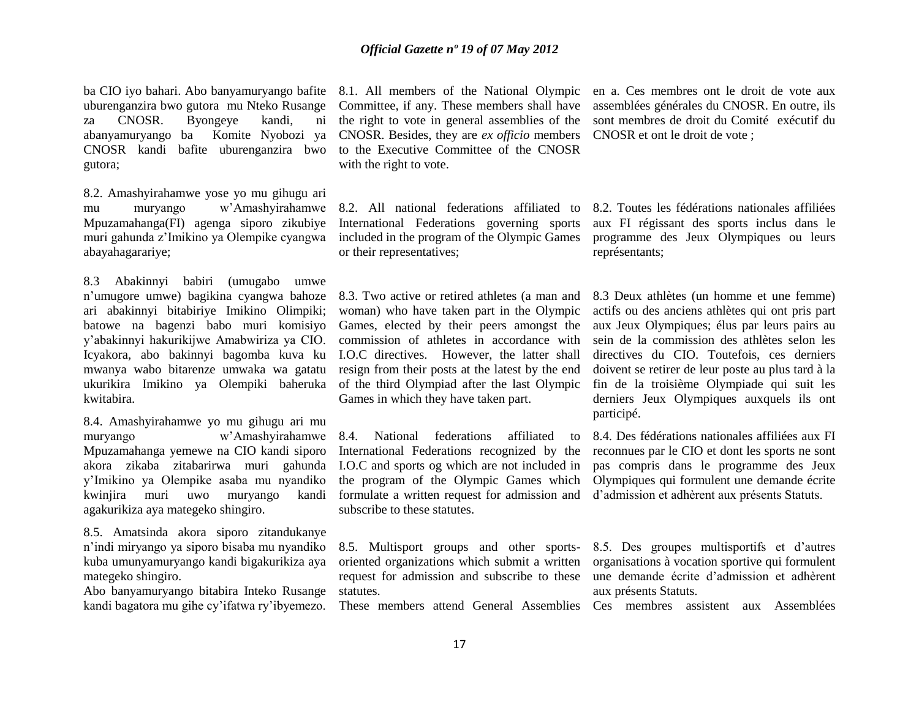ba CIO iyo bahari. Abo banyamuryango bafite uburenganzira bwo gutora mu Nteko Rusange za CNOSR. Byongeye kandi, ni abanyamuryango ba Komite Nyobozi ya CNOSR kandi bafite uburenganzira bwo gutora;

8.2. Amashyirahamwe yose yo mu gihugu ari mu muryango w'Amashyirahamwe Mpuzamahanga(FI) agenga siporo zikubiye muri gahunda z'Imikino ya Olempike cyangwa abayahagarariye;

8.3 Abakinnyi babiri (umugabo umwe n'umugore umwe) bagikina cyangwa bahoze ari abakinnyi bitabiriye Imikino Olimpiki; batowe na bagenzi babo muri komisiyo y'abakinnyi hakurikijwe Amabwiriza ya CIO. Icyakora, abo bakinnyi bagomba kuva ku mwanya wabo bitarenze umwaka wa gatatu ukurikira Imikino ya Olempiki baheruka kwitabira.

8.4. Amashyirahamwe yo mu gihugu ari mu muryango w'Amashyirahamwe Mpuzamahanga yemewe na CIO kandi siporo akora zikaba zitabarirwa muri gahunda y'Imikino ya Olempike asaba mu nyandiko kwinjira muri uwo muryango kandi agakurikiza aya mategeko shingiro.

8.5. Amatsinda akora siporo zitandukanye n'indi miryango ya siporo bisaba mu nyandiko kuba umunyamuryango kandi bigakurikiza aya mategeko shingiro.

Abo banyamuryango bitabira Inteko Rusange kandi bagatora mu gihe cy'ifatwa ry'ibyemezo.

8.1. All members of the National Olympic Committee, if any. These members shall have the right to vote in general assemblies of the CNOSR. Besides, they are *ex officio* members to the Executive Committee of the CNOSR with the right to vote.

8.2. All national federations affiliated to International Federations governing sports included in the program of the Olympic Games or their representatives;

8.3. Two active or retired athletes (a man and woman) who have taken part in the Olympic Games, elected by their peers amongst the commission of athletes in accordance with I.O.C directives. However, the latter shall resign from their posts at the latest by the end of the third Olympiad after the last Olympic Games in which they have taken part.

8.4. National federations affiliated to International Federations recognized by the I.O.C and sports og which are not included in the program of the Olympic Games which formulate a written request for admission and subscribe to these statutes.

8.5. Multisport groups and other sports-oriented organizations which submit a written request for admission and subscribe to these statutes.

These members attend General Assemblies

en a. Ces membres ont le droit de vote aux assemblées générales du CNOSR. En outre, ils sont membres de droit du Comité exécutif du CNOSR et ont le droit de vote ;

8.2. Toutes les fédérations nationales affiliées aux FI régissant des sports inclus dans le programme des Jeux Olympiques ou leurs représentants;

8.3 Deux athlètes (un homme et une femme) actifs ou des anciens athlètes qui ont pris part aux Jeux Olympiques; élus par leurs pairs au sein de la commission des athlètes selon les directives du CIO. Toutefois, ces derniers doivent se retirer de leur poste au plus tard à la fin de la troisième Olympiade qui suit les derniers Jeux Olympiques auxquels ils ont participé.

8.4. Des fédérations nationales affiliées aux FI reconnues par le CIO et dont les sports ne sont pas compris dans le programme des Jeux Olympiques qui formulent une demande écrite d'admission et adhèrent aux présents Statuts.

8.5. Des groupes multisportifs et d'autres organisations à vocation sportive qui formulent une demande écrite d'admission et adhèrent aux présents Statuts.

Ces membres assistent aux Assemblées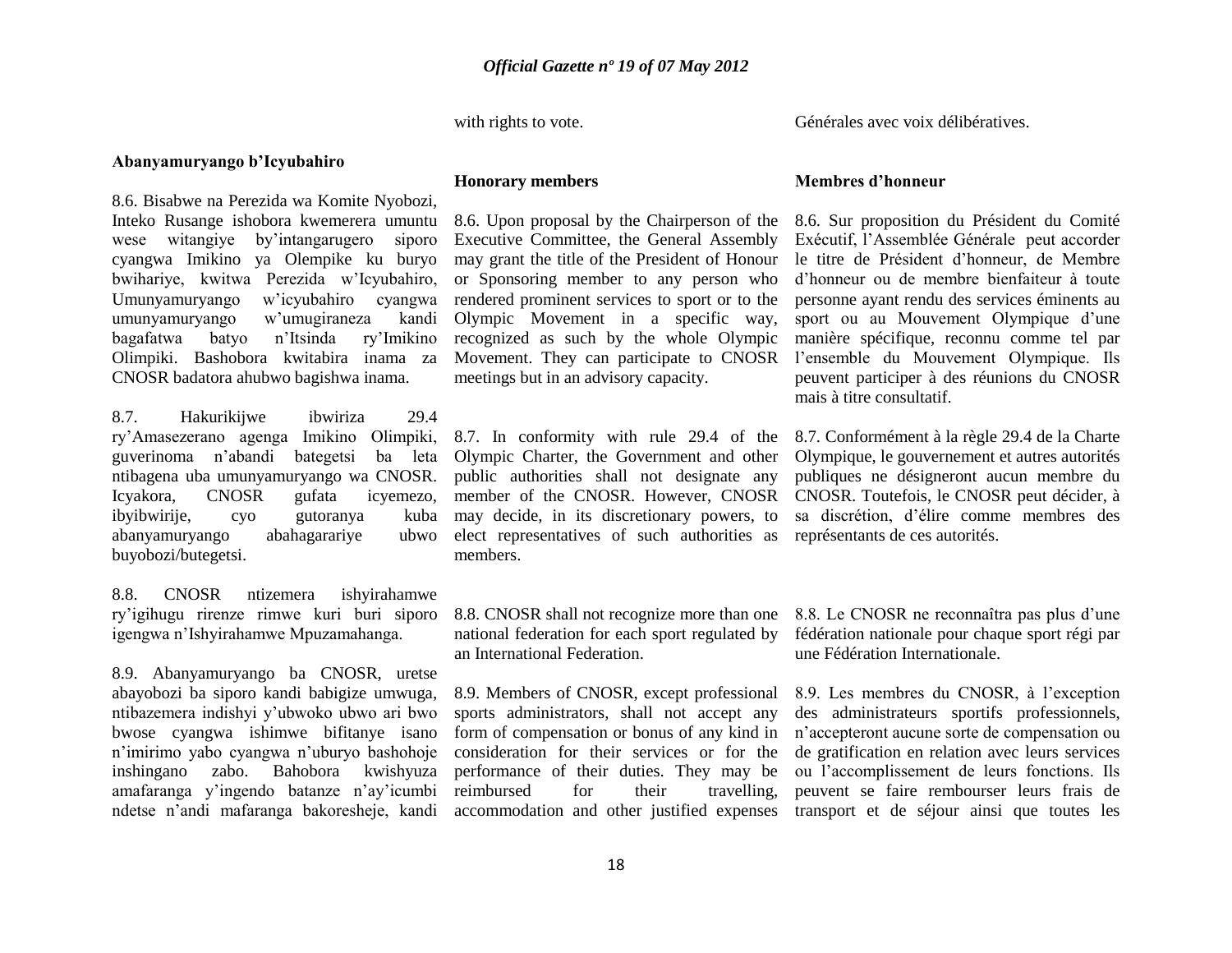with rights to vote.

Générales avec voix délibératives.

**Abanyamuryango b'Icyubahiro**

8.6. Bisabwe na Perezida wa Komite Nyobozi, Inteko Rusange ishobora kwemerera umuntu wese witangiye by'intangarugero siporo cyangwa Imikino ya Olempike ku buryo bwihariye, kwitwa Perezida w'Icyubahiro, Umunyamuryango w'icyubahiro cyangwa umunyamuryango w'umugiraneza kandi bagafatwa batyo n'Itsinda ry'Imikino Olimpiki. Bashobora kwitabira inama za CNOSR badatora ahubwo bagishwa inama.

8.7. Hakurikijwe ibwiriza 29.4 ry'Amasezerano agenga Imikino Olimpiki, guverinoma n'abandi bategetsi ba leta ntibagena uba umunyamuryango wa CNOSR. Icyakora, CNOSR gufata icyemezo, ibyibwirije, cyo gutoranya kuba abanyamuryango abahagarariye ubwo buyobozi/butegetsi.

8.8. CNOSR ntizemera ishyirahamwe ry'igihugu rirenze rimwe kuri buri siporo igengwa n'Ishyirahamwe Mpuzamahanga.

8.9. Abanyamuryango ba CNOSR, uretse abayobozi ba siporo kandi babigize umwuga, ntibazemera indishyi y'ubwoko ubwo ari bwo bwose cyangwa ishimwe bifitanye isano n'imirimo yabo cyangwa n'uburyo bashohoje inshingano zabo. Bahobora kwishyuza amafaranga y'ingendo batanze n'ay'icumbi ndetse n'andi mafaranga bakoresheje, kandi

**Honorary members**

8.6. Upon proposal by the Chairperson of the Executive Committee, the General Assembly may grant the title of the President of Honour or Sponsoring member to any person who rendered prominent services to sport or to the Olympic Movement in a specific way, recognized as such by the whole Olympic Movement. They can participate to CNOSR meetings but in an advisory capacity.

8.7. In conformity with rule 29.4 of the Olympic Charter, the Government and other public authorities shall not designate any member of the CNOSR. However, CNOSR may decide, in its discretionary powers, to elect representatives of such authorities as members.

8.8. CNOSR shall not recognize more than one national federation for each sport regulated by an International Federation.

8.9. Members of CNOSR, except professional sports administrators, shall not accept any form of compensation or bonus of any kind in consideration for their services or for the performance of their duties. They may be reimbursed for their travelling, accommodation and other justified expenses

**Membres d'honneur**

8.6. Sur proposition du Président du Comité Exécutif, l'Assemblée Générale peut accorder le titre de Président d'honneur, de Membre d'honneur ou de membre bienfaiteur à toute personne ayant rendu des services éminents au sport ou au Mouvement Olympique d'une manière spécifique, reconnu comme tel par l'ensemble du Mouvement Olympique. Ils peuvent participer à des réunions du CNOSR mais à titre consultatif.

8.7. Conformément à la règle 29.4 de la Charte Olympique, le gouvernement et autres autorités publiques ne désigneront aucun membre du CNOSR. Toutefois, le CNOSR peut décider, à sa discrétion, d'élire comme membres des représentants de ces autorités.

8.8. Le CNOSR ne reconnaîtra pas plus d'une fédération nationale pour chaque sport régi par une Fédération Internationale.

8.9. Les membres du CNOSR, à l'exception des administrateurs sportifs professionnels, n'accepteront aucune sorte de compensation ou de gratification en relation avec leurs services ou l'accomplissement de leurs fonctions. Ils peuvent se faire rembourser leurs frais de transport et de séjour ainsi que toutes les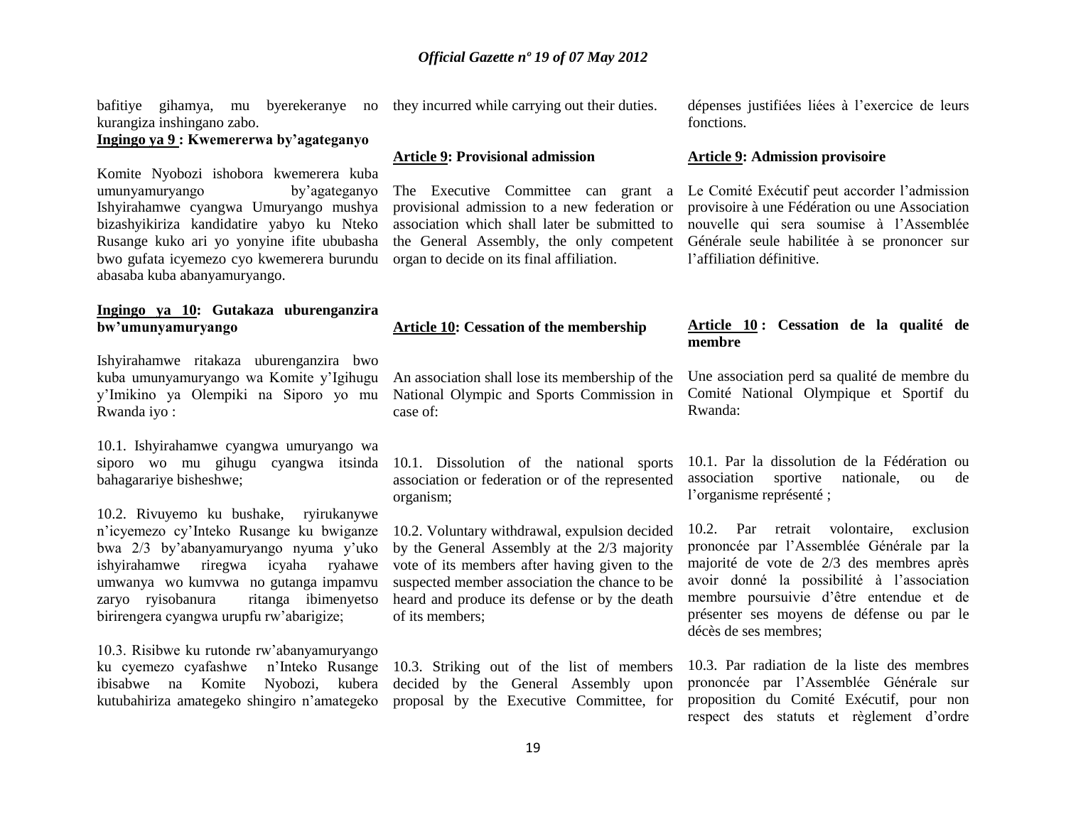bafitiye gihamya, mu byerekeranye no kurangiza inshingano zabo.

**Ingingo ya 9 : Kwemererwa by'agateganyo**

Komite Nyobozi ishobora kwemerera kuba umunyamuryango by'agateganyo Ishyirahamwe cyangwa Umuryango mushya bizashyikiriza kandidatire yabyo ku Nteko Rusange kuko ari yo yonyine ifite ububasha bwo gufata icyemezo cyo kwemerera burundu abasaba kuba abanyamuryango.

**Ingingo ya 10: Gutakaza uburenganzira bw'umunyamuryango**

Ishyirahamwe ritakaza uburenganzira bwo kuba umunyamuryango wa Komite y'Igihugu y'Imikino ya Olempiki na Siporo yo mu Rwanda iyo :

10.1. Ishyirahamwe cyangwa umuryango wa siporo wo mu gihugu cyangwa itsinda bahagarariye bisheshwe;

10.2. Rivuyemo ku bushake, ryirukanywe n'icyemezo cy'Inteko Rusange ku bwiganze bwa 2/3 by'abanyamuryango nyuma y'uko ishyirahamwe riregwa icyaha ryahawe umwanya wo kumvwa no gutanga impamvu zaryo ryisobanura ritanga ibimenyetso birirengera cyangwa urupfu rw'abarigize;

10.3. Risibwe ku rutonde rw'abanyamuryango ku cyemezo cyafashwe n'Inteko Rusange ibisabwe na Komite Nyobozi, kubera kutubahiriza amategeko shingiro n'amategeko

they incurred while carrying out their duties.

**Article 9: Provisional admission**

The Executive Committee can grant a provisional admission to a new federation or association which shall later be submitted to the General Assembly, the only competent organ to decide on its final affiliation.

**Article 10: Cessation of the membership**

An association shall lose its membership of the National Olympic and Sports Commission in case of:

10.1. Dissolution of the national sports association or federation or of the represented organism;

10.2. Voluntary withdrawal, expulsion decided by the General Assembly at the 2/3 majority vote of its members after having given to the suspected member association the chance to be heard and produce its defense or by the death of its members;

10.3. Striking out of the list of members decided by the General Assembly upon proposal by the Executive Committee, for

dépenses justifiées liées à l'exercice de leurs fonctions.

**Article 9: Admission provisoire**

Le Comité Exécutif peut accorder l'admission provisoire à une Fédération ou une Association nouvelle qui sera soumise à l'Assemblée Générale seule habilitée à se prononcer sur l'affiliation définitive.

**Article 10 : Cessation de la qualité de membre**

Une association perd sa qualité de membre du Comité National Olympique et Sportif du Rwanda:

10.1. Par la dissolution de la Fédération ou association sportive nationale, ou de l'organisme représenté ;

10.2. Par retrait volontaire, exclusion prononcée par l'Assemblée Générale par la majorité de vote de 2/3 des membres après avoir donné la possibilité à l'association membre poursuivie d'être entendue et de présenter ses moyens de défense ou par le décès de ses membres;

10.3. Par radiation de la liste des membres prononcée par l'Assemblée Générale sur proposition du Comité Exécutif, pour non respect des statuts et règlement d'ordre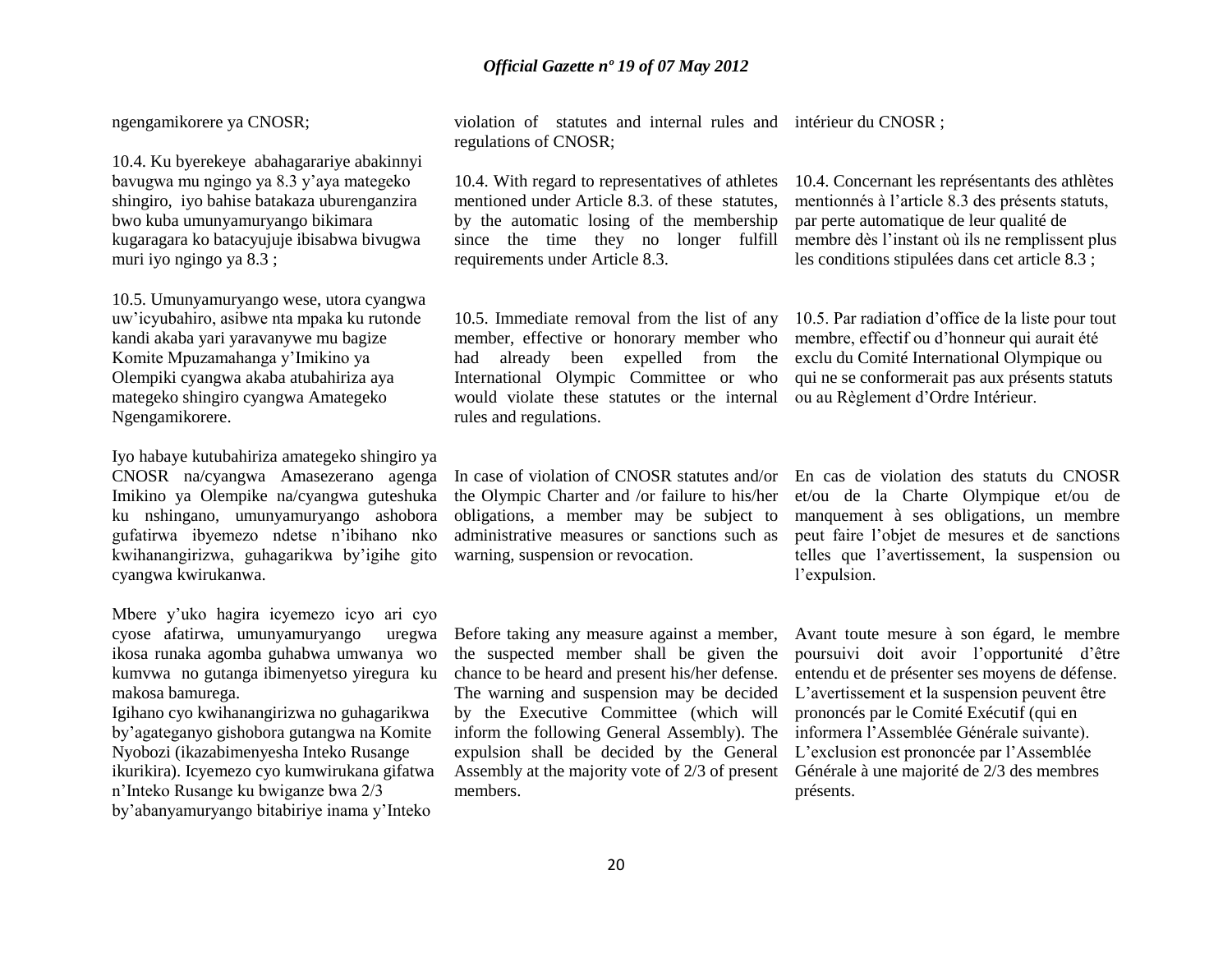ngengamikorere ya CNOSR;

10.4. Ku byerekeye abahagarariye abakinnyi bavugwa mu ngingo ya 8.3 y'aya mategeko shingiro, iyo bahise batakaza uburenganzira bwo kuba umunyamuryango bikimara kugaragara ko batacyujuje ibisabwa bivugwa muri iyo ngingo ya 8.3 ;

10.5. Umunyamuryango wese, utora cyangwa uw'icyubahiro, asibwe nta mpaka ku rutonde kandi akaba yari yaravanywe mu bagize Komite Mpuzamahanga y'Imikino ya Olempiki cyangwa akaba atubahiriza aya mategeko shingiro cyangwa Amategeko Ngengamikorere.

Iyo habaye kutubahiriza amategeko shingiro ya CNOSR na/cyangwa Amasezerano agenga Imikino ya Olempike na/cyangwa guteshuka ku nshingano, umunyamuryango ashobora gufatirwa ibyemezo ndetse n'ibihano nko kwihanangirizwa, guhagarikwa by'igihe gito cyangwa kwirukanwa.

Mbere y'uko hagira icyemezo icyo ari cyo cyose afatirwa, umunyamuryango uregwa ikosa runaka agomba guhabwa umwanya wo kumvwa no gutanga ibimenyetso yiregura ku makosa bamurega.
Igihano cyo kwihanangirizwa no guhagarikwa by'agateganyo gishobora gutangwa na Komite Nyobozi (ikazabimenyesha Inteko Rusange ikurikira). Icyemezo cyo kumwirukana gifatwa n'Inteko Rusange ku bwiganze bwa 2/3 by'abanyamuryango bitabiriye inama y'Inteko

violation of statutes and internal rules and regulations of CNOSR;

10.4. With regard to representatives of athletes mentioned under Article 8.3. of these statutes, by the automatic losing of the membership since the time they no longer fulfill requirements under Article 8.3.

10.5. Immediate removal from the list of any member, effective or honorary member who had already been expelled from the International Olympic Committee or who would violate these statutes or the internal rules and regulations.

In case of violation of CNOSR statutes and/or the Olympic Charter and /or failure to his/her obligations, a member may be subject to administrative measures or sanctions such as warning, suspension or revocation.

Before taking any measure against a member, the suspected member shall be given the chance to be heard and present his/her defense. The warning and suspension may be decided by the Executive Committee (which will inform the following General Assembly). The expulsion shall be decided by the General Assembly at the majority vote of 2/3 of present members.

intérieur du CNOSR ;

10.4. Concernant les représentants des athlètes mentionnés à l'article 8.3 des présents statuts, par perte automatique de leur qualité de membre dès l'instant où ils ne remplissent plus les conditions stipulées dans cet article 8.3 ;

10.5. Par radiation d'office de la liste pour tout membre, effectif ou d'honneur qui aurait été exclu du Comité International Olympique ou qui ne se conformerait pas aux présents statuts ou au Règlement d'Ordre Intérieur.

En cas de violation des statuts du CNOSR et/ou de la Charte Olympique et/ou de manquement à ses obligations, un membre peut faire l'objet de mesures et de sanctions telles que l'avertissement, la suspension ou l'expulsion.

Avant toute mesure à son égard, le membre poursuivi doit avoir l'opportunité d'être entendu et de présenter ses moyens de défense. L'avertissement et la suspension peuvent être prononcés par le Comité Exécutif (qui en informera l'Assemblée Générale suivante). L'exclusion est prononcée par l'Assemblée Générale à une majorité de 2/3 des membres présents.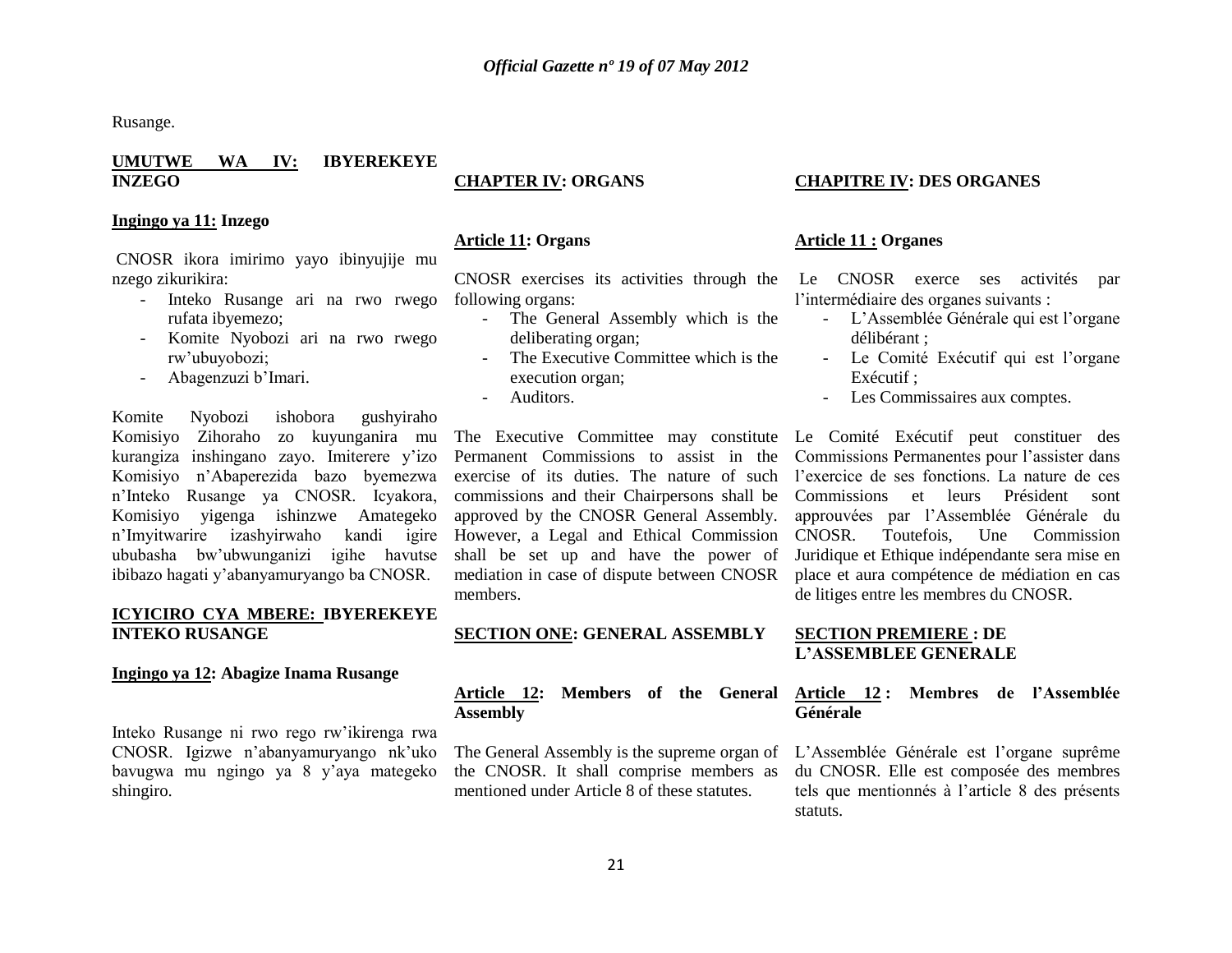Rusange.

**UMUTWE WA IV: IBYEREKEYE INZEGO**

**Ingingo ya 11: Inzego**

CNOSR ikora imirimo yayo ibinyujije mu nzego zikurikira:

- Inteko Rusange ari na rwo rwego rufata ibyemezo;
- Komite Nyobozi ari na rwo rwego rw'ubuyobozi;
- Abagenzuzi b'Imari.

Komite Nyobozi ishobora gushyiraho Komisiyo Zihoraho zo kuyunganira mu kurangiza inshingano zayo. Imiterere y'izo Komisiyo n'Abaperezida bazo byemezwa n'Inteko Rusange ya CNOSR. Icyakora, Komisiyo yigenga ishinzwe Amategeko n'Imyitwarire izashyirwaho kandi igire ububasha bw'ubwunganizi igihe havutse ibibazo hagati y'abanyamuryango ba CNOSR.

**ICYICIRO CYA MBERE: IBYEREKEYE INTEKO RUSANGE**

**Ingingo ya 12: Abagize Inama Rusange**

Inteko Rusange ni rwo rego rw'ikirenga rwa CNOSR. Igizwe n'abanyamuryango nk'uko bavugwa mu ngingo ya 8 y'aya mategeko shingiro.

**CHAPTER IV: ORGANS**

**Article 11: Organs**

CNOSR exercises its activities through the following organs:

- The General Assembly which is the deliberating organ;
- The Executive Committee which is the execution organ;
- Auditors.

The Executive Committee may constitute Permanent Commissions to assist in the exercise of its duties. The nature of such commissions and their Chairpersons shall be approved by the CNOSR General Assembly. However, a Legal and Ethical Commission shall be set up and have the power of mediation in case of dispute between CNOSR members.

**SECTION ONE: GENERAL ASSEMBLY**

**Article 12: Members of the General Assembly**

The General Assembly is the supreme organ of the CNOSR. It shall comprise members as mentioned under Article 8 of these statutes.

**CHAPITRE IV: DES ORGANES**

**Article 11 : Organes**

Le CNOSR exerce ses activités par l'intermédiaire des organes suivants :

- L'Assemblée Générale qui est l'organe délibérant ;
- Le Comité Exécutif qui est l'organe Exécutif ;
- Les Commissaires aux comptes.

Le Comité Exécutif peut constituer des Commissions Permanentes pour l'assister dans l'exercice de ses fonctions. La nature de ces Commissions et leurs Président sont approuvées par l'Assemblée Générale du CNOSR. Toutefois, Une Commission Juridique et Ethique indépendante sera mise en place et aura compétence de médiation en cas de litiges entre les membres du CNOSR.

**SECTION PREMIERE : DE L'ASSEMBLEE GENERALE**

**Article 12 : Membres de l'Assemblée Générale**

L'Assemblée Générale est l'organe suprême du CNOSR. Elle est composée des membres tels que mentionnés à l'article 8 des présents statuts.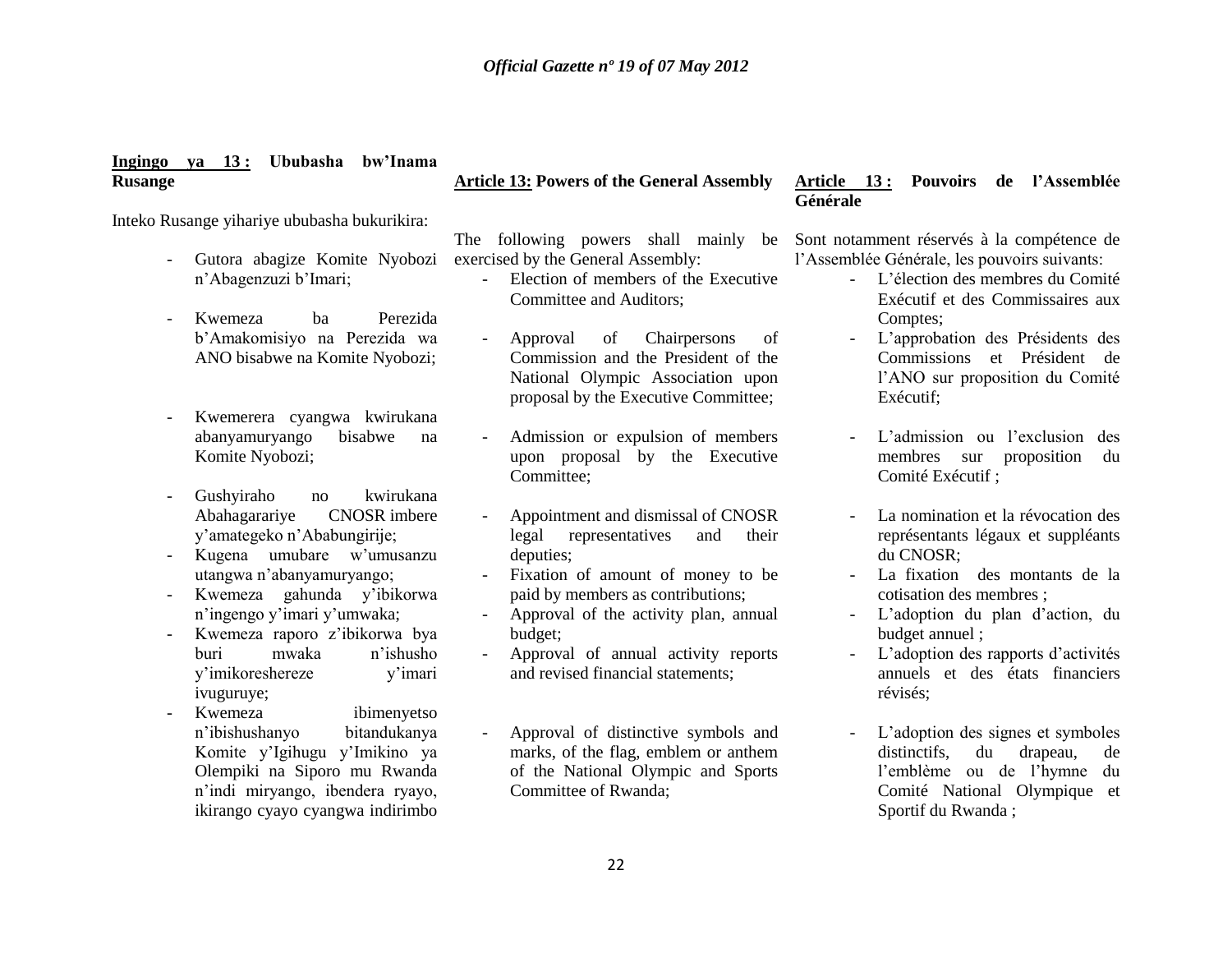**Ingingo ya 13 : Ububasha bw'Inama Rusange**

Inteko Rusange yihariye ububasha bukurikira:

- Gutora abagize Komite Nyobozi n'Abagenzuzi b'Imari;
- Kwemeza ba Perezida b'Amakomisiyo na Perezida wa ANO bisabwe na Komite Nyobozi;
- Kwemerera cyangwa kwirukana abanyamuryango bisabwe na Komite Nyobozi;
- Gushyiraho no kwirukana Abahagarariye CNOSR imbere y'amategeko n'Ababungirije;
- Kugena umubare w'umusanzu utangwa n'abanyamuryango;
- Kwemeza gahunda y'ibikorwa n'ingengo y'imari y'umwaka;
- Kwemeza raporo z'ibikorwa bya buri mwaka n'ishusho y'imikoreshereze y'imari ivuguruye;
- Kwemeza ibimenyetso n'ibishushanyo bitandukanya Komite y'Igihugu y'Imikino ya Olempiki na Siporo mu Rwanda n'indi miryango, ibendera ryayo, ikirango cyayo cyangwa indirimbo

**Article 13: Powers of the General Assembly**

The following powers shall mainly be exercised by the General Assembly:

- Election of members of the Executive Committee and Auditors;
- Approval of Chairpersons of Commission and the President of the National Olympic Association upon proposal by the Executive Committee;
- Admission or expulsion of members upon proposal by the Executive Committee;
- Appointment and dismissal of CNOSR legal representatives and their deputies;
- Fixation of amount of money to be paid by members as contributions;
- Approval of the activity plan, annual budget;
- Approval of annual activity reports and revised financial statements;
- Approval of distinctive symbols and marks, of the flag, emblem or anthem of the National Olympic and Sports Committee of Rwanda;

**Article 13 : Pouvoirs de l'Assemblée Générale**

Sont notamment réservés à la compétence de l'Assemblée Générale, les pouvoirs suivants:

- L'élection des membres du Comité Exécutif et des Commissaires aux Comptes;
- L'approbation des Présidents des Commissions et Président de l'ANO sur proposition du Comité Exécutif;
- L'admission ou l'exclusion des membres sur proposition du Comité Exécutif ;
- La nomination et la révocation des représentants légaux et suppléants du CNOSR;
- La fixation des montants de la cotisation des membres ;
- L'adoption du plan d'action, du budget annuel ;
- L'adoption des rapports d'activités annuels et des états financiers révisés;
- L'adoption des signes et symboles distinctifs, du drapeau, de l'emblème ou de l'hymne du Comité National Olympique et Sportif du Rwanda ;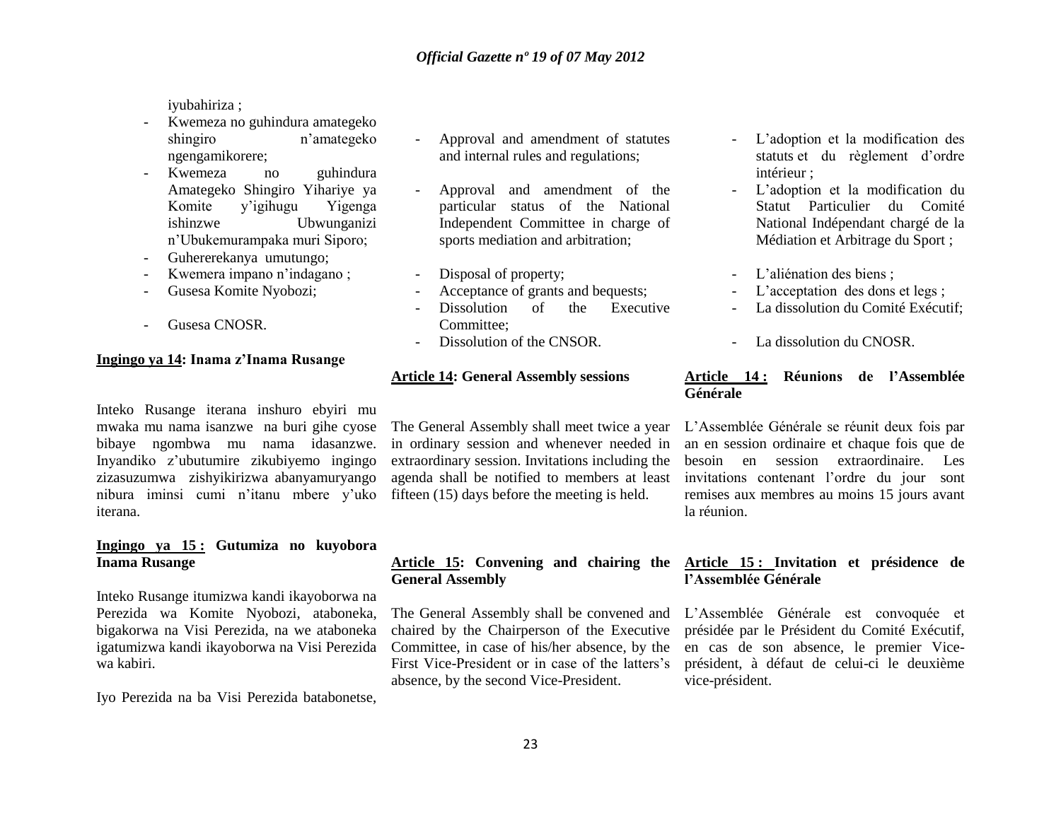iyubahiriza ;

- Kwemeza no guhindura amategeko shingiro n'amategeko ngengamikorere;
- Kwemeza no guhindura Amategeko Shingiro Yihariye ya Komite y'igihugu Yigenga ishinzwe Ubwunganizi n'Ubukemurampaka muri Siporo;
- Guhererekanya umutungo;
- Kwemera impano n'indagano ;
- Gusesa Komite Nyobozi;
- Gusesa CNOSR.

**Ingingo ya 14: Inama z'Inama Rusange**

Inteko Rusange iterana inshuro ebyiri mu mwaka mu nama isanzwe na buri gihe cyose bibaye ngombwa mu nama idasanzwe. Inyandiko z'ubutumire zikubiyemo ingingo zizasuzumwa zishyikirizwa abanyamuryango nibura iminsi cumi n'itanu mbere y'uko iterana.

**Ingingo ya 15 : Gutumiza no kuyobora Inama Rusange**

Inteko Rusange itumizwa kandi ikayoborwa na Perezida wa Komite Nyobozi, ataboneka, bigakorwa na Visi Perezida, na we ataboneka igatumizwa kandi ikayoborwa na Visi Perezida wa kabiri.

Iyo Perezida na ba Visi Perezida batabonetse,

- Approval and amendment of statutes and internal rules and regulations;
- Approval and amendment of the particular status of the National Independent Committee in charge of sports mediation and arbitration;
- Disposal of property;
- Acceptance of grants and bequests;
- Dissolution of the Executive Committee;
- Dissolution of the CNSOR.

**Article 14: General Assembly sessions**

The General Assembly shall meet twice a year in ordinary session and whenever needed in extraordinary session. Invitations including the agenda shall be notified to members at least fifteen (15) days before the meeting is held.

**Article 15: Convening and chairing the General Assembly**

The General Assembly shall be convened and chaired by the Chairperson of the Executive Committee, in case of his/her absence, by the First Vice-President or in case of the latters's absence, by the second Vice-President.

- L'adoption et la modification des statuts et du règlement d'ordre intérieur ;
- L'adoption et la modification du Statut Particulier du Comité National Indépendant chargé de la Médiation et Arbitrage du Sport ;
- L'aliénation des biens ;
- L'acceptation des dons et legs ;
- La dissolution du Comité Exécutif;
- La dissolution du CNOSR.

**Article 14 : Réunions de l'Assemblée Générale**

L'Assemblée Générale se réunit deux fois par an en session ordinaire et chaque fois que de besoin en session extraordinaire. Les invitations contenant l'ordre du jour sont remises aux membres au moins 15 jours avant la réunion.

**Article 15 : Invitation et présidence de l'Assemblée Générale**

L'Assemblée Générale est convoquée et présidée par le Président du Comité Exécutif, en cas de son absence, le premier Vice-président, à défaut de celui-ci le deuxième vice-président.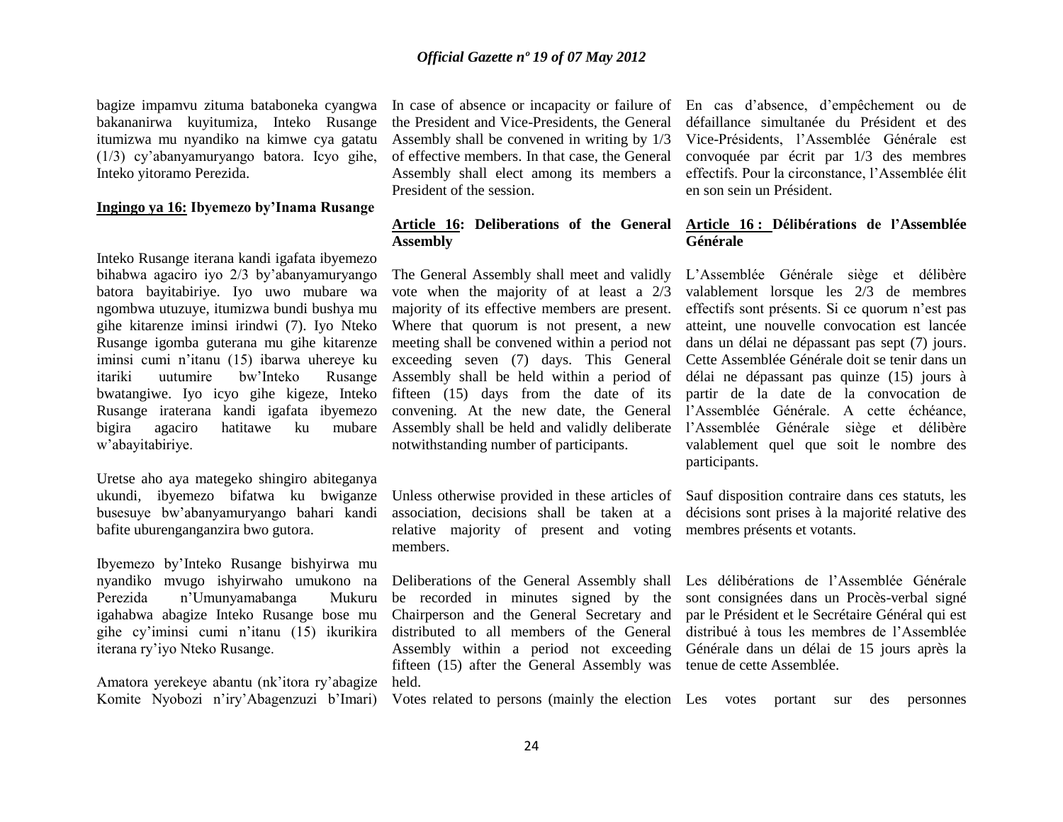bagize impamvu zituma bataboneka cyangwa bakananirwa kuyitumiza, Inteko Rusange itumizwa mu nyandiko na kimwe cya gatatu (1/3) cy'abanyamuryango batora. Icyo gihe, Inteko yitoramo Perezida.

**Ingingo ya 16: Ibyemezo by'Inama Rusange**

Inteko Rusange iterana kandi igafata ibyemezo bihabwa agaciro iyo 2/3 by'abanyamuryango batora bayitabiriye. Iyo uwo mubare wa ngombwa utuzuye, itumizwa bundi bushya mu gihe kitarenze iminsi irindwi (7). Iyo Nteko Rusange igomba guterana mu gihe kitarenze iminsi cumi n'itanu (15) ibarwa uhereye ku itariki uutumire bw'Inteko Rusange bwatangiwe. Iyo icyo gihe kigeze, Inteko Rusange iraterana kandi igafata ibyemezo bigira agaciro hatitawe ku mubare w'abayitabiriye.

Uretse aho aya mategeko shingiro abiteganya ukundi, ibyemezo bifatwa ku bwiganze busesuye bw'abanyamuryango bahari kandi bafite uburenganganzira bwo gutora.

Ibyemezo by'Inteko Rusange bishyirwa mu nyandiko mvugo ishyirwaho umukono na Perezida n'Umunyamabanga Mukuru igahabwa abagize Inteko Rusange bose mu gihe cy'iminsi cumi n'itanu (15) ikurikira iterana ry'iyo Nteko Rusange.

Amatora yerekeye abantu (nk'itora ry'abagize Komite Nyobozi n'iry'Abagenzuzi b'Imari)

In case of absence or incapacity or failure of the President and Vice-Presidents, the General Assembly shall be convened in writing by 1/3 of effective members. In that case, the General Assembly shall elect among its members a President of the session.

**Article 16: Deliberations of the General Assembly**

The General Assembly shall meet and validly vote when the majority of at least a 2/3 majority of its effective members are present. Where that quorum is not present, a new meeting shall be convened within a period not exceeding seven (7) days. This General Assembly shall be held within a period of fifteen (15) days from the date of its convening. At the new date, the General Assembly shall be held and validly deliberate notwithstanding number of participants.

Unless otherwise provided in these articles of association, decisions shall be taken at a relative majority of present and voting members.

Deliberations of the General Assembly shall be recorded in minutes signed by the Chairperson and the General Secretary and distributed to all members of the General Assembly within a period not exceeding fifteen (15) after the General Assembly was held.

Votes related to persons (mainly the election

En cas d'absence, d'empêchement ou de défaillance simultanée du Président et des Vice-Présidents, l'Assemblée Générale est convoquée par écrit par 1/3 des membres effectifs. Pour la circonstance, l'Assemblée élit en son sein un Président.

**Article 16 : Délibérations de l'Assemblée Générale**

L'Assemblée Générale siège et délibère valablement lorsque les 2/3 de membres effectifs sont présents. Si ce quorum n'est pas atteint, une nouvelle convocation est lancée dans un délai ne dépassant pas sept (7) jours. Cette Assemblée Générale doit se tenir dans un délai ne dépassant pas quinze (15) jours à partir de la date de la convocation de l'Assemblée Générale. A cette échéance, l'Assemblée Générale siège et délibère valablement quel que soit le nombre des participants.

Sauf disposition contraire dans ces statuts, les décisions sont prises à la majorité relative des membres présents et votants.

Les délibérations de l'Assemblée Générale sont consignées dans un Procès-verbal signé par le Président et le Secrétaire Général qui est distribué à tous les membres de l'Assemblée Générale dans un délai de 15 jours après la tenue de cette Assemblée.

Les votes portant sur des personnes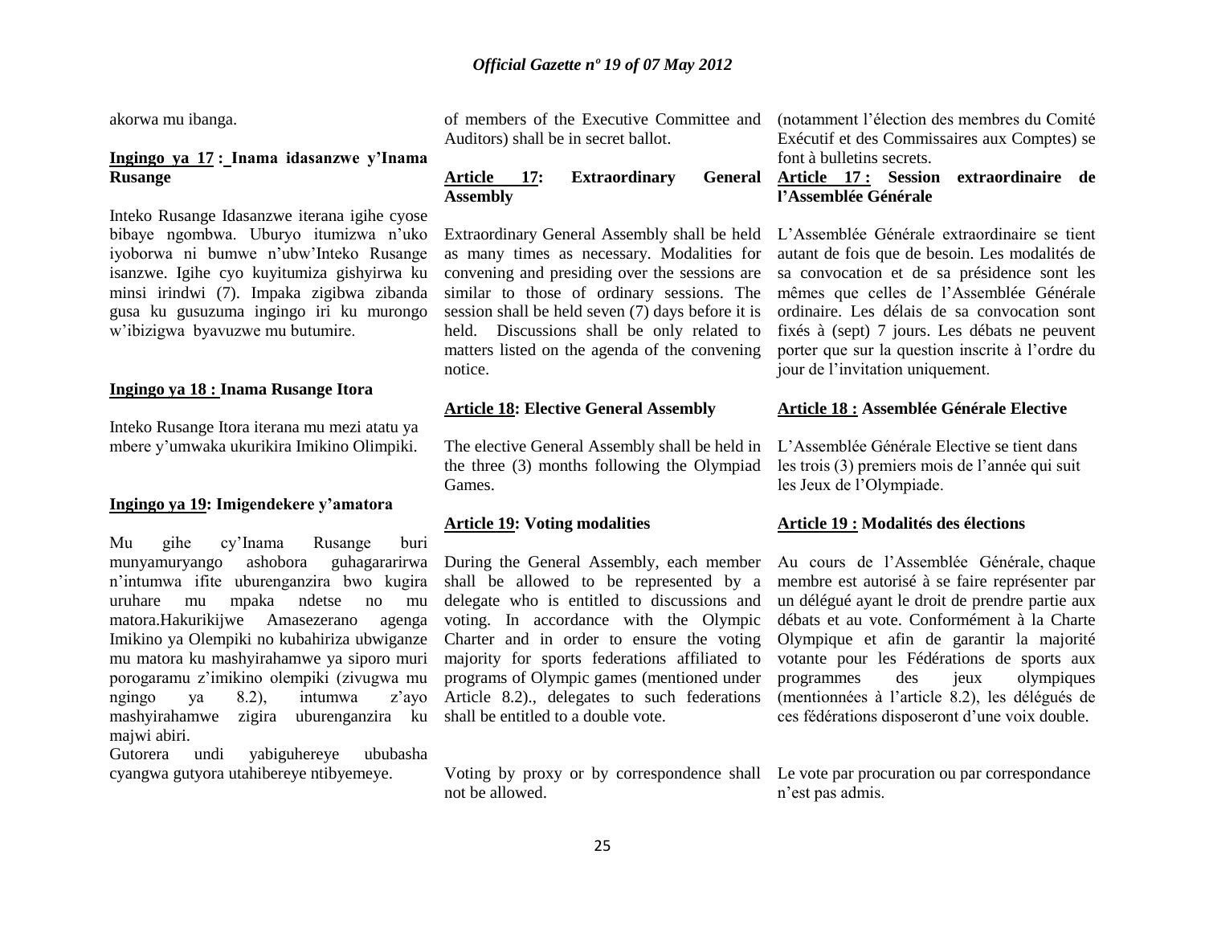akorwa mu ibanga.

**Ingingo ya 17 : Inama idasanzwe y'Inama Rusange**

Inteko Rusange Idasanzwe iterana igihe cyose bibaye ngombwa. Uburyo itumizwa n'uko iyoborwa ni bumwe n'ubw'Inteko Rusange isanzwe. Igihe cyo kuyitumiza gishyirwa ku minsi irindwi (7). Impaka zigibwa zibanda gusa ku gusuzuma ingingo iri ku murongo w'ibizigwa byavuzwe mu butumire.

**Ingingo ya 18 : Inama Rusange Itora**

Inteko Rusange Itora iterana mu mezi atatu ya mbere y'umwaka ukurikira Imikino Olimpiki.

**Ingingo ya 19: Imigendekere y'amatora**

Mu gihe cy'Inama Rusange buri munyamuryango ashobora guhagararirwa n'intumwa ifite uburenganzira bwo kugira uruhare mu mpaka ndetse no mu matora.Hakurikijwe Amasezerano agenga Imikino ya Olempiki no kubahiriza ubwiganze mu matora ku mashyirahamwe ya siporo muri porogaramu z'imikino olempiki (zivugwa mu ngingo ya 8.2), intumwa z'ayo mashyirahamwe zigira uburenganzira ku majwi abiri.

Gutorera undi yabiguhereye ububasha cyangwa gutyora utahibereye ntibyemeye.

of members of the Executive Committee and Auditors) shall be in secret ballot.

**Article 17: Extraordinary General Assembly**

Extraordinary General Assembly shall be held as many times as necessary. Modalities for convening and presiding over the sessions are similar to those of ordinary sessions. The session shall be held seven (7) days before it is held. Discussions shall be only related to matters listed on the agenda of the convening notice.

**Article 18: Elective General Assembly**

The elective General Assembly shall be held in the three (3) months following the Olympiad Games.

**Article 19: Voting modalities**

During the General Assembly, each member shall be allowed to be represented by a delegate who is entitled to discussions and voting. In accordance with the Olympic Charter and in order to ensure the voting majority for sports federations affiliated to programs of Olympic games (mentioned under Article 8.2)., delegates to such federations shall be entitled to a double vote.

Voting by proxy or by correspondence shall not be allowed.

(notamment l'élection des membres du Comité Exécutif et des Commissaires aux Comptes) se font à bulletins secrets.

**Article 17 : Session extraordinaire de l'Assemblée Générale**

L'Assemblée Générale extraordinaire se tient autant de fois que de besoin. Les modalités de sa convocation et de sa présidence sont les mêmes que celles de l'Assemblée Générale ordinaire. Les délais de sa convocation sont fixés à (sept) 7 jours. Les débats ne peuvent porter que sur la question inscrite à l'ordre du jour de l'invitation uniquement.

**Article 18 : Assemblée Générale Elective**

L'Assemblée Générale Elective se tient dans les trois (3) premiers mois de l'année qui suit les Jeux de l'Olympiade.

**Article 19 : Modalités des élections**

Au cours de l'Assemblée Générale, chaque membre est autorisé à se faire représenter par un délégué ayant le droit de prendre partie aux débats et au vote. Conformément à la Charte Olympique et afin de garantir la majorité votante pour les Fédérations de sports aux programmes des jeux olympiques (mentionnées à l'article 8.2), les délégués de ces fédérations disposeront d'une voix double.

Le vote par procuration ou par correspondance n'est pas admis.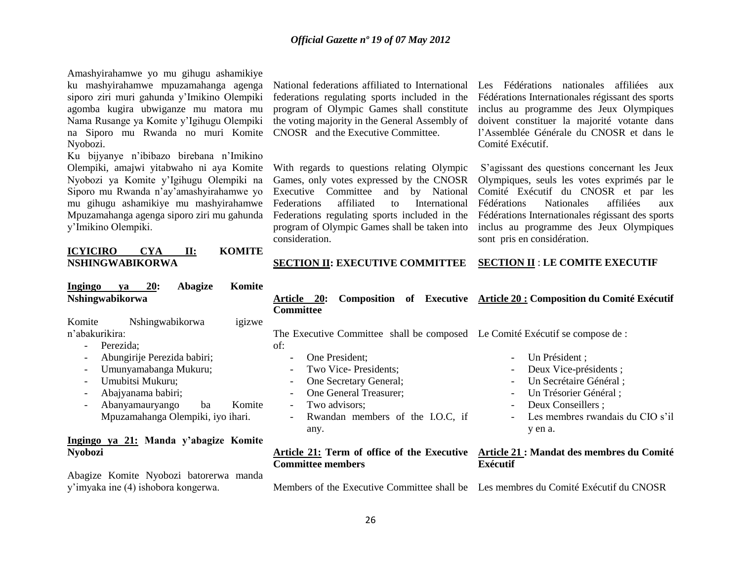Amashyirahamwe yo mu gihugu ashamikiye ku mashyirahamwe mpuzamahanga agenga siporo ziri muri gahunda y'Imikino Olempiki agomba kugira ubwiganze mu matora mu Nama Rusange ya Komite y'Igihugu Olempiki na Siporo mu Rwanda no muri Komite Nyobozi.

Ku bijyanye n'ibibazo birebana n'Imikino Olempiki, amajwi yitabwaho ni aya Komite Nyobozi ya Komite y'Igihugu Olempiki na Siporo mu Rwanda n'ay'amashyirahamwe yo mu gihugu ashamikiye mu mashyirahamwe Mpuzamahanga agenga siporo ziri mu gahunda y'Imikino Olempiki.

**ICYICIRO CYA II: KOMITE NSHINGWABIKORWA**

**Ingingo ya 20: Abagize Komite Nshingwabikorwa**

Komite Nshingwabikorwa igizwe n'abakurikira:

- Perezida;
- Abungirije Perezida babiri;
- Umunyamabanga Mukuru;
- Umubitsi Mukuru;
- Abajyanama babiri;
- Abanyamauryango ba Komite Mpuzamahanga Olempiki, iyo ihari.

**Ingingo ya 21: Manda y'abagize Komite Nyobozi**

Abagize Komite Nyobozi batorerwa manda y'imyaka ine (4) ishobora kongerwa.

National federations affiliated to International federations regulating sports included in the program of Olympic Games shall constitute the voting majority in the General Assembly of CNOSR and the Executive Committee.

With regards to questions relating Olympic Games, only votes expressed by the CNOSR Executive Committee and by National Federations affiliated to International Federations regulating sports included in the program of Olympic Games shall be taken into consideration.

**SECTION II: EXECUTIVE COMMITTEE**

**Article 20: Composition of Executive Committee**

The Executive Committee shall be composed of:

- One President;
- Two Vice- Presidents;
- One Secretary General;
- One General Treasurer;
- Two advisors;
- Rwandan members of the I.O.C, if any.

**Article 21: Term of office of the Executive Committee members**

Members of the Executive Committee shall be

Les Fédérations nationales affiliées aux Fédérations Internationales régissant des sports inclus au programme des Jeux Olympiques doivent constituer la majorité votante dans l'Assemblée Générale du CNOSR et dans le Comité Exécutif.

S'agissant des questions concernant les Jeux Olympiques, seuls les votes exprimés par le Comité Exécutif du CNOSR et par les Fédérations Nationales affiliées aux Fédérations Internationales régissant des sports inclus au programme des Jeux Olympiques sont pris en considération.

**SECTION II : LE COMITE EXECUTIF**

**Article 20 : Composition du Comité Exécutif**

Le Comité Exécutif se compose de :

- Un Président ;
- Deux Vice-présidents ;
- Un Secrétaire Général ;
- Un Trésorier Général ;
- Deux Conseillers ;
- Les membres rwandais du CIO s'il y en a.

**Article 21 : Mandat des membres du Comité Exécutif**

Les membres du Comité Exécutif du CNOSR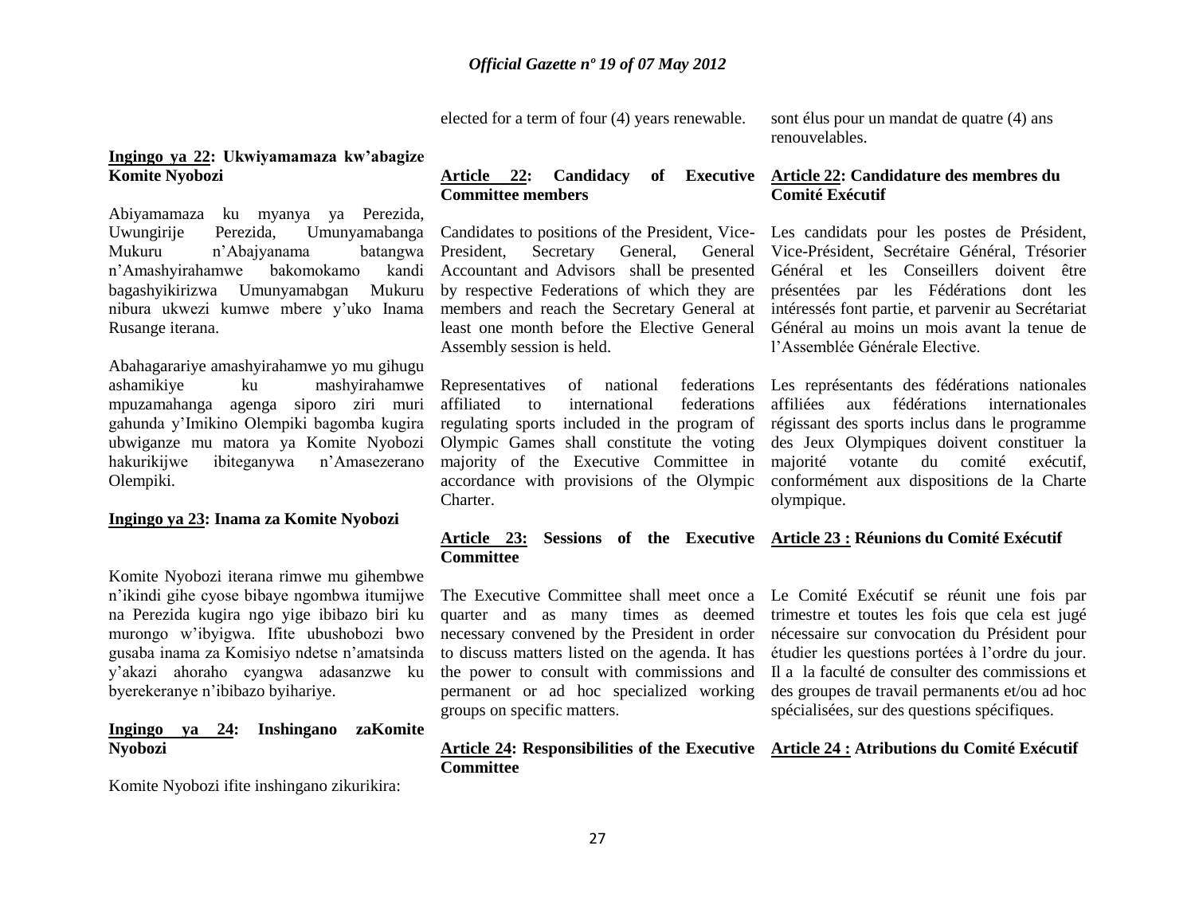elected for a term of four (4) years renewable.

sont élus pour un mandat de quatre (4) ans renouvelables.

**Ingingo ya 22: Ukwiyamamaza kw'abagize Komite Nyobozi**

Abiyamamaza ku myanya ya Perezida, Uwungirije Perezida, Umunyamabanga Mukuru n'Abajyanama batangwa n'Amashyirahamwe bakomokamo kandi bagashyikirizwa Umunyamabgan Mukuru nibura ukwezi kumwe mbere y'uko Inama Rusange iterana.

Abahagarariye amashyirahamwe yo mu gihugu ashamikiye ku mashyirahamwe mpuzamahanga agenga siporo ziri muri gahunda y'Imikino Olempiki bagomba kugira ubwiganze mu matora ya Komite Nyobozi hakurikijwe ibiteganywa n'Amasezerano Olempiki.

**Article 22: Candidacy of Executive Committee members**

Candidates to positions of the President, Vice-President, Secretary General, General Accountant and Advisors shall be presented by respective Federations of which they are members and reach the Secretary General at least one month before the Elective General Assembly session is held.

Representatives of national federations affiliated to international federations regulating sports included in the program of Olympic Games shall constitute the voting majority of the Executive Committee in accordance with provisions of the Olympic Charter.

**Article 22: Candidature des membres du Comité Exécutif**

Les candidats pour les postes de Président, Vice-Président, Secrétaire Général, Trésorier Général et les Conseillers doivent être présentées par les Fédérations dont les intéressés font partie, et parvenir au Secrétariat Général au moins un mois avant la tenue de l'Assemblée Générale Elective.

Les représentants des fédérations nationales affiliées aux fédérations internationales régissant des sports inclus dans le programme des Jeux Olympiques doivent constituer la majorité votante du comité exécutif, conformément aux dispositions de la Charte olympique.

**Ingingo ya 23: Inama za Komite Nyobozi**

Komite Nyobozi iterana rimwe mu gihembwe n'ikindi gihe cyose bibaye ngombwa itumijwe na Perezida kugira ngo yige ibibazo biri ku murongo w'ibyigwa. Ifite ubushobozi bwo gusaba inama za Komisiyo ndetse n'amatsinda y'akazi ahoraho cyangwa adasanzwe ku byerekeranye n'ibibazo byihariye.

**Article 23: Sessions of the Executive Committee**

The Executive Committee shall meet once a quarter and as many times as deemed necessary convened by the President in order to discuss matters listed on the agenda. It has the power to consult with commissions and permanent or ad hoc specialized working groups on specific matters.

**Article 23 : Réunions du Comité Exécutif**

Le Comité Exécutif se réunit une fois par trimestre et toutes les fois que cela est jugé nécessaire sur convocation du Président pour étudier les questions portées à l'ordre du jour. Il a la faculté de consulter des commissions et des groupes de travail permanents et/ou ad hoc spécialisées, sur des questions spécifiques.

**Ingingo ya 24: Inshingano zaKomite Nyobozi**

Komite Nyobozi ifite inshingano zikurikira:

**Article 24: Responsibilities of the Executive Committee**

**Article 24 : Atributions du Comité Exécutif**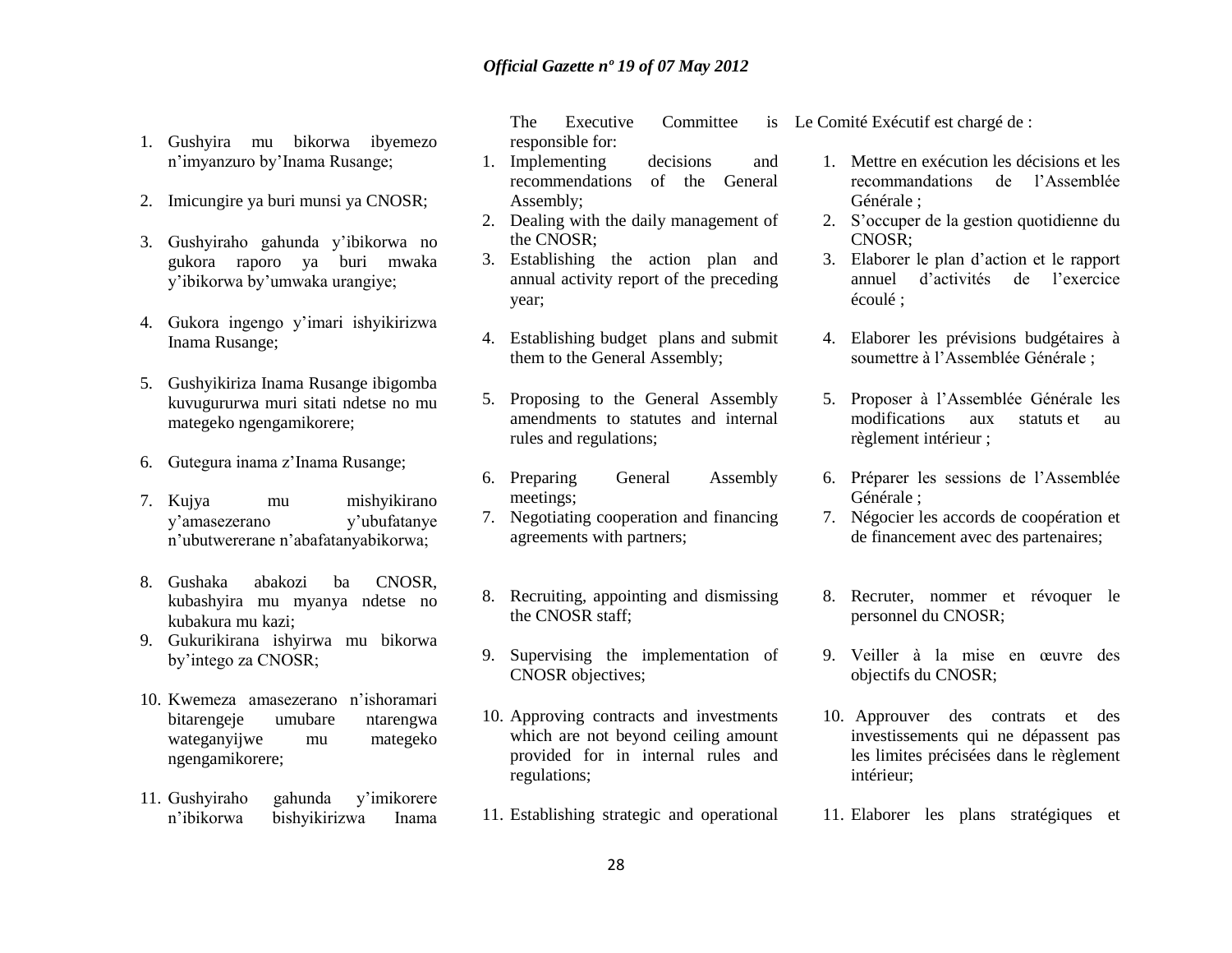1. Gushyira mu bikorwa ibyemezo n'imyanzuro by'Inama Rusange;
2. Imicungire ya buri munsi ya CNOSR;
3. Gushyiraho gahunda y'ibikorwa no gukora raporo ya buri mwaka y'ibikorwa by'umwaka urangiye;
4. Gukora ingengo y'imari ishyikirizwa Inama Rusange;
5. Gushyikiriza Inama Rusange ibigomba kuvugururwa muri sitati ndetse no mu mategeko ngengamikorere;
6. Gutegura inama z'Inama Rusange;
7. Kujya mu mishyikirano y'amasezerano y'ubufatanye n'ubutwererane n'abafatanyabikorwa;
8. Gushaka abakozi ba CNOSR, kubashyira mu myanya ndetse no kubakura mu kazi;
9. Gukurikirana ishyirwa mu bikorwa by'intego za CNOSR;
10. Kwemeza amasezerano n'ishoramari bitarengeje umubare ntarengwa wateganyijwe mu mategeko ngengamikorere;
11. Gushyiraho gahunda y'imikorere n'ibikorwa bishyikirizwa Inama

The Executive Committee is responsible for:

1. Implementing decisions and recommendations of the General Assembly;
2. Dealing with the daily management of the CNOSR;
3. Establishing the action plan and annual activity report of the preceding year;
4. Establishing budget plans and submit them to the General Assembly;
5. Proposing to the General Assembly amendments to statutes and internal rules and regulations;
6. Preparing General Assembly meetings;
7. Negotiating cooperation and financing agreements with partners;
8. Recruiting, appointing and dismissing the CNOSR staff;
9. Supervising the implementation of CNOSR objectives;
10. Approving contracts and investments which are not beyond ceiling amount provided for in internal rules and regulations;
11. Establishing strategic and operational

Le Comité Exécutif est chargé de :

1. Mettre en exécution les décisions et les recommandations de l'Assemblée Générale ;
2. S'occuper de la gestion quotidienne du CNOSR;
3. Elaborer le plan d'action et le rapport annuel d'activités de l'exercice écoulé ;
4. Elaborer les prévisions budgétaires à soumettre à l'Assemblée Générale ;
5. Proposer à l'Assemblée Générale les modifications aux statuts et au règlement intérieur ;
6. Préparer les sessions de l'Assemblée Générale ;
7. Négocier les accords de coopération et de financement avec des partenaires;
8. Recruter, nommer et révoquer le personnel du CNOSR;
9. Veiller à la mise en œuvre des objectifs du CNOSR;
10. Approuver des contrats et des investissements qui ne dépassent pas les limites précisées dans le règlement intérieur;
11. Elaborer les plans stratégiques et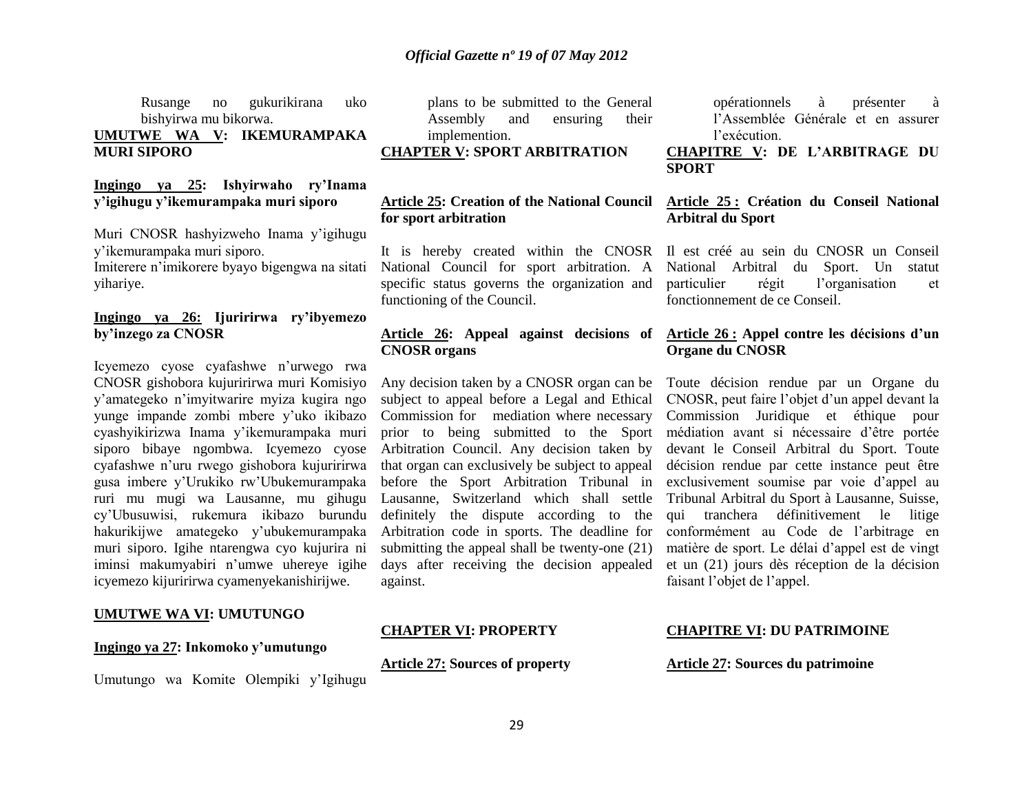Rusange no gukurikirana uko bishyirwa mu bikorwa.

**UMUTWE WA V: IKEMURAMPAKA MURI SIPORO**

**Ingingo ya 25: Ishyirwaho ry'Inama y'igihugu y'ikemurampaka muri siporo**

Muri CNOSR hashyizweho Inama y'igihugu y'ikemurampaka muri siporo.
Imiterere n'imikorere byayo bigengwa na sitati yihariye.

**Ingingo ya 26: Ijuririrwa ry'ibyemezo by'inzego za CNOSR**

Icyemezo cyose cyafashwe n'urwego rwa CNOSR gishobora kujuririrwa muri Komisiyo y'amategeko n'imyitwarire myiza kugira ngo yunge impande zombi mbere y'uko ikibazo cyashyikirizwa Inama y'ikemurampaka muri siporo bibaye ngombwa. Icyemezo cyose cyafashwe n'uru rwego gishobora kujuririrwa gusa imbere y'Urukiko rw'Ubukemurampaka ruri mu mugi wa Lausanne, mu gihugu cy'Ubusuwisi, rukemura ikibazo burundu hakurikijwe amategeko y'ubukemurampaka muri siporo. Igihe ntarengwa cyo kujurira ni iminsi makumyabiri n'umwe uhereye igihe icyemezo kijuririrwa cyamenyekanishirijwe.

**UMUTWE WA VI: UMUTUNGO**

**Ingingo ya 27: Inkomoko y'umutungo**

Umutungo wa Komite Olempiki y'Igihugu

plans to be submitted to the General Assembly and ensuring their implemention.

**CHAPTER V: SPORT ARBITRATION**

**Article 25: Creation of the National Council for sport arbitration**

It is hereby created within the CNOSR National Council for sport arbitration. A specific status governs the organization and functioning of the Council.

**Article 26: Appeal against decisions of CNOSR organs**

Any decision taken by a CNOSR organ can be subject to appeal before a Legal and Ethical Commission for mediation where necessary prior to being submitted to the Sport Arbitration Council. Any decision taken by that organ can exclusively be subject to appeal before the Sport Arbitration Tribunal in Lausanne, Switzerland which shall settle definitely the dispute according to the Arbitration code in sports. The deadline for submitting the appeal shall be twenty-one (21) days after receiving the decision appealed against.

**CHAPTER VI: PROPERTY**

**Article 27: Sources of property**

opérationnels à présenter à l'Assemblée Générale et en assurer l'exécution.

**CHAPITRE V: DE L'ARBITRAGE DU SPORT**

**Article 25 : Création du Conseil National Arbitral du Sport**

Il est créé au sein du CNOSR un Conseil National Arbitral du Sport. Un statut particulier régit l'organisation et fonctionnement de ce Conseil.

**Article 26 : Appel contre les décisions d'un Organe du CNOSR**

Toute décision rendue par un Organe du CNOSR, peut faire l'objet d'un appel devant la Commission Juridique et éthique pour médiation avant si nécessaire d'être portée devant le Conseil Arbitral du Sport. Toute décision rendue par cette instance peut être exclusivement soumise par voie d'appel au Tribunal Arbitral du Sport à Lausanne, Suisse, qui tranchera définitivement le litige conformément au Code de l'arbitrage en matière de sport. Le délai d'appel est de vingt et un (21) jours dès réception de la décision faisant l'objet de l'appel.

**CHAPITRE VI: DU PATRIMOINE**

**Article 27: Sources du patrimoine**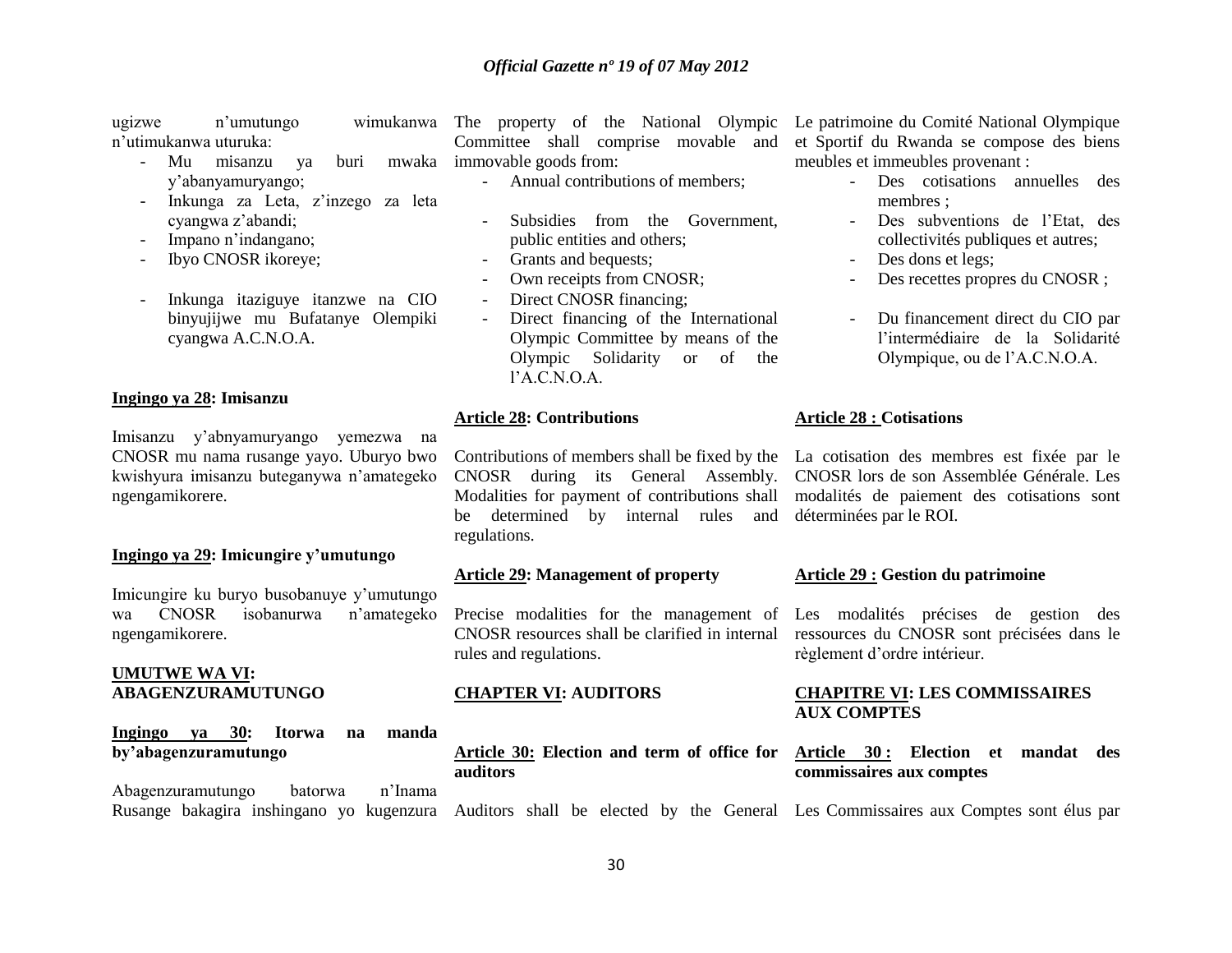ugizwe n'umutungo wimukanwa n'utimukanwa uturuka:

- Mu misanzu ya buri mwaka y'abanyamuryango;
- Inkunga za Leta, z'inzego za leta cyangwa z'abandi;
- Impano n'indangano;
- Ibyo CNOSR ikoreye;
- Inkunga itaziguye itanzwe na CIO binyujijwe mu Bufatanye Olempiki cyangwa A.C.N.O.A.

**Ingingo ya 28: Imisanzu**

Imisanzu y'abnyamuryango yemezwa na CNOSR mu nama rusange yayo. Uburyo bwo kwishyura imisanzu buteganywa n'amategeko ngengamikorere.

**Ingingo ya 29: Imicungire y'umutungo**

Imicungire ku buryo busobanuye y'umutungo wa CNOSR isobanurwa n'amategeko ngengamikorere.

**UMUTWE WA VI: ABAGENZURAMUTUNGO**

**Ingingo ya 30: Itorwa na manda by'abagenzuramutungo**

Abagenzuramutungo batorwa n'Inama Rusange bakagira inshingano yo kugenzura

The property of the National Olympic Committee shall comprise movable and immovable goods from:

- Annual contributions of members;
- Subsidies from the Government, public entities and others;
- Grants and bequests;
- Own receipts from CNOSR;
- Direct CNOSR financing;
- Direct financing of the International Olympic Committee by means of the Olympic Solidarity or of the l'A.C.N.O.A.

**Article 28: Contributions**

Contributions of members shall be fixed by the CNOSR during its General Assembly. Modalities for payment of contributions shall be determined by internal rules and regulations.

**Article 29: Management of property**

Precise modalities for the management of CNOSR resources shall be clarified in internal rules and regulations.

**CHAPTER VI: AUDITORS**

**Article 30: Election and term of office for auditors**

Auditors shall be elected by the General

Le patrimoine du Comité National Olympique et Sportif du Rwanda se compose des biens meubles et immeubles provenant :

- Des cotisations annuelles des membres ;
- Des subventions de l'Etat, des collectivités publiques et autres;
- Des dons et legs;
- Des recettes propres du CNOSR ;
- Du financement direct du CIO par l'intermédiaire de la Solidarité Olympique, ou de l'A.C.N.O.A.

**Article 28 : Cotisations**

La cotisation des membres est fixée par le CNOSR lors de son Assemblée Générale. Les modalités de paiement des cotisations sont déterminées par le ROI.

**Article 29 : Gestion du patrimoine**

Les modalités précises de gestion des ressources du CNOSR sont précisées dans le règlement d'ordre intérieur.

**CHAPITRE VI: LES COMMISSAIRES AUX COMPTES**

**Article 30 : Election et mandat des commissaires aux comptes**

Les Commissaires aux Comptes sont élus par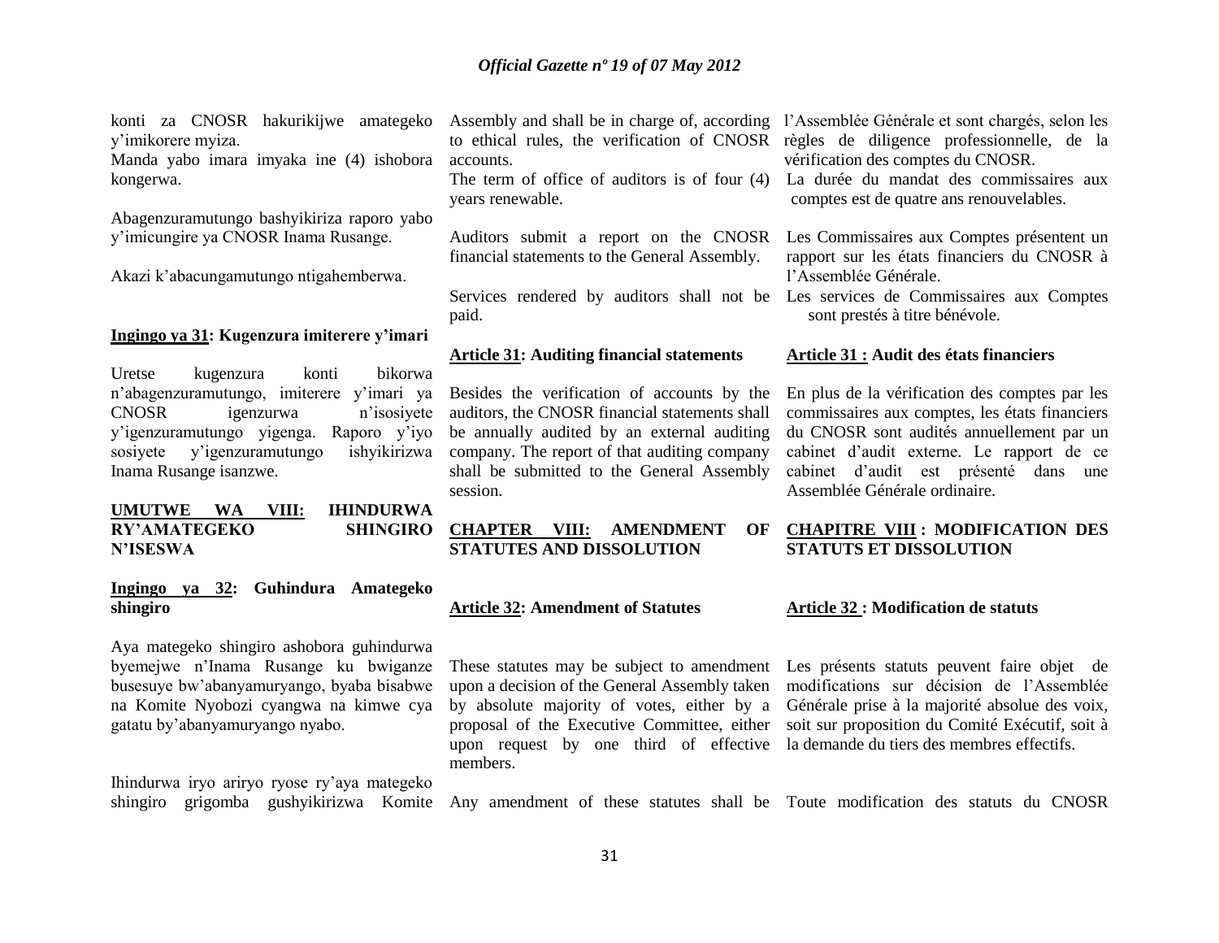konti za CNOSR hakurikijwe amategeko y'imikorere myiza.
Manda yabo imara imyaka ine (4) ishobora kongerwa.

Abagenzuramutungo bashyikiriza raporo yabo y'imicungire ya CNOSR Inama Rusange.

Akazi k'abacungamutungo ntigahemberwa.

**Ingingo ya 31: Kugenzura imiterere y'imari**

Uretse kugenzura konti bikorwa n'abagenzuramutungo, imiterere y'imari ya CNOSR igenzurwa n'isosiyete y'igenzuramutungo yigenga. Raporo y'iyo sosiyete y'igenzuramutungo ishyikirizwa Inama Rusange isanzwe.

**UMUTWE WA VIII: IHINDURWA RY'AMATEGEKO SHINGIRO N'ISESWA**

**Ingingo ya 32: Guhindura Amategeko shingiro**

Aya mategeko shingiro ashobora guhindurwa byemejwe n'Inama Rusange ku bwiganze busesuye bw'abanyamuryango, byaba bisabwe na Komite Nyobozi cyangwa na kimwe cya gatatu by'abanyamuryango nyabo.

Ihindurwa iryo ariryo ryose ry'aya mategeko shingiro grigomba gushyikirizwa Komite

Assembly and shall be in charge of, according to ethical rules, the verification of CNOSR accounts.
The term of office of auditors is of four (4) years renewable.

Auditors submit a report on the CNOSR financial statements to the General Assembly.

Services rendered by auditors shall not be paid.

**Article 31: Auditing financial statements**

Besides the verification of accounts by the auditors, the CNOSR financial statements shall be annually audited by an external auditing company. The report of that auditing company shall be submitted to the General Assembly session.

**CHAPTER VIII: AMENDMENT OF STATUTES AND DISSOLUTION**

**Article 32: Amendment of Statutes**

These statutes may be subject to amendment upon a decision of the General Assembly taken by absolute majority of votes, either by a proposal of the Executive Committee, either upon request by one third of effective members.

Any amendment of these statutes shall be

l'Assemblée Générale et sont chargés, selon les règles de diligence professionnelle, de la vérification des comptes du CNOSR.
La durée du mandat des commissaires aux comptes est de quatre ans renouvelables.

Les Commissaires aux Comptes présentent un rapport sur les états financiers du CNOSR à l'Assemblée Générale.

Les services de Commissaires aux Comptes sont prestés à titre bénévole.

**Article 31 : Audit des états financiers**

En plus de la vérification des comptes par les commissaires aux comptes, les états financiers du CNOSR sont audités annuellement par un cabinet d'audit externe. Le rapport de ce cabinet d'audit est présenté dans une Assemblée Générale ordinaire.

**CHAPITRE VIII : MODIFICATION DES STATUTS ET DISSOLUTION**

**Article 32 : Modification de statuts**

Les présents statuts peuvent faire objet de modifications sur décision de l'Assemblée Générale prise à la majorité absolue des voix, soit sur proposition du Comité Exécutif, soit à la demande du tiers des membres effectifs.

Toute modification des statuts du CNOSR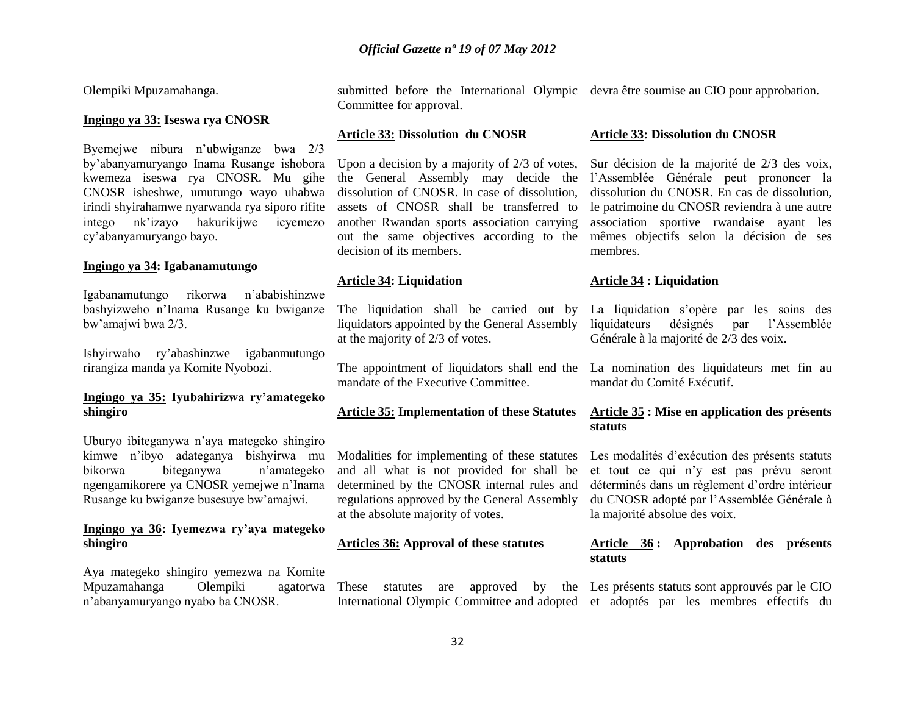Olempiki Mpuzamahanga.

**Ingingo ya 33: Iseswa rya CNOSR**

Byemejwe nibura n'ubwiganze bwa 2/3 by'abanyamuryango Inama Rusange ishobora kwemeza iseswa rya CNOSR. Mu gihe CNOSR isheshwe, umutungo wayo uhabwa irindi shyirahamwe nyarwanda rya siporo rifite intego nk'izayo hakurikijwe icyemezo cy'abanyamuryango bayo.

**Ingingo ya 34: Igabanamutungo**

Igabanamutungo rikorwa n'ababishinzwe bashyizweho n'Inama Rusange ku bwiganze bw'amajwi bwa 2/3.

Ishyirwaho ry'abashinzwe igabanmutungo rirangiza manda ya Komite Nyobozi.

**Ingingo ya 35: Iyubahirizwa ry'amategeko shingiro**

Uburyo ibiteganywa n'aya mategeko shingiro kimwe n'ibyo adateganya bishyirwa mu bikorwa biteganywa n'amategeko ngengamikorere ya CNOSR yemejwe n'Inama Rusange ku bwiganze busesuye bw'amajwi.

**Ingingo ya 36: Iyemezwa ry'aya mategeko shingiro**

Aya mategeko shingiro yemezwa na Komite Mpuzamahanga Olempiki agatorwa n'abanyamuryango nyabo ba CNOSR.

submitted before the International Olympic Committee for approval.

**Article 33: Dissolution du CNOSR**

Upon a decision by a majority of 2/3 of votes, the General Assembly may decide the dissolution of CNOSR. In case of dissolution, assets of CNOSR shall be transferred to another Rwandan sports association carrying out the same objectives according to the decision of its members.

**Article 34: Liquidation**

The liquidation shall be carried out by liquidators appointed by the General Assembly at the majority of 2/3 of votes.

The appointment of liquidators shall end the mandate of the Executive Committee.

**Article 35: Implementation of these Statutes**

Modalities for implementing of these statutes and all what is not provided for shall be determined by the CNOSR internal rules and regulations approved by the General Assembly at the absolute majority of votes.

**Articles 36: Approval of these statutes**

These statutes are approved by the International Olympic Committee and adopted

devra être soumise au CIO pour approbation.

**Article 33: Dissolution du CNOSR**

Sur décision de la majorité de 2/3 des voix, l'Assemblée Générale peut prononcer la dissolution du CNOSR. En cas de dissolution, le patrimoine du CNOSR reviendra à une autre association sportive rwandaise ayant les mêmes objectifs selon la décision de ses membres.

**Article 34 : Liquidation**

La liquidation s'opère par les soins des liquidateurs désignés par l'Assemblée Générale à la majorité de 2/3 des voix.

La nomination des liquidateurs met fin au mandat du Comité Exécutif.

**Article 35 : Mise en application des présents statuts**

Les modalités d'exécution des présents statuts et tout ce qui n'y est pas prévu seront déterminés dans un règlement d'ordre intérieur du CNOSR adopté par l'Assemblée Générale à la majorité absolue des voix.

**Article 36 : Approbation des présents statuts**

Les présents statuts sont approuvés par le CIO et adoptés par les membres effectifs du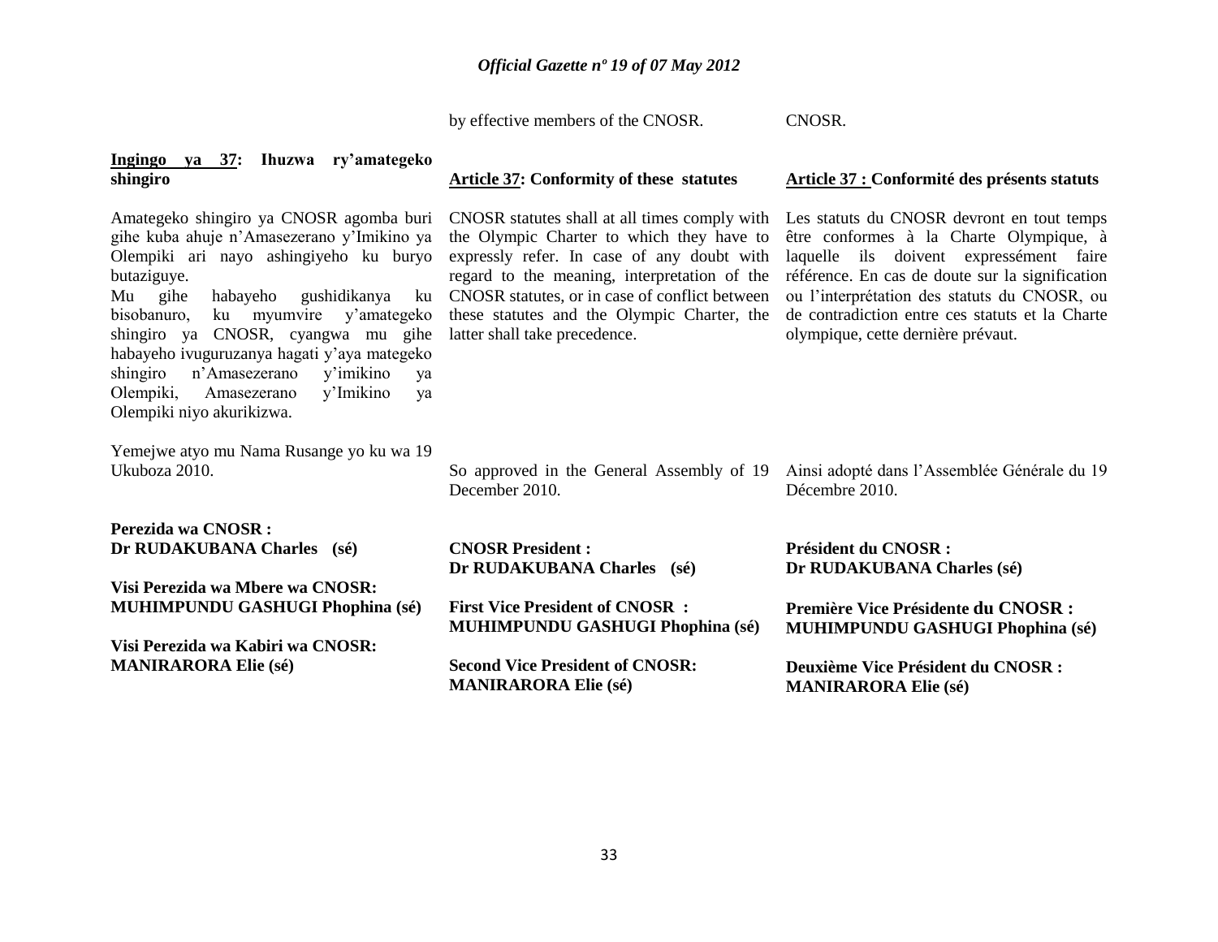by effective members of the CNOSR.

CNOSR.

**Ingingo ya 37: Ihuzwa ry'amategeko shingiro**

Amategeko shingiro ya CNOSR agomba buri gihe kuba ahuje n'Amasezerano y'Imikino ya Olempiki ari nayo ashingiyeho ku buryo butaziguye.
Mu gihe habayeho gushidikanya ku bisobanuro, ku myumvire y'amategeko shingiro ya CNOSR, cyangwa mu gihe habayeho ivuguruzanya hagati y'aya mategeko shingiro n'Amasezerano y'imikino ya Olempiki, Amasezerano y'Imikino ya Olempiki niyo akurikizwa.

Yemejwe atyo mu Nama Rusange yo ku wa 19 Ukuboza 2010.

**Perezida wa CNOSR :**
**Dr RUDAKUBANA Charles (sé)**

**Visi Perezida wa Mbere wa CNOSR:**
**MUHIMPUNDU GASHUGI Phophina (sé)**

**Visi Perezida wa Kabiri wa CNOSR:**
**MANIRARORA Elie (sé)**

**Article 37: Conformity of these statutes**

CNOSR statutes shall at all times comply with the Olympic Charter to which they have to expressly refer. In case of any doubt with regard to the meaning, interpretation of the CNOSR statutes, or in case of conflict between these statutes and the Olympic Charter, the latter shall take precedence.

So approved in the General Assembly of 19 December 2010.

**CNOSR President :**
**Dr RUDAKUBANA Charles (sé)**

**First Vice President of CNOSR :**
**MUHIMPUNDU GASHUGI Phophina (sé)**

**Second Vice President of CNOSR:**
**MANIRARORA Elie (sé)**

**Article 37 : Conformité des présents statuts**

Les statuts du CNOSR devront en tout temps être conformes à la Charte Olympique, à laquelle ils doivent expressément faire référence. En cas de doute sur la signification ou l'interprétation des statuts du CNOSR, ou de contradiction entre ces statuts et la Charte olympique, cette dernière prévaut.

Ainsi adopté dans l'Assemblée Générale du 19 Décembre 2010.

**Président du CNOSR :**
**Dr RUDAKUBANA Charles (sé)**

**Première Vice Présidente du CNOSR :**
**MUHIMPUNDU GASHUGI Phophina (sé)**

**Deuxième Vice Président du CNOSR :**
**MANIRARORA Elie (sé)**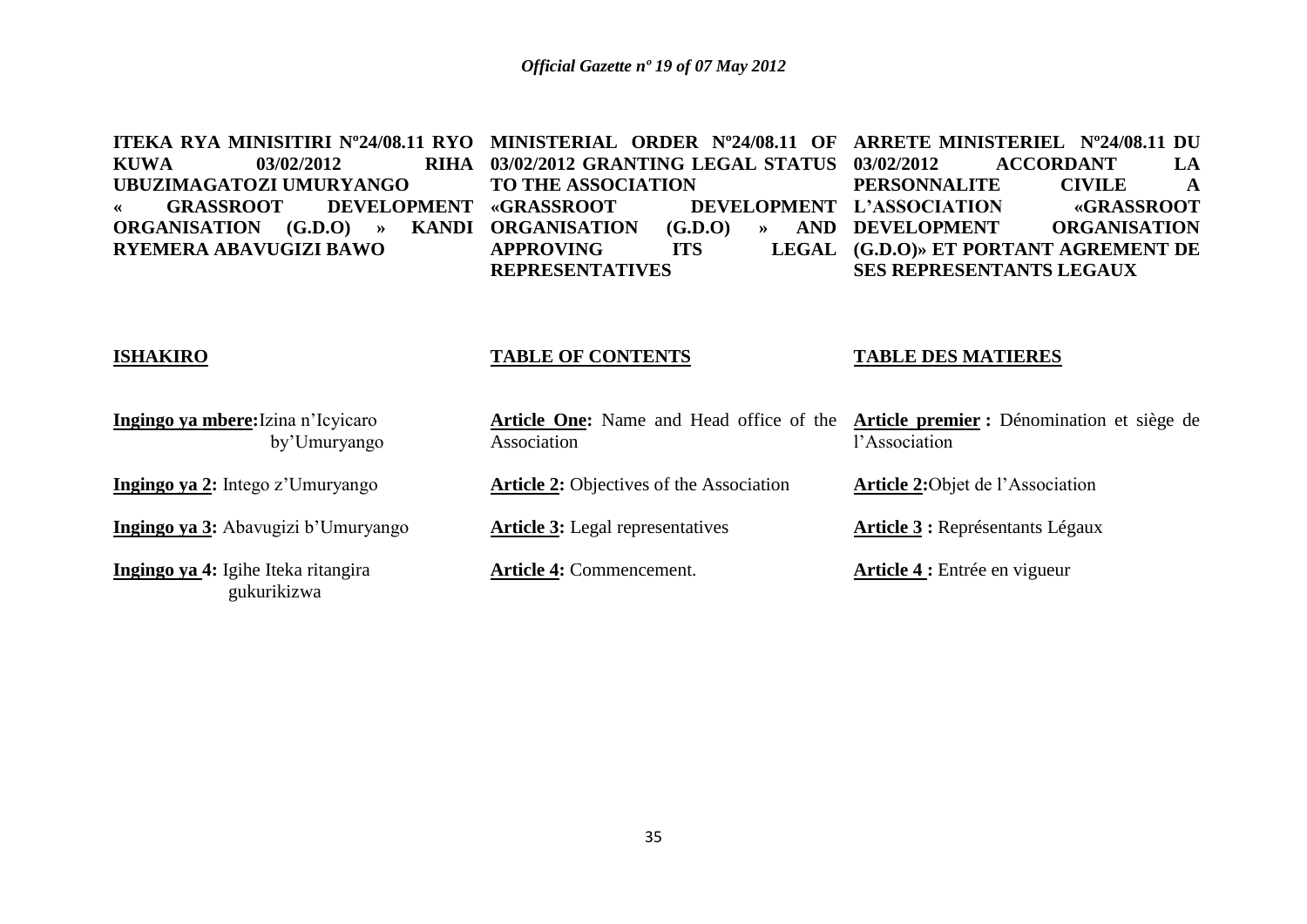**ITEKA RYA MINISITIRI Nº24/08.11 RYO KUWA 03/02/2012 RIHA UBUZIMAGATOZI UMURYANGO « GRASSROOT DEVELOPMENT ORGANISATION (G.D.O) » KANDI RYEMERA ABAVUGIZI BAWO**

**ISHAKIRO**

**Ingingo ya mbere:**Izina n'Icyicaro by'Umuryango

**Ingingo ya 2:** Intego z'Umuryango

**Ingingo ya 3:** Abavugizi b'Umuryango

**Ingingo ya 4:** Igihe Iteka ritangira gukurikizwa

**MINISTERIAL ORDER Nº24/08.11 OF 03/02/2012 GRANTING LEGAL STATUS TO THE ASSOCIATION «GRASSROOT DEVELOPMENT ORGANISATION (G.D.O) » AND APPROVING ITS LEGAL REPRESENTATIVES**

**TABLE OF CONTENTS**

**Article One:** Name and Head office of the Association

**Article 2:** Objectives of the Association

**Article 3:** Legal representatives

**Article 4:** Commencement.

**ARRETE MINISTERIEL Nº24/08.11 DU 03/02/2012 ACCORDANT LA PERSONNALITE CIVILE A L'ASSOCIATION «GRASSROOT DEVELOPMENT ORGANISATION (G.D.O)» ET PORTANT AGREMENT DE SES REPRESENTANTS LEGAUX**

**TABLE DES MATIERES**

**Article premier :** Dénomination et siège de l'Association

**Article 2:**Objet de l'Association

**Article 3 :** Représentants Légaux

**Article 4 :** Entrée en vigueur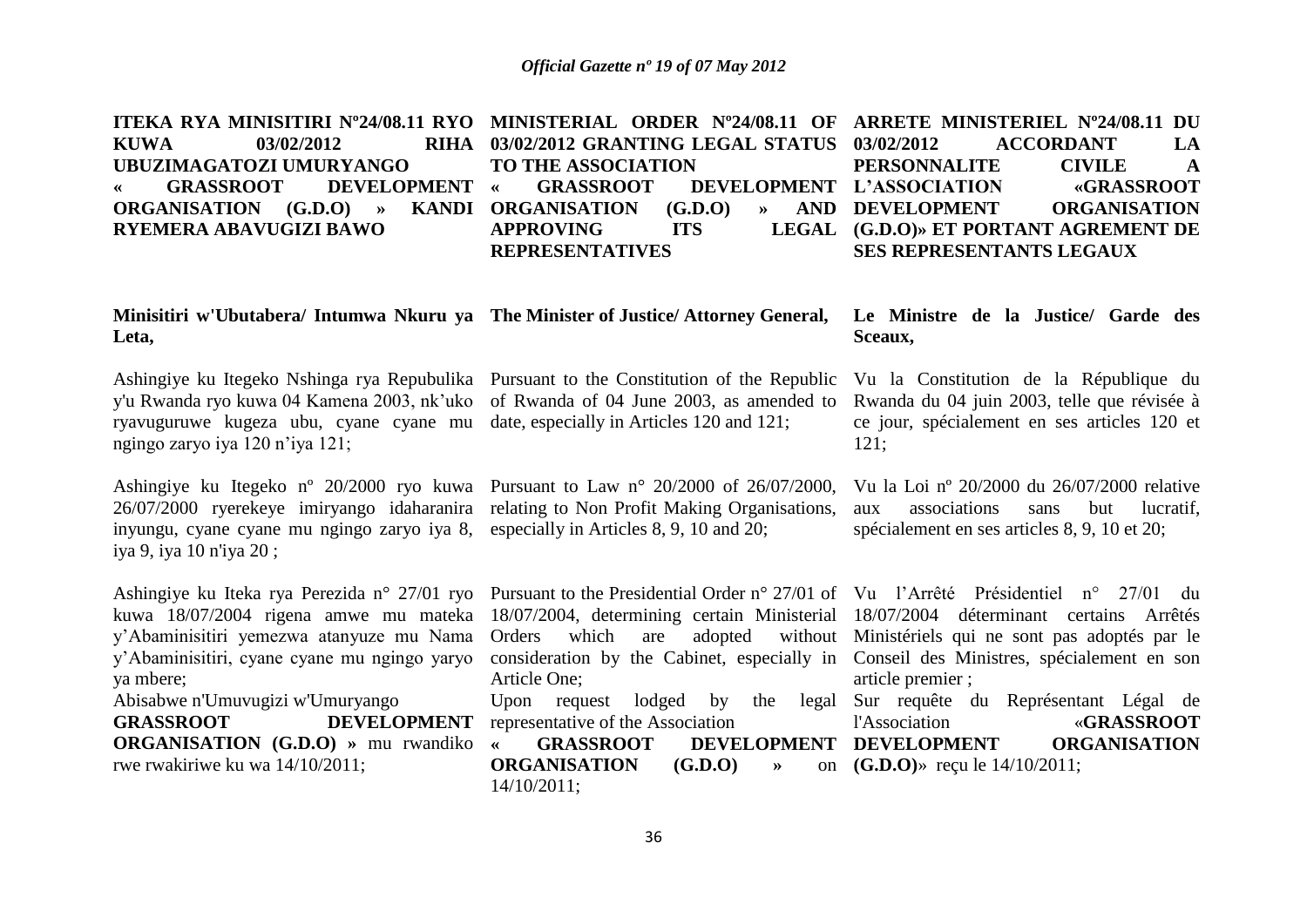**ITEKA RYA MINISITIRI Nº24/08.11 RYO KUWA 03/02/2012 RIHA UBUZIMAGATOZI UMURYANGO « GRASSROOT DEVELOPMENT ORGANISATION (G.D.O) » KANDI RYEMERA ABAVUGIZI BAWO**

**Minisitiri w'Ubutabera/ Intumwa Nkuru ya Leta,**

Ashingiye ku Itegeko Nshinga rya Repubulika y'u Rwanda ryo kuwa 04 Kamena 2003, nk'uko ryavuguruwe kugeza ubu, cyane cyane mu ngingo zaryo iya 120 n'iya 121;

Ashingiye ku Itegeko nº 20/2000 ryo kuwa 26/07/2000 ryerekeye imiryango idaharanira inyungu, cyane cyane mu ngingo zaryo iya 8, iya 9, iya 10 n'iya 20 ;

Ashingiye ku Iteka rya Perezida n° 27/01 ryo kuwa 18/07/2004 rigena amwe mu mateka y'Abaminisitiri yemezwa atanyuze mu Nama y'Abaminisitiri, cyane cyane mu ngingo yaryo ya mbere;

Abisabwe n'Umuvugizi w'Umuryango **GRASSROOT DEVELOPMENT ORGANISATION (G.D.O) »** mu rwandiko rwe rwakiriwe ku wa 14/10/2011;

**MINISTERIAL ORDER Nº24/08.11 OF 03/02/2012 GRANTING LEGAL STATUS TO THE ASSOCIATION « GRASSROOT DEVELOPMENT ORGANISATION (G.D.O) » AND APPROVING ITS LEGAL REPRESENTATIVES**

**The Minister of Justice/ Attorney General,**

Pursuant to the Constitution of the Republic of Rwanda of 04 June 2003, as amended to date, especially in Articles 120 and 121;

Pursuant to Law n° 20/2000 of 26/07/2000, relating to Non Profit Making Organisations, especially in Articles 8, 9, 10 and 20;

Pursuant to the Presidential Order n° 27/01 of 18/07/2004, determining certain Ministerial Orders which are adopted without consideration by the Cabinet, especially in Article One;

Upon request lodged by the legal representative of the Association **« GRASSROOT DEVELOPMENT ORGANISATION (G.D.O) »** on 14/10/2011;

**ARRETE MINISTERIEL Nº24/08.11 DU 03/02/2012 ACCORDANT LA PERSONNALITE CIVILE A L'ASSOCIATION «GRASSROOT DEVELOPMENT ORGANISATION (G.D.O)» ET PORTANT AGREMENT DE SES REPRESENTANTS LEGAUX**

**Le Ministre de la Justice/ Garde des Sceaux,**

Vu la Constitution de la République du Rwanda du 04 juin 2003, telle que révisée à ce jour, spécialement en ses articles 120 et 121;

Vu la Loi nº 20/2000 du 26/07/2000 relative aux associations sans but lucratif, spécialement en ses articles 8, 9, 10 et 20;

Vu l'Arrêté Présidentiel n° 27/01 du 18/07/2004 déterminant certains Arrêtés Ministériels qui ne sont pas adoptés par le Conseil des Ministres, spécialement en son article premier ;

Sur requête du Représentant Légal de l'Association «**GRASSROOT DEVELOPMENT ORGANISATION (G.D.O)**» reçu le 14/10/2011;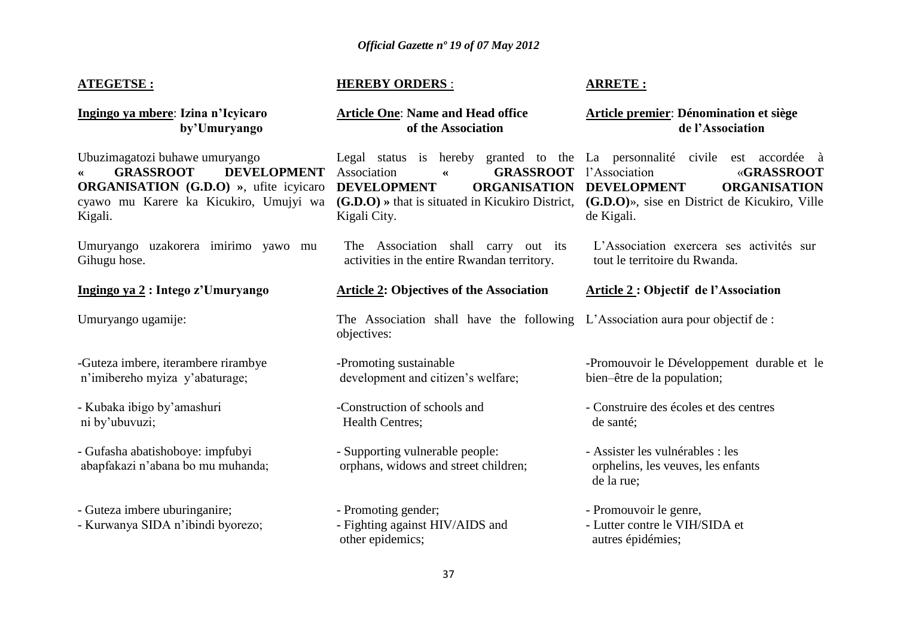**ATEGETSE :**

**Ingingo ya mbere: Izina n'Icyicaro by'Umuryango**

Ubuzimagatozi buhawe umuryango **« GRASSROOT DEVELOPMENT ORGANISATION (G.D.O) »**, ufite icyicaro cyawo mu Karere ka Kicukiro, Umujyi wa Kigali.

Umuryango uzakorera imirimo yawo mu Gihugu hose.

**Ingingo ya 2 : Intego z'Umuryango**

Umuryango ugamije:

- Guteza imbere, iterambere rirambye n'imibereho myiza y'abaturage;
- Kubaka ibigo by'amashuri ni by'ubuvuzi;
- Gufasha abatishoboye: impfubyi abapfakazi n'abana bo mu muhanda;
- Guteza imbere uburinganire;
- Kurwanya SIDA n'ibindi byorezo;

**HEREBY ORDERS** :

**Article One: Name and Head office of the Association**

Legal status is hereby granted to the Association **« GRASSROOT DEVELOPMENT ORGANISATION (G.D.O) »** that is situated in Kicukiro District, Kigali City.

The Association shall carry out its activities in the entire Rwandan territory.

**Article 2: Objectives of the Association**

The Association shall have the following objectives:

- Promoting sustainable development and citizen's welfare;
- Construction of schools and Health Centres;
- Supporting vulnerable people: orphans, widows and street children;
- Promoting gender;
- Fighting against HIV/AIDS and other epidemics;

**ARRETE :**

**Article premier: Dénomination et siège de l'Association**

La personnalité civile est accordée à l'Association «**GRASSROOT DEVELOPMENT ORGANISATION (G.D.O)**», sise en District de Kicukiro, Ville de Kigali.

L'Association exercera ses activités sur tout le territoire du Rwanda.

**Article 2 : Objectif de l'Association**

L'Association aura pour objectif de :

- Promouvoir le Développement durable et le bien–être de la population;
- Construire des écoles et des centres de santé;
- Assister les vulnérables : les orphelins, les veuves, les enfants de la rue;
- Promouvoir le genre,
- Lutter contre le VIH/SIDA et autres épidémies;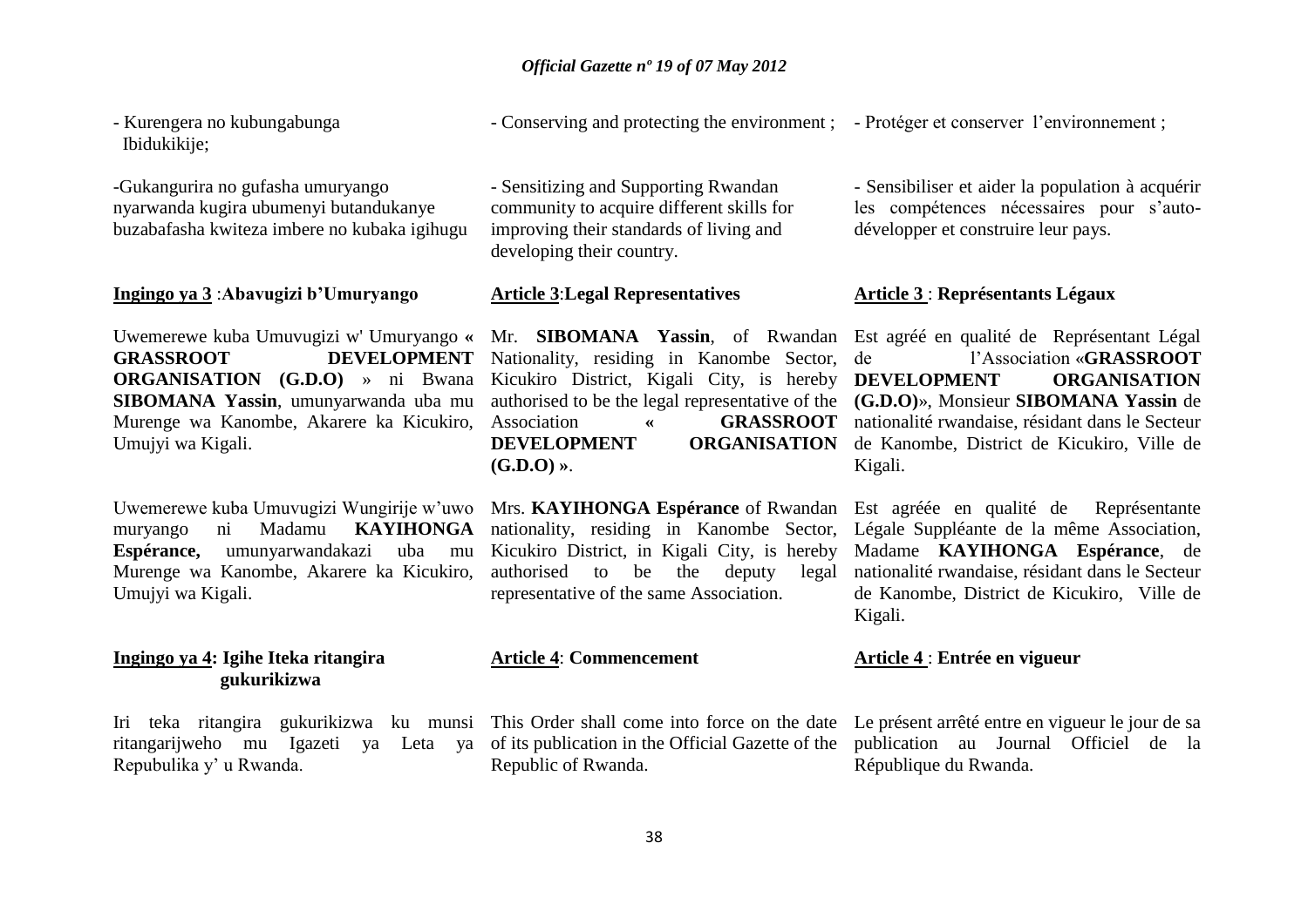- Kurengera no kubungabunga Ibidukikije;

-Gukangurira no gufasha umuryango nyarwanda kugira ubumenyi butandukanye buzabafasha kwiteza imbere no kubaka igihugu

**Ingingo ya 3** :**Abavugizi b'Umuryango**

Uwemerewe kuba Umuvugizi w' Umuryango « **GRASSROOT DEVELOPMENT ORGANISATION (G.D.O)** » ni Bwana **SIBOMANA Yassin**, umunyarwanda uba mu Murenge wa Kanombe, Akarere ka Kicukiro, Umujyi wa Kigali.

Uwemerewe kuba Umuvugizi Wungirije w'uwo muryango ni Madamu **KAYIHONGA Espérance,** umunyarwandakazi uba mu Murenge wa Kanombe, Akarere ka Kicukiro, Umujyi wa Kigali.

**Ingingo ya 4: Igihe Iteka ritangira gukurikizwa**

Iri teka ritangira gukurikizwa ku munsi ritangarijweho mu Igazeti ya Leta ya Repubulika y' u Rwanda.

- Conserving and protecting the environment ;

- Sensitizing and Supporting Rwandan community to acquire different skills for improving their standards of living and developing their country.

**Article 3**:**Legal Representatives**

Mr. **SIBOMANA Yassin**, of Rwandan Nationality, residing in Kanombe Sector, Kicukiro District, Kigali City, is hereby authorised to be the legal representative of the Association « **GRASSROOT DEVELOPMENT ORGANISATION (G.D.O)** ».

Mrs. **KAYIHONGA Espérance** of Rwandan nationality, residing in Kanombe Sector, Kicukiro District, in Kigali City, is hereby authorised to be the deputy legal representative of the same Association.

**Article 4**: **Commencement**

This Order shall come into force on the date of its publication in the Official Gazette of the Republic of Rwanda.

- Protéger et conserver l'environnement ;

- Sensibiliser et aider la population à acquérir les compétences nécessaires pour s'auto-développer et construire leur pays.

**Article 3** : **Représentants Légaux**

Est agréé en qualité de Représentant Légal de l'Association «**GRASSROOT DEVELOPMENT ORGANISATION (G.D.O)**», Monsieur **SIBOMANA Yassin** de nationalité rwandaise, résidant dans le Secteur de Kanombe, District de Kicukiro, Ville de Kigali.

Est agréée en qualité de Représentante Légale Suppléante de la même Association, Madame **KAYIHONGA Espérance**, de nationalité rwandaise, résidant dans le Secteur de Kanombe, District de Kicukiro, Ville de Kigali.

**Article 4** : **Entrée en vigueur**

Le présent arrêté entre en vigueur le jour de sa publication au Journal Officiel de la République du Rwanda.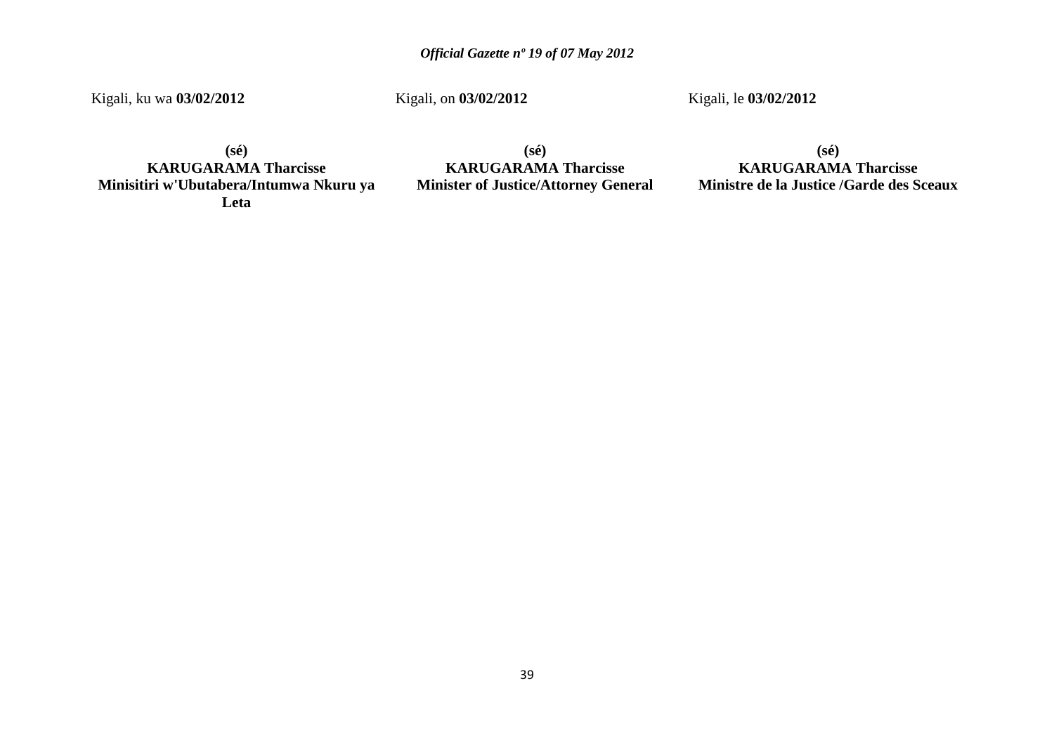Kigali, ku wa **03/02/2012**

**(sé)**
**KARUGARAMA Tharcisse**
**Minisitiri w'Ubutabera/Intumwa Nkuru ya Leta**

Kigali, on **03/02/2012**

**(sé)**
**KARUGARAMA Tharcisse**
**Minister of Justice/Attorney General**

Kigali, le **03/02/2012**

**(sé)**
**KARUGARAMA Tharcisse**
**Ministre de la Justice /Garde des Sceaux**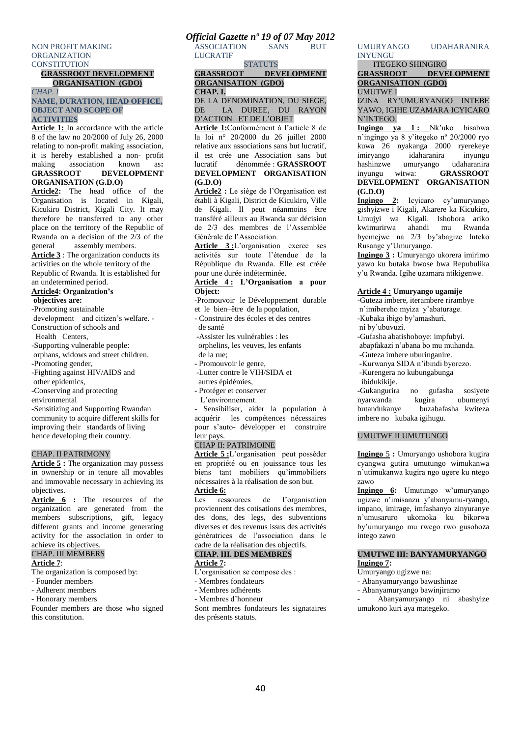NON PROFIT MAKING ORGANIZATION CONSTITUTION

**GRASSROOT DEVELOPMENT ORGANISATION (GDO)**

*CHAP. I*

**NAME, DURATION, HEAD OFFICE, OBJECT AND SCOPE OF ACTIVITIES**

**Article 1:** In accordance with the article 8 of the law no 20/2000 of July 26, 2000 relating to non-profit making association, it is hereby established a non- profit making association known as**: GRASSROOT DEVELOPMENT ORGANISATION (G.D.O)**

**Article2:** The head office of the Organisation is located in Kigali, Kicukiro District, Kigali City. It may therefore be transferred to any other place on the territory of the Republic of Rwanda on a decision of the 2/3 of the general assembly members.

**Article 3** : The organization conducts its activities on the whole territory of the Republic of Rwanda. It is established for an undetermined period.

**Article4: Organization's objectives are:**

-Promoting sustainable development and citizen's welfare.
-Construction of schools and Health Centers,
-Supporting vulnerable people: orphans, widows and street children.
-Promoting gender,
-Fighting against HIV/AIDS and other epidemics,
-Conserving and protecting environmental
-Sensitizing and Supporting Rwandan community to acquire different skills for improving their standards of living hence developing their country.

CHAP. II PATRIMONY

**Article 5 :** The organization may possess in ownership or in tenure all movables and immovable necessary in achieving its objectives.

**Article 6 :** The resources of the organization are generated from the members subscriptions, gift, legacy different grants and income generating activity for the association in order to achieve its objectives.

CHAP. III MEMBERS

**Article 7**:

The organization is composed by:

- Founder members
- Adherent members
- Honorary members

Founder members are those who signed this constitution.

ASSOCIATION SANS BUT LUCRATIF

STATUTS

**GRASSROOT DEVELOPMENT ORGANISATION (GDO)**

**CHAP. I.**

DE LA DENOMINATION, DU SIEGE, DE LA DUREE, DU RAYON D'ACTION ET DE L'OBJET

**Article 1:**Conformément à l'article 8 de la loi n° 20/2000 du 26 juillet 2000 relative aux associations sans but lucratif, il est crée une Association sans but lucratif dénommée : **GRASSROOT DEVELOPMENT ORGANISATION (G.D.O)**

**Article2 :** Le siège de l'Organisation est établi à Kigali, District de Kicukiro, Ville de Kigali. Il peut néanmoins être transféré ailleurs au Rwanda sur décision de 2/3 des membres de l'Assemblée Générale de l'Association.

**Article 3 :**L'organisation exerce ses activités sur toute l'étendue de la République du Rwanda. Elle est créée pour une durée indéterminée.

**Article 4 : L'Organisation a pour Object:**

-Promouvoir le Développement durable et le bien–être de la population,
- Construire des écoles et des centres de santé
-Assister les vulnérables : les orphelins, les veuves, les enfants de la rue;
- Promouvoir le genre,
-Lutter contre le VIH/SIDA et autres épidémies,
- Protéger et conserver L'environnement.
- Sensibiliser, aider la population à acquérir les compétences nécessaires pour s'auto- développer et construire leur pays.

CHAP II: PATRIMOINE

**Article 5 :**L'organisation peut posséder en propriété ou en jouissance tous les biens tant mobiliers qu'immobiliers nécessaires à la réalisation de son but.

**Article 6:**

Les ressources de l'organisation proviennent des cotisations des membres, des dons, des legs, des subventions diverses et des revenus issus des activités génératrices de l'association dans le cadre de la réalisation des objectifs.

**CHAP. III. DES MEMBRES**

**Article 7:**

L'organisation se compose des :

- Membres fondateurs
- Membres adhérents
- Membres d'honneur

Sont membres fondateurs les signataires des présents statuts.

UMURYANGO UDAHARANIRA INYUNGU

ITEGEKO SHINGIRO

**GRASSROOT DEVELOPMENT ORGANISATION (GDO)**

UMUTWE I

IZINA RY'UMURYANGO INTEBE YAWO, IGIHE UZAMARA ICYICARO N'INTEGO.

**Ingingo ya 1 :** Nk'uko bisabwa n'ingingo ya 8 y'itegeko nº 20/2000 ryo kuwa 26 nyakanga 2000 ryerekeye imiryango idaharanira inyungu hashinzwe umuryango udaharanira inyungu witwa: **GRASSROOT DEVELOPMENT ORGANISATION (G.D.O)**

**Ingingo 2:** Icyicaro cy'umuryango gishyizwe i Kigali, Akarere ka Kicukiro, Umujyi wa Kigali. Ishobora ariko kwimurirwa ahandi mu Rwanda byemejwe na 2/3 by'abagize Inteko Rusange y'Umuryango.

**Ingingo 3 :** Umuryango ukorera imirimo yawo ku butaka bwose bwa Repubulika y'u Rwanda. Igihe uzamara ntikigenwe.

**Article 4 : Umuryango ugamije**

-Guteza imbere, iterambere rirambye n'imibereho myiza y'abaturage.
-Kubaka ibigo by'amashuri, ni by'ubuvuzi.
-Gufasha abatishoboye: impfubyi. abapfakazi n'abana bo mu muhanda.
-Guteza imbere uburinganire.
-Kurwanya SIDA n'ibindi byorezo.
-Kurengera no kubungabunga ibidukikije.
-Gukangurira no gufasha sosiyete nyarwanda kugira ubumenyi butandukanye buzabafasha kwiteza imbere no kubaka igihugu.

UMUTWE II UMUTUNGO

**Ingingo** 5 **:** Umuryango ushobora kugira cyangwa gutira umutungo wimukanwa n'utimukanwa kugira ngo ugere ku ntego zawo

**Ingingo 6:** Umutungo w'umuryango ugizwe n'imisanzu y'abanyamu-ryango, impano, imirage, imfashanyo zinyuranye n'umusaruro ukomoka ku bikorwa by'umuryango mu rwego rwo gusohoza intego zawo

**UMUTWE III: BANYAMURYANGO**

**Ingingo 7:**

Umuryango ugizwe na:

- Abanyamuryango bawushinze
- Abanyamuryango bawinjiramo
- Abanyamuryango ni abashyize umukono kuri aya mategeko.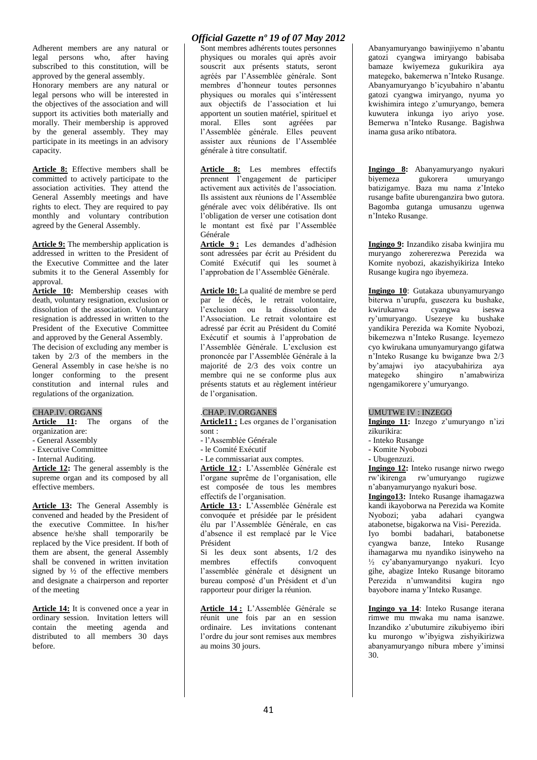Adherent members are any natural or legal persons who, after having subscribed to this constitution, will be approved by the general assembly.

Honorary members are any natural or legal persons who will be interested in the objectives of the association and will support its activities both materially and morally. Their membership is approved by the general assembly. They may participate in its meetings in an advisory capacity.

**Article 8:** Effective members shall be committed to actively participate to the association activities. They attend the General Assembly meetings and have rights to elect. They are required to pay monthly and voluntary contribution agreed by the General Assembly.

**Article 9:** The membership application is addressed in written to the President of the Executive Committee and the later submits it to the General Assembly for approval.

**Article 10:** Membership ceases with death, voluntary resignation, exclusion or dissolution of the association. Voluntary resignation is addressed in written to the President of the Executive Committee and approved by the General Assembly.

The decision of excluding any member is taken by 2/3 of the members in the General Assembly in case he/she is no longer conforming to the present constitution and internal rules and regulations of the organization.

## CHAP.IV. ORGANS

**Article 11:** The organs of the organization are:

- General Assembly
- Executive Committee
- Internal Auditing.

**Article 12:** The general assembly is the supreme organ and its composed by all effective members.

**Article 13:** The General Assembly is convened and headed by the President of the executive Committee. In his/her absence he/she shall temporarily be replaced by the Vice president. If both of them are absent, the general Assembly shall be convened in written invitation signed by ½ of the effective members and designate a chairperson and reporter of the meeting

**Article 14:** It is convened once a year in ordinary session. Invitation letters will contain the meeting agenda and distributed to all members 30 days before.

Sont membres adhérents toutes personnes physiques ou morales qui après avoir souscrit aux présents statuts, seront agréés par l'Assemblée générale. Sont membres d'honneur toutes personnes physiques ou morales qui s'intéressent aux objectifs de l'association et lui apportent un soutien matériel, spirituel et moral. Elles sont agréées par l'Assemblée générale. Elles peuvent assister aux réunions de l'Assemblée générale à titre consultatif.

**Article 8:** Les membres effectifs prennent l'engagement de participer activement aux activités de l'association. Ils assistent aux réunions de l'Assemblée générale avec voix délibérative. Ils ont l'obligation de verser une cotisation dont le montant est fixé par l'Assemblée Générale

**Article 9 :** Les demandes d'adhésion sont adressées par écrit au Président du Comité Exécutif qui les soumet à l'approbation de l'Assemblée Générale.

**Article 10:** La qualité de membre se perd par le décès, le retrait volontaire, l'exclusion ou la dissolution de l'Association. Le retrait volontaire est adressé par écrit au Président du Comité Exécutif et soumis à l'approbation de l'Assemblée Générale. L'exclusion est prononcée par l'Assemblée Générale à la majorité de 2/3 des voix contre un membre qui ne se conforme plus aux présents statuts et au règlement intérieur de l'organisation.

## .CHAP. IV.ORGANES

**Article11 :** Les organes de l'organisation sont :

- l'Assemblée Générale
- le Comité Exécutif
- Le commissariat aux comptes.

**Article 12 :** L'Assemblée Générale est l'organe suprême de l'organisation, elle est composée de tous les membres effectifs de l'organisation.

**Article 13 :** L'Assemblée Générale est convoquée et présidée par le président élu par l'Assemblée Générale, en cas d'absence il est remplacé par le Vice Président

Si les deux sont absents, 1/2 des membres effectifs convoquent l'assemblée générale et désignent un bureau composé d'un Président et d'un rapporteur pour diriger la réunion.

**Article 14 :** L'Assemblée Générale se réunit une fois par an en session ordinaire. Les invitations contenant l'ordre du jour sont remises aux membres au moins 30 jours.

Abanyamuryango bawinjiyemo n'abantu gatozi cyangwa imiryango babisaba bamaze kwiyemeza gukurikira aya mategeko, bakemerwa n'Inteko Rusange. Abanyamuryango b'icyubahiro n'abantu gatozi cyangwa imiryango, nyuma yo kwishimira intego z'umuryango, bemera kuwutera inkunga iyo ariyo yose. Bemerwa n'Inteko Rusange. Bagishwa inama gusa ariko ntibatora.

**Ingingo 8:** Abanyamuryango nyakuri biyemeza gukorera umuryango batizigamye. Baza mu nama z'Inteko rusange bafite uburenganzira bwo gutora. Bagomba gutanga umusanzu ugenwa n'Inteko Rusange.

**Ingingo 9:** Inzandiko zisaba kwinjira mu muryango zohererezwa Perezida wa Komite nyobozi, akazishyikiriza Inteko Rusange kugira ngo ibyemeza.

**Ingingo 10**: Gutakaza ubunyamuryango biterwa n'urupfu, gusezera ku bushake, kwirukanwa cyangwa iseswa ry'umuryango. Usezeye ku bushake yandikira Perezida wa Komite Nyobozi, bikemezwa n'Inteko Rusange. Icyemezo cyo kwirukana umunyamuryango gifatwa n'Inteko Rusange ku bwiganze bwa 2/3 by'amajwi iyo atacyubahiriza aya mategeko shingiro n'amabwiriza ngengamikorere y'umuryango.

## UMUTWE IV : INZEGO

**Ingingo 11:** Inzego z'umuryango n'izi zikurikira:

- Inteko Rusange
- Komite Nyobozi
- Ubugenzuzi.

**Ingingo 12:** Inteko rusange nirwo rwego rw'ikirenga rw'umuryango rugizwe n'abanyamuryango nyakuri bose.

**Ingingo13:** Inteko Rusange ihamagazwa kandi ikayoborwa na Perezida wa Komite Nyobozi; yaba adahari cyangwa atabonetse, bigakorwa na Visi- Perezida. Iyo bombi badahari, batabonetse cyangwa banze, Inteko Rusange ihamagarwa mu nyandiko isinyweho na ½ cy'abanyamuryango nyakuri. Icyo gihe, abagize Inteko Rusange bitoramo Perezida n'umwanditsi kugira ngo bayobore inama y'Inteko Rusange.

**Ingingo ya 14**: Inteko Rusange iterana rimwe mu mwaka mu nama isanzwe. Inzandiko z'ubutumire zikubiyemo ibiri ku murongo w'ibyigwa zishyikirizwa abanyamuryango nibura mbere y'iminsi 30.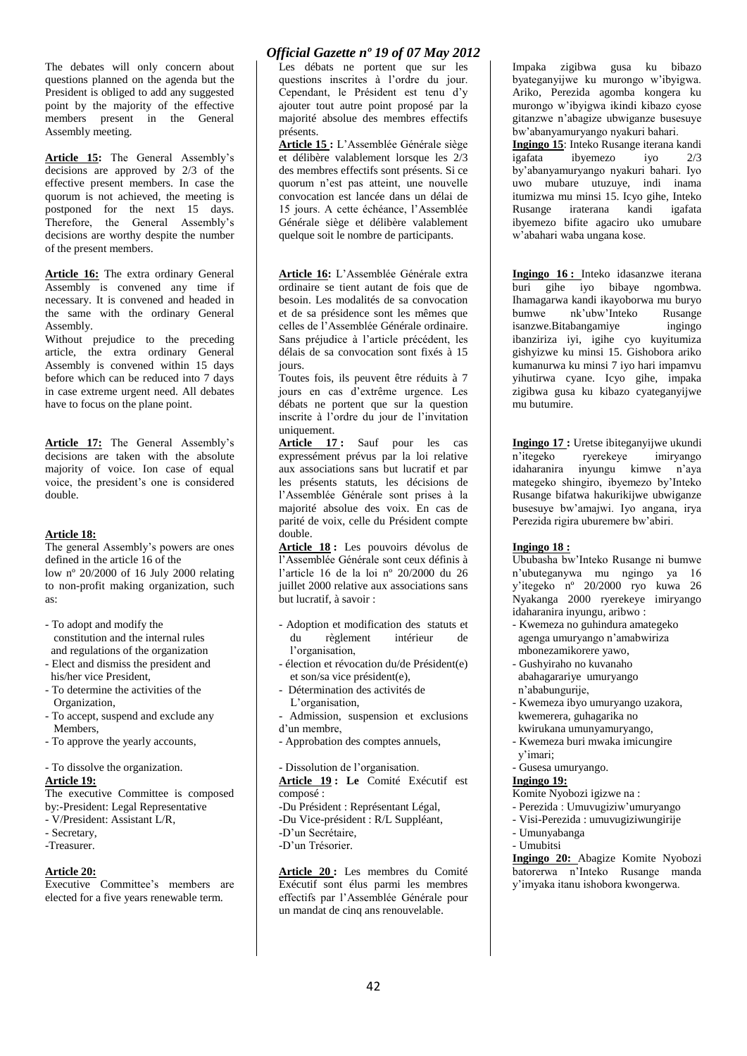The debates will only concern about questions planned on the agenda but the President is obliged to add any suggested point by the majority of the effective members present in the General Assembly meeting.

**Article 15:** The General Assembly's decisions are approved by 2/3 of the effective present members. In case the quorum is not achieved, the meeting is postponed for the next 15 days. Therefore, the General Assembly's decisions are worthy despite the number of the present members.

**Article 16:** The extra ordinary General Assembly is convened any time if necessary. It is convened and headed in the same with the ordinary General Assembly.

Without prejudice to the preceding article, the extra ordinary General Assembly is convened within 15 days before which can be reduced into 7 days in case extreme urgent need. All debates have to focus on the plane point.

**Article 17:** The General Assembly's decisions are taken with the absolute majority of voice. Ion case of equal voice, the president's one is considered double.

**Article 18:**

The general Assembly's powers are ones defined in the article 16 of the low nº 20/2000 of 16 July 2000 relating to non-profit making organization, such as:

- To adopt and modify the constitution and the internal rules and regulations of the organization
- Elect and dismiss the president and his/her vice President,
- To determine the activities of the Organization,
- To accept, suspend and exclude any Members,
- To approve the yearly accounts,
- To dissolve the organization.

**Article 19:**

The executive Committee is composed by:-President: Legal Representative

- V/President: Assistant L/R,
- Secretary,
- Treasurer.

**Article 20:**

Executive Committee's members are elected for a five years renewable term.

Les débats ne portent que sur les questions inscrites à l'ordre du jour. Cependant, le Président est tenu d'y ajouter tout autre point proposé par la majorité absolue des membres effectifs présents.

**Article 15 :** L'Assemblée Générale siège et délibère valablement lorsque les 2/3 des membres effectifs sont présents. Si ce quorum n'est pas atteint, une nouvelle convocation est lancée dans un délai de 15 jours. A cette échéance, l'Assemblée Générale siège et délibère valablement quelque soit le nombre de participants.

**Article 16:** L'Assemblée Générale extra ordinaire se tient autant de fois que de besoin. Les modalités de sa convocation et de sa présidence sont les mêmes que celles de l'Assemblée Générale ordinaire. Sans préjudice à l'article précédent, les délais de sa convocation sont fixés à 15 jours.

Toutes fois, ils peuvent être réduits à 7 jours en cas d'extrême urgence. Les débats ne portent que sur la question inscrite à l'ordre du jour de l'invitation uniquement.

**Article 17 :** Sauf pour les cas expressément prévus par la loi relative aux associations sans but lucratif et par les présents statuts, les décisions de l'Assemblée Générale sont prises à la majorité absolue des voix. En cas de parité de voix, celle du Président compte double.

**Article 18 :** Les pouvoirs dévolus de l'Assemblée Générale sont ceux définis à l'article 16 de la loi nº 20/2000 du 26 juillet 2000 relative aux associations sans but lucratif, à savoir :

- Adoption et modification des statuts et du règlement intérieur de l'organisation,
- élection et révocation du/de Président(e) et son/sa vice président(e),
- Détermination des activités de L'organisation,
- Admission, suspension et exclusions d'un membre,
- Approbation des comptes annuels,
- Dissolution de l'organisation.

**Article 19 : Le** Comité Exécutif est composé :

- Du Président : Représentant Légal,
- Du Vice-président : R/L Suppléant,
- D'un Secrétaire,
- D'un Trésorier.

**Article 20 :** Les membres du Comité Exécutif sont élus parmi les membres effectifs par l'Assemblée Générale pour un mandat de cinq ans renouvelable.

Impaka zigibwa gusa ku bibazo byateganyijwe ku murongo w'ibyigwa. Ariko, Perezida agomba kongera ku murongo w'ibyigwa ikindi kibazo cyose gitanzwe n'abagize ubwiganze busesuye bw'abanyamuryango nyakuri bahari.

**Ingingo 15**: Inteko Rusange iterana kandi igafata ibyemezo iyo 2/3 by'abanyamuryango nyakuri bahari. Iyo uwo mubare utuzuye, indi inama itumizwa mu minsi 15. Icyo gihe, Inteko Rusange iraterana kandi igafata ibyemezo bifite agaciro uko umubare w'abahari waba ungana kose.

**Ingingo 16 :** Inteko idasanzwe iterana buri gihe iyo bibaye ngombwa. Ihamagarwa kandi ikayoborwa mu buryo bumwe nk'ubw'Inteko Rusange isanzwe.Bitabangamiye ingingo ibanziriza iyi, igihe cyo kuyitumiza gishyizwe ku minsi 15. Gishobora ariko kumanurwa ku minsi 7 iyo hari impamvu yihutirwa cyane. Icyo gihe, impaka zigibwa gusa ku kibazo cyateganyijwe mu butumire.

**Ingingo 17 :** Uretse ibiteganyijwe ukundi n'itegeko ryerekeye imiryango idaharanira inyungu kimwe n'aya mategeko shingiro, ibyemezo by'Inteko Rusange bifatwa hakurikijwe ubwiganze busesuye bw'amajwi. Iyo angana, irya Perezida rigira uburemere bw'abiri.

**Ingingo 18 :**

Ububasha bw'Inteko Rusange ni bumwe n'ubuteganywa mu ngingo ya 16 y'itegeko nº 20/2000 ryo kuwa 26 Nyakanga 2000 ryerekeye imiryango idaharanira inyungu, aribwo :

- Kwemeza no guhindura amategeko agenga umuryango n'amabwiriza mbonezamikorere yawo,
- Gushyiraho no kuvanaho abahagarariye umuryango n'ababungurije,
- Kwemeza ibyo umuryango uzakora, kwemerera, guhagarika no kwirukana umunyamuryango,
- Kwemeza buri mwaka imicungire y'imari;
- Gusesa umuryango.

**Ingingo 19:**

Komite Nyobozi igizwe na :

- Perezida : Umuvugiziw'umuryango
- Visi-Perezida : umuvugiziwungirije
- Umunyabanga
- Umubitsi

**Ingingo 20:** Abagize Komite Nyobozi batorerwa n'Inteko Rusange manda y'imyaka itanu ishobora kwongerwa.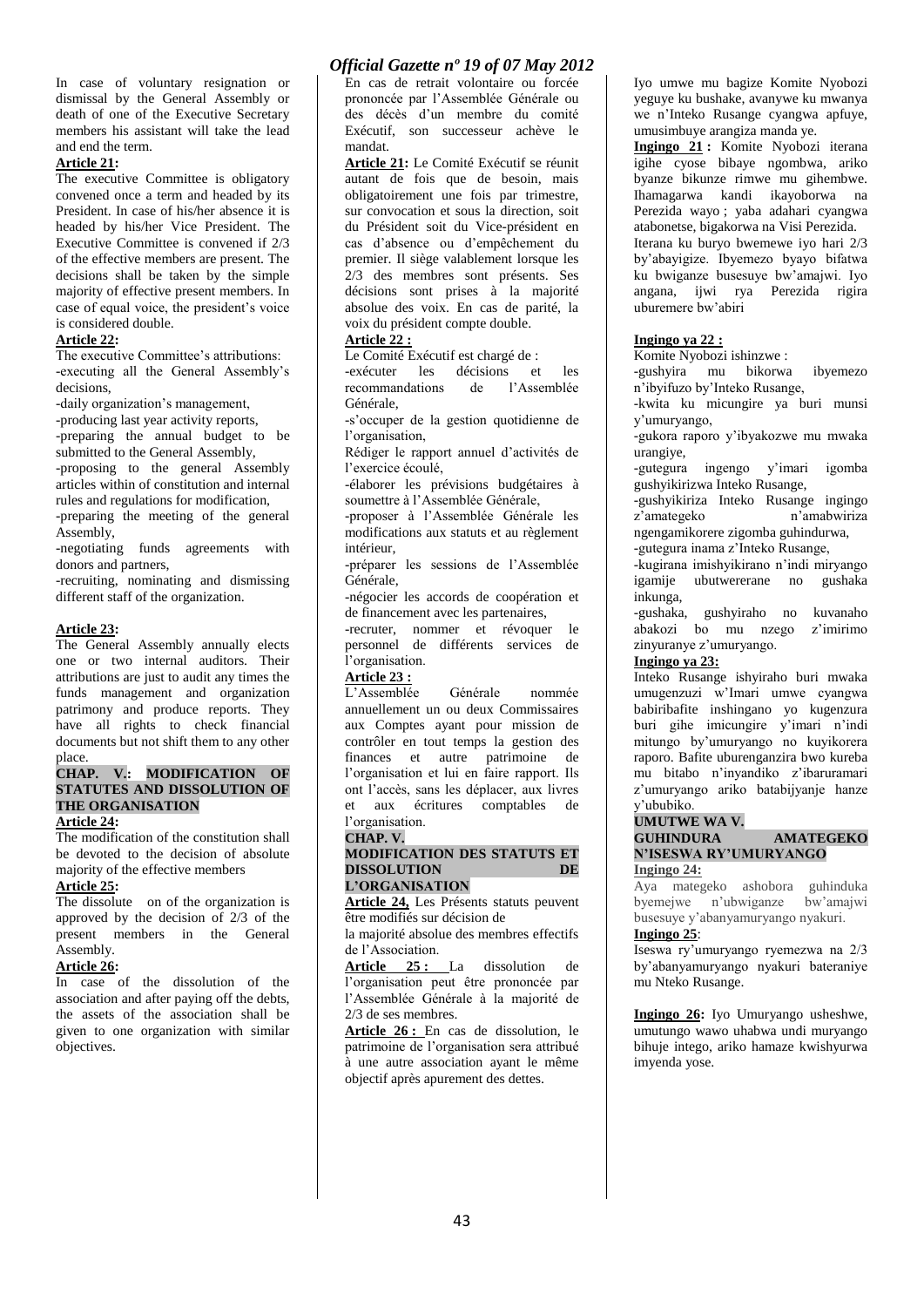In case of voluntary resignation or dismissal by the General Assembly or death of one of the Executive Secretary members his assistant will take the lead and end the term.

**Article 21:**

The executive Committee is obligatory convened once a term and headed by its President. In case of his/her absence it is headed by his/her Vice President. The Executive Committee is convened if 2/3 of the effective members are present. The decisions shall be taken by the simple majority of effective present members. In case of equal voice, the president's voice is considered double.

**Article 22:**

The executive Committee's attributions:

-executing all the General Assembly's decisions,

-daily organization's management,

-producing last year activity reports,

-preparing the annual budget to be submitted to the General Assembly,

-proposing to the general Assembly articles within of constitution and internal rules and regulations for modification,

-preparing the meeting of the general Assembly,

-negotiating funds agreements with donors and partners,

-recruiting, nominating and dismissing different staff of the organization.

**Article 23:**

The General Assembly annually elects one or two internal auditors. Their attributions are just to audit any times the funds management and organization patrimony and produce reports. They have all rights to check financial documents but not shift them to any other place.

**CHAP. V.: MODIFICATION OF STATUTES AND DISSOLUTION OF THE ORGANISATION**

**Article 24:**

The modification of the constitution shall be devoted to the decision of absolute majority of the effective members

**Article 25:**

The dissolute on of the organization is approved by the decision of 2/3 of the present members in the General Assembly.

**Article 26:**

In case of the dissolution of the association and after paying off the debts, the assets of the association shall be given to one organization with similar objectives.

En cas de retrait volontaire ou forcée prononcée par l'Assemblée Générale ou des décès d'un membre du comité Exécutif, son successeur achève le mandat.

**Article 21:** Le Comité Exécutif se réunit autant de fois que de besoin, mais obligatoirement une fois par trimestre, sur convocation et sous la direction, soit du Président soit du Vice-président en cas d'absence ou d'empêchement du premier. Il siège valablement lorsque les 2/3 des membres sont présents. Ses décisions sont prises à la majorité absolue des voix. En cas de parité, la voix du président compte double.

**Article 22 :**

Le Comité Exécutif est chargé de :

-exécuter les décisions et les recommandations de l'Assemblée Générale,

-s'occuper de la gestion quotidienne de l'organisation,

Rédiger le rapport annuel d'activités de l'exercice écoulé,

-élaborer les prévisions budgétaires à soumettre à l'Assemblée Générale,

-proposer à l'Assemblée Générale les modifications aux statuts et au règlement intérieur,

-préparer les sessions de l'Assemblée Générale,

-négocier les accords de coopération et de financement avec les partenaires,

-recruter, nommer et révoquer le personnel de différents services de l'organisation.

**Article 23 :**

L'Assemblée Générale nommée annuellement un ou deux Commissaires aux Comptes ayant pour mission de contrôler en tout temps la gestion des finances et autre patrimoine de l'organisation et lui en faire rapport. Ils ont l'accès, sans les déplacer, aux livres et aux écritures comptables de l'organisation.

**CHAP. V.**

**MODIFICATION DES STATUTS ET DISSOLUTION DE L'ORGANISATION**

**Article 24,** Les Présents statuts peuvent être modifiés sur décision de la majorité absolue des membres effectifs de l'Association.

**Article 25 :** La dissolution de l'organisation peut être prononcée par l'Assemblée Générale à la majorité de 2/3 de ses membres.

**Article 26 :** En cas de dissolution, le patrimoine de l'organisation sera attribué à une autre association ayant le même objectif après apurement des dettes.

Iyo umwe mu bagize Komite Nyobozi yeguye ku bushake, avanywe ku mwanya we n'Inteko Rusange cyangwa apfuye, umusimbuye arangiza manda ye.

**Ingingo 21 :** Komite Nyobozi iterana igihe cyose bibaye ngombwa, ariko byanze bikunze rimwe mu gihembwe. Ihamagarwa kandi ikayoborwa na Perezida wayo ; yaba adahari cyangwa atabonetse, bigakorwa na Visi Perezida. Iterana ku buryo bwemewe iyo hari 2/3 by'abayigize. Ibyemezo byayo bifatwa ku bwiganze busesuye bw'amajwi. Iyo angana, ijwi rya Perezida rigira uburemere bw'abiri

**Ingingo ya 22 :**

Komite Nyobozi ishinzwe :

-gushyira mu bikorwa ibyemezo n'ibyifuzo by'Inteko Rusange,

-kwita ku micungire ya buri munsi y'umuryango,

-gukora raporo y'ibyakozwe mu mwaka urangiye,

-gutegura ingengo y'imari igomba gushyikirizwa Inteko Rusange,

-gushyikiriza Inteko Rusange ingingo z'amategeko n'amabwiriza ngengamikorere zigomba guhindurwa,

-gutegura inama z'Inteko Rusange,

-kugirana imishyikirano n'indi miryango igamije ubutwererane no gushaka inkunga,

-gushaka, gushyiraho no kuvanaho abakozi bo mu nzego z'imirimo zinyuranye z'umuryango.

**Ingingo ya 23:**

Inteko Rusange ishyiraho buri mwaka umugenzuzi w'Imari umwe cyangwa babiribafite inshingano yo kugenzura buri gihe imicungire y'imari n'indi mitungo by'umuryango no kuyikorera raporo. Bafite uburenganzira bwo kureba mu bitabo n'inyandiko z'ibaruramari z'umuryango ariko batabijyanje hanze y'ububiko.

**UMUTWE WA V.**

**GUHINDURA AMATEGEKO N'ISESWA RY'UMURYANGO**

**Ingingo 24:**

Aya mategeko ashobora guhinduka byemejwe n'ubwiganze bw'amajwi busesuye y'abanyamuryango nyakuri.

**Ingingo 25**:

Iseswa ry'umuryango ryemezwa na 2/3 by'abanyamuryango nyakuri bateraniye mu Nteko Rusange.

**Ingingo 26:** Iyo Umuryango usheshwe, umutungo wawo uhabwa undi muryango bihuje intego, ariko hamaze kwishyurwa imyenda yose.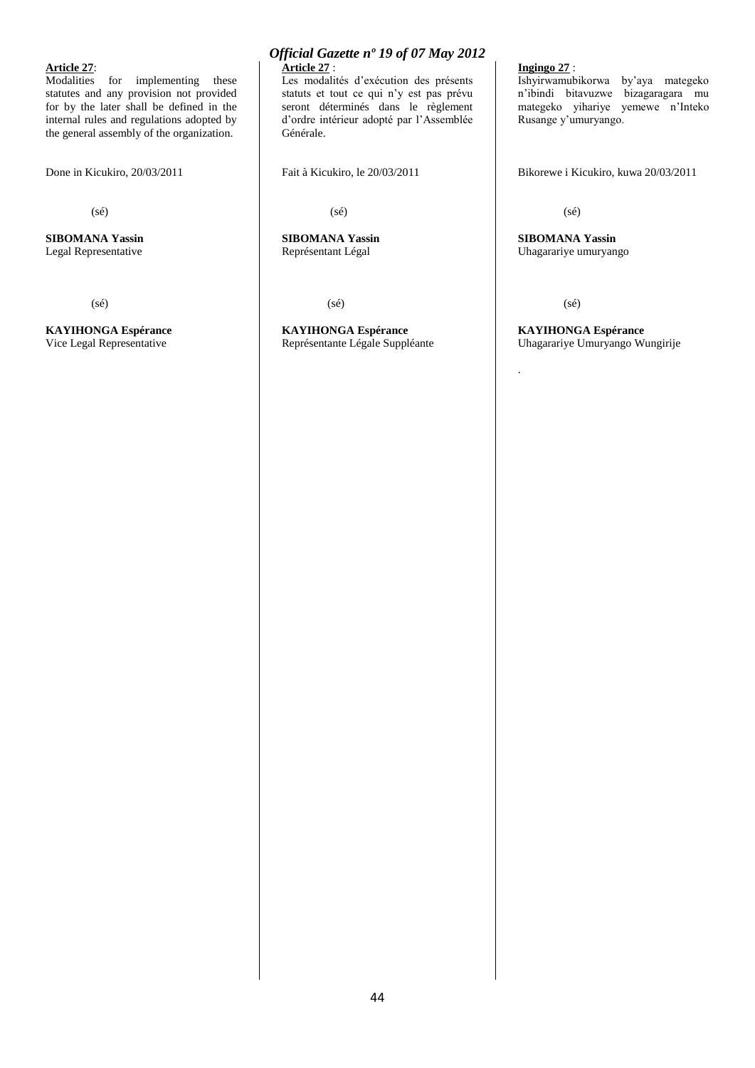**Article 27**:

Modalities for implementing these statutes and any provision not provided for by the later shall be defined in the internal rules and regulations adopted by the general assembly of the organization.

Done in Kicukiro, 20/03/2011

(sé)

**SIBOMANA Yassin**
Legal Representative

(sé)

**KAYIHONGA Espérance**
Vice Legal Representative

**Article 27** :

Les modalités d'exécution des présents statuts et tout ce qui n'y est pas prévu seront déterminés dans le règlement d'ordre intérieur adopté par l'Assemblée Générale.

Fait à Kicukiro, le 20/03/2011

(sé)

**SIBOMANA Yassin**
Représentant Légal

(sé)

**KAYIHONGA Espérance**
Représentante Légale Suppléante

**Ingingo 27** :

Ishyirwamubikorwa by'aya mategeko n'ibindi bitavuzwe bizagaragara mu mategeko yihariye yemewe n'Inteko Rusange y'umuryango.

Bikorewe i Kicukiro, kuwa 20/03/2011

(sé)

**SIBOMANA Yassin**
Uhagarariye umuryango

(sé)

**KAYIHONGA Espérance**
Uhagarariye Umuryango Wungirije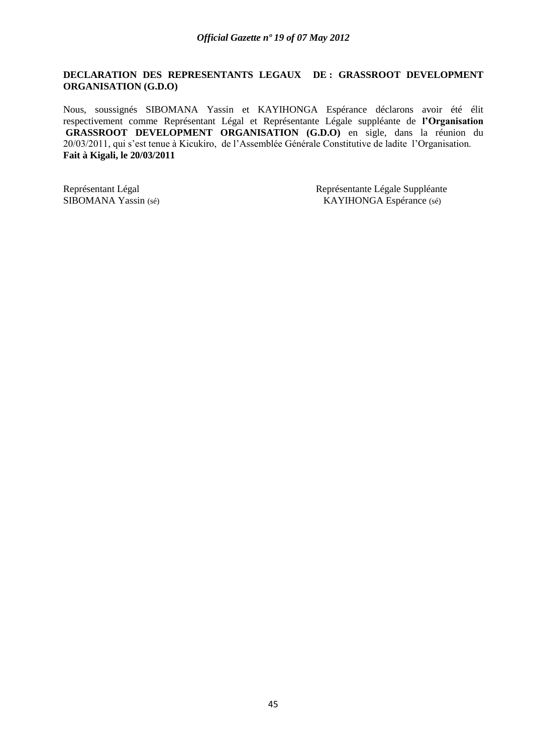**DECLARATION DES REPRESENTANTS LEGAUX DE : GRASSROOT DEVELOPMENT ORGANISATION (G.D.O)**

Nous, soussignés SIBOMANA Yassin et KAYIHONGA Espérance déclarons avoir été élit respectivement comme Représentant Légal et Représentante Légale suppléante de **l'Organisation GRASSROOT DEVELOPMENT ORGANISATION (G.D.O)** en sigle, dans la réunion du 20/03/2011, qui s'est tenue à Kicukiro, de l'Assemblée Générale Constitutive de ladite l'Organisation.
**Fait à Kigali, le 20/03/2011**

Représentant Légal
SIBOMANA Yassin (sé)

Représentante Légale Suppléante
KAYIHONGA Espérance (sé)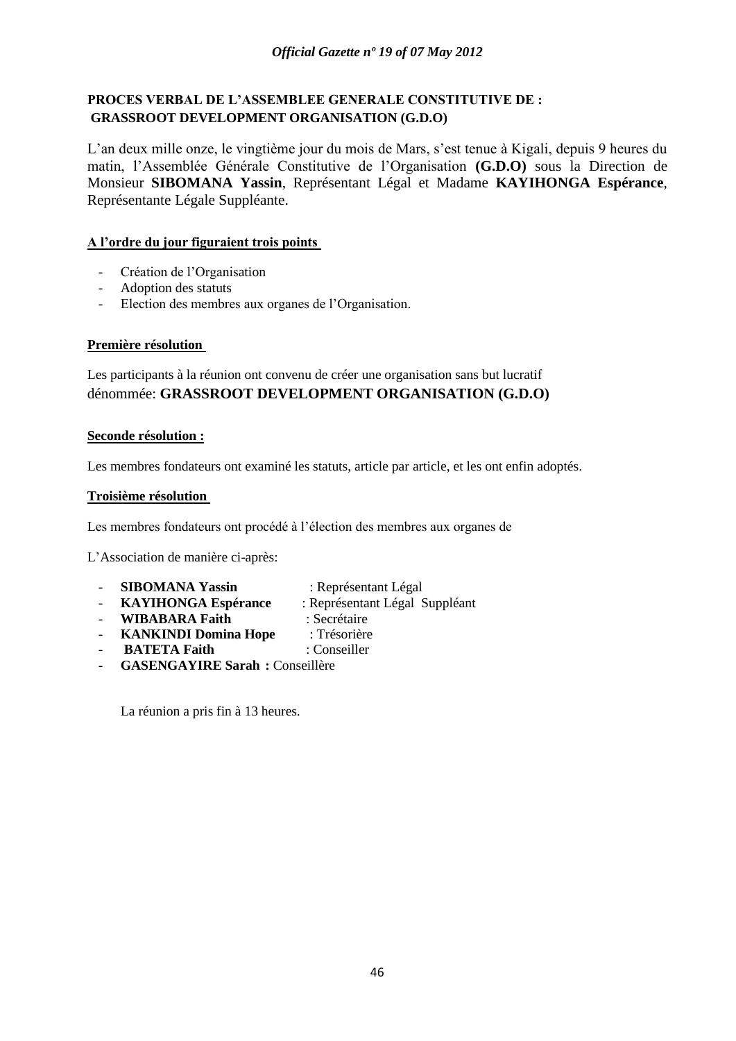**PROCES VERBAL DE L'ASSEMBLEE GENERALE CONSTITUTIVE DE : GRASSROOT DEVELOPMENT ORGANISATION (G.D.O)**

L'an deux mille onze, le vingtième jour du mois de Mars, s'est tenue à Kigali, depuis 9 heures du matin, l'Assemblée Générale Constitutive de l'Organisation **(G.D.O)** sous la Direction de Monsieur **SIBOMANA Yassin**, Représentant Légal et Madame **KAYIHONGA Espérance**, Représentante Légale Suppléante.

**A l'ordre du jour figuraient trois points**

- Création de l'Organisation
- Adoption des statuts
- Election des membres aux organes de l'Organisation.

**Première résolution**

Les participants à la réunion ont convenu de créer une organisation sans but lucratif dénommée: **GRASSROOT DEVELOPMENT ORGANISATION (G.D.O)**

**Seconde résolution :**

Les membres fondateurs ont examiné les statuts, article par article, et les ont enfin adoptés.

**Troisième résolution**

Les membres fondateurs ont procédé à l'élection des membres aux organes de

L'Association de manière ci-après:

- **SIBOMANA Yassin** : Représentant Légal
- **KAYIHONGA Espérance** : Représentant Légal Suppléant
- **WIBABARA Faith** : Secrétaire
- **KANKINDI Domina Hope** : Trésorière
- **BATETA Faith** : Conseiller
- **GASENGAYIRE Sarah :** Conseillère

La réunion a pris fin à 13 heures.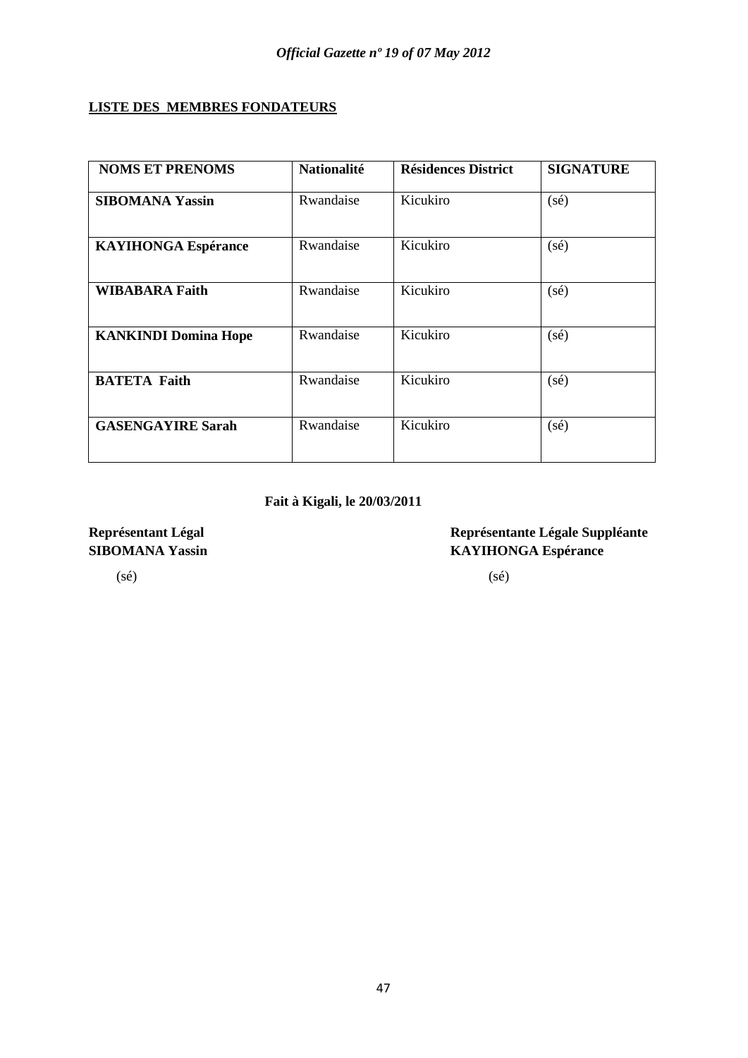**LISTE DES MEMBRES FONDATEURS**

| NOMS ET PRENOMS | Nationalité | Résidences District | SIGNATURE |
|---|---|---|---|
| **SIBOMANA Yassin** | Rwandaise | Kicukiro | (sé) |
| **KAYIHONGA Espérance** | Rwandaise | Kicukiro | (sé) |
| **WIBABARA Faith** | Rwandaise | Kicukiro | (sé) |
| **KANKINDI Domina Hope** | Rwandaise | Kicukiro | (sé) |
| **BATETA Faith** | Rwandaise | Kicukiro | (sé) |
| **GASENGAYIRE Sarah** | Rwandaise | Kicukiro | (sé) |

**Fait à Kigali, le 20/03/2011**

**Représentant Légal**
**SIBOMANA Yassin**

(sé)

**Représentante Légale Suppléante**
**KAYIHONGA Espérance**

(sé)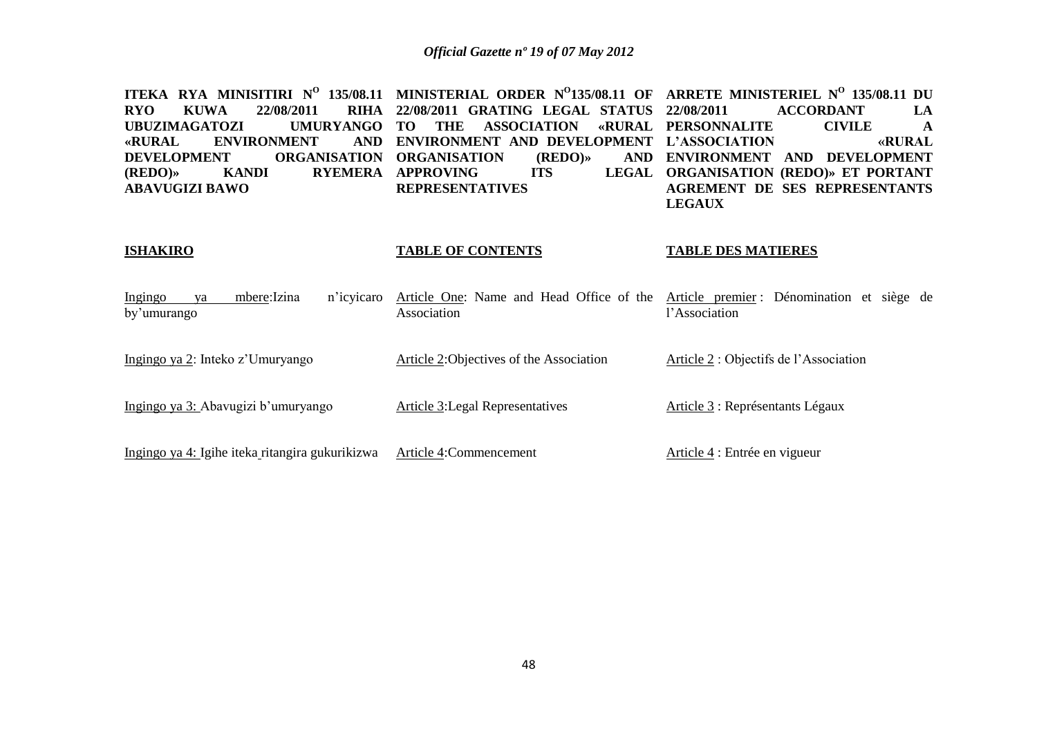**ITEKA RYA MINISITIRI N° 135/08.11 RYO KUWA 22/08/2011 RIHA UBUZIMAGATOZI UMURYANGO «RURAL ENVIRONMENT AND DEVELOPMENT ORGANISATION (REDO)» KANDI RYEMERA ABAVUGIZI BAWO**

**ISHAKIRO**

Ingingo ya mbere: Izina n'icyicaro by'umurango

Ingingo ya 2: Inteko z'Umuryango

Ingingo ya 3: Abavugizi b'umuryango

Ingingo ya 4: Igihe iteka ritangira gukurikizwa

**MINISTERIAL ORDER N°135/08.11 OF 22/08/2011 GRATING LEGAL STATUS TO THE ASSOCIATION «RURAL ENVIRONMENT AND DEVELOPMENT ORGANISATION (REDO)» AND APPROVING ITS LEGAL REPRESENTATIVES**

**TABLE OF CONTENTS**

Article One: Name and Head Office of the Association

Article 2: Objectives of the Association

Article 3: Legal Representatives

Article 4: Commencement

**ARRETE MINISTERIEL N° 135/08.11 DU 22/08/2011 ACCORDANT LA PERSONNALITE CIVILE A L'ASSOCIATION «RURAL ENVIRONMENT AND DEVELOPMENT ORGANISATION (REDO)» ET PORTANT AGREMENT DE SES REPRESENTANTS LEGAUX**

**TABLE DES MATIERES**

Article premier : Dénomination et siège de l'Association

Article 2 : Objectifs de l'Association

Article 3 : Représentants Légaux

Article 4 : Entrée en vigueur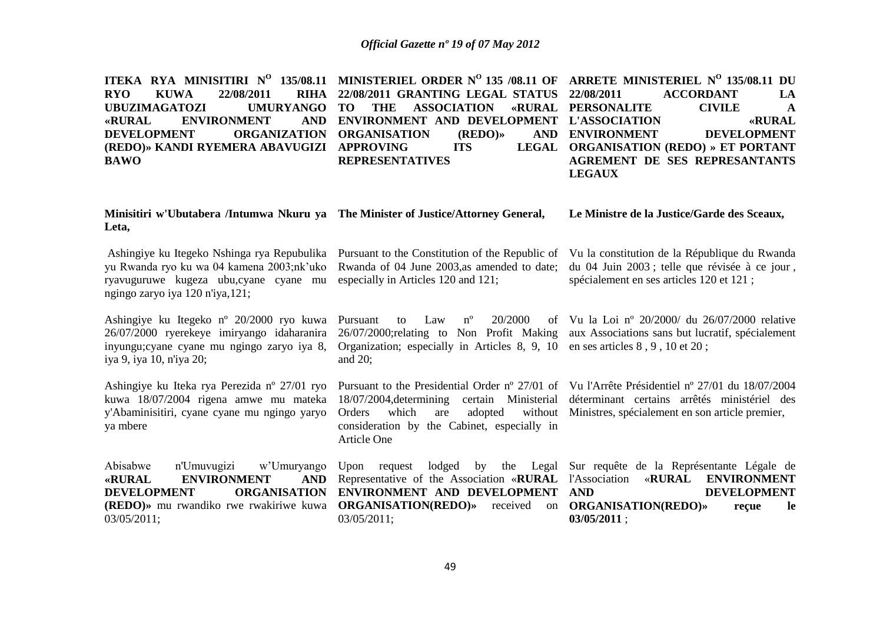| ITEKA RYA MINISITIRI N$^{O}$ 135/08.11 RYO KUWA 22/08/2011 RIHA UBUZIMAGATOZI UMURYANGO «RURAL ENVIRONMENT AND DEVELOPMENT ORGANIZATION (REDO)» KANDI RYEMERA ABAVUGIZI BAWO | MINISTERIEL ORDER N$^{O}$ 135 /08.11 OF 22/08/2011 GRANTING LEGAL STATUS TO THE ASSOCIATION «RURAL ENVIRONMENT AND DEVELOPMENT ORGANISATION (REDO)» AND APPROVING ITS LEGAL REPRESENTATIVES | ARRETE MINISTERIEL N$^{O}$ 135/08.11 DU 22/08/2011 ACCORDANT LA PERSONALITE CIVILE A L'ASSOCIATION «RURAL ENVIRONMENT DEVELOPMENT ORGANISATION (REDO) » ET PORTANT AGREMENT DE SES REPRESANTANTS LEGAUX |
|---|---|---|
| **Minisitiri w'Ubutabera /Intumwa Nkuru ya Leta,** | **The Minister of Justice/Attorney General,** | **Le Ministre de la Justice/Garde des Sceaux,** |
| Ashingiye ku Itegeko Nshinga rya Repubulika yu Rwanda ryo ku wa 04 kamena 2003;nk'uko ryavuguruwe kugeza ubu,cyane cyane mu ngingo zaryo iya 120 n'iya,121; | Pursuant to the Constitution of the Republic of Rwanda of 04 June 2003,as amended to date; especially in Articles 120 and 121; | Vu la constitution de la République du Rwanda du 04 Juin 2003 ; telle que révisée à ce jour , spécialement en ses articles 120 et 121 ; |
| Ashingiye ku Itegeko nº 20/2000 ryo kuwa 26/07/2000 ryerekeye imiryango idaharanira inyungu;cyane cyane mu ngingo zaryo iya 8, iya 9, iya 10, n'iya 20; | Pursuant to Law nº 20/2000 of 26/07/2000;relating to Non Profit Making Organization; especially in Articles 8, 9, 10 and 20; | Vu la Loi nº 20/2000/ du 26/07/2000 relative aux Associations sans but lucratif, spécialement en ses articles 8 , 9 , 10 et 20 ; |
| Ashingiye ku Iteka rya Perezida nº 27/01 ryo kuwa 18/07/2004 rigena amwe mu mateka y'Abaminisitiri, cyane cyane mu ngingo yaryo ya mbere | Pursuant to the Presidential Order nº 27/01 of 18/07/2004,determining certain Ministerial Orders which are adopted without consideration by the Cabinet, especially in Article One | Vu l'Arrête Présidentiel nº 27/01 du 18/07/2004 déterminant certains arrêtés ministériel des Ministres, spécialement en son article premier, |
| Abisabwe n'Umuvugizi w'Umuryango **«RURAL ENVIRONMENT AND DEVELOPMENT ORGANISATION (REDO)»** mu rwandiko rwe rwakiriwe kuwa 03/05/2011; | Upon request lodged by the Legal Representative of the Association «**RURAL ENVIRONMENT AND DEVELOPMENT ORGANISATION(REDO)»** received on 03/05/2011; | Sur requête de la Représentante Légale de l'Association «**RURAL ENVIRONMENT AND DEVELOPMENT ORGANISATION(REDO)» reçue le 03/05/2011** ; |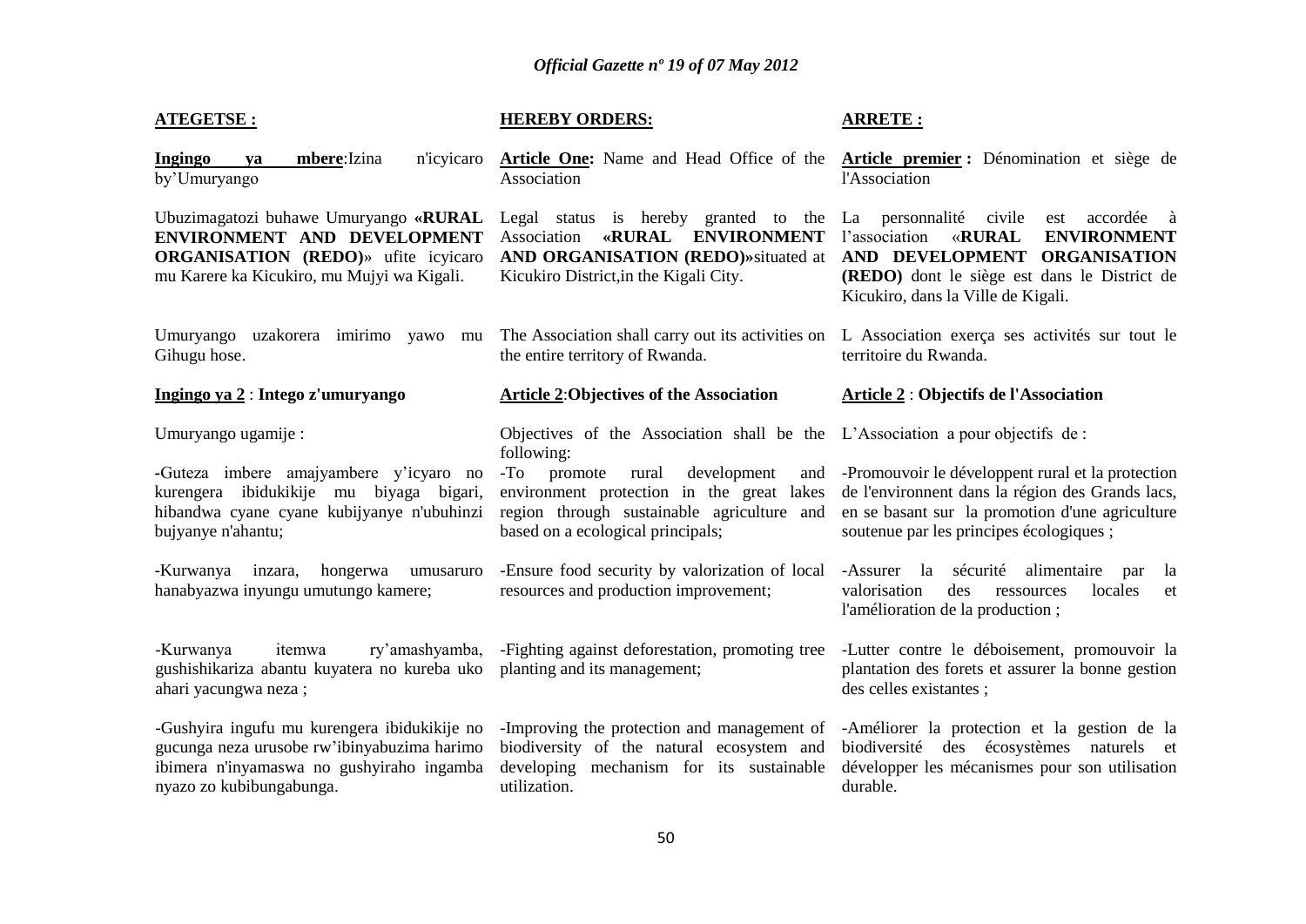**ATEGETSE :**

**Ingingo ya mbere**:Izina n'icyicaro by'Umuryango

Ubuzimagatozi buhawe Umuryango **«RURAL ENVIRONMENT AND DEVELOPMENT ORGANISATION (REDO)»** ufite icyicaro mu Karere ka Kicukiro, mu Mujyi wa Kigali.

Umuryango uzakorera imirimo yawo mu Gihugu hose.

**Ingingo ya 2** : **Intego z'umuryango**

Umuryango ugamije :

-Guteza imbere amajyambere y'icyaro no kurengera ibidukikije mu biyaga bigari, hibandwa cyane cyane kubijyanye n'ubuhinzi bujyanye n'ahantu;

-Kurwanya inzara, hongerwa umusaruro hanabyazwa inyungu umutungo kamere;

-Kurwanya itemwa ry'amashyamba, gushishikariza abantu kuyatera no kureba uko ahari yacungwa neza ;

-Gushyira ingufu mu kurengera ibidukikije no gucunga neza urusobe rw'ibinyabuzima harimo ibimera n'inyamaswa no gushyiraho ingamba nyazo zo kubibungabunga.

**HEREBY ORDERS:**

**Article One:** Name and Head Office of the Association

Legal status is hereby granted to the Association **«RURAL ENVIRONMENT AND ORGANISATION (REDO)»**situated at Kicukiro District,in the Kigali City.

The Association shall carry out its activities on the entire territory of Rwanda.

**Article 2**:**Objectives of the Association**

Objectives of the Association shall be the following:

-To promote rural development and environment protection in the great lakes region through sustainable agriculture and based on a ecological principals;

-Ensure food security by valorization of local resources and production improvement;

-Fighting against deforestation, promoting tree planting and its management;

-Improving the protection and management of biodiversity of the natural ecosystem and developing mechanism for its sustainable utilization.

**ARRETE :**

**Article premier :** Dénomination et siège de l'Association

La personnalité civile est accordée à l'association «**RURAL ENVIRONMENT AND DEVELOPMENT ORGANISATION (REDO)** dont le siège est dans le District de Kicukiro, dans la Ville de Kigali.

L Association exerça ses activités sur tout le territoire du Rwanda.

**Article 2** : **Objectifs de l'Association**

L'Association a pour objectifs de :

-Promouvoir le développent rural et la protection de l'environnent dans la région des Grands lacs, en se basant sur la promotion d'une agriculture soutenue par les principes écologiques ;

-Assurer la sécurité alimentaire par la valorisation des ressources locales et l'amélioration de la production ;

-Lutter contre le déboisement, promouvoir la plantation des forets et assurer la bonne gestion des celles existantes ;

-Améliorer la protection et la gestion de la biodiversité des écosystèmes naturels et développer les mécanismes pour son utilisation durable.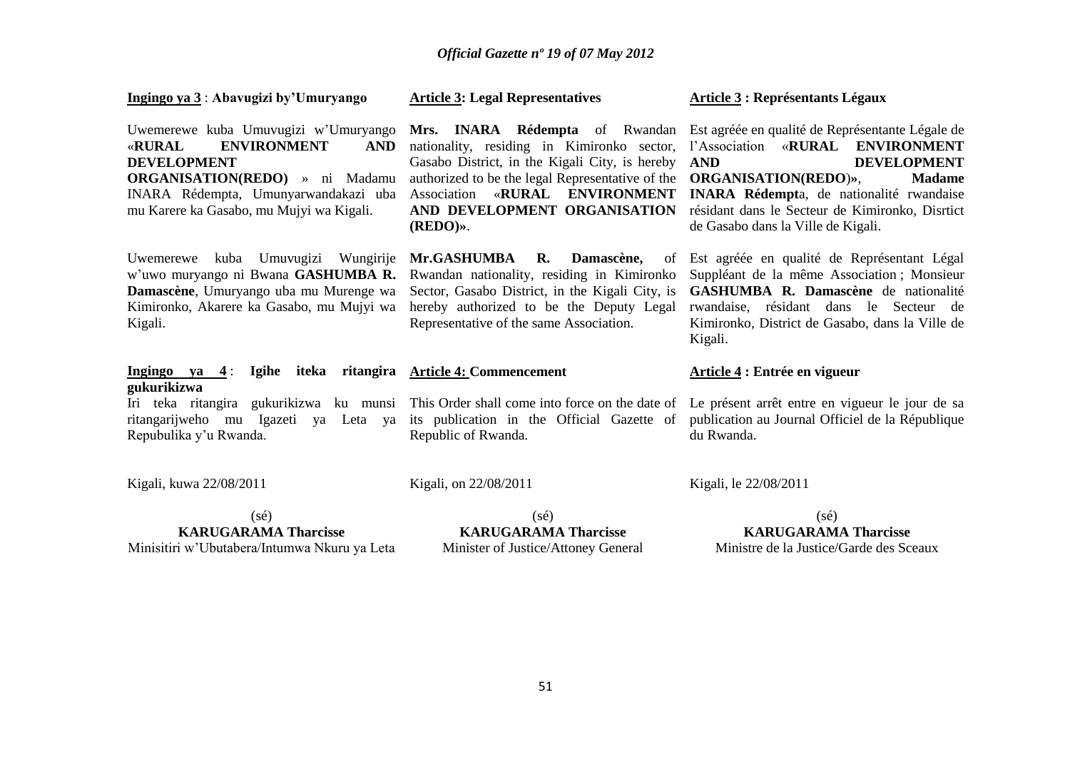**Ingingo ya 3** : **Abavugizi by'Umuryango**

Uwemerewe kuba Umuvugizi w'Umuryango «**RURAL ENVIRONMENT AND DEVELOPMENT ORGANISATION(REDO)** » ni Madamu INARA Rédempta, Umunyarwandakazi uba mu Karere ka Gasabo, mu Mujyi wa Kigali.

Uwemerewe kuba Umuvugizi Wungirije w'uwo muryango ni Bwana **GASHUMBA R. Damascène**, Umuryango uba mu Murenge wa Kimironko, Akarere ka Gasabo, mu Mujyi wa Kigali.

**Ingingo ya 4** : **Igihe iteka ritangira gukurikizwa**

Iri teka ritangira gukurikizwa ku munsi ritangarijweho mu Igazeti ya Leta ya Repubulika y'u Rwanda.

Kigali, kuwa 22/08/2011

(sé)
**KARUGARAMA Tharcisse**
Minisitiri w'Ubutabera/Intumwa Nkuru ya Leta

**Article 3: Legal Representatives**

**Mrs. INARA Rédempta** of Rwandan nationality, residing in Kimironko sector, Gasabo District, in the Kigali City, is hereby authorized to be the legal Representative of the Association «**RURAL ENVIRONMENT AND DEVELOPMENT ORGANISATION (REDO)»**.

**Mr.GASHUMBA R. Damascène,** of Rwandan nationality, residing in Kimironko Sector, Gasabo District, in the Kigali City, is hereby authorized to be the Deputy Legal Representative of the same Association.

**Article 4: Commencement**

This Order shall come into force on the date of its publication in the Official Gazette of Republic of Rwanda.

Kigali, on 22/08/2011

(sé)
**KARUGARAMA Tharcisse**
Minister of Justice/Attoney General

**Article 3 : Représentants Légaux**

Est agréée en qualité de Représentante Légale de l'Association «**RURAL ENVIRONMENT AND DEVELOPMENT ORGANISATION(REDO)»**, **Madame INARA Rédempt**a, de nationalité rwandaise résidant dans le Secteur de Kimironko, Disrtict de Gasabo dans la Ville de Kigali.

Est agréée en qualité de Représentant Légal Suppléant de la même Association ; Monsieur **GASHUMBA R. Damascène** de nationalité rwandaise, résidant dans le Secteur de Kimironko, District de Gasabo, dans la Ville de Kigali.

**Article 4 : Entrée en vigueur**

Le présent arrêt entre en vigueur le jour de sa publication au Journal Officiel de la République du Rwanda.

Kigali, le 22/08/2011

(sé)
**KARUGARAMA Tharcisse**
Ministre de la Justice/Garde des Sceaux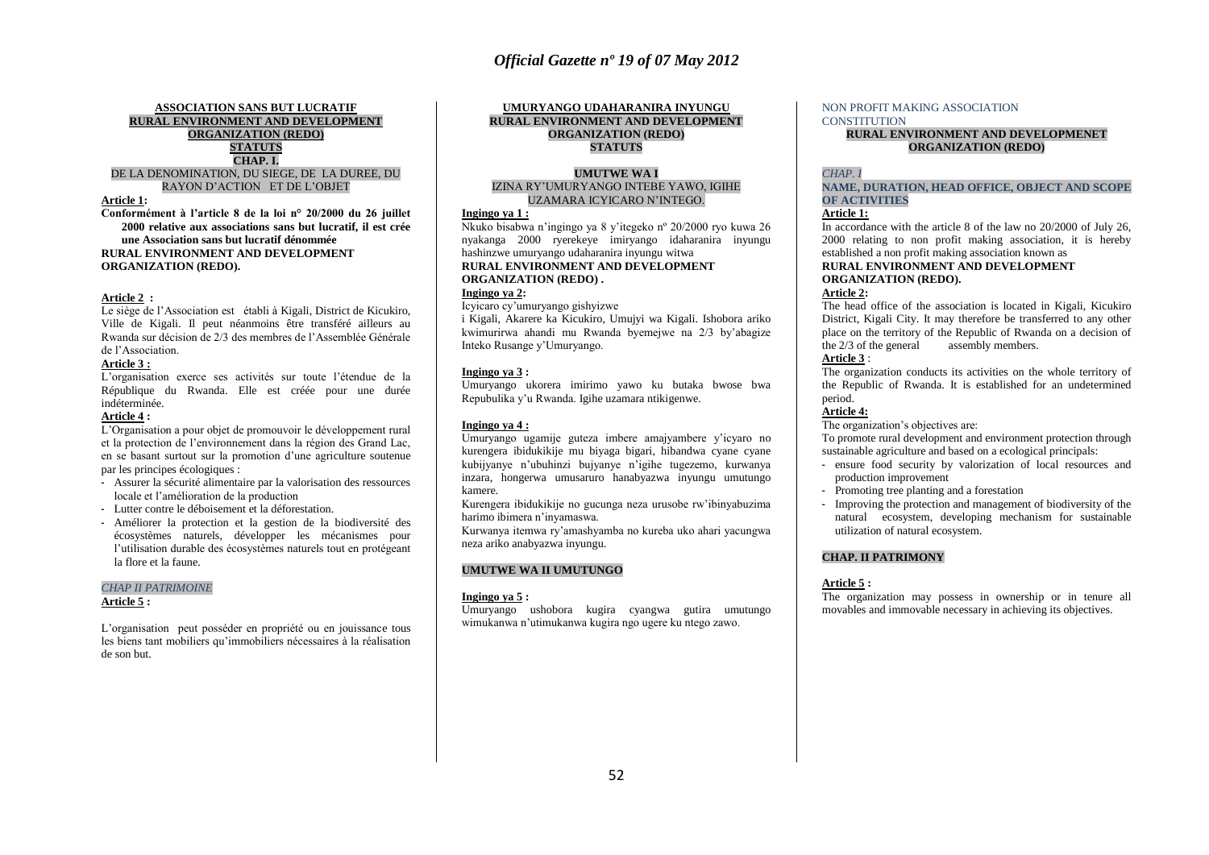**ASSOCIATION SANS BUT LUCRATIF**
**RURAL ENVIRONMENT AND DEVELOPMENT ORGANIZATION (REDO)**
**STATUTS**

**CHAP. I.**
DE LA DENOMINATION, DU SIEGE, DE LA DUREE, DU RAYON D'ACTION ET DE L'OBJET

**Article 1:**

**Conformément à l'article 8 de la loi n° 20/2000 du 26 juillet 2000 relative aux associations sans but lucratif, il est crée une Association sans but lucratif dénommée**
**RURAL ENVIRONMENT AND DEVELOPMENT ORGANIZATION (REDO).**

**Article 2 :**

Le siège de l'Association est établi à Kigali, District de Kicukiro, Ville de Kigali. Il peut néanmoins être transféré ailleurs au Rwanda sur décision de 2/3 des membres de l'Assemblée Générale de l'Association.

**Article 3 :**

L'organisation exerce ses activités sur toute l'étendue de la République du Rwanda. Elle est créée pour une durée indéterminée.

**Article 4 :**

L'Organisation a pour objet de promouvoir le développement rural et la protection de l'environnement dans la région des Grand Lac, en se basant surtout sur la promotion d'une agriculture soutenue par les principes écologiques :

- Assurer la sécurité alimentaire par la valorisation des ressources locale et l'amélioration de la production
- Lutter contre le déboisement et la déforestation.
- Améliorer la protection et la gestion de la biodiversité des écosystèmes naturels, développer les mécanismes pour l'utilisation durable des écosystèmes naturels tout en protégeant la flore et la faune.

*CHAP II PATRIMOINE*

**Article 5 :**

L'organisation peut posséder en propriété ou en jouissance tous les biens tant mobiliers qu'immobiliers nécessaires à la réalisation de son but.

**UMURYANGO UDAHARANIRA INYUNGU**
**RURAL ENVIRONMENT AND DEVELOPMENT ORGANIZATION (REDO)**
**STATUTS**

**UMUTWE WA I**
IZINA RY'UMURYANGO INTEBE YAWO, IGIHE UZAMARA ICYICARO N'INTEGO.

**Ingingo ya 1 :**

Nkuko bisabwa n'ingingo ya 8 y'itegeko nº 20/2000 ryo kuwa 26 nyakanga 2000 ryerekeye imiryango idaharanira inyungu hashinzwe umuryango udaharanira inyungu witwa
**RURAL ENVIRONMENT AND DEVELOPMENT ORGANIZATION (REDO) .**

**Ingingo ya 2:**

Icyicaro cy'umuryango gishyizwe i Kigali, Akarere ka Kicukiro, Umujyi wa Kigali. Ishobora ariko kwimurirwa ahandi mu Rwanda byemejwe na 2/3 by'abagize Inteko Rusange y'Umuryango.

**Ingingo ya 3 :**

Umuryango ukorera imirimo yawo ku butaka bwose bwa Repubulika y'u Rwanda. Igihe uzamara ntikigenwe.

**Ingingo ya 4 :**

Umuryango ugamije guteza imbere amajyambere y'icyaro no kurengera ibidukikije mu biyaga bigari, hibandwa cyane cyane kubijyanye n'ubuhinzi bujyanye n'igihe tugezemo, kurwanya inzara, hongerwa umusaruro hanabyazwa inyungu umutungo kamere.

Kurengera ibidukikije no gucunga neza urusobe rw'ibinyabuzima harimo ibimera n'inyamaswa.

Kurwanya itemwa ry'amashyamba no kureba uko ahari yacungwa neza ariko anabyazwa inyungu.

**UMUTWE WA II UMUTUNGO**

**Ingingo ya 5 :**

Umuryango ushobora kugira cyangwa gutira umutungo wimukanwa n'utimukanwa kugira ngo ugere ku ntego zawo.

NON PROFIT MAKING ASSOCIATION CONSTITUTION
**RURAL ENVIRONMENT AND DEVELOPMENET ORGANIZATION (REDO)**

*CHAP. I*
**NAME, DURATION, HEAD OFFICE, OBJECT AND SCOPE OF ACTIVITIES**

**Article 1:**

In accordance with the article 8 of the law no 20/2000 of July 26, 2000 relating to non profit making association, it is hereby established a non profit making association known as
**RURAL ENVIRONMENT AND DEVELOPMENT ORGANIZATION (REDO).**

**Article 2:**

The head office of the association is located in Kigali, Kicukiro District, Kigali City. It may therefore be transferred to any other place on the territory of the Republic of Rwanda on a decision of the 2/3 of the general assembly members.

**Article 3** :

The organization conducts its activities on the whole territory of the Republic of Rwanda. It is established for an undetermined period.

**Article 4:**

The organization's objectives are:

To promote rural development and environment protection through sustainable agriculture and based on a ecological principals:

- ensure food security by valorization of local resources and production improvement
- Promoting tree planting and a forestation
- Improving the protection and management of biodiversity of the natural ecosystem, developing mechanism for sustainable utilization of natural ecosystem.

**CHAP. II PATRIMONY**

**Article 5 :**

The organization may possess in ownership or in tenure all movables and immovable necessary in achieving its objectives.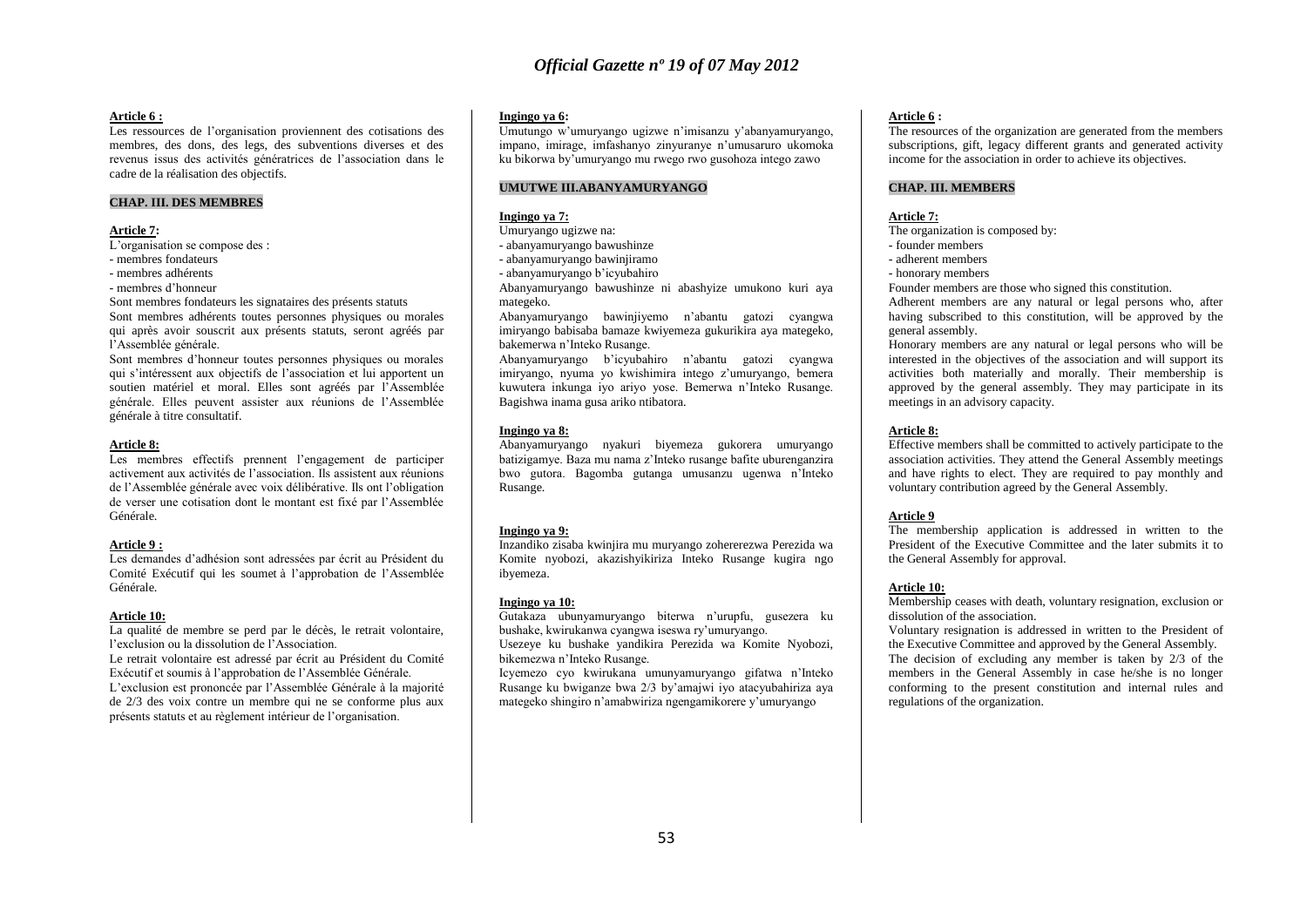**Article 6 :**

Les ressources de l'organisation proviennent des cotisations des membres, des dons, des legs, des subventions diverses et des revenus issus des activités génératrices de l'association dans le cadre de la réalisation des objectifs.

**CHAP. III. DES MEMBRES**

**Article 7:**

L'organisation se compose des :

- membres fondateurs
- membres adhérents
- membres d'honneur

Sont membres fondateurs les signataires des présents statuts

Sont membres adhérents toutes personnes physiques ou morales qui après avoir souscrit aux présents statuts, seront agréés par l'Assemblée générale.

Sont membres d'honneur toutes personnes physiques ou morales qui s'intéressent aux objectifs de l'association et lui apportent un soutien matériel et moral. Elles sont agréés par l'Assemblée générale. Elles peuvent assister aux réunions de l'Assemblée générale à titre consultatif.

**Article 8:**

Les membres effectifs prennent l'engagement de participer activement aux activités de l'association. Ils assistent aux réunions de l'Assemblée générale avec voix délibérative. Ils ont l'obligation de verser une cotisation dont le montant est fixé par l'Assemblée Générale.

**Article 9 :**

Les demandes d'adhésion sont adressées par écrit au Président du Comité Exécutif qui les soumet à l'approbation de l'Assemblée Générale.

**Article 10:**

La qualité de membre se perd par le décès, le retrait volontaire, l'exclusion ou la dissolution de l'Association.

Le retrait volontaire est adressé par écrit au Président du Comité Exécutif et soumis à l'approbation de l'Assemblée Générale.

L'exclusion est prononcée par l'Assemblée Générale à la majorité de 2/3 des voix contre un membre qui ne se conforme plus aux présents statuts et au règlement intérieur de l'organisation.

**Ingingo ya 6:**

Umutungo w'umuryango ugizwe n'imisanzu y'abanyamuryango, impano, imirage, imfashanyo zinyuranye n'umusaruro ukomoka ku bikorwa by'umuryango mu rwego rwo gusohoza intego zawo

**UMUTWE III.ABANYAMURYANGO**

**Ingingo ya 7:**

Umuryango ugizwe na:

- abanyamuryango bawushinze
- abanyamuryango bawinjiramo
- abanyamuryango b'icyubahiro

Abanyamuryango bawushinze ni abashyize umukono kuri aya mategeko.

Abanyamuryango bawinjiyemo n'abantu gatozi cyangwa imiryango babisaba bamaze kwiyemeza gukurikira aya mategeko, bakemerwa n'Inteko Rusange.

Abanyamuryango b'icyubahiro n'abantu gatozi cyangwa imiryango, nyuma yo kwishimira intego z'umuryango, bemera kuwutera inkunga iyo ariyo yose. Bemerwa n'Inteko Rusange. Bagishwa inama gusa ariko ntibatora.

**Ingingo ya 8:**

Abanyamuryango nyakuri biyemeza gukorera umuryango batizigamye. Baza mu nama z'Inteko rusange bafite uburenganzira bwo gutora. Bagomba gutanga umusanzu ugenwa n'Inteko Rusange.

**Ingingo ya 9:**

Inzandiko zisaba kwinjira mu muryango zohererezwa Perezida wa Komite nyobozi, akazishyikiriza Inteko Rusange kugira ngo ibyemeza.

**Ingingo ya 10:**

Gutakaza ubunyamuryango biterwa n'urupfu, gusezera ku bushake, kwirukanwa cyangwa iseswa ry'umuryango.

Usezeye ku bushake yandikira Perezida wa Komite Nyobozi, bikemezwa n'Inteko Rusange.

Icyemezo cyo kwirukana umunyamuryango gifatwa n'Inteko Rusange ku bwiganze bwa 2/3 by'amajwi iyo atacyubahiriza aya mategeko shingiro n'amabwiriza ngengamikorere y'umuryango

**Article 6 :**

The resources of the organization are generated from the members subscriptions, gift, legacy different grants and generated activity income for the association in order to achieve its objectives.

**CHAP. III. MEMBERS**

**Article 7:**

The organization is composed by:

- founder members
- adherent members
- honorary members

Founder members are those who signed this constitution.

Adherent members are any natural or legal persons who, after having subscribed to this constitution, will be approved by the general assembly.

Honorary members are any natural or legal persons who will be interested in the objectives of the association and will support its activities both materially and morally. Their membership is approved by the general assembly. They may participate in its meetings in an advisory capacity.

**Article 8:**

Effective members shall be committed to actively participate to the association activities. They attend the General Assembly meetings and have rights to elect. They are required to pay monthly and voluntary contribution agreed by the General Assembly.

**Article 9**

The membership application is addressed in written to the President of the Executive Committee and the later submits it to the General Assembly for approval.

**Article 10:**

Membership ceases with death, voluntary resignation, exclusion or dissolution of the association.

Voluntary resignation is addressed in written to the President of the Executive Committee and approved by the General Assembly.

The decision of excluding any member is taken by 2/3 of the members in the General Assembly in case he/she is no longer conforming to the present constitution and internal rules and regulations of the organization.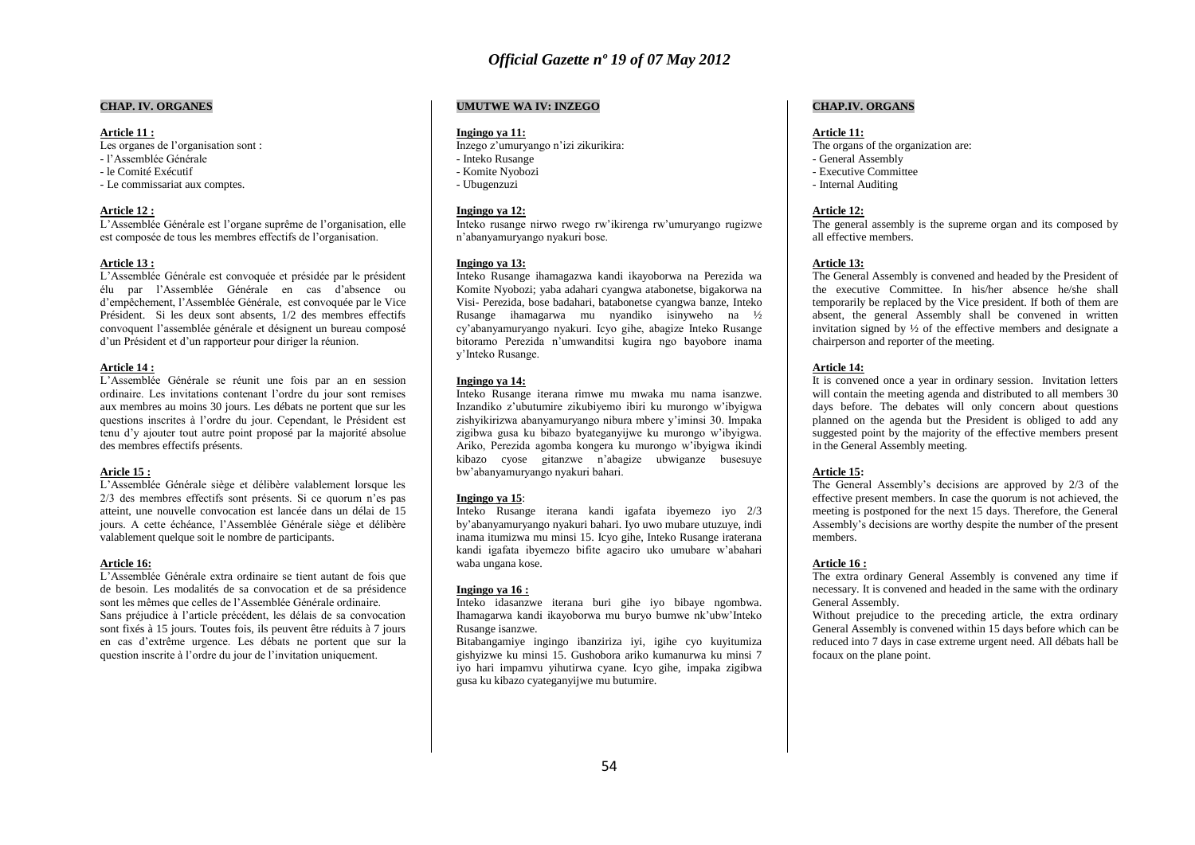## CHAP. IV. ORGANES

**Article 11 :**

Les organes de l'organisation sont :

- l'Assemblée Générale
- le Comité Exécutif
- Le commissariat aux comptes.

**Article 12 :**

L'Assemblée Générale est l'organe suprême de l'organisation, elle est composée de tous les membres effectifs de l'organisation.

**Article 13 :**

L'Assemblée Générale est convoquée et présidée par le président élu par l'Assemblée Générale en cas d'absence ou d'empêchement, l'Assemblée Générale, est convoquée par le Vice Président. Si les deux sont absents, 1/2 des membres effectifs convoquent l'assemblée générale et désignent un bureau composé d'un Président et d'un rapporteur pour diriger la réunion.

**Article 14 :**

L'Assemblée Générale se réunit une fois par an en session ordinaire. Les invitations contenant l'ordre du jour sont remises aux membres au moins 30 jours. Les débats ne portent que sur les questions inscrites à l'ordre du jour. Cependant, le Président est tenu d'y ajouter tout autre point proposé par la majorité absolue des membres effectifs présents.

**Aricle 15 :**

L'Assemblée Générale siège et délibère valablement lorsque les 2/3 des membres effectifs sont présents. Si ce quorum n'es pas atteint, une nouvelle convocation est lancée dans un délai de 15 jours. A cette échéance, l'Assemblée Générale siège et délibère valablement quelque soit le nombre de participants.

**Article 16:**

L'Assemblée Générale extra ordinaire se tient autant de fois que de besoin. Les modalités de sa convocation et de sa présidence sont les mêmes que celles de l'Assemblée Générale ordinaire.

Sans préjudice à l'article précédent, les délais de sa convocation sont fixés à 15 jours. Toutes fois, ils peuvent être réduits à 7 jours en cas d'extrême urgence. Les débats ne portent que sur la question inscrite à l'ordre du jour de l'invitation uniquement.

## UMUTWE WA IV: INZEGO

**Ingingo ya 11:**

Inzego z'umuryango n'izi zikurikira:

- Inteko Rusange
- Komite Nyobozi
- Ubugenzuzi

**Ingingo ya 12:**

Inteko rusange nirwo rwego rw'ikirenga rw'umuryango rugizwe n'abanyamuryango nyakuri bose.

**Ingingo ya 13:**

Inteko Rusange ihamagazwa kandi ikayoborwa na Perezida wa Komite Nyobozi; yaba adahari cyangwa atabonetse, bigakorwa na Visi- Perezida, bose badahari, batabonetse cyangwa banze, Inteko Rusange ihamagarwa mu nyandiko isinyweho na ½ cy'abanyamuryango nyakuri. Icyo gihe, abagize Inteko Rusange bitoramo Perezida n'umwanditsi kugira ngo bayobore inama y'Inteko Rusange.

**Ingingo ya 14:**

Inteko Rusange iterana rimwe mu mwaka mu nama isanzwe. Inzandiko z'ubutumire zikubiyemo ibiri ku murongo w'ibyigwa zishyikirizwa abanyamuryango nibura mbere y'iminsi 30. Impaka zigibwa gusa ku bibazo byateganyijwe ku murongo w'ibyigwa. Ariko, Perezida agomba kongera ku murongo w'ibyigwa ikindi kibazo cyose gitanzwe n'abagize ubwiganze busesuye bw'abanyamuryango nyakuri bahari.

**Ingingo ya 15**:

Inteko Rusange iterana kandi igafata ibyemezo iyo 2/3 by'abanyamuryango nyakuri bahari. Iyo uwo mubare utuzuye, indi inama itumizwa mu minsi 15. Icyo gihe, Inteko Rusange iraterana kandi igafata ibyemezo bifite agaciro uko umubare w'abahari waba ungana kose.

**Ingingo ya 16 :**

Inteko idasanzwe iterana buri gihe iyo bibaye ngombwa. Ihamagarwa kandi ikayoborwa mu buryo bumwe nk'ubw'Inteko Rusange isanzwe.

Bitabangamiye ingingo ibanziriza iyi, igihe cyo kuyitumiza gishyizwe ku minsi 15. Gushobora ariko kumanurwa ku minsi 7 iyo hari impamvu yihutirwa cyane. Icyo gihe, impaka zigibwa gusa ku kibazo cyateganyijwe mu butumire.

## CHAP.IV. ORGANS

**Article 11:**

The organs of the organization are:

- General Assembly
- Executive Committee
- Internal Auditing

**Article 12:**

The general assembly is the supreme organ and its composed by all effective members.

**Article 13:**

The General Assembly is convened and headed by the President of the executive Committee. In his/her absence he/she shall temporarily be replaced by the Vice president. If both of them are absent, the general Assembly shall be convened in written invitation signed by ½ of the effective members and designate a chairperson and reporter of the meeting.

**Article 14:**

It is convened once a year in ordinary session. Invitation letters will contain the meeting agenda and distributed to all members 30 days before. The debates will only concern about questions planned on the agenda but the President is obliged to add any suggested point by the majority of the effective members present in the General Assembly meeting.

**Article 15:**

The General Assembly's decisions are approved by 2/3 of the effective present members. In case the quorum is not achieved, the meeting is postponed for the next 15 days. Therefore, the General Assembly's decisions are worthy despite the number of the present members.

**Article 16 :**

The extra ordinary General Assembly is convened any time if necessary. It is convened and headed in the same with the ordinary General Assembly.

Without prejudice to the preceding article, the extra ordinary General Assembly is convened within 15 days before which can be reduced into 7 days in case extreme urgent need. All débats hall be focaux on the plane point.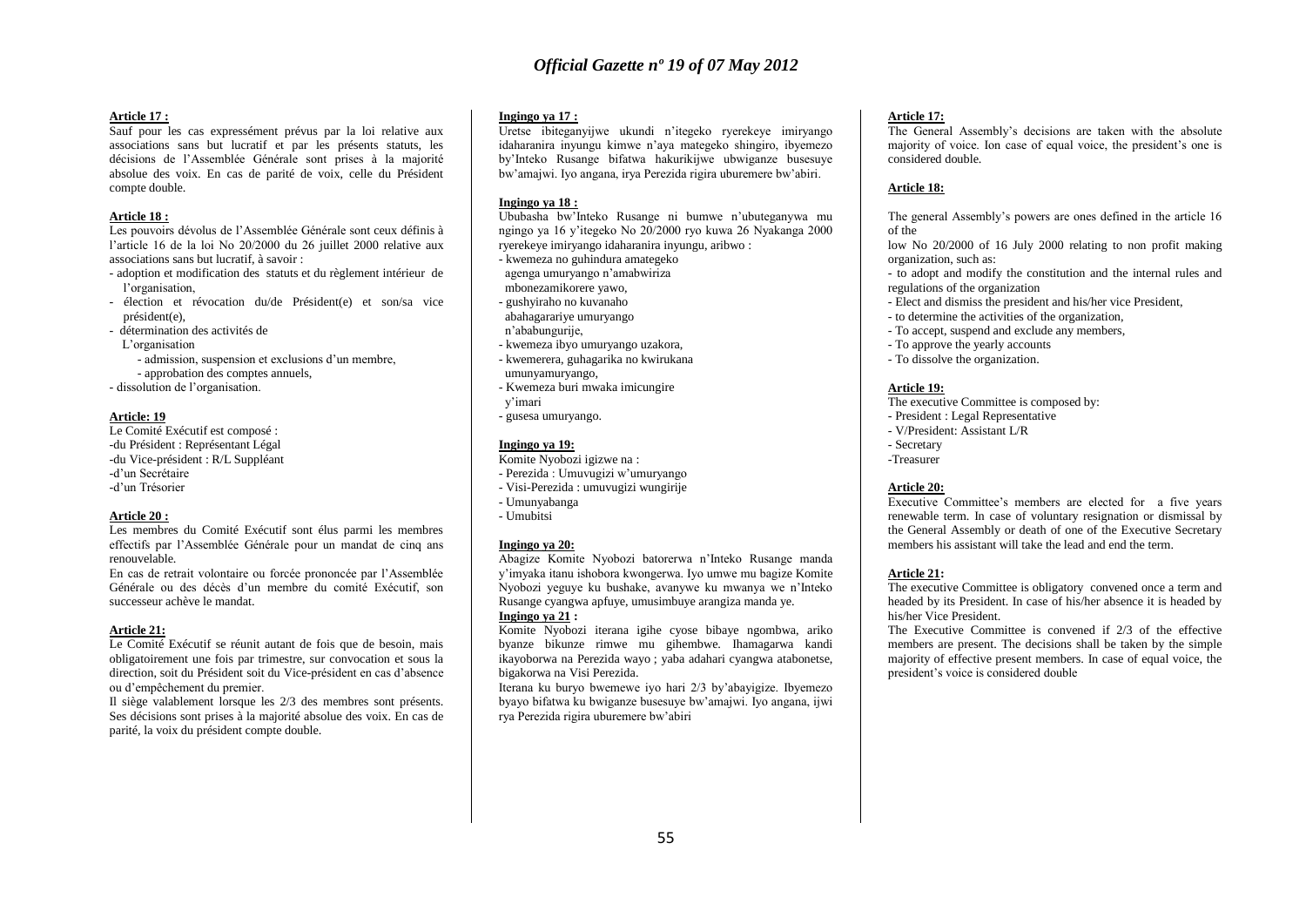**Article 17 :**

Sauf pour les cas expressément prévus par la loi relative aux associations sans but lucratif et par les présents statuts, les décisions de l'Assemblée Générale sont prises à la majorité absolue des voix. En cas de parité de voix, celle du Président compte double.

**Article 18 :**

Les pouvoirs dévolus de l'Assemblée Générale sont ceux définis à l'article 16 de la loi No 20/2000 du 26 juillet 2000 relative aux associations sans but lucratif, à savoir :

- adoption et modification des statuts et du règlement intérieur de l'organisation,
- élection et révocation du/de Président(e) et son/sa vice président(e),
- détermination des activités de L'organisation
  - admission, suspension et exclusions d'un membre,
  - approbation des comptes annuels,
- dissolution de l'organisation.

**Article: 19**

Le Comité Exécutif est composé :
-du Président : Représentant Légal
-du Vice-président : R/L Suppléant
-d'un Secrétaire
-d'un Trésorier

**Article 20 :**

Les membres du Comité Exécutif sont élus parmi les membres effectifs par l'Assemblée Générale pour un mandat de cinq ans renouvelable.

En cas de retrait volontaire ou forcée prononcée par l'Assemblée Générale ou des décès d'un membre du comité Exécutif, son successeur achève le mandat.

**Article 21:**

Le Comité Exécutif se réunit autant de fois que de besoin, mais obligatoirement une fois par trimestre, sur convocation et sous la direction, soit du Président soit du Vice-président en cas d'absence ou d'empêchement du premier.

Il siège valablement lorsque les 2/3 des membres sont présents. Ses décisions sont prises à la majorité absolue des voix. En cas de parité, la voix du président compte double.

**Ingingo ya 17 :**

Uretse ibiteganyijwe ukundi n'itegeko ryerekeye imiryango idaharanira inyungu kimwe n'aya mategeko shingiro, ibyemezo by'Inteko Rusange bifatwa hakurikijwe ubwiganze busesuye bw'amajwi. Iyo angana, irya Perezida rigira uburemere bw'abiri.

**Ingingo ya 18 :**

Ububasha bw'Inteko Rusange ni bumwe n'ubuteganywa mu ngingo ya 16 y'itegeko No 20/2000 ryo kuwa 26 Nyakanga 2000 ryerekeye imiryango idaharanira inyungu, aribwo :

- kwemeza no guhindura amategeko agenga umuryango n'amabwiriza mbonezamikorere yawo,
- gushyiraho no kuvanaho abahagarariye umuryango n'ababungurije,
- kwemeza ibyo umuryango uzakora,
- kwemerera, guhagarika no kwirukana umunyamuryango,
- Kwemeza buri mwaka imicungire y'imari
- gusesa umuryango.

**Ingingo ya 19:**

Komite Nyobozi igizwe na :
- Perezida : Umuvugizi w'umuryango
- Visi-Perezida : umuvugizi wungirije
- Umunyabanga
- Umubitsi

**Ingingo ya 20:**

Abagize Komite Nyobozi batorerwa n'Inteko Rusange manda y'imyaka itanu ishobora kwongerwa. Iyo umwe mu bagize Komite Nyobozi yeguye ku bushake, avanywe ku mwanya we n'Inteko Rusange cyangwa apfuye, umusimbuye arangiza manda ye.

**Ingingo ya 21 :**

Komite Nyobozi iterana igihe cyose bibaye ngombwa, ariko byanze bikunze rimwe mu gihembwe. Ihamagarwa kandi ikayoborwa na Perezida wayo ; yaba adahari cyangwa atabonetse, bigakorwa na Visi Perezida.

Iterana ku buryo bwemewe iyo hari 2/3 by'abayigize. Ibyemezo byayo bifatwa ku bwiganze busesuye bw'amajwi. Iyo angana, ijwi rya Perezida rigira uburemere bw'abiri

**Article 17:**

The General Assembly's decisions are taken with the absolute majority of voice. Ion case of equal voice, the president's one is considered double.

**Article 18:**

The general Assembly's powers are ones defined in the article 16 of the
low No 20/2000 of 16 July 2000 relating to non profit making organization, such as:

- to adopt and modify the constitution and the internal rules and regulations of the organization
- Elect and dismiss the president and his/her vice President,
- to determine the activities of the organization,
- To accept, suspend and exclude any members,
- To approve the yearly accounts
- To dissolve the organization.

**Article 19:**

The executive Committee is composed by:
- President : Legal Representative
- V/President: Assistant L/R
- Secretary
-Treasurer

**Article 20:**

Executive Committee's members are elected for a five years renewable term. In case of voluntary resignation or dismissal by the General Assembly or death of one of the Executive Secretary members his assistant will take the lead and end the term.

**Article 21:**

The executive Committee is obligatory convened once a term and headed by its President. In case of his/her absence it is headed by his/her Vice President.

The Executive Committee is convened if 2/3 of the effective members are present. The decisions shall be taken by the simple majority of effective present members. In case of equal voice, the president's voice is considered double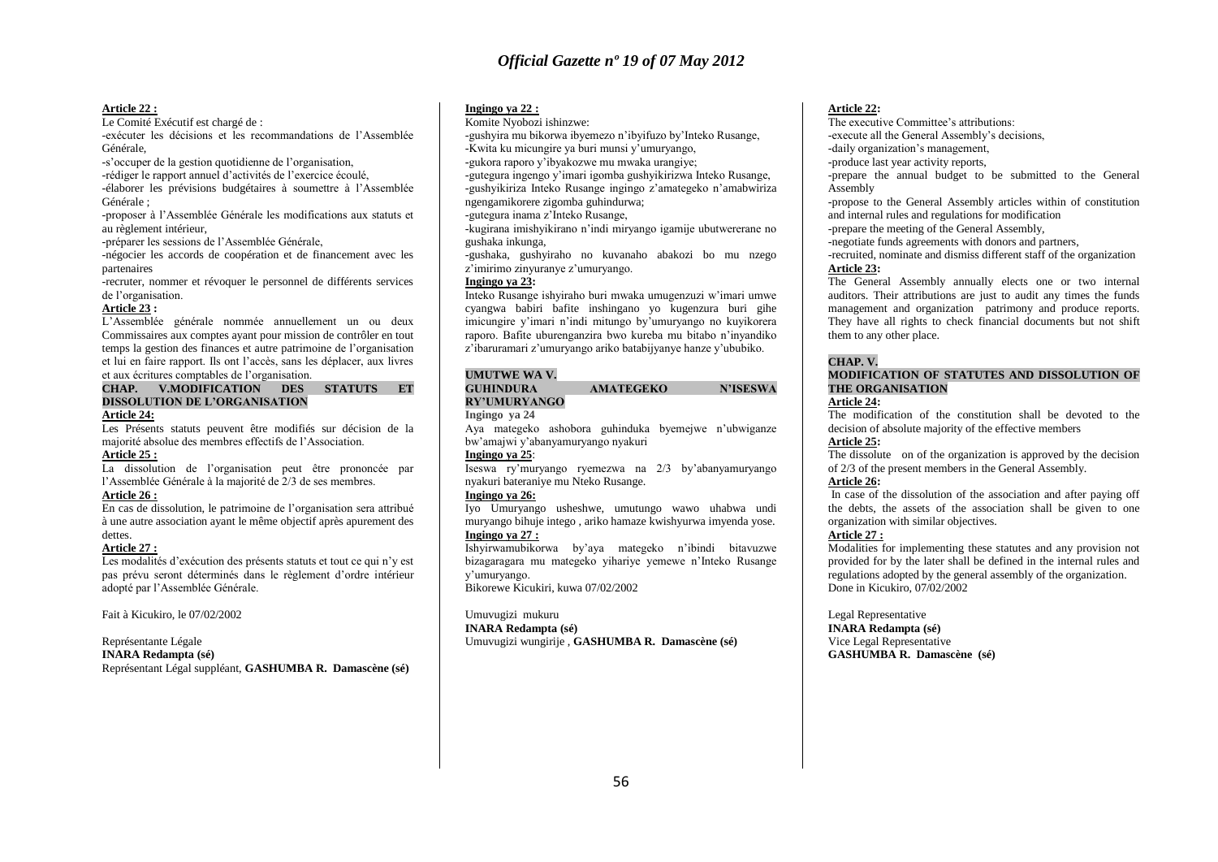**Article 22 :**

Le Comité Exécutif est chargé de :

-exécuter les décisions et les recommandations de l'Assemblée Générale,

-s'occuper de la gestion quotidienne de l'organisation,

-rédiger le rapport annuel d'activités de l'exercice écoulé,

-élaborer les prévisions budgétaires à soumettre à l'Assemblée Générale ;

-proposer à l'Assemblée Générale les modifications aux statuts et au règlement intérieur,

-préparer les sessions de l'Assemblée Générale,

-négocier les accords de coopération et de financement avec les partenaires

-recruter, nommer et révoquer le personnel de différents services de l'organisation.

**Article 23 :**

L'Assemblée générale nommée annuellement un ou deux Commissaires aux comptes ayant pour mission de contrôler en tout temps la gestion des finances et autre patrimoine de l'organisation et lui en faire rapport. Ils ont l'accès, sans les déplacer, aux livres et aux écritures comptables de l'organisation.

**CHAP. V.MODIFICATION DES STATUTS ET DISSOLUTION DE L'ORGANISATION**

**Article 24:**

Les Présents statuts peuvent être modifiés sur décision de la majorité absolue des membres effectifs de l'Association.

**Article 25 :**

La dissolution de l'organisation peut être prononcée par l'Assemblée Générale à la majorité de 2/3 de ses membres.

**Article 26 :**

En cas de dissolution, le patrimoine de l'organisation sera attribué à une autre association ayant le même objectif après apurement des dettes.

**Article 27 :**

Les modalités d'exécution des présents statuts et tout ce qui n'y est pas prévu seront déterminés dans le règlement d'ordre intérieur adopté par l'Assemblée Générale.

Fait à Kicukiro, le 07/02/2002

Représentante Légale

**INARA Redampta (sé)**

Représentant Légal suppléant, **GASHUMBA R. Damascène (sé)**

**Ingingo ya 22 :**

Komite Nyobozi ishinzwe:

-gushyira mu bikorwa ibyemezo n'ibyifuzo by'Inteko Rusange,

-Kwita ku micungire ya buri munsi y'umuryango,

-gukora raporo y'ibyakozwe mu mwaka urangiye;

-gutegura ingengo y'imari igomba gushyikirizwa Inteko Rusange,

-gushyikiriza Inteko Rusange ingingo z'amategeko n'amabwiriza ngengamikorere zigomba guhindurwa;

-gutegura inama z'Inteko Rusange,

-kugirana imishyikirano n'indi miryango igamije ubutwererane no gushaka inkunga,

-gushaka, gushyiraho no kuvanaho abakozi bo mu nzego z'imirimo zinyuranye z'umuryango.

**Ingingo ya 23:**

Inteko Rusange ishyiraho buri mwaka umugenzuzi w'imari umwe cyangwa babiri bafite inshingano yo kugenzura buri gihe imicungire y'imari n'indi mitungo by'umuryango no kuyikorera raporo. Bafite uburenganzira bwo kureba mu bitabo n'inyandiko z'ibaruramari z'umuryango ariko batabijyanye hanze y'ububiko.

**UMUTWE WA V. GUHINDURA AMATEGEKO N'ISESWA RY'UMURYANGO**

**Ingingo ya 24**

Aya mategeko ashobora guhinduka byemejwe n'ubwiganze bw'amajwi y'abanyamuryango nyakuri

**Ingingo ya 25**:

Iseswa ry'muryango ryemezwa na 2/3 by'abanyamuryango nyakuri bateraniye mu Nteko Rusange.

**Ingingo ya 26:**

Iyo Umuryango usheshwe, umutungo wawo uhabwa undi muryango bihuje intego , ariko hamaze kwishyurwa imyenda yose.

**Ingingo ya 27 :**

Ishyirwamubikorwa by'aya mategeko n'ibindi bitavuzwe bizagaragara mu mategeko yihariye yemewe n'Inteko Rusange y'umuryango.

Bikorewe Kicukiri, kuwa 07/02/2002

Umuvugizi mukuru

**INARA Redampta (sé)**

Umuvugizi wungirije , **GASHUMBA R. Damascène (sé)**

**Article 22:**

The executive Committee's attributions:

-execute all the General Assembly's decisions,

-daily organization's management,

-produce last year activity reports,

-prepare the annual budget to be submitted to the General Assembly

-propose to the General Assembly articles within of constitution and internal rules and regulations for modification

-prepare the meeting of the General Assembly,

-negotiate funds agreements with donors and partners,

-recruited, nominate and dismiss different staff of the organization

**Article 23:**

The General Assembly annually elects one or two internal auditors. Their attributions are just to audit any times the funds management and organization patrimony and produce reports. They have all rights to check financial documents but not shift them to any other place.

**CHAP. V.**

**MODIFICATION OF STATUTES AND DISSOLUTION OF THE ORGANISATION**

**Article 24:**

The modification of the constitution shall be devoted to the decision of absolute majority of the effective members

**Article 25:**

The dissolute on of the organization is approved by the decision of 2/3 of the present members in the General Assembly.

**Article 26:**

In case of the dissolution of the association and after paying off the debts, the assets of the association shall be given to one organization with similar objectives.

**Article 27 :**

Modalities for implementing these statutes and any provision not provided for by the later shall be defined in the internal rules and regulations adopted by the general assembly of the organization.

Done in Kicukiro, 07/02/2002

Legal Representative

**INARA Redampta (sé)**

Vice Legal Representative

**GASHUMBA R. Damascène (sé)**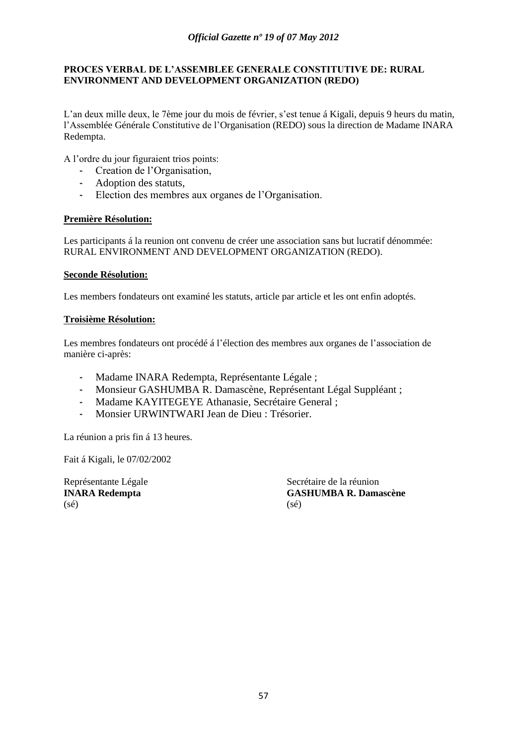**PROCES VERBAL DE L'ASSEMBLEE GENERALE CONSTITUTIVE DE: RURAL ENVIRONMENT AND DEVELOPMENT ORGANIZATION (REDO)**

L'an deux mille deux, le 7ème jour du mois de février, s'est tenue á Kigali, depuis 9 heurs du matin, l'Assemblée Générale Constitutive de l'Organisation (REDO) sous la direction de Madame INARA Redempta.

A l'ordre du jour figuraient trios points:

- Creation de l'Organisation,
- Adoption des statuts,
- Election des membres aux organes de l'Organisation.

**Première Résolution:**

Les participants á la reunion ont convenu de créer une association sans but lucratif dénommée: RURAL ENVIRONMENT AND DEVELOPMENT ORGANIZATION (REDO).

**Seconde Résolution:**

Les members fondateurs ont examiné les statuts, article par article et les ont enfin adoptés.

**Troisième Résolution:**

Les membres fondateurs ont procédé á l'élection des membres aux organes de l'association de manière ci-après:

- Madame INARA Redempta, Représentante Légale ;
- Monsieur GASHUMBA R. Damascène, Représentant Légal Suppléant ;
- Madame KAYITEGEYE Athanasie, Secrétaire General ;
- Monsier URWINTWARI Jean de Dieu : Trésorier.

La réunion a pris fin á 13 heures.

Fait á Kigali, le 07/02/2002

Représentante Légale
**INARA Redempta**
(sé)

Secrétaire de la réunion
**GASHUMBA R. Damascène**
(sé)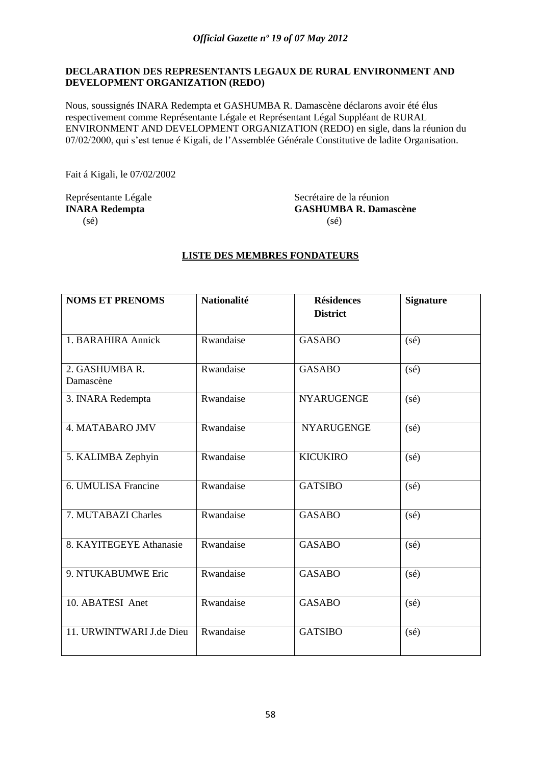**DECLARATION DES REPRESENTANTS LEGAUX DE RURAL ENVIRONMENT AND DEVELOPMENT ORGANIZATION (REDO)**

Nous, soussignés INARA Redempta et GASHUMBA R. Damascène déclarons avoir été élus respectivement comme Représentante Légale et Représentant Légal Suppléant de RURAL ENVIRONMENT AND DEVELOPMENT ORGANIZATION (REDO) en sigle, dans la réunion du 07/02/2000, qui s'est tenue é Kigali, de l'Assemblée Générale Constitutive de ladite Organisation.

Fait á Kigali, le 07/02/2002

Représentante Légale
**INARA Redempta**
(sé)

Secrétaire de la réunion
**GASHUMBA R. Damascène**
(sé)

**LISTE DES MEMBRES FONDATEURS**

| **NOMS ET PRENOMS** | **Nationalité** | **Résidences District** | **Signature** |
|---|---|---|---|
| 1. BARAHIRA Annick | Rwandaise | GASABO | (sé) |
| 2. GASHUMBA R. Damascène | Rwandaise | GASABO | (sé) |
| 3. INARA Redempta | Rwandaise | NYARUGENGE | (sé) |
| 4. MATABARO JMV | Rwandaise | NYARUGENGE | (sé) |
| 5. KALIMBA Zephyin | Rwandaise | KICUKIRO | (sé) |
| 6. UMULISA Francine | Rwandaise | GATSIBO | (sé) |
| 7. MUTABAZI Charles | Rwandaise | GASABO | (sé) |
| 8. KAYITEGEYE Athanasie | Rwandaise | GASABO | (sé) |
| 9. NTUKABUMWE Eric | Rwandaise | GASABO | (sé) |
| 10. ABATESI Anet | Rwandaise | GASABO | (sé) |
| 11. URWINTWARI J.de Dieu | Rwandaise | GATSIBO | (sé) |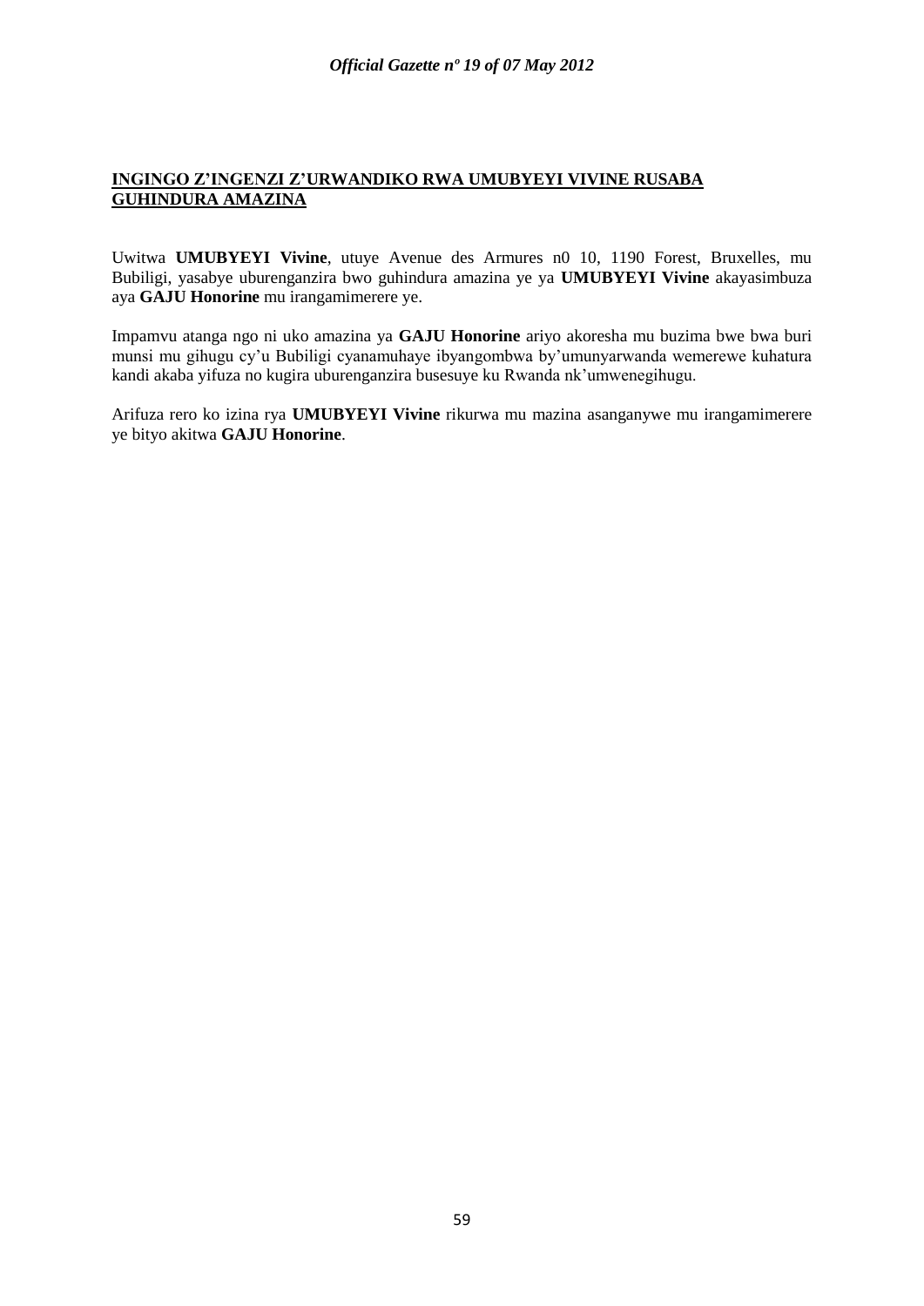**INGINGO Z'INGENZI Z'URWANDIKO RWA UMUBYEYI VIVINE RUSABA GUHINDURA AMAZINA**

Uwitwa **UMUBYEYI Vivine**, utuye Avenue des Armures n0 10, 1190 Forest, Bruxelles, mu Bubiligi, yasabye uburenganzira bwo guhindura amazina ye ya **UMUBYEYI Vivine** akayasimbuza aya **GAJU Honorine** mu irangamimerere ye.

Impamvu atanga ngo ni uko amazina ya **GAJU Honorine** ariyo akoresha mu buzima bwe bwa buri munsi mu gihugu cy'u Bubiligi cyanamuhaye ibyangombwa by'umunyarwanda wemerewe kuhatura kandi akaba yifuza no kugira uburenganzira busesuye ku Rwanda nk'umwenegihugu.

Arifuza rero ko izina rya **UMUBYEYI Vivine** rikurwa mu mazina asanganywe mu irangamimerere ye bityo akitwa **GAJU Honorine**.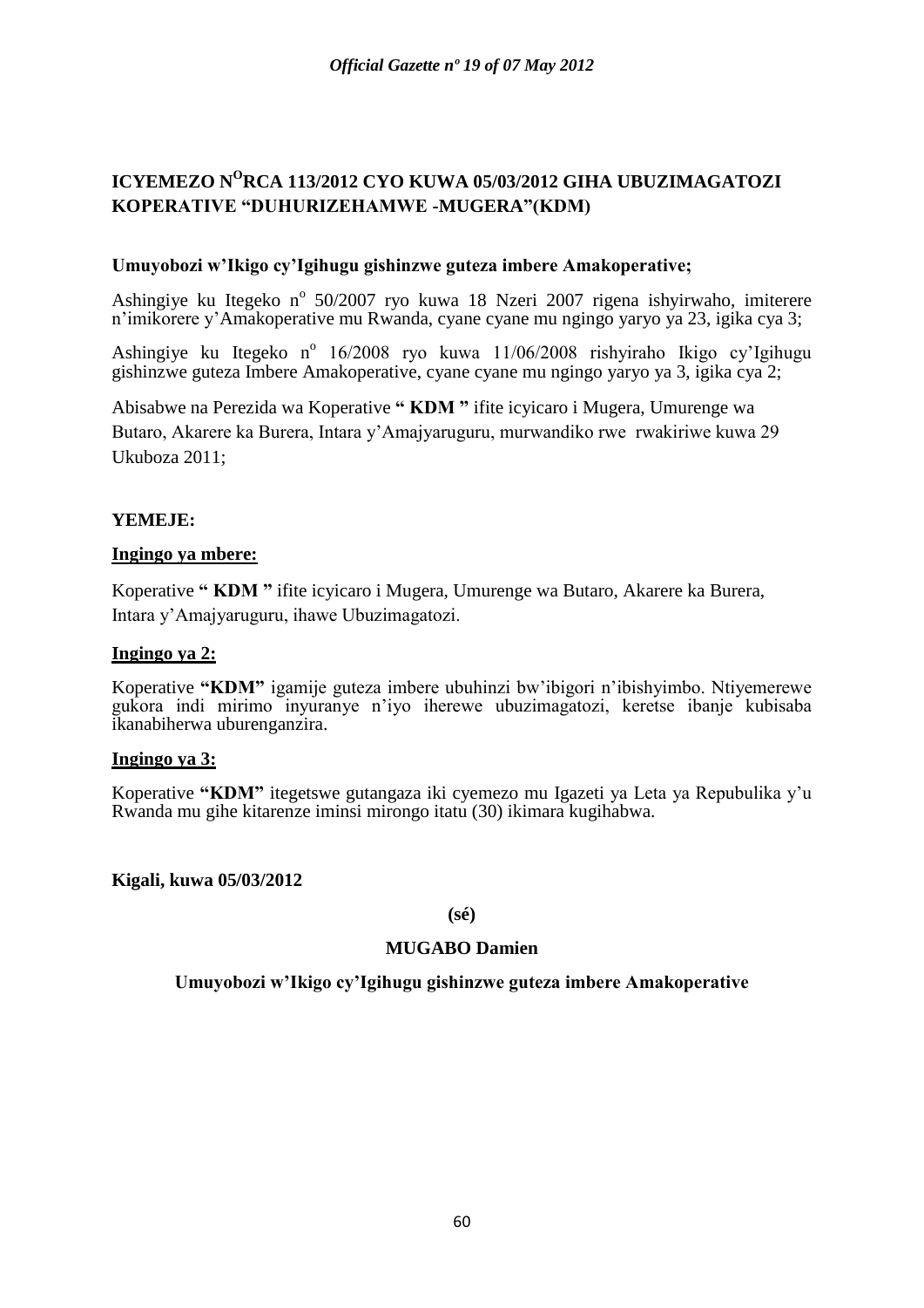## ICYEMEZO N$^{O}$RCA 113/2012 CYO KUWA 05/03/2012 GIHA UBUZIMAGATOZI KOPERATIVE "DUHURIZEHAMWE -MUGERA"(KDM)

**Umuyobozi w'Ikigo cy'Igihugu gishinzwe guteza imbere Amakoperative;**

Ashingiye ku Itegeko n$^{o}$ 50/2007 ryo kuwa 18 Nzeri 2007 rigena ishyirwaho, imiterere n'imikorere y'Amakoperative mu Rwanda, cyane cyane mu ngingo yaryo ya 23, igika cya 3;

Ashingiye ku Itegeko n$^{o}$ 16/2008 ryo kuwa 11/06/2008 rishyiraho Ikigo cy'Igihugu gishinzwe guteza Imbere Amakoperative, cyane cyane mu ngingo yaryo ya 3, igika cya 2;

Abisabwe na Perezida wa Koperative **" KDM "** ifite icyicaro i Mugera, Umurenge wa Butaro, Akarere ka Burera, Intara y'Amajyaruguru, murwandiko rwe rwakiriwe kuwa 29 Ukuboza 2011;

**YEMEJE:**

**Ingingo ya mbere:**

Koperative **" KDM "** ifite icyicaro i Mugera, Umurenge wa Butaro, Akarere ka Burera, Intara y'Amajyaruguru, ihawe Ubuzimagatozi.

**Ingingo ya 2:**

Koperative **"KDM"** igamije guteza imbere ubuhinzi bw'ibigori n'ibishyimbo. Ntiyemerewe gukora indi mirimo inyuranye n'iyo iherewe ubuzimagatozi, keretse ibanje kubisaba ikanabiherwa uburenganzira.

**Ingingo ya 3:**

Koperative **"KDM"** itegetswe gutangaza iki cyemezo mu Igazeti ya Leta ya Repubulika y'u Rwanda mu gihe kitarenze iminsi mirongo itatu (30) ikimara kugihabwa.

**Kigali, kuwa 05/03/2012**

**(sé)**

**MUGABO Damien**

**Umuyobozi w'Ikigo cy'Igihugu gishinzwe guteza imbere Amakoperative**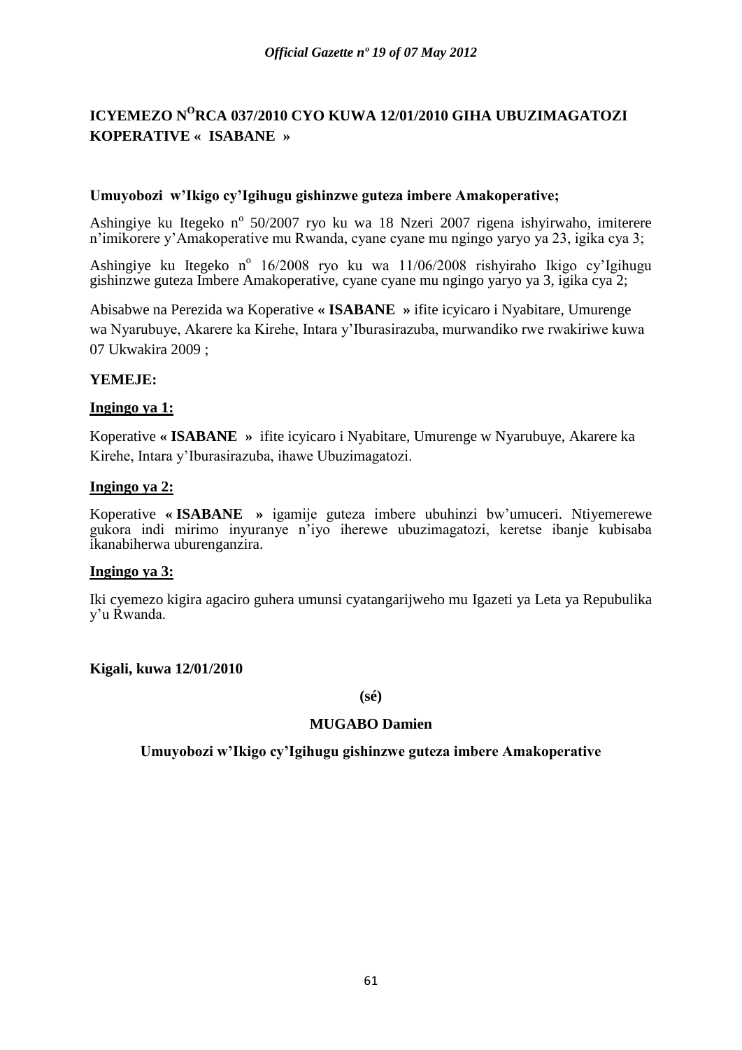# ICYEMEZO N[O]RCA 037/2010 CYO KUWA 12/01/2010 GIHA UBUZIMAGATOZI KOPERATIVE « ISABANE »

**Umuyobozi w'Ikigo cy'Igihugu gishinzwe guteza imbere Amakoperative;**

Ashingiye ku Itegeko n[o] 50/2007 ryo ku wa 18 Nzeri 2007 rigena ishyirwaho, imiterere n'imikorere y'Amakoperative mu Rwanda, cyane cyane mu ngingo yaryo ya 23, igika cya 3;

Ashingiye ku Itegeko n[o] 16/2008 ryo ku wa 11/06/2008 rishyiraho Ikigo cy'Igihugu gishinzwe guteza Imbere Amakoperative, cyane cyane mu ngingo yaryo ya 3, igika cya 2;

Abisabwe na Perezida wa Koperative **« ISABANE »** ifite icyicaro i Nyabitare, Umurenge wa Nyarubuye, Akarere ka Kirehe, Intara y'Iburasirazuba, murwandiko rwe rwakiriwe kuwa 07 Ukwakira 2009 ;

**YEMEJE:**

**Ingingo ya 1:**

Koperative **« ISABANE »** ifite icyicaro i Nyabitare, Umurenge w Nyarubuye, Akarere ka Kirehe, Intara y'Iburasirazuba, ihawe Ubuzimagatozi.

**Ingingo ya 2:**

Koperative **« ISABANE »** igamije guteza imbere ubuhinzi bw'umuceri. Ntiyemerewe gukora indi mirimo inyuranye n'iyo iherewe ubuzimagatozi, keretse ibanje kubisaba ikanabiherwa uburenganzira.

**Ingingo ya 3:**

Iki cyemezo kigira agaciro guhera umunsi cyatangarijweho mu Igazeti ya Leta ya Repubulika y'u Rwanda.

**Kigali, kuwa 12/01/2010**

**(sé)**

**MUGABO Damien**

**Umuyobozi w'Ikigo cy'Igihugu gishinzwe guteza imbere Amakoperative**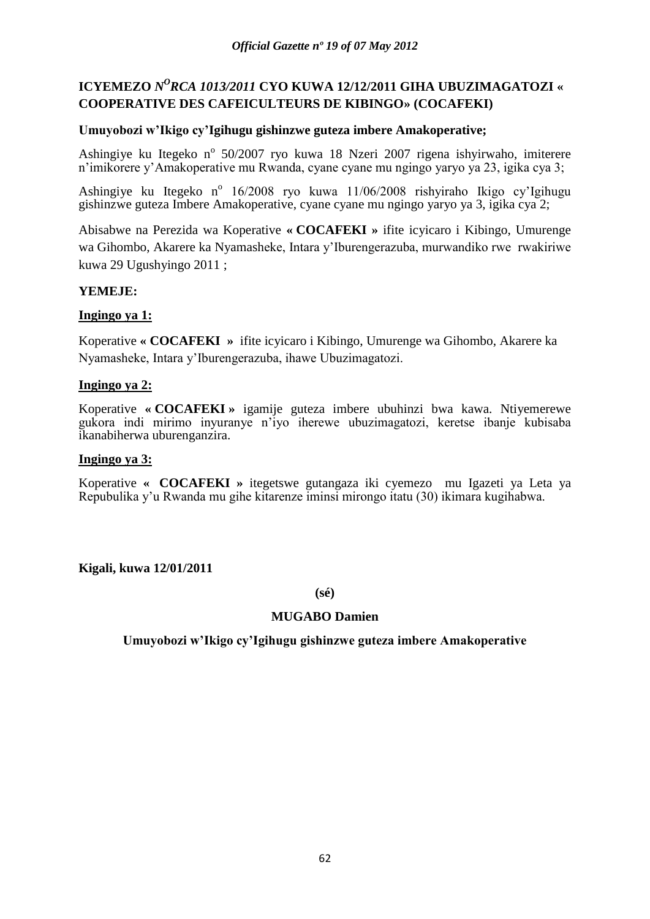**ICYEMEZO *N<sup>O</sup>RCA 1013/2011* CYO KUWA 12/12/2011 GIHA UBUZIMAGATOZI « COOPERATIVE DES CAFEICULTEURS DE KIBINGO» (COCAFEKI)**

**Umuyobozi w'Ikigo cy'Igihugu gishinzwe guteza imbere Amakoperative;**

Ashingiye ku Itegeko n° 50/2007 ryo kuwa 18 Nzeri 2007 rigena ishyirwaho, imiterere n'imikorere y'Amakoperative mu Rwanda, cyane cyane mu ngingo yaryo ya 23, igika cya 3;

Ashingiye ku Itegeko n° 16/2008 ryo kuwa 11/06/2008 rishyiraho Ikigo cy'Igihugu gishinzwe guteza Imbere Amakoperative, cyane cyane mu ngingo yaryo ya 3, igika cya 2;

Abisabwe na Perezida wa Koperative **« COCAFEKI »** ifite icyicaro i Kibingo, Umurenge wa Gihombo, Akarere ka Nyamasheke, Intara y'Iburengerazuba, murwandiko rwe rwakiriwe kuwa 29 Ugushyingo 2011 ;

**YEMEJE:**

**Ingingo ya 1:**

Koperative **« COCAFEKI »** ifite icyicaro i Kibingo, Umurenge wa Gihombo, Akarere ka Nyamasheke, Intara y'Iburengerazuba, ihawe Ubuzimagatozi.

**Ingingo ya 2:**

Koperative **« COCAFEKI »** igamije guteza imbere ubuhinzi bwa kawa. Ntiyemerewe gukora indi mirimo inyuranye n'iyo iherewe ubuzimagatozi, keretse ibanje kubisaba ikanabiherwa uburenganzira.

**Ingingo ya 3:**

Koperative **« COCAFEKI »** itegetswe gutangaza iki cyemezo mu Igazeti ya Leta ya Repubulika y'u Rwanda mu gihe kitarenze iminsi mirongo itatu (30) ikimara kugihabwa.

**Kigali, kuwa 12/01/2011**

**(sé)**

**MUGABO Damien**

**Umuyobozi w'Ikigo cy'Igihugu gishinzwe guteza imbere Amakoperative**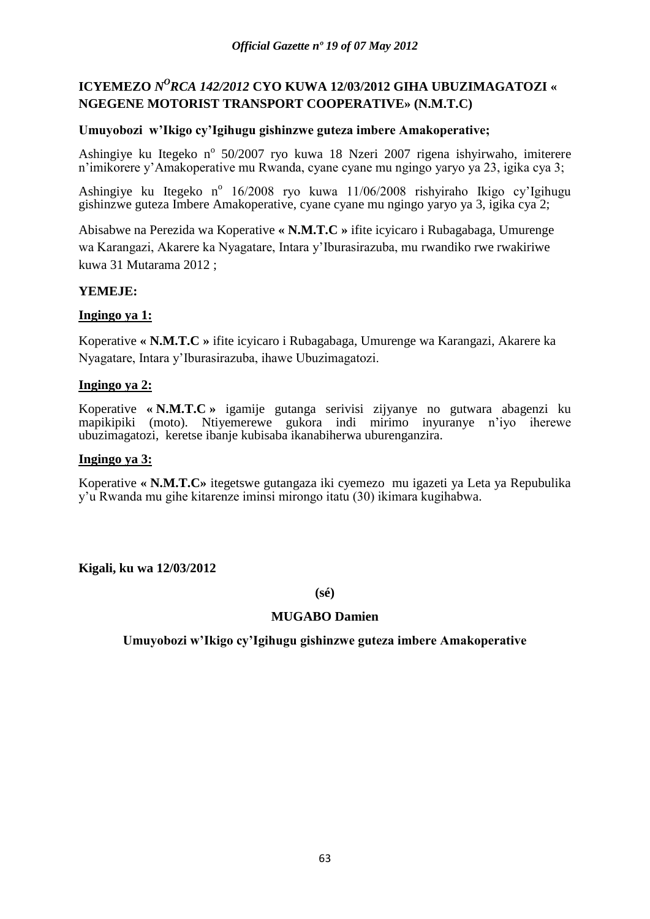# ICYEMEZO *N<sup>O</sup>RCA 142/2012* CYO KUWA 12/03/2012 GIHA UBUZIMAGATOZI « NGEGENE MOTORIST TRANSPORT COOPERATIVE» (N.M.T.C)

**Umuyobozi w'Ikigo cy'Igihugu gishinzwe guteza imbere Amakoperative;**

Ashingiye ku Itegeko n° 50/2007 ryo kuwa 18 Nzeri 2007 rigena ishyirwaho, imiterere n'imikorere y'Amakoperative mu Rwanda, cyane cyane mu ngingo yaryo ya 23, igika cya 3;

Ashingiye ku Itegeko n° 16/2008 ryo kuwa 11/06/2008 rishyiraho Ikigo cy'Igihugu gishinzwe guteza Imbere Amakoperative, cyane cyane mu ngingo yaryo ya 3, igika cya 2;

Abisabwe na Perezida wa Koperative **« N.M.T.C »** ifite icyicaro i Rubagabaga, Umurenge wa Karangazi, Akarere ka Nyagatare, Intara y'Iburasirazuba, mu rwandiko rwe rwakiriwe kuwa 31 Mutarama 2012 ;

**YEMEJE:**

**<u>Ingingo ya 1:</u>**

Koperative **« N.M.T.C »** ifite icyicaro i Rubagabaga, Umurenge wa Karangazi, Akarere ka Nyagatare, Intara y'Iburasirazuba, ihawe Ubuzimagatozi.

**<u>Ingingo ya 2:</u>**

Koperative **« N.M.T.C »** igamije gutanga serivisi zijyanye no gutwara abagenzi ku mapikipiki (moto). Ntiyemerewe gukora indi mirimo inyuranye n'iyo iherewe ubuzimagatozi, keretse ibanje kubisaba ikanabiherwa uburenganzira.

**<u>Ingingo ya 3:</u>**

Koperative **« N.M.T.C»** itegetswe gutangaza iki cyemezo mu igazeti ya Leta ya Repubulika y'u Rwanda mu gihe kitarenze iminsi mirongo itatu (30) ikimara kugihabwa.

**Kigali, ku wa 12/03/2012**

**(sé)**

**MUGABO Damien**

**Umuyobozi w'Ikigo cy'Igihugu gishinzwe guteza imbere Amakoperative**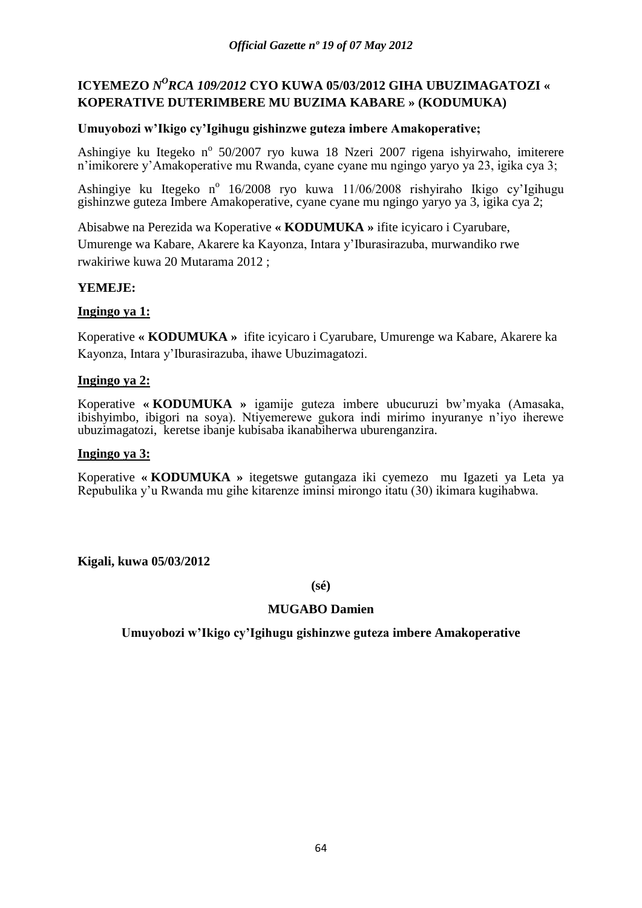## ICYEMEZO *N<sup>O</sup>RCA 109/2012* CYO KUWA 05/03/2012 GIHA UBUZIMAGATOZI « KOPERATIVE DUTERIMBERE MU BUZIMA KABARE » (KODUMUKA)

**Umuyobozi w'Ikigo cy'Igihugu gishinzwe guteza imbere Amakoperative;**

Ashingiye ku Itegeko n° 50/2007 ryo kuwa 18 Nzeri 2007 rigena ishyirwaho, imiterere n'imikorere y'Amakoperative mu Rwanda, cyane cyane mu ngingo yaryo ya 23, igika cya 3;

Ashingiye ku Itegeko n° 16/2008 ryo kuwa 11/06/2008 rishyiraho Ikigo cy'Igihugu gishinzwe guteza Imbere Amakoperative, cyane cyane mu ngingo yaryo ya 3, igika cya 2;

Abisabwe na Perezida wa Koperative **« KODUMUKA »** ifite icyicaro i Cyarubare, Umurenge wa Kabare, Akarere ka Kayonza, Intara y'Iburasirazuba, murwandiko rwe rwakiriwe kuwa 20 Mutarama 2012 ;

**YEMEJE:**

**Ingingo ya 1:**

Koperative **« KODUMUKA »** ifite icyicaro i Cyarubare, Umurenge wa Kabare, Akarere ka Kayonza, Intara y'Iburasirazuba, ihawe Ubuzimagatozi.

**Ingingo ya 2:**

Koperative **« KODUMUKA »** igamije guteza imbere ubucuruzi bw'myaka (Amasaka, ibishyimbo, ibigori na soya). Ntiyemerewe gukora indi mirimo inyuranye n'iyo iherewe ubuzimagatozi, keretse ibanje kubisaba ikanabiherwa uburenganzira.

**Ingingo ya 3:**

Koperative **« KODUMUKA »** itegetswe gutangaza iki cyemezo mu Igazeti ya Leta ya Repubulika y'u Rwanda mu gihe kitarenze iminsi mirongo itatu (30) ikimara kugihabwa.

**Kigali, kuwa 05/03/2012**

**(sé)**

**MUGABO Damien**

**Umuyobozi w'Ikigo cy'Igihugu gishinzwe guteza imbere Amakoperative**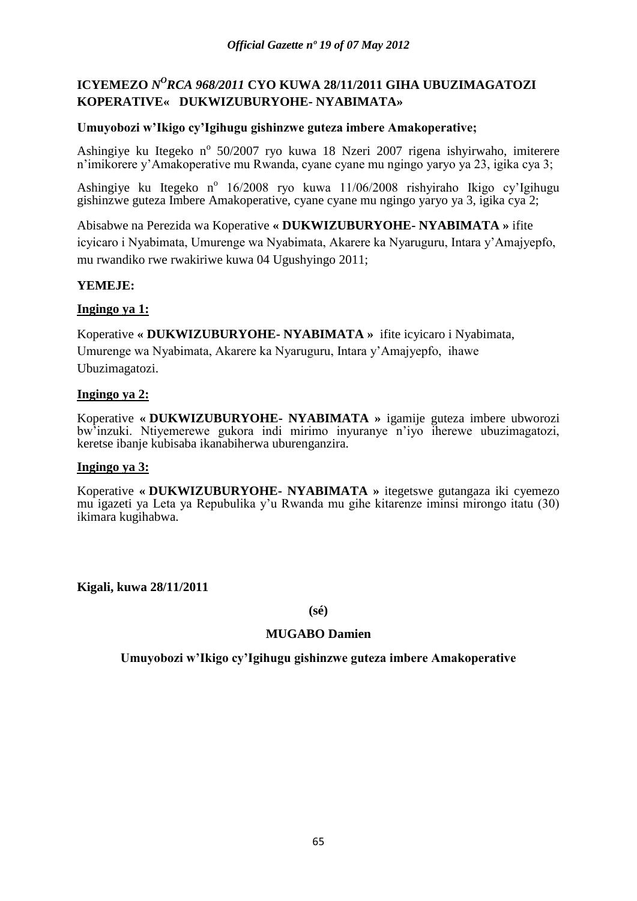**ICYEMEZO *N^O^RCA 968/2011* CYO KUWA 28/11/2011 GIHA UBUZIMAGATOZI KOPERATIVE« DUKWIZUBURYOHE- NYABIMATA»**

**Umuyobozi w'Ikigo cy'Igihugu gishinzwe guteza imbere Amakoperative;**

Ashingiye ku Itegeko n° 50/2007 ryo kuwa 18 Nzeri 2007 rigena ishyirwaho, imiterere n'imikorere y'Amakoperative mu Rwanda, cyane cyane mu ngingo yaryo ya 23, igika cya 3;

Ashingiye ku Itegeko n° 16/2008 ryo kuwa 11/06/2008 rishyiraho Ikigo cy'Igihugu gishinzwe guteza Imbere Amakoperative, cyane cyane mu ngingo yaryo ya 3, igika cya 2;

Abisabwe na Perezida wa Koperative **« DUKWIZUBURYOHE- NYABIMATA »** ifite icyicaro i Nyabimata, Umurenge wa Nyabimata, Akarere ka Nyaruguru, Intara y'Amajyepfo, mu rwandiko rwe rwakiriwe kuwa 04 Ugushyingo 2011;

**YEMEJE:**

**Ingingo ya 1:**

Koperative **« DUKWIZUBURYOHE- NYABIMATA »** ifite icyicaro i Nyabimata, Umurenge wa Nyabimata, Akarere ka Nyaruguru, Intara y'Amajyepfo, ihawe Ubuzimagatozi.

**Ingingo ya 2:**

Koperative **« DUKWIZUBURYOHE- NYABIMATA »** igamije guteza imbere ubworozi bw'inzuki. Ntiyemerewe gukora indi mirimo inyuranye n'iyo iherewe ubuzimagatozi, keretse ibanje kubisaba ikanabiherwa uburenganzira.

**Ingingo ya 3:**

Koperative **« DUKWIZUBURYOHE- NYABIMATA »** itegetswe gutangaza iki cyemezo mu igazeti ya Leta ya Repubulika y'u Rwanda mu gihe kitarenze iminsi mirongo itatu (30) ikimara kugihabwa.

**Kigali, kuwa 28/11/2011**

**(sé)**

**MUGABO Damien**

**Umuyobozi w'Ikigo cy'Igihugu gishinzwe guteza imbere Amakoperative**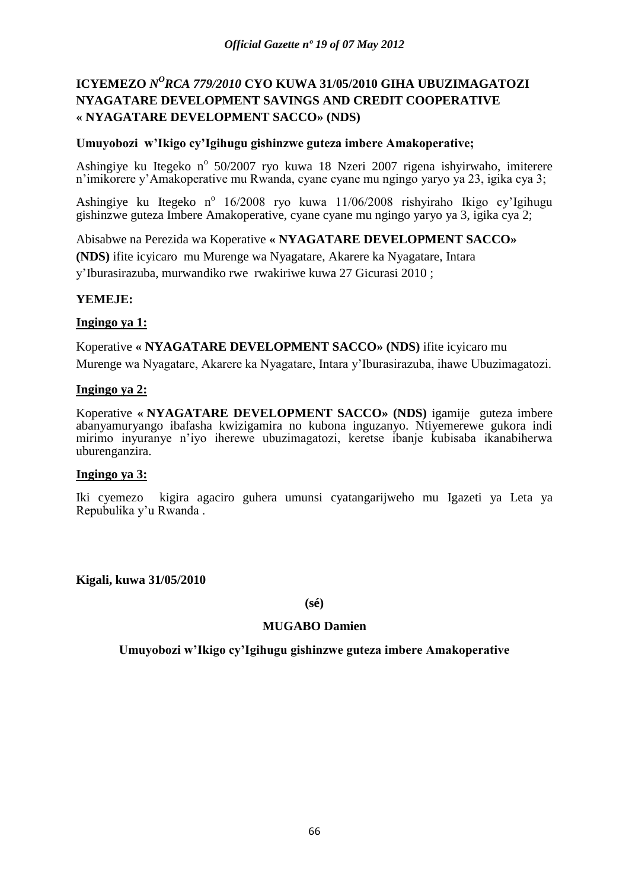**ICYEMEZO *N^O^RCA 779/2010* CYO KUWA 31/05/2010 GIHA UBUZIMAGATOZI NYAGATARE DEVELOPMENT SAVINGS AND CREDIT COOPERATIVE « NYAGATARE DEVELOPMENT SACCO» (NDS)**

**Umuyobozi w'Ikigo cy'Igihugu gishinzwe guteza imbere Amakoperative;**

Ashingiye ku Itegeko n$^{o}$ 50/2007 ryo kuwa 18 Nzeri 2007 rigena ishyirwaho, imiterere n'imikorere y'Amakoperative mu Rwanda, cyane cyane mu ngingo yaryo ya 23, igika cya 3;

Ashingiye ku Itegeko n$^{o}$ 16/2008 ryo kuwa 11/06/2008 rishyiraho Ikigo cy'Igihugu gishinzwe guteza Imbere Amakoperative, cyane cyane mu ngingo yaryo ya 3, igika cya 2;

Abisabwe na Perezida wa Koperative **« NYAGATARE DEVELOPMENT SACCO» (NDS)** ifite icyicaro mu Murenge wa Nyagatare, Akarere ka Nyagatare, Intara y'Iburasirazuba, murwandiko rwe rwakiriwe kuwa 27 Gicurasi 2010 ;

**YEMEJE:**

**Ingingo ya 1:**

Koperative **« NYAGATARE DEVELOPMENT SACCO» (NDS)** ifite icyicaro mu Murenge wa Nyagatare, Akarere ka Nyagatare, Intara y'Iburasirazuba, ihawe Ubuzimagatozi.

**Ingingo ya 2:**

Koperative **« NYAGATARE DEVELOPMENT SACCO» (NDS)** igamije guteza imbere abanyamuryango ibafasha kwizigamira no kubona inguzanyo. Ntiyemerewe gukora indi mirimo inyuranye n'iyo iherewe ubuzimagatozi, keretse ibanje kubisaba ikanabiherwa uburenganzira.

**Ingingo ya 3:**

Iki cyemezo kigira agaciro guhera umunsi cyatangarijweho mu Igazeti ya Leta ya Repubulika y'u Rwanda .

**Kigali, kuwa 31/05/2010**

**(sé)**

**MUGABO Damien**

**Umuyobozi w'Ikigo cy'Igihugu gishinzwe guteza imbere Amakoperative**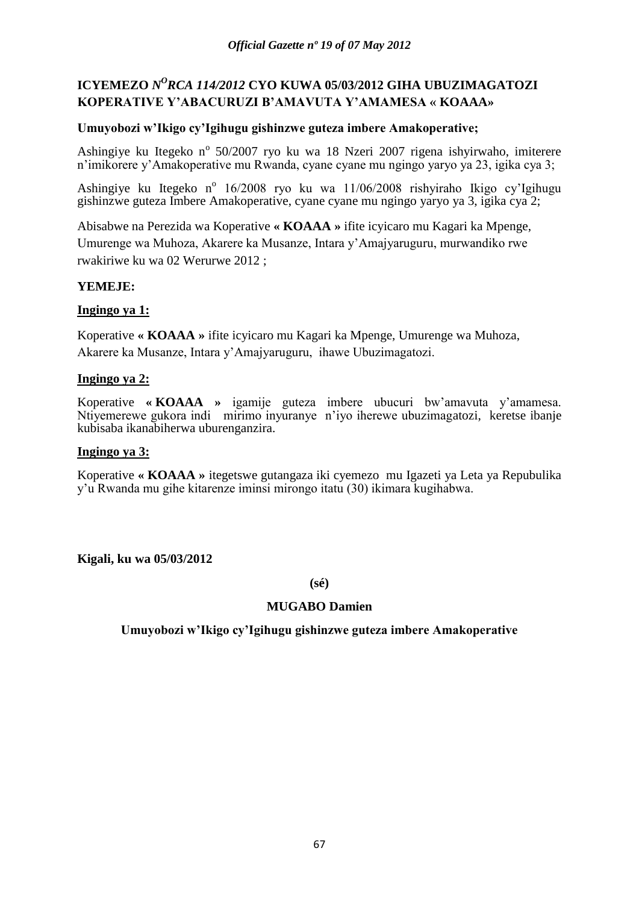# ICYEMEZO *N$^{O}$RCA 114/2012* CYO KUWA 05/03/2012 GIHA UBUZIMAGATOZI KOPERATIVE Y'ABACURUZI B'AMAVUTA Y'AMAMESA « KOAAA»

**Umuyobozi w'Ikigo cy'Igihugu gishinzwe guteza imbere Amakoperative;**

Ashingiye ku Itegeko n$^{o}$ 50/2007 ryo ku wa 18 Nzeri 2007 rigena ishyirwaho, imiterere n'imikorere y'Amakoperative mu Rwanda, cyane cyane mu ngingo yaryo ya 23, igika cya 3;

Ashingiye ku Itegeko n$^{o}$ 16/2008 ryo ku wa 11/06/2008 rishyiraho Ikigo cy'Igihugu gishinzwe guteza Imbere Amakoperative, cyane cyane mu ngingo yaryo ya 3, igika cya 2;

Abisabwe na Perezida wa Koperative **« KOAAA »** ifite icyicaro mu Kagari ka Mpenge, Umurenge wa Muhoza, Akarere ka Musanze, Intara y'Amajyaruguru, murwandiko rwe rwakiriwe ku wa 02 Werurwe 2012 ;

**YEMEJE:**

**Ingingo ya 1:**

Koperative **« KOAAA »** ifite icyicaro mu Kagari ka Mpenge, Umurenge wa Muhoza, Akarere ka Musanze, Intara y'Amajyaruguru, ihawe Ubuzimagatozi.

**Ingingo ya 2:**

Koperative **« KOAAA »** igamije guteza imbere ubucuri bw'amavuta y'amamesa. Ntiyemerewe gukora indi mirimo inyuranye n'iyo iherewe ubuzimagatozi, keretse ibanje kubisaba ikanabiherwa uburenganzira.

**Ingingo ya 3:**

Koperative **« KOAAA »** itegetswe gutangaza iki cyemezo mu Igazeti ya Leta ya Repubulika y'u Rwanda mu gihe kitarenze iminsi mirongo itatu (30) ikimara kugihabwa.

**Kigali, ku wa 05/03/2012**

**(sé)**

**MUGABO Damien**

**Umuyobozi w'Ikigo cy'Igihugu gishinzwe guteza imbere Amakoperative**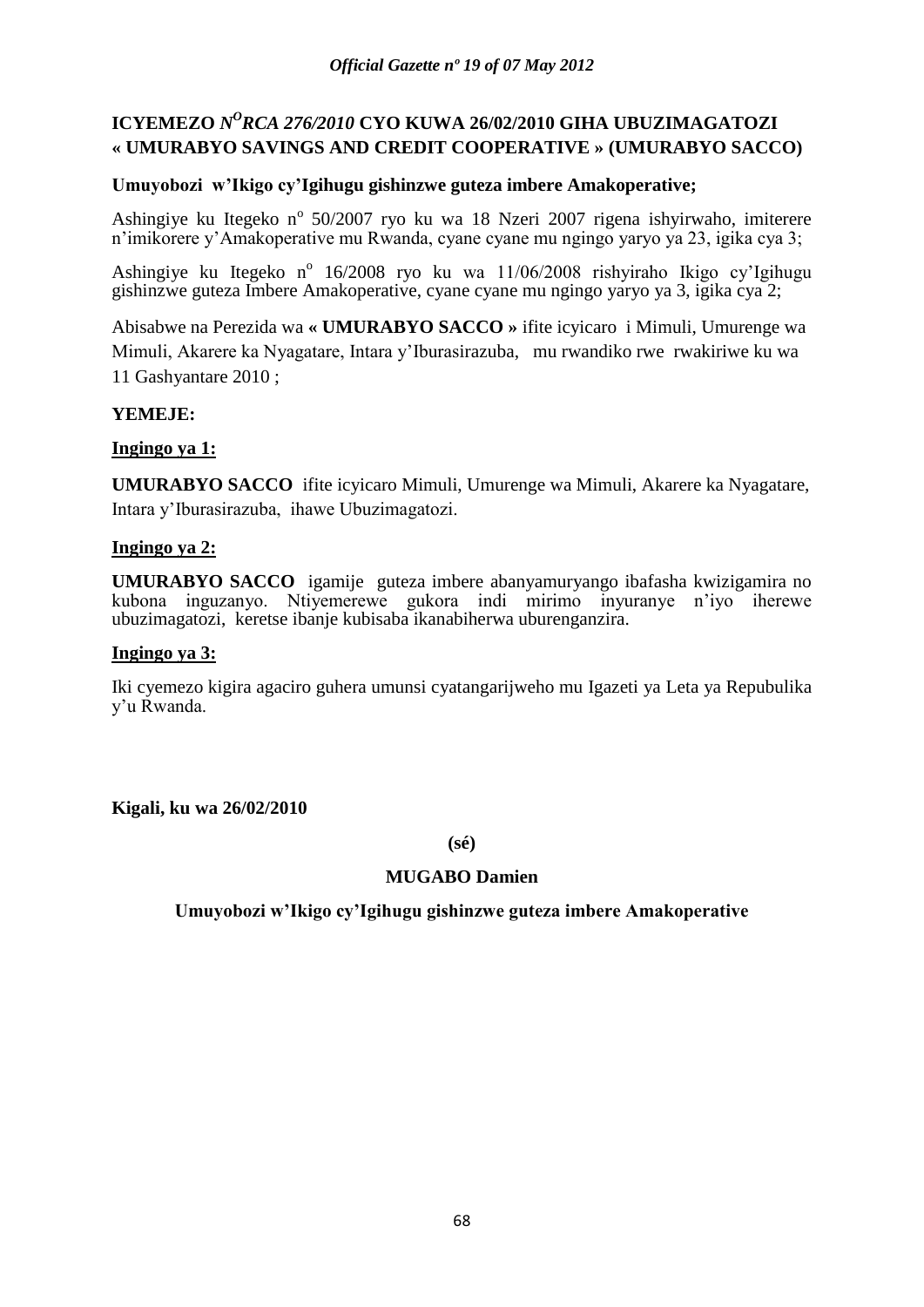**ICYEMEZO *N^O^RCA 276/2010* CYO KUWA 26/02/2010 GIHA UBUZIMAGATOZI « UMURABYO SAVINGS AND CREDIT COOPERATIVE » (UMURABYO SACCO)**

**Umuyobozi w'Ikigo cy'Igihugu gishinzwe guteza imbere Amakoperative;**

Ashingiye ku Itegeko nº 50/2007 ryo ku wa 18 Nzeri 2007 rigena ishyirwaho, imiterere n'imikorere y'Amakoperative mu Rwanda, cyane cyane mu ngingo yaryo ya 23, igika cya 3;

Ashingiye ku Itegeko nº 16/2008 ryo ku wa 11/06/2008 rishyiraho Ikigo cy'Igihugu gishinzwe guteza Imbere Amakoperative, cyane cyane mu ngingo yaryo ya 3, igika cya 2;

Abisabwe na Perezida wa **« UMURABYO SACCO »** ifite icyicaro i Mimuli, Umurenge wa Mimuli, Akarere ka Nyagatare, Intara y'Iburasirazuba, mu rwandiko rwe rwakiriwe ku wa 11 Gashyantare 2010 ;

**YEMEJE:**

**Ingingo ya 1:**

**UMURABYO SACCO** ifite icyicaro Mimuli, Umurenge wa Mimuli, Akarere ka Nyagatare, Intara y'Iburasirazuba, ihawe Ubuzimagatozi.

**Ingingo ya 2:**

**UMURABYO SACCO** igamije guteza imbere abanyamuryango ibafasha kwizigamira no kubona inguzanyo. Ntiyemerewe gukora indi mirimo inyuranye n'iyo iherewe ubuzimagatozi, keretse ibanje kubisaba ikanabiherwa uburenganzira.

**Ingingo ya 3:**

Iki cyemezo kigira agaciro guhera umunsi cyatangarijweho mu Igazeti ya Leta ya Repubulika y'u Rwanda.

**Kigali, ku wa 26/02/2010**

**(sé)**

**MUGABO Damien**

**Umuyobozi w'Ikigo cy'Igihugu gishinzwe guteza imbere Amakoperative**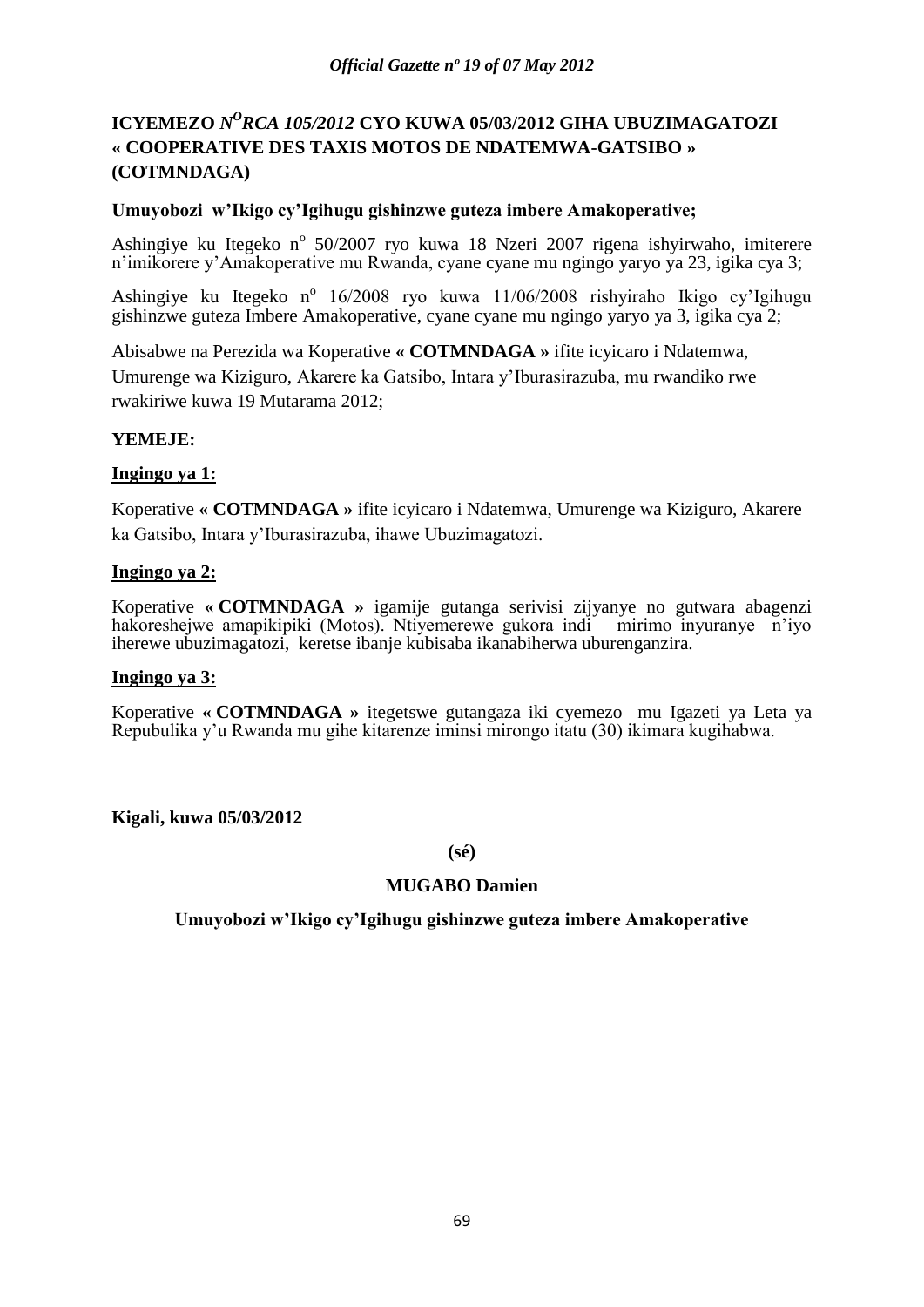**ICYEMEZO** ***N°RCA 105/2012*** **CYO KUWA 05/03/2012 GIHA UBUZIMAGATOZI « COOPERATIVE DES TAXIS MOTOS DE NDATEMWA-GATSIBO » (COTMNDAGA)**

**Umuyobozi w'Ikigo cy'Igihugu gishinzwe guteza imbere Amakoperative;**

Ashingiye ku Itegeko n° 50/2007 ryo kuwa 18 Nzeri 2007 rigena ishyirwaho, imiterere n'imikorere y'Amakoperative mu Rwanda, cyane cyane mu ngingo yaryo ya 23, igika cya 3;

Ashingiye ku Itegeko n° 16/2008 ryo kuwa 11/06/2008 rishyiraho Ikigo cy'Igihugu gishinzwe guteza Imbere Amakoperative, cyane cyane mu ngingo yaryo ya 3, igika cya 2;

Abisabwe na Perezida wa Koperative **« COTMNDAGA »** ifite icyicaro i Ndatemwa, Umurenge wa Kiziguro, Akarere ka Gatsibo, Intara y'Iburasirazuba, mu rwandiko rwe rwakiriwe kuwa 19 Mutarama 2012;

**YEMEJE:**

**Ingingo ya 1:**

Koperative **« COTMNDAGA »** ifite icyicaro i Ndatemwa, Umurenge wa Kiziguro, Akarere ka Gatsibo, Intara y'Iburasirazuba, ihawe Ubuzimagatozi.

**Ingingo ya 2:**

Koperative **« COTMNDAGA »** igamije gutanga serivisi zijyanye no gutwara abagenzi hakoreshejwe amapikipiki (Motos). Ntiyemerewe gukora indi mirimo inyuranye n'iyo iherewe ubuzimagatozi, keretse ibanje kubisaba ikanabiherwa uburenganzira.

**Ingingo ya 3:**

Koperative **« COTMNDAGA »** itegetswe gutangaza iki cyemezo mu Igazeti ya Leta ya Repubulika y'u Rwanda mu gihe kitarenze iminsi mirongo itatu (30) ikimara kugihabwa.

**Kigali, kuwa 05/03/2012**

**(sé)**

**MUGABO Damien**

**Umuyobozi w'Ikigo cy'Igihugu gishinzwe guteza imbere Amakoperative**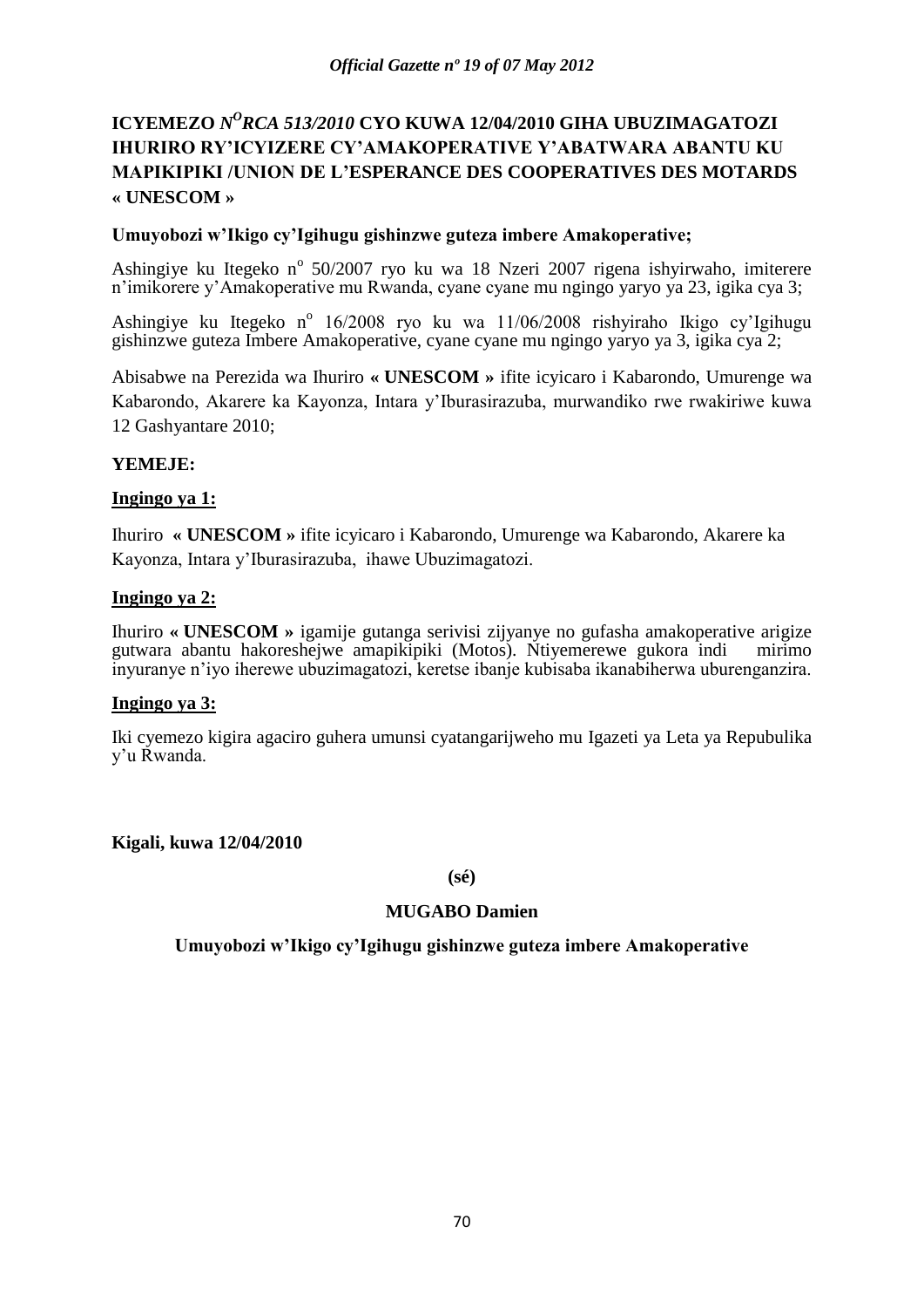**ICYEMEZO *N<sup>O</sup>RCA 513/2010* CYO KUWA 12/04/2010 GIHA UBUZIMAGATOZI IHURIRO RY'ICYIZERE CY'AMAKOPERATIVE Y'ABATWARA ABANTU KU MAPIKIPIKI /UNION DE L'ESPERANCE DES COOPERATIVES DES MOTARDS « UNESCOM »**

**Umuyobozi w'Ikigo cy'Igihugu gishinzwe guteza imbere Amakoperative;**

Ashingiye ku Itegeko n° 50/2007 ryo ku wa 18 Nzeri 2007 rigena ishyirwaho, imiterere n'imikorere y'Amakoperative mu Rwanda, cyane cyane mu ngingo yaryo ya 23, igika cya 3;

Ashingiye ku Itegeko n° 16/2008 ryo ku wa 11/06/2008 rishyiraho Ikigo cy'Igihugu gishinzwe guteza Imbere Amakoperative, cyane cyane mu ngingo yaryo ya 3, igika cya 2;

Abisabwe na Perezida wa Ihuriro **« UNESCOM »** ifite icyicaro i Kabarondo, Umurenge wa Kabarondo, Akarere ka Kayonza, Intara y'Iburasirazuba, murwandiko rwe rwakiriwe kuwa 12 Gashyantare 2010;

**YEMEJE:**

**Ingingo ya 1:**

Ihuriro **« UNESCOM »** ifite icyicaro i Kabarondo, Umurenge wa Kabarondo, Akarere ka Kayonza, Intara y'Iburasirazuba, ihawe Ubuzimagatozi.

**Ingingo ya 2:**

Ihuriro **« UNESCOM »** igamije gutanga serivisi zijyanye no gufasha amakoperative arigize gutwara abantu hakoreshejwe amapikipiki (Motos). Ntiyemerewe gukora indi mirimo inyuranye n'iyo iherewe ubuzimagatozi, keretse ibanje kubisaba ikanabiherwa uburenganzira.

**Ingingo ya 3:**

Iki cyemezo kigira agaciro guhera umunsi cyatangarijweho mu Igazeti ya Leta ya Repubulika y'u Rwanda.

**Kigali, kuwa 12/04/2010**

**(sé)**

**MUGABO Damien**

**Umuyobozi w'Ikigo cy'Igihugu gishinzwe guteza imbere Amakoperative**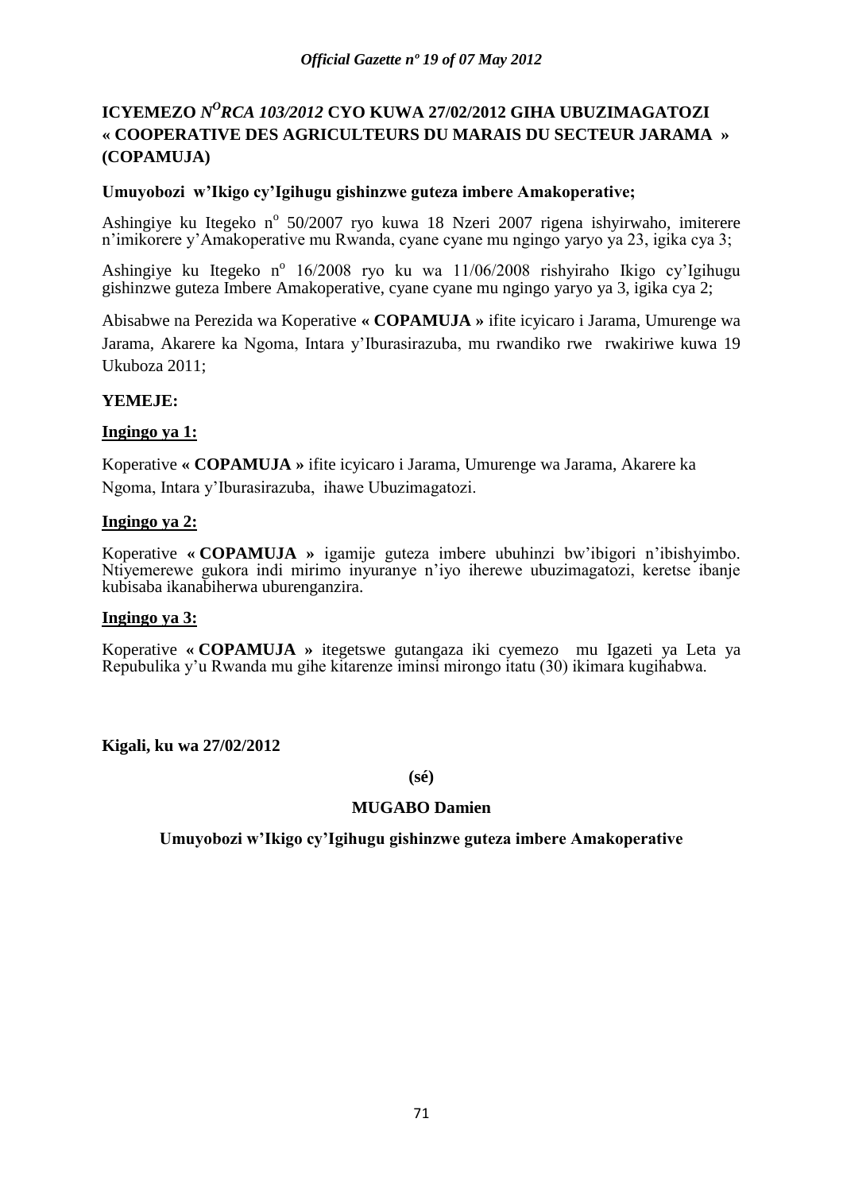## ICYEMEZO *N^O^RCA 103/2012* CYO KUWA 27/02/2012 GIHA UBUZIMAGATOZI « COOPERATIVE DES AGRICULTEURS DU MARAIS DU SECTEUR JARAMA » (COPAMUJA)

**Umuyobozi w'Ikigo cy'Igihugu gishinzwe guteza imbere Amakoperative;**

Ashingiye ku Itegeko n° 50/2007 ryo kuwa 18 Nzeri 2007 rigena ishyirwaho, imiterere n'imikorere y'Amakoperative mu Rwanda, cyane cyane mu ngingo yaryo ya 23, igika cya 3;

Ashingiye ku Itegeko n° 16/2008 ryo ku wa 11/06/2008 rishyiraho Ikigo cy'Igihugu gishinzwe guteza Imbere Amakoperative, cyane cyane mu ngingo yaryo ya 3, igika cya 2;

Abisabwe na Perezida wa Koperative **« COPAMUJA »** ifite icyicaro i Jarama, Umurenge wa Jarama, Akarere ka Ngoma, Intara y'Iburasirazuba, mu rwandiko rwe rwakiriwe kuwa 19 Ukuboza 2011;

**YEMEJE:**

**Ingingo ya 1:**

Koperative **« COPAMUJA »** ifite icyicaro i Jarama, Umurenge wa Jarama, Akarere ka Ngoma, Intara y'Iburasirazuba, ihawe Ubuzimagatozi.

**Ingingo ya 2:**

Koperative **« COPAMUJA »** igamije guteza imbere ubuhinzi bw'ibigori n'ibishyimbo. Ntiyemerewe gukora indi mirimo inyuranye n'iyo iherewe ubuzimagatozi, keretse ibanje kubisaba ikanabiherwa uburenganzira.

**Ingingo ya 3:**

Koperative **« COPAMUJA »** itegetswe gutangaza iki cyemezo mu Igazeti ya Leta ya Repubulika y'u Rwanda mu gihe kitarenze iminsi mirongo itatu (30) ikimara kugihabwa.

**Kigali, ku wa 27/02/2012**

**(sé)**

**MUGABO Damien**

**Umuyobozi w'Ikigo cy'Igihugu gishinzwe guteza imbere Amakoperative**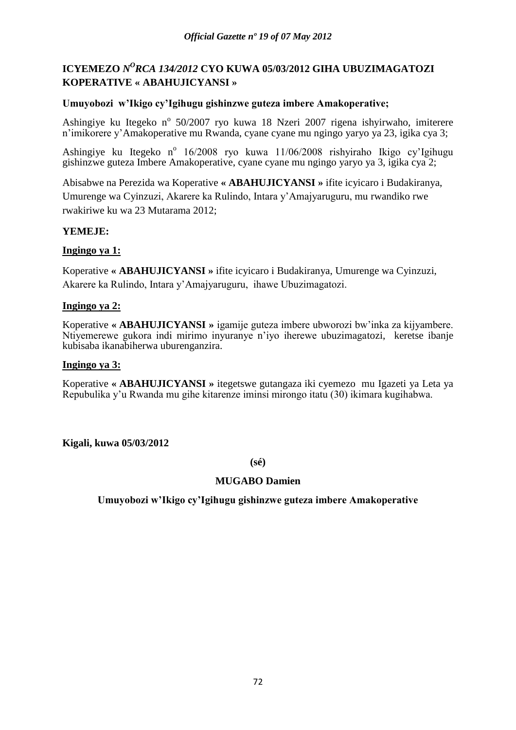## ICYEMEZO *N°RCA 134/2012* CYO KUWA 05/03/2012 GIHA UBUZIMAGATOZI KOPERATIVE « ABAHUJICYANSI »

**Umuyobozi w'Ikigo cy'Igihugu gishinzwe guteza imbere Amakoperative;**

Ashingiye ku Itegeko n° 50/2007 ryo kuwa 18 Nzeri 2007 rigena ishyirwaho, imiterere n'imikorere y'Amakoperative mu Rwanda, cyane cyane mu ngingo yaryo ya 23, igika cya 3;

Ashingiye ku Itegeko n° 16/2008 ryo kuwa 11/06/2008 rishyiraho Ikigo cy'Igihugu gishinzwe guteza Imbere Amakoperative, cyane cyane mu ngingo yaryo ya 3, igika cya 2;

Abisabwe na Perezida wa Koperative **« ABAHUJICYANSI »** ifite icyicaro i Budakiranya, Umurenge wa Cyinzuzi, Akarere ka Rulindo, Intara y'Amajyaruguru, mu rwandiko rwe rwakiriwe ku wa 23 Mutarama 2012;

**YEMEJE:**

**Ingingo ya 1:**

Koperative **« ABAHUJICYANSI »** ifite icyicaro i Budakiranya, Umurenge wa Cyinzuzi, Akarere ka Rulindo, Intara y'Amajyaruguru, ihawe Ubuzimagatozi.

**Ingingo ya 2:**

Koperative **« ABAHUJICYANSI »** igamije guteza imbere ubworozi bw'inka za kijyambere. Ntiyemerewe gukora indi mirimo inyuranye n'iyo iherewe ubuzimagatozi, keretse ibanje kubisaba ikanabiherwa uburenganzira.

**Ingingo ya 3:**

Koperative **« ABAHUJICYANSI »** itegetswe gutangaza iki cyemezo mu Igazeti ya Leta ya Repubulika y'u Rwanda mu gihe kitarenze iminsi mirongo itatu (30) ikimara kugihabwa.

**Kigali, kuwa 05/03/2012**

**(sé)**

**MUGABO Damien**

**Umuyobozi w'Ikigo cy'Igihugu gishinzwe guteza imbere Amakoperative**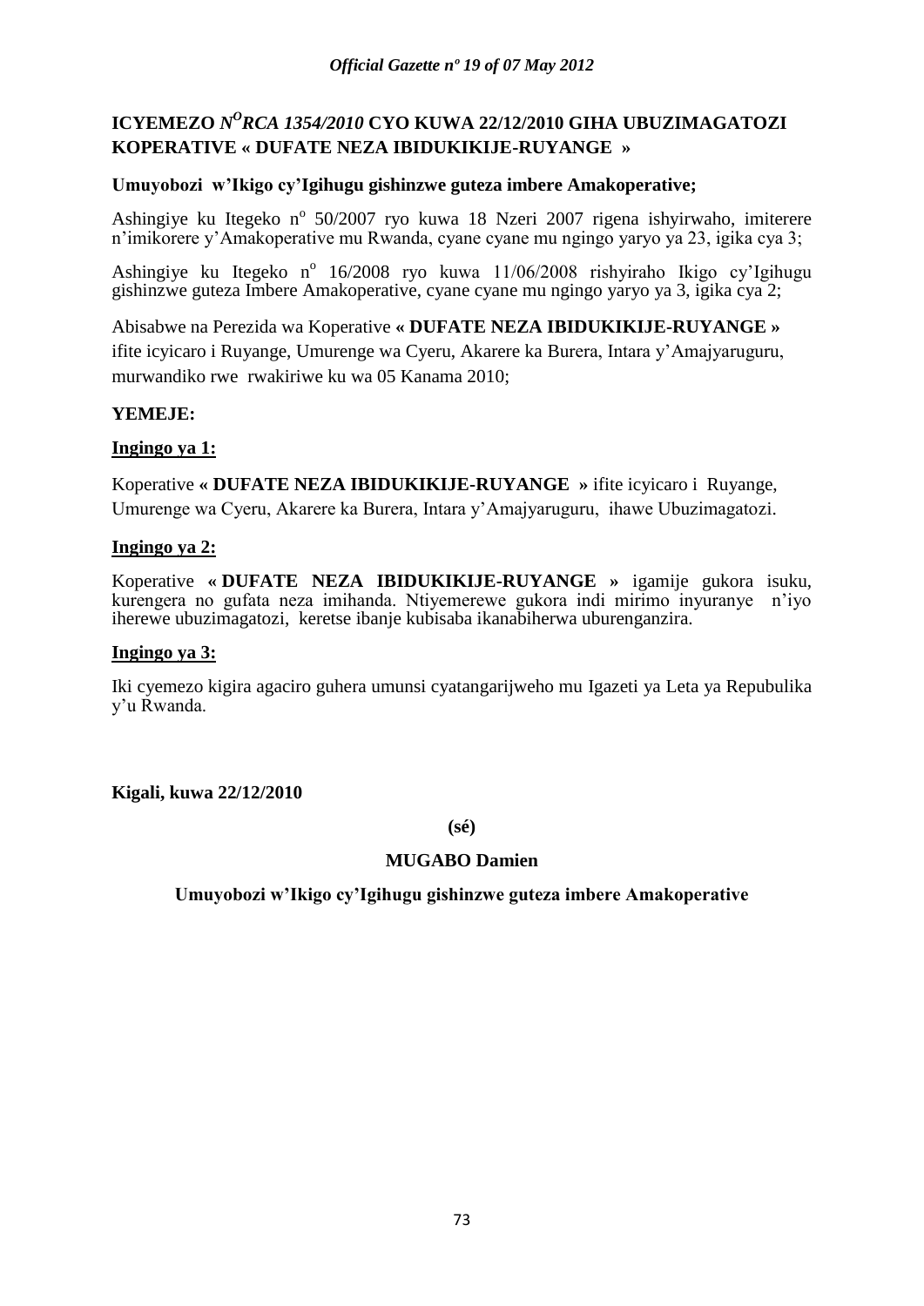**ICYEMEZO** ***N<sup>O</sup>RCA 1354/2010*** **CYO KUWA 22/12/2010 GIHA UBUZIMAGATOZI KOPERATIVE « DUFATE NEZA IBIDUKIKIJE-RUYANGE »**

**Umuyobozi w'Ikigo cy'Igihugu gishinzwe guteza imbere Amakoperative;**

Ashingiye ku Itegeko n° 50/2007 ryo kuwa 18 Nzeri 2007 rigena ishyirwaho, imiterere n'imikorere y'Amakoperative mu Rwanda, cyane cyane mu ngingo yaryo ya 23, igika cya 3;

Ashingiye ku Itegeko n° 16/2008 ryo kuwa 11/06/2008 rishyiraho Ikigo cy'Igihugu gishinzwe guteza Imbere Amakoperative, cyane cyane mu ngingo yaryo ya 3, igika cya 2;

Abisabwe na Perezida wa Koperative **« DUFATE NEZA IBIDUKIKIJE-RUYANGE »** ifite icyicaro i Ruyange, Umurenge wa Cyeru, Akarere ka Burera, Intara y'Amajyaruguru, murwandiko rwe rwakiriwe ku wa 05 Kanama 2010;

**YEMEJE:**

**Ingingo ya 1:**

Koperative **« DUFATE NEZA IBIDUKIKIJE-RUYANGE »** ifite icyicaro i Ruyange, Umurenge wa Cyeru, Akarere ka Burera, Intara y'Amajyaruguru, ihawe Ubuzimagatozi.

**Ingingo ya 2:**

Koperative **« DUFATE NEZA IBIDUKIKIJE-RUYANGE »** igamije gukora isuku, kurengera no gufata neza imihanda. Ntiyemerewe gukora indi mirimo inyuranye n'iyo iherewe ubuzimagatozi, keretse ibanje kubisaba ikanabiherwa uburenganzira.

**Ingingo ya 3:**

Iki cyemezo kigira agaciro guhera umunsi cyatangarijweho mu Igazeti ya Leta ya Repubulika y'u Rwanda.

**Kigali, kuwa 22/12/2010**

**(sé)**

**MUGABO Damien**

**Umuyobozi w'Ikigo cy'Igihugu gishinzwe guteza imbere Amakoperative**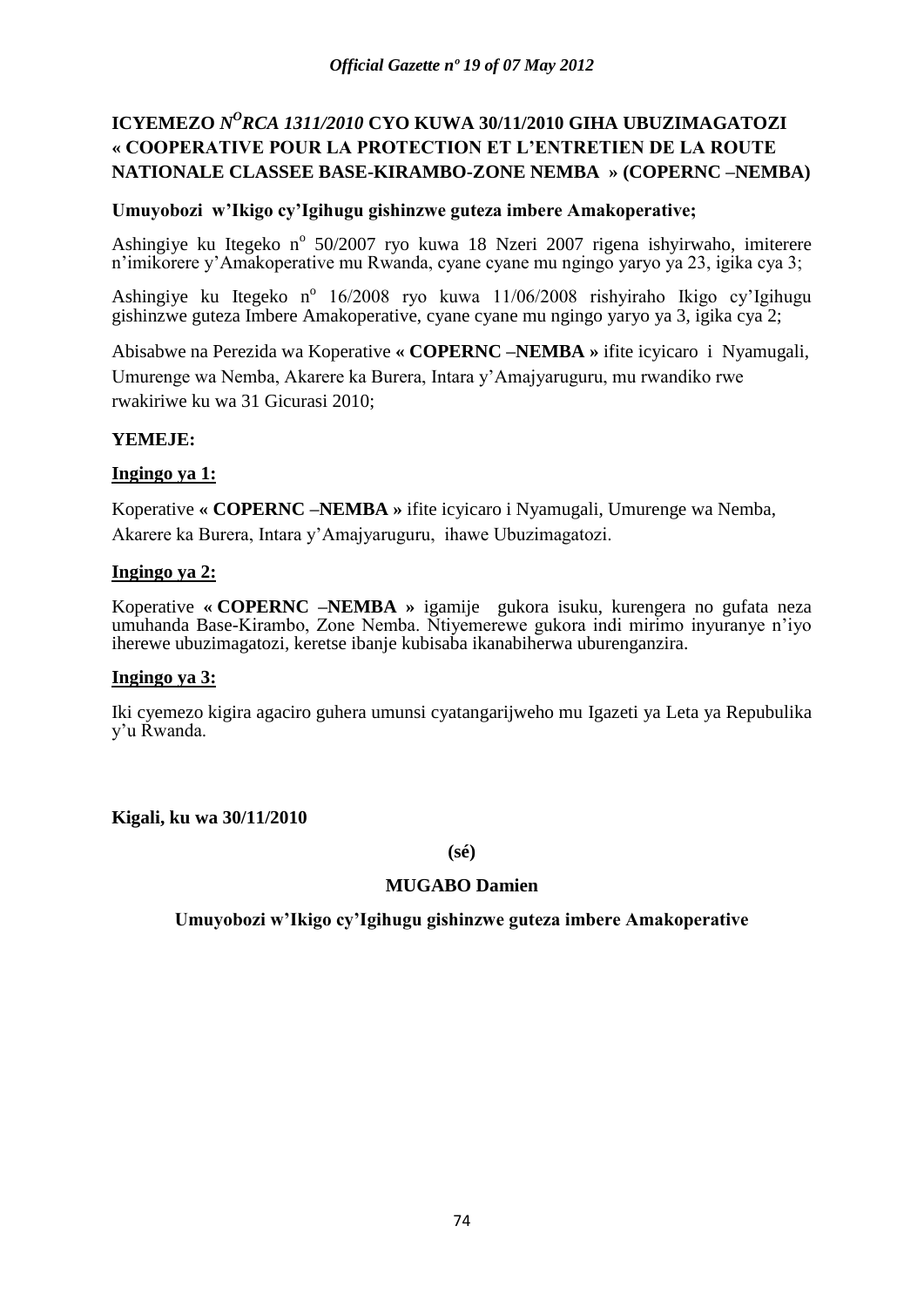## ICYEMEZO *N^O RCA 1311/2010* CYO KUWA 30/11/2010 GIHA UBUZIMAGATOZI « COOPERATIVE POUR LA PROTECTION ET L'ENTRETIEN DE LA ROUTE NATIONALE CLASSEE BASE-KIRAMBO-ZONE NEMBA » (COPERNC –NEMBA)

**Umuyobozi w'Ikigo cy'Igihugu gishinzwe guteza imbere Amakoperative;**

Ashingiye ku Itegeko n° 50/2007 ryo kuwa 18 Nzeri 2007 rigena ishyirwaho, imiterere n'imikorere y'Amakoperative mu Rwanda, cyane cyane mu ngingo yaryo ya 23, igika cya 3;

Ashingiye ku Itegeko n° 16/2008 ryo kuwa 11/06/2008 rishyiraho Ikigo cy'Igihugu gishinzwe guteza Imbere Amakoperative, cyane cyane mu ngingo yaryo ya 3, igika cya 2;

Abisabwe na Perezida wa Koperative **« COPERNC –NEMBA »** ifite icyicaro i Nyamugali, Umurenge wa Nemba, Akarere ka Burera, Intara y'Amajyaruguru, mu rwandiko rwe rwakiriwe ku wa 31 Gicurasi 2010;

**YEMEJE:**

**Ingingo ya 1:**

Koperative **« COPERNC –NEMBA »** ifite icyicaro i Nyamugali, Umurenge wa Nemba, Akarere ka Burera, Intara y'Amajyaruguru, ihawe Ubuzimagatozi.

**Ingingo ya 2:**

Koperative **« COPERNC –NEMBA »** igamije gukora isuku, kurengera no gufata neza umuhanda Base-Kirambo, Zone Nemba. Ntiyemerewe gukora indi mirimo inyuranye n'iyo iherewe ubuzimagatozi, keretse ibanje kubisaba ikanabiherwa uburenganzira.

**Ingingo ya 3:**

Iki cyemezo kigira agaciro guhera umunsi cyatangarijweho mu Igazeti ya Leta ya Repubulika y'u Rwanda.

**Kigali, ku wa 30/11/2010**

**(sé)**

**MUGABO Damien**

**Umuyobozi w'Ikigo cy'Igihugu gishinzwe guteza imbere Amakoperative**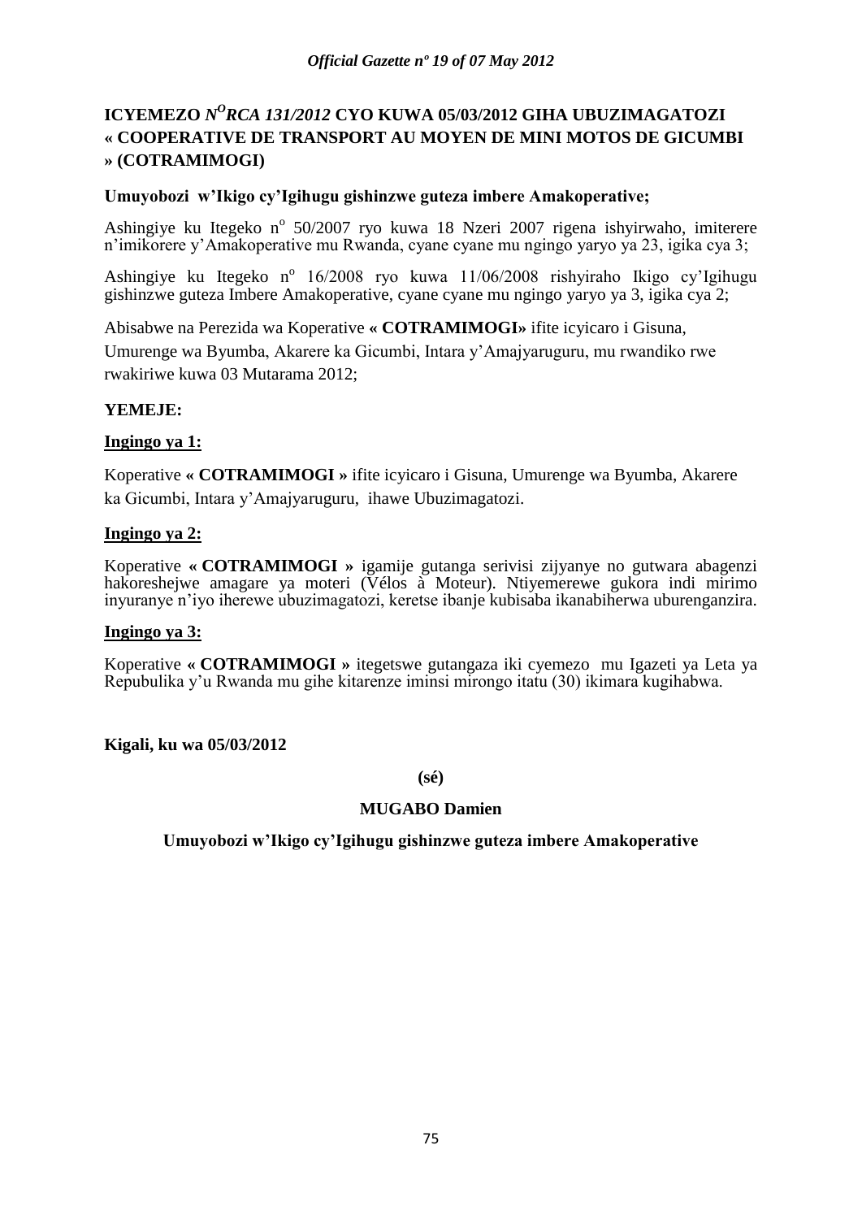# ICYEMEZO *N^O RCA 131/2012* CYO KUWA 05/03/2012 GIHA UBUZIMAGATOZI « COOPERATIVE DE TRANSPORT AU MOYEN DE MINI MOTOS DE GICUMBI » (COTRAMIMOGI)

**Umuyobozi w'Ikigo cy'Igihugu gishinzwe guteza imbere Amakoperative;**

Ashingiye ku Itegeko n° 50/2007 ryo kuwa 18 Nzeri 2007 rigena ishyirwaho, imiterere n'imikorere y'Amakoperative mu Rwanda, cyane cyane mu ngingo yaryo ya 23, igika cya 3;

Ashingiye ku Itegeko n° 16/2008 ryo kuwa 11/06/2008 rishyiraho Ikigo cy'Igihugu gishinzwe guteza Imbere Amakoperative, cyane cyane mu ngingo yaryo ya 3, igika cya 2;

Abisabwe na Perezida wa Koperative **« COTRAMIMOGI»** ifite icyicaro i Gisuna, Umurenge wa Byumba, Akarere ka Gicumbi, Intara y'Amajyaruguru, mu rwandiko rwe rwakiriwe kuwa 03 Mutarama 2012;

**YEMEJE:**

**Ingingo ya 1:**

Koperative **« COTRAMIMOGI »** ifite icyicaro i Gisuna, Umurenge wa Byumba, Akarere ka Gicumbi, Intara y'Amajyaruguru, ihawe Ubuzimagatozi.

**Ingingo ya 2:**

Koperative **« COTRAMIMOGI »** igamije gutanga serivisi zijyanye no gutwara abagenzi hakoreshejwe amagare ya moteri (Vélos à Moteur). Ntiyemerewe gukora indi mirimo inyuranye n'iyo iherewe ubuzimagatozi, keretse ibanje kubisaba ikanabiherwa uburenganzira.

**Ingingo ya 3:**

Koperative **« COTRAMIMOGI »** itegetswe gutangaza iki cyemezo mu Igazeti ya Leta ya Repubulika y'u Rwanda mu gihe kitarenze iminsi mirongo itatu (30) ikimara kugihabwa.

**Kigali, ku wa 05/03/2012**

**(sé)**

**MUGABO Damien**

**Umuyobozi w'Ikigo cy'Igihugu gishinzwe guteza imbere Amakoperative**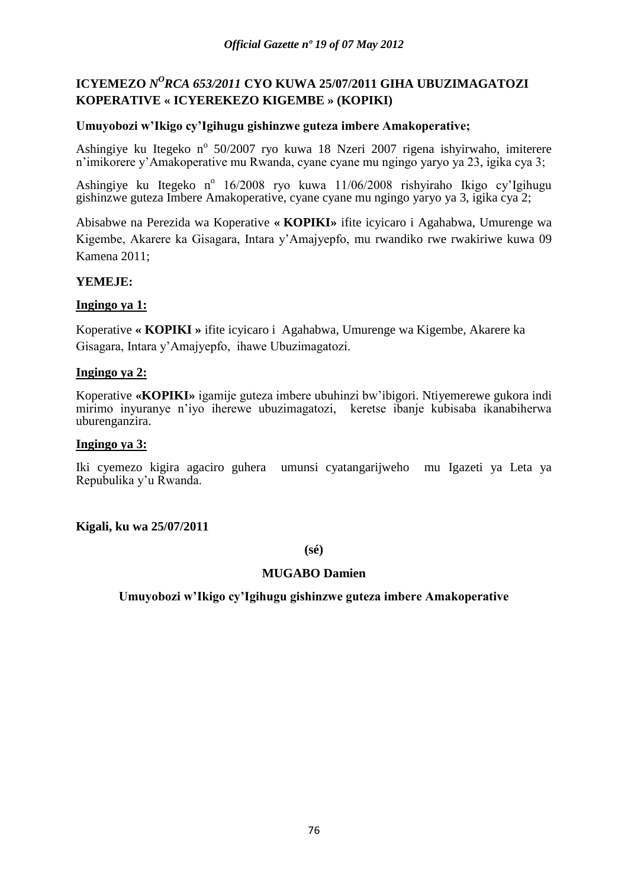**ICYEMEZO *N<sup>O</sup>RCA 653/2011* CYO KUWA 25/07/2011 GIHA UBUZIMAGATOZI KOPERATIVE « ICYEREKEZO KIGEMBE » (KOPIKI)**

**Umuyobozi w'Ikigo cy'Igihugu gishinzwe guteza imbere Amakoperative;**

Ashingiye ku Itegeko n° 50/2007 ryo kuwa 18 Nzeri 2007 rigena ishyirwaho, imiterere n'imikorere y'Amakoperative mu Rwanda, cyane cyane mu ngingo yaryo ya 23, igika cya 3;

Ashingiye ku Itegeko n° 16/2008 ryo kuwa 11/06/2008 rishyiraho Ikigo cy'Igihugu gishinzwe guteza Imbere Amakoperative, cyane cyane mu ngingo yaryo ya 3, igika cya 2;

Abisabwe na Perezida wa Koperative **« KOPIKI»** ifite icyicaro i Agahabwa, Umurenge wa Kigembe, Akarere ka Gisagara, Intara y'Amajyepfo, mu rwandiko rwe rwakiriwe kuwa 09 Kamena 2011;

**YEMEJE:**

**Ingingo ya 1:**

Koperative **« KOPIKI »** ifite icyicaro i Agahabwa, Umurenge wa Kigembe, Akarere ka Gisagara, Intara y'Amajyepfo, ihawe Ubuzimagatozi.

**Ingingo ya 2:**

Koperative **«KOPIKI»** igamije guteza imbere ubuhinzi bw'ibigori. Ntiyemerewe gukora indi mirimo inyuranye n'iyo iherewe ubuzimagatozi, keretse ibanje kubisaba ikanabiherwa uburenganzira.

**Ingingo ya 3:**

Iki cyemezo kigira agaciro guhera umunsi cyatangarijweho mu Igazeti ya Leta ya Repubulika y'u Rwanda.

**Kigali, ku wa 25/07/2011**

**(sé)**

**MUGABO Damien**

**Umuyobozi w'Ikigo cy'Igihugu gishinzwe guteza imbere Amakoperative**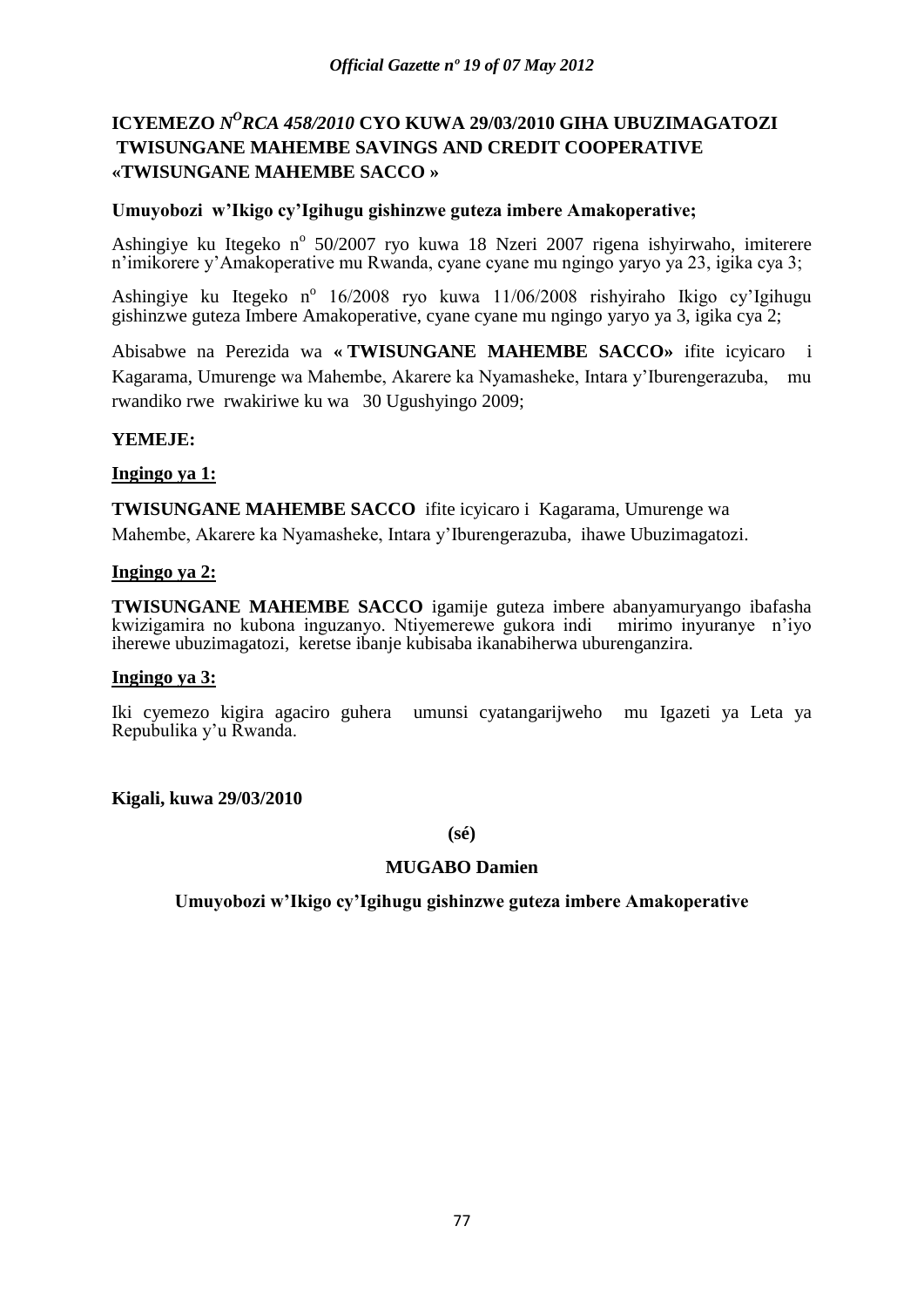**ICYEMEZO *N$^{O}$RCA 458/2010* CYO KUWA 29/03/2010 GIHA UBUZIMAGATOZI TWISUNGANE MAHEMBE SAVINGS AND CREDIT COOPERATIVE «TWISUNGANE MAHEMBE SACCO »**

**Umuyobozi w'Ikigo cy'Igihugu gishinzwe guteza imbere Amakoperative;**

Ashingiye ku Itegeko n$^{o}$ 50/2007 ryo kuwa 18 Nzeri 2007 rigena ishyirwaho, imiterere n'imikorere y'Amakoperative mu Rwanda, cyane cyane mu ngingo yaryo ya 23, igika cya 3;

Ashingiye ku Itegeko n$^{o}$ 16/2008 ryo kuwa 11/06/2008 rishyiraho Ikigo cy'Igihugu gishinzwe guteza Imbere Amakoperative, cyane cyane mu ngingo yaryo ya 3, igika cya 2;

Abisabwe na Perezida wa **« TWISUNGANE MAHEMBE SACCO»** ifite icyicaro i Kagarama, Umurenge wa Mahembe, Akarere ka Nyamasheke, Intara y'Iburengerazuba, mu rwandiko rwe rwakiriwe ku wa 30 Ugushyingo 2009;

**YEMEJE:**

**Ingingo ya 1:**

**TWISUNGANE MAHEMBE SACCO** ifite icyicaro i Kagarama, Umurenge wa Mahembe, Akarere ka Nyamasheke, Intara y'Iburengerazuba, ihawe Ubuzimagatozi.

**Ingingo ya 2:**

**TWISUNGANE MAHEMBE SACCO** igamije guteza imbere abanyamuryango ibafasha kwizigamira no kubona inguzanyo. Ntiyemerewe gukora indi mirimo inyuranye n'iyo iherewe ubuzimagatozi, keretse ibanje kubisaba ikanabiherwa uburenganzira.

**Ingingo ya 3:**

Iki cyemezo kigira agaciro guhera umunsi cyatangarijweho mu Igazeti ya Leta ya Repubulika y'u Rwanda.

**Kigali, kuwa 29/03/2010**

**(sé)**

**MUGABO Damien**

**Umuyobozi w'Ikigo cy'Igihugu gishinzwe guteza imbere Amakoperative**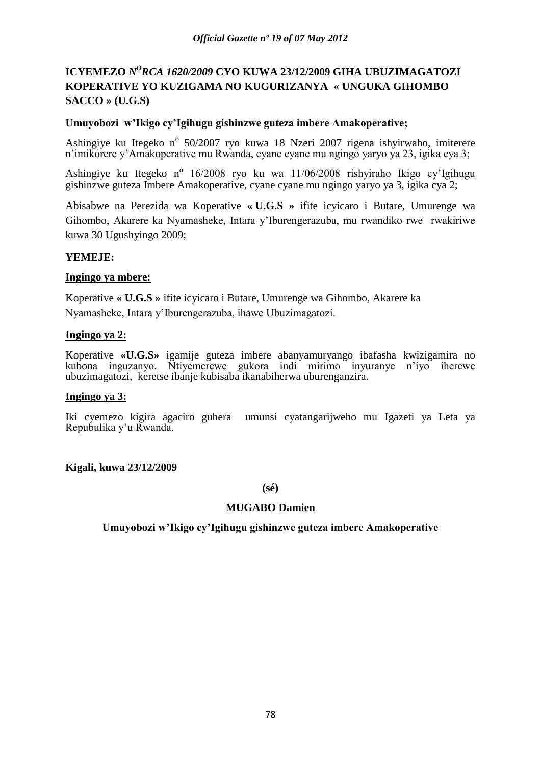# ICYEMEZO *N^O RCA 1620/2009* CYO KUWA 23/12/2009 GIHA UBUZIMAGATOZI KOPERATIVE YO KUZIGAMA NO KUGURIZANYA « UNGUKA GIHOMBO SACCO » (U.G.S)

**Umuyobozi w'Ikigo cy'Igihugu gishinzwe guteza imbere Amakoperative;**

Ashingiye ku Itegeko n° 50/2007 ryo kuwa 18 Nzeri 2007 rigena ishyirwaho, imiterere n'imikorere y'Amakoperative mu Rwanda, cyane cyane mu ngingo yaryo ya 23, igika cya 3;

Ashingiye ku Itegeko n° 16/2008 ryo ku wa 11/06/2008 rishyiraho Ikigo cy'Igihugu gishinzwe guteza Imbere Amakoperative, cyane cyane mu ngingo yaryo ya 3, igika cya 2;

Abisabwe na Perezida wa Koperative **« U.G.S »** ifite icyicaro i Butare, Umurenge wa Gihombo, Akarere ka Nyamasheke, Intara y'Iburengerazuba, mu rwandiko rwe rwakiriwe kuwa 30 Ugushyingo 2009;

**YEMEJE:**

**Ingingo ya mbere:**

Koperative **« U.G.S »** ifite icyicaro i Butare, Umurenge wa Gihombo, Akarere ka Nyamasheke, Intara y'Iburengerazuba, ihawe Ubuzimagatozi.

**Ingingo ya 2:**

Koperative **«U.G.S»** igamije guteza imbere abanyamuryango ibafasha kwizigamira no kubona inguzanyo. Ntiyemerewe gukora indi mirimo inyuranye n'iyo iherewe ubuzimagatozi, keretse ibanje kubisaba ikanabiherwa uburenganzira.

**Ingingo ya 3:**

Iki cyemezo kigira agaciro guhera umunsi cyatangarijweho mu Igazeti ya Leta ya Repubulika y'u Rwanda.

**Kigali, kuwa 23/12/2009**

**(sé)**

**MUGABO Damien**

**Umuyobozi w'Ikigo cy'Igihugu gishinzwe guteza imbere Amakoperative**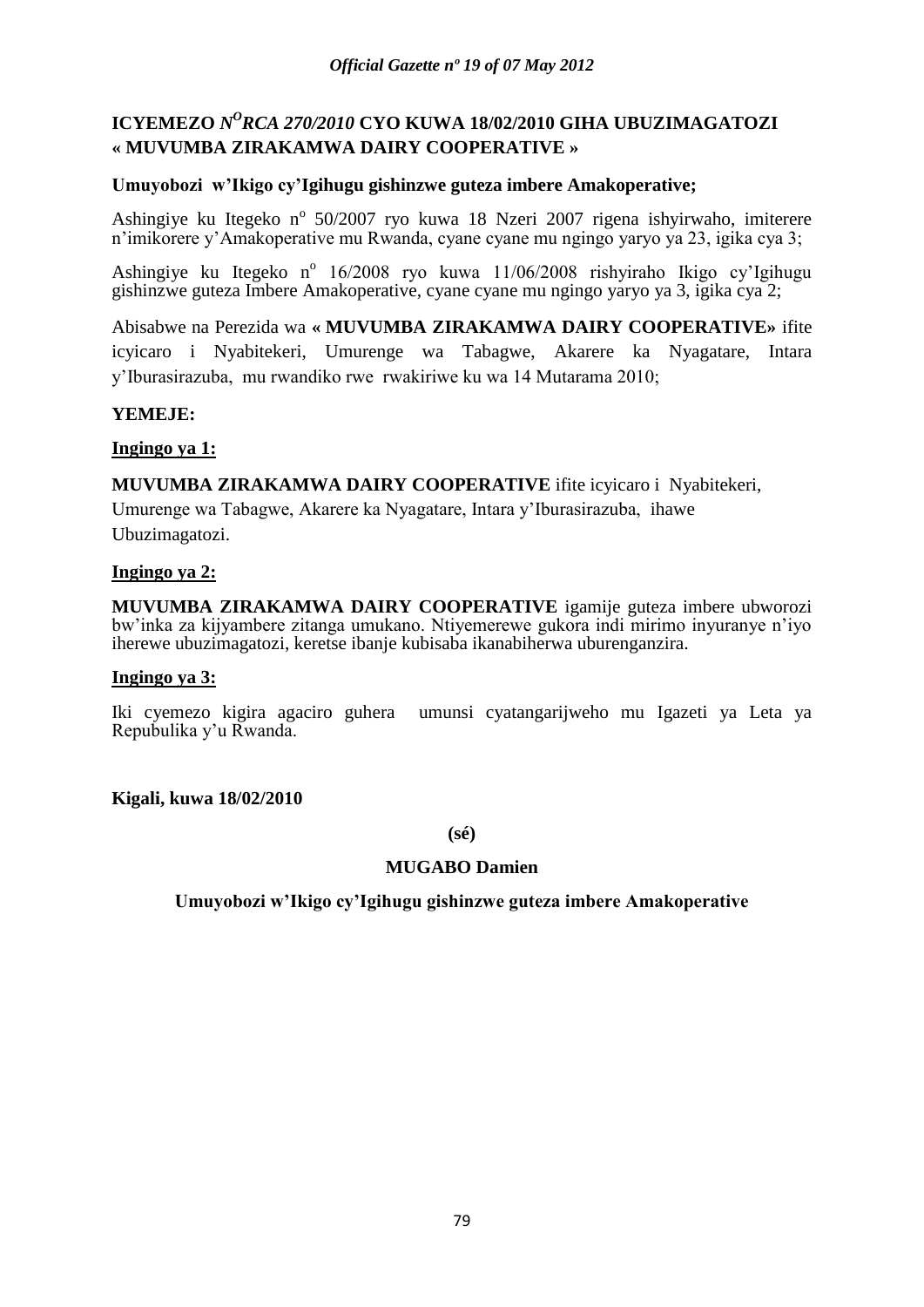**ICYEMEZO** ***N°RCA 270/2010*** **CYO KUWA 18/02/2010 GIHA UBUZIMAGATOZI « MUVUMBA ZIRAKAMWA DAIRY COOPERATIVE »**

**Umuyobozi w'Ikigo cy'Igihugu gishinzwe guteza imbere Amakoperative;**

Ashingiye ku Itegeko n° 50/2007 ryo kuwa 18 Nzeri 2007 rigena ishyirwaho, imiterere n'imikorere y'Amakoperative mu Rwanda, cyane cyane mu ngingo yaryo ya 23, igika cya 3;

Ashingiye ku Itegeko n° 16/2008 ryo kuwa 11/06/2008 rishyiraho Ikigo cy'Igihugu gishinzwe guteza Imbere Amakoperative, cyane cyane mu ngingo yaryo ya 3, igika cya 2;

Abisabwe na Perezida wa **« MUVUMBA ZIRAKAMWA DAIRY COOPERATIVE»** ifite icyicaro i Nyabitekeri, Umurenge wa Tabagwe, Akarere ka Nyagatare, Intara y'Iburasirazuba, mu rwandiko rwe rwakiriwe ku wa 14 Mutarama 2010;

**YEMEJE:**

**Ingingo ya 1:**

**MUVUMBA ZIRAKAMWA DAIRY COOPERATIVE** ifite icyicaro i Nyabitekeri, Umurenge wa Tabagwe, Akarere ka Nyagatare, Intara y'Iburasirazuba, ihawe Ubuzimagatozi.

**Ingingo ya 2:**

**MUVUMBA ZIRAKAMWA DAIRY COOPERATIVE** igamije guteza imbere ubworozi bw'inka za kijyambere zitanga umukano. Ntiyemerewe gukora indi mirimo inyuranye n'iyo iherewe ubuzimagatozi, keretse ibanje kubisaba ikanabiherwa uburenganzira.

**Ingingo ya 3:**

Iki cyemezo kigira agaciro guhera umunsi cyatangarijweho mu Igazeti ya Leta ya Repubulika y'u Rwanda.

**Kigali, kuwa 18/02/2010**

**(sé)**

**MUGABO Damien**

**Umuyobozi w'Ikigo cy'Igihugu gishinzwe guteza imbere Amakoperative**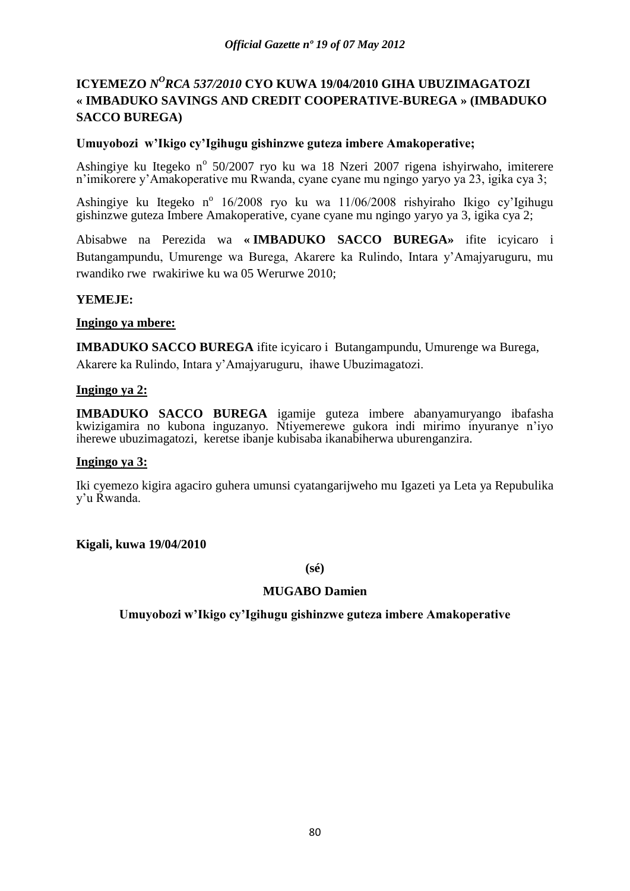**ICYEMEZO** ***N<sup>O</sup>RCA 537/2010*** **CYO KUWA 19/04/2010 GIHA UBUZIMAGATOZI « IMBADUKO SAVINGS AND CREDIT COOPERATIVE-BUREGA » (IMBADUKO SACCO BUREGA)**

**Umuyobozi w'Ikigo cy'Igihugu gishinzwe guteza imbere Amakoperative;**

Ashingiye ku Itegeko n° 50/2007 ryo ku wa 18 Nzeri 2007 rigena ishyirwaho, imiterere n'imikorere y'Amakoperative mu Rwanda, cyane cyane mu ngingo yaryo ya 23, igika cya 3;

Ashingiye ku Itegeko n° 16/2008 ryo ku wa 11/06/2008 rishyiraho Ikigo cy'Igihugu gishinzwe guteza Imbere Amakoperative, cyane cyane mu ngingo yaryo ya 3, igika cya 2;

Abisabwe na Perezida wa **« IMBADUKO SACCO BUREGA»** ifite icyicaro i Butangampundu, Umurenge wa Burega, Akarere ka Rulindo, Intara y'Amajyaruguru, mu rwandiko rwe rwakiriwe ku wa 05 Werurwe 2010;

**YEMEJE:**

**Ingingo ya mbere:**

**IMBADUKO SACCO BUREGA** ifite icyicaro i Butangampundu, Umurenge wa Burega, Akarere ka Rulindo, Intara y'Amajyaruguru, ihawe Ubuzimagatozi.

**Ingingo ya 2:**

**IMBADUKO SACCO BUREGA** igamije guteza imbere abanyamuryango ibafasha kwizigamira no kubona inguzanyo. Ntiyemerewe gukora indi mirimo inyuranye n'iyo iherewe ubuzimagatozi, keretse ibanje kubisaba ikanabiherwa uburenganzira.

**Ingingo ya 3:**

Iki cyemezo kigira agaciro guhera umunsi cyatangarijweho mu Igazeti ya Leta ya Repubulika y'u Rwanda.

**Kigali, kuwa 19/04/2010**

**(sé)**

**MUGABO Damien**

**Umuyobozi w'Ikigo cy'Igihugu gishinzwe guteza imbere Amakoperative**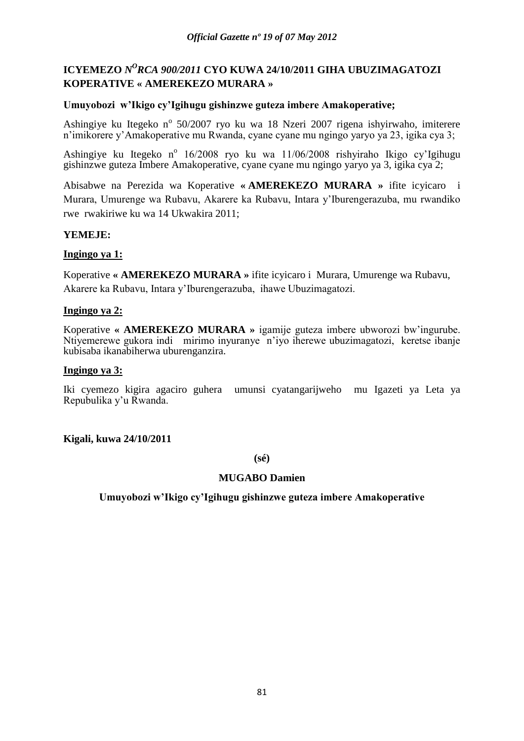# ICYEMEZO *N*[O]*RCA 900/2011* CYO KUWA 24/10/2011 GIHA UBUZIMAGATOZI KOPERATIVE « AMEREKEZO MURARA »

**Umuyobozi w'Ikigo cy'Igihugu gishinzwe guteza imbere Amakoperative;**

Ashingiye ku Itegeko n° 50/2007 ryo ku wa 18 Nzeri 2007 rigena ishyirwaho, imiterere n'imikorere y'Amakoperative mu Rwanda, cyane cyane mu ngingo yaryo ya 23, igika cya 3;

Ashingiye ku Itegeko n° 16/2008 ryo ku wa 11/06/2008 rishyiraho Ikigo cy'Igihugu gishinzwe guteza Imbere Amakoperative, cyane cyane mu ngingo yaryo ya 3, igika cya 2;

Abisabwe na Perezida wa Koperative **« AMEREKEZO MURARA »** ifite icyicaro i Murara, Umurenge wa Rubavu, Akarere ka Rubavu, Intara y'Iburengerazuba, mu rwandiko rwe rwakiriwe ku wa 14 Ukwakira 2011;

**YEMEJE:**

**Ingingo ya 1:**

Koperative **« AMEREKEZO MURARA »** ifite icyicaro i Murara, Umurenge wa Rubavu, Akarere ka Rubavu, Intara y'Iburengerazuba, ihawe Ubuzimagatozi.

**Ingingo ya 2:**

Koperative **« AMEREKEZO MURARA »** igamije guteza imbere ubworozi bw'ingurube. Ntiyemerewe gukora indi mirimo inyuranye n'iyo iherewe ubuzimagatozi, keretse ibanje kubisaba ikanabiherwa uburenganzira.

**Ingingo ya 3:**

Iki cyemezo kigira agaciro guhera umunsi cyatangarijweho mu Igazeti ya Leta ya Repubulika y'u Rwanda.

**Kigali, kuwa 24/10/2011**

**(sé)**

**MUGABO Damien**

**Umuyobozi w'Ikigo cy'Igihugu gishinzwe guteza imbere Amakoperative**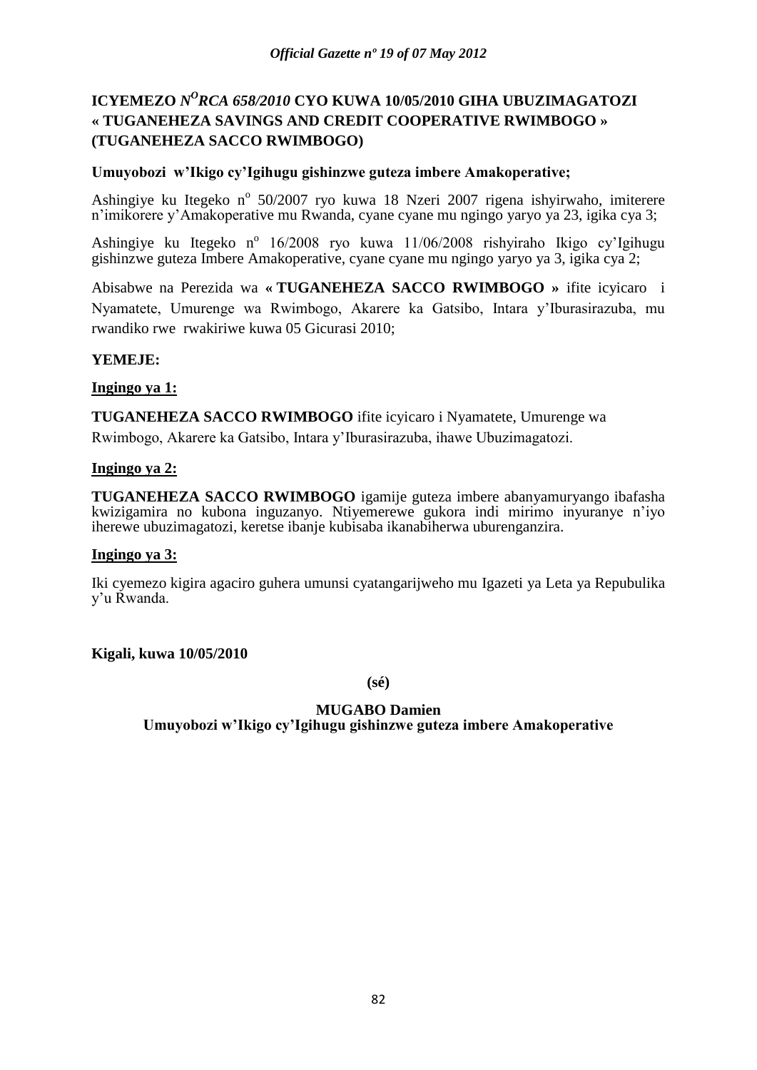# ICYEMEZO *N^O RCA 658/2010* CYO KUWA 10/05/2010 GIHA UBUZIMAGATOZI « TUGANEHEZA SAVINGS AND CREDIT COOPERATIVE RWIMBOGO » (TUGANEHEZA SACCO RWIMBOGO)

**Umuyobozi w'Ikigo cy'Igihugu gishinzwe guteza imbere Amakoperative;**

Ashingiye ku Itegeko n° 50/2007 ryo kuwa 18 Nzeri 2007 rigena ishyirwaho, imiterere n'imikorere y'Amakoperative mu Rwanda, cyane cyane mu ngingo yaryo ya 23, igika cya 3;

Ashingiye ku Itegeko n° 16/2008 ryo kuwa 11/06/2008 rishyiraho Ikigo cy'Igihugu gishinzwe guteza Imbere Amakoperative, cyane cyane mu ngingo yaryo ya 3, igika cya 2;

Abisabwe na Perezida wa **« TUGANEHEZA SACCO RWIMBOGO »** ifite icyicaro i Nyamatete, Umurenge wa Rwimbogo, Akarere ka Gatsibo, Intara y'Iburasirazuba, mu rwandiko rwe rwakiriwe kuwa 05 Gicurasi 2010;

**YEMEJE:**

**Ingingo ya 1:**

**TUGANEHEZA SACCO RWIMBOGO** ifite icyicaro i Nyamatete, Umurenge wa Rwimbogo, Akarere ka Gatsibo, Intara y'Iburasirazuba, ihawe Ubuzimagatozi.

**Ingingo ya 2:**

**TUGANEHEZA SACCO RWIMBOGO** igamije guteza imbere abanyamuryango ibafasha kwizigamira no kubona inguzanyo. Ntiyemerewe gukora indi mirimo inyuranye n'iyo iherewe ubuzimagatozi, keretse ibanje kubisaba ikanabiherwa uburenganzira.

**Ingingo ya 3:**

Iki cyemezo kigira agaciro guhera umunsi cyatangarijweho mu Igazeti ya Leta ya Repubulika y'u Rwanda.

**Kigali, kuwa 10/05/2010**

**(sé)**

**MUGABO Damien**
**Umuyobozi w'Ikigo cy'Igihugu gishinzwe guteza imbere Amakoperative**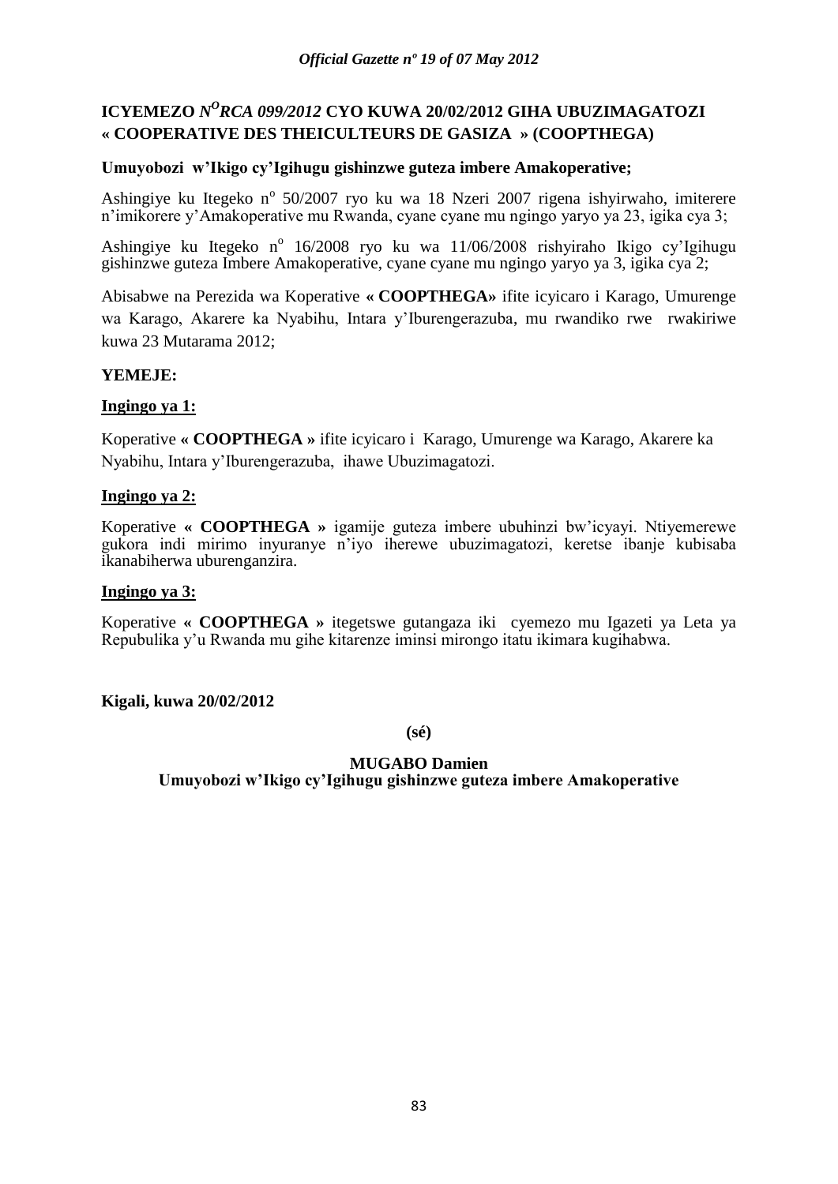# ICYEMEZO *N$^{O}$RCA 099/2012* CYO KUWA 20/02/2012 GIHA UBUZIMAGATOZI « COOPERATIVE DES THEICULTEURS DE GASIZA » (COOPTHEGA)

**Umuyobozi w'Ikigo cy'Igihugu gishinzwe guteza imbere Amakoperative;**

Ashingiye ku Itegeko n$^{o}$ 50/2007 ryo ku wa 18 Nzeri 2007 rigena ishyirwaho, imiterere n'imikorere y'Amakoperative mu Rwanda, cyane cyane mu ngingo yaryo ya 23, igika cya 3;

Ashingiye ku Itegeko n$^{o}$ 16/2008 ryo ku wa 11/06/2008 rishyiraho Ikigo cy'Igihugu gishinzwe guteza Imbere Amakoperative, cyane cyane mu ngingo yaryo ya 3, igika cya 2;

Abisabwe na Perezida wa Koperative **« COOPTHEGA»** ifite icyicaro i Karago, Umurenge wa Karago, Akarere ka Nyabihu, Intara y'Iburengerazuba, mu rwandiko rwe rwakiriwe kuwa 23 Mutarama 2012;

**YEMEJE:**

**Ingingo ya 1:**

Koperative **« COOPTHEGA »** ifite icyicaro i Karago, Umurenge wa Karago, Akarere ka Nyabihu, Intara y'Iburengerazuba, ihawe Ubuzimagatozi.

**Ingingo ya 2:**

Koperative **« COOPTHEGA »** igamije guteza imbere ubuhinzi bw'icyayi. Ntiyemerewe gukora indi mirimo inyuranye n'iyo iherewe ubuzimagatozi, keretse ibanje kubisaba ikanabiherwa uburenganzira.

**Ingingo ya 3:**

Koperative **« COOPTHEGA »** itegetswe gutangaza iki cyemezo mu Igazeti ya Leta ya Repubulika y'u Rwanda mu gihe kitarenze iminsi mirongo itatu ikimara kugihabwa.

**Kigali, kuwa 20/02/2012**

**(sé)**

**MUGABO Damien**
**Umuyobozi w'Ikigo cy'Igihugu gishinzwe guteza imbere Amakoperative**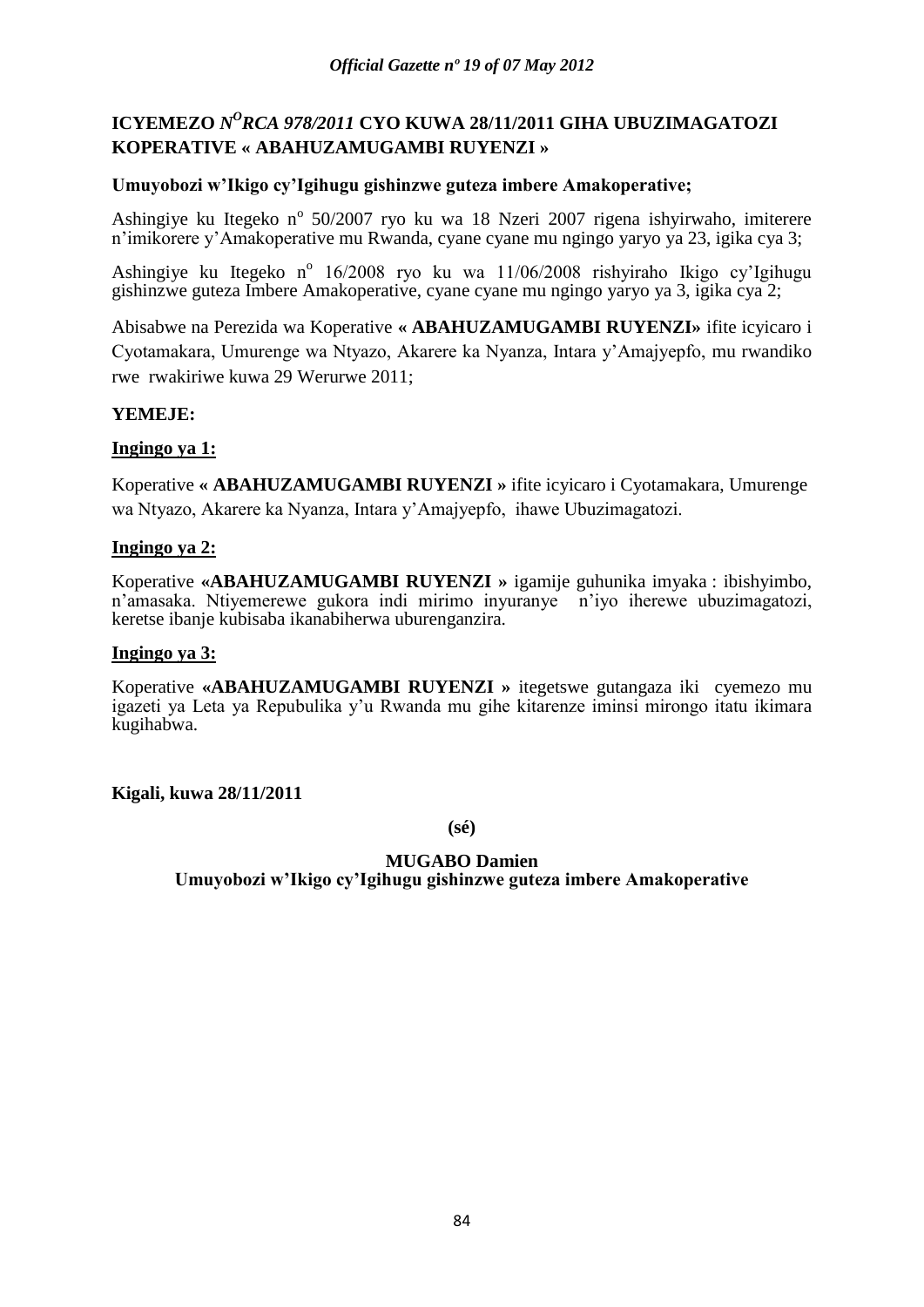## ICYEMEZO N$^{O}$RCA 978/2011 CYO KUWA 28/11/2011 GIHA UBUZIMAGATOZI KOPERATIVE « ABAHUZAMUGAMBI RUYENZI »

**Umuyobozi w'Ikigo cy'Igihugu gishinzwe guteza imbere Amakoperative;**

Ashingiye ku Itegeko n° 50/2007 ryo ku wa 18 Nzeri 2007 rigena ishyirwaho, imiterere n'imikorere y'Amakoperative mu Rwanda, cyane cyane mu ngingo yaryo ya 23, igika cya 3;

Ashingiye ku Itegeko n° 16/2008 ryo ku wa 11/06/2008 rishyiraho Ikigo cy'Igihugu gishinzwe guteza Imbere Amakoperative, cyane cyane mu ngingo yaryo ya 3, igika cya 2;

Abisabwe na Perezida wa Koperative **« ABAHUZAMUGAMBI RUYENZI»** ifite icyicaro i Cyotamakara, Umurenge wa Ntyazo, Akarere ka Nyanza, Intara y'Amajyepfo, mu rwandiko rwe rwakiriwe kuwa 29 Werurwe 2011;

**YEMEJE:**

**Ingingo ya 1:**

Koperative **« ABAHUZAMUGAMBI RUYENZI »** ifite icyicaro i Cyotamakara, Umurenge wa Ntyazo, Akarere ka Nyanza, Intara y'Amajyepfo, ihawe Ubuzimagatozi.

**Ingingo ya 2:**

Koperative **«ABAHUZAMUGAMBI RUYENZI »** igamije guhunika imyaka : ibishyimbo, n'amasaka. Ntiyemerewe gukora indi mirimo inyuranye n'iyo iherewe ubuzimagatozi, keretse ibanje kubisaba ikanabiherwa uburenganzira.

**Ingingo ya 3:**

Koperative **«ABAHUZAMUGAMBI RUYENZI »** itegetswe gutangaza iki cyemezo mu igazeti ya Leta ya Repubulika y'u Rwanda mu gihe kitarenze iminsi mirongo itatu ikimara kugihabwa.

**Kigali, kuwa 28/11/2011**

**(sé)**

**MUGABO Damien**
**Umuyobozi w'Ikigo cy'Igihugu gishinzwe guteza imbere Amakoperative**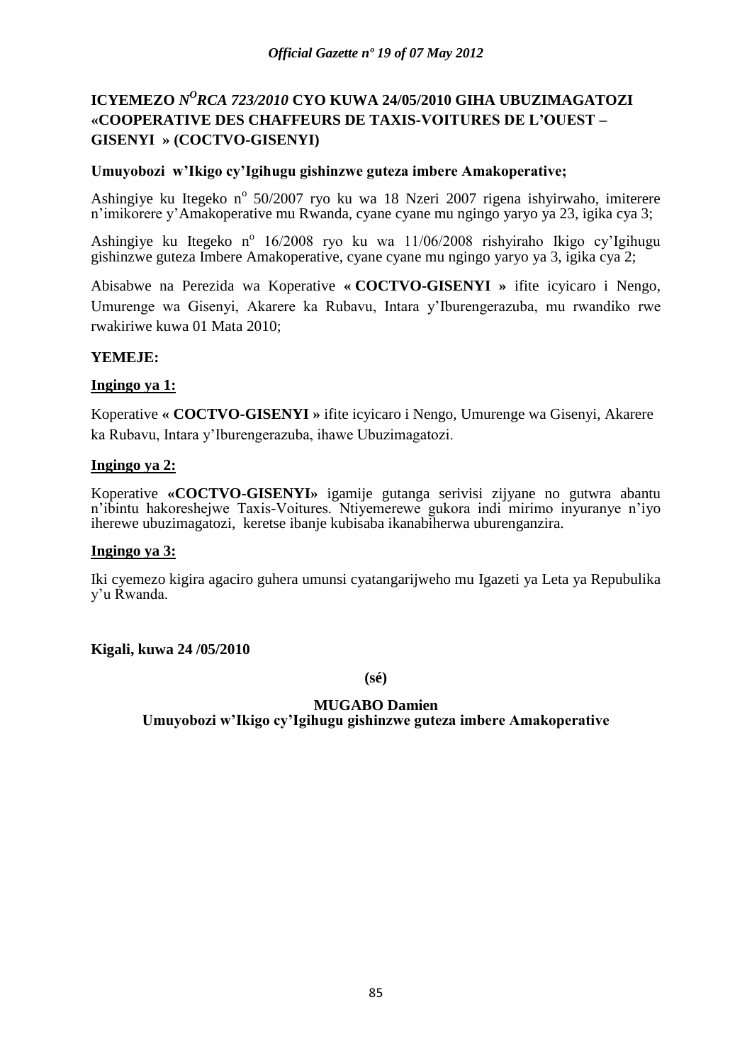**ICYEMEZO *N^O RCA 723/2010* CYO KUWA 24/05/2010 GIHA UBUZIMAGATOZI «COOPERATIVE DES CHAFFEURS DE TAXIS-VOITURES DE L'OUEST – GISENYI » (COCTVO-GISENYI)**

**Umuyobozi w'Ikigo cy'Igihugu gishinzwe guteza imbere Amakoperative;**

Ashingiye ku Itegeko n$^o$ 50/2007 ryo ku wa 18 Nzeri 2007 rigena ishyirwaho, imiterere n'imikorere y'Amakoperative mu Rwanda, cyane cyane mu ngingo yaryo ya 23, igika cya 3;

Ashingiye ku Itegeko n$^o$ 16/2008 ryo ku wa 11/06/2008 rishyiraho Ikigo cy'Igihugu gishinzwe guteza Imbere Amakoperative, cyane cyane mu ngingo yaryo ya 3, igika cya 2;

Abisabwe na Perezida wa Koperative **« COCTVO-GISENYI »** ifite icyicaro i Nengo, Umurenge wa Gisenyi, Akarere ka Rubavu, Intara y'Iburengerazuba, mu rwandiko rwe rwakiriwe kuwa 01 Mata 2010;

**YEMEJE:**

**Ingingo ya 1:**

Koperative **« COCTVO-GISENYI »** ifite icyicaro i Nengo, Umurenge wa Gisenyi, Akarere ka Rubavu, Intara y'Iburengerazuba, ihawe Ubuzimagatozi.

**Ingingo ya 2:**

Koperative **«COCTVO-GISENYI»** igamije gutanga serivisi zijyane no gutwra abantu n'ibintu hakoreshejwe Taxis-Voitures. Ntiyemerewe gukora indi mirimo inyuranye n'iyo iherewe ubuzimagatozi, keretse ibanje kubisaba ikanabiherwa uburenganzira.

**Ingingo ya 3:**

Iki cyemezo kigira agaciro guhera umunsi cyatangarijweho mu Igazeti ya Leta ya Repubulika y'u Rwanda.

**Kigali, kuwa 24 /05/2010**

**(sé)**

**MUGABO Damien**
**Umuyobozi w'Ikigo cy'Igihugu gishinzwe guteza imbere Amakoperative**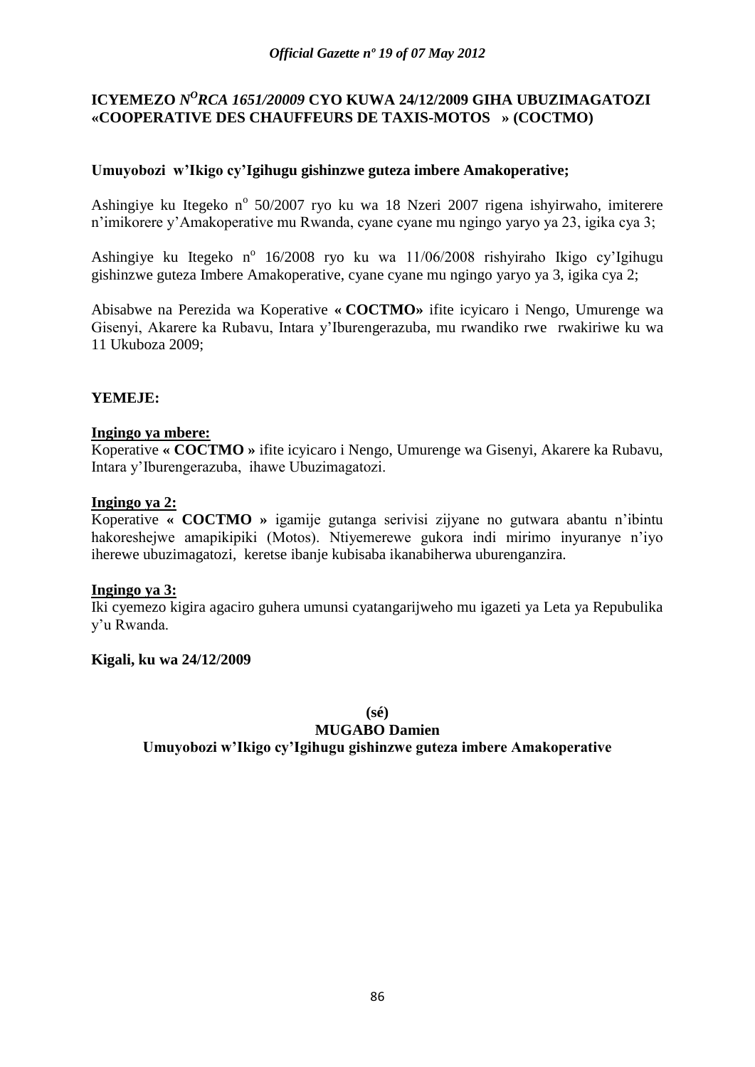**ICYEMEZO *N$^{O}$RCA 1651/20009* CYO KUWA 24/12/2009 GIHA UBUZIMAGATOZI «COOPERATIVE DES CHAUFFEURS DE TAXIS-MOTOS » (COCTMO)**

**Umuyobozi w'Ikigo cy'Igihugu gishinzwe guteza imbere Amakoperative;**

Ashingiye ku Itegeko n$^{o}$ 50/2007 ryo ku wa 18 Nzeri 2007 rigena ishyirwaho, imiterere n'imikorere y'Amakoperative mu Rwanda, cyane cyane mu ngingo yaryo ya 23, igika cya 3;

Ashingiye ku Itegeko n$^{o}$ 16/2008 ryo ku wa 11/06/2008 rishyiraho Ikigo cy'Igihugu gishinzwe guteza Imbere Amakoperative, cyane cyane mu ngingo yaryo ya 3, igika cya 2;

Abisabwe na Perezida wa Koperative **« COCTMO»** ifite icyicaro i Nengo, Umurenge wa Gisenyi, Akarere ka Rubavu, Intara y'Iburengerazuba, mu rwandiko rwe rwakiriwe ku wa 11 Ukuboza 2009;

**YEMEJE:**

**Ingingo ya mbere:**

Koperative **« COCTMO »** ifite icyicaro i Nengo, Umurenge wa Gisenyi, Akarere ka Rubavu, Intara y'Iburengerazuba, ihawe Ubuzimagatozi.

**Ingingo ya 2:**

Koperative **« COCTMO »** igamije gutanga serivisi zijyane no gutwara abantu n'ibintu hakoreshejwe amapikipiki (Motos). Ntiyemerewe gukora indi mirimo inyuranye n'iyo iherewe ubuzimagatozi, keretse ibanje kubisaba ikanabiherwa uburenganzira.

**Ingingo ya 3:**

Iki cyemezo kigira agaciro guhera umunsi cyatangarijweho mu igazeti ya Leta ya Repubulika y'u Rwanda.

**Kigali, ku wa 24/12/2009**

**(sé)**

**MUGABO Damien**

**Umuyobozi w'Ikigo cy'Igihugu gishinzwe guteza imbere Amakoperative**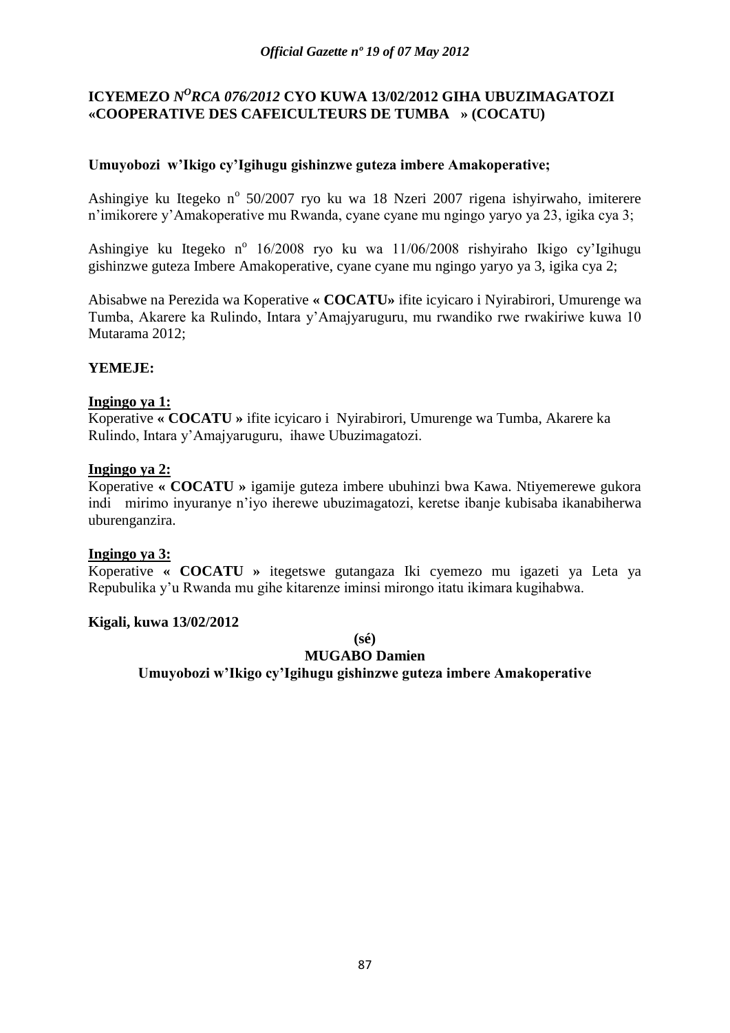**ICYEMEZO *N$^{O}$RCA 076/2012* CYO KUWA 13/02/2012 GIHA UBUZIMAGATOZI «COOPERATIVE DES CAFEICULTEURS DE TUMBA » (COCATU)**

**Umuyobozi w'Ikigo cy'Igihugu gishinzwe guteza imbere Amakoperative;**

Ashingiye ku Itegeko n° 50/2007 ryo ku wa 18 Nzeri 2007 rigena ishyirwaho, imiterere n'imikorere y'Amakoperative mu Rwanda, cyane cyane mu ngingo yaryo ya 23, igika cya 3;

Ashingiye ku Itegeko n° 16/2008 ryo ku wa 11/06/2008 rishyiraho Ikigo cy'Igihugu gishinzwe guteza Imbere Amakoperative, cyane cyane mu ngingo yaryo ya 3, igika cya 2;

Abisabwe na Perezida wa Koperative **« COCATU»** ifite icyicaro i Nyirabirori, Umurenge wa Tumba, Akarere ka Rulindo, Intara y'Amajyaruguru, mu rwandiko rwe rwakiriwe kuwa 10 Mutarama 2012;

**YEMEJE:**

**Ingingo ya 1:**
Koperative **« COCATU »** ifite icyicaro i Nyirabirori, Umurenge wa Tumba, Akarere ka Rulindo, Intara y'Amajyaruguru, ihawe Ubuzimagatozi.

**Ingingo ya 2:**
Koperative **« COCATU »** igamije guteza imbere ubuhinzi bwa Kawa. Ntiyemerewe gukora indi mirimo inyuranye n'iyo iherewe ubuzimagatozi, keretse ibanje kubisaba ikanabiherwa uburenganzira.

**Ingingo ya 3:**
Koperative **« COCATU »** itegetswe gutangaza Iki cyemezo mu igazeti ya Leta ya Repubulika y'u Rwanda mu gihe kitarenze iminsi mirongo itatu ikimara kugihabwa.

**Kigali, kuwa 13/02/2012**

**(sé)**

**MUGABO Damien**

**Umuyobozi w'Ikigo cy'Igihugu gishinzwe guteza imbere Amakoperative**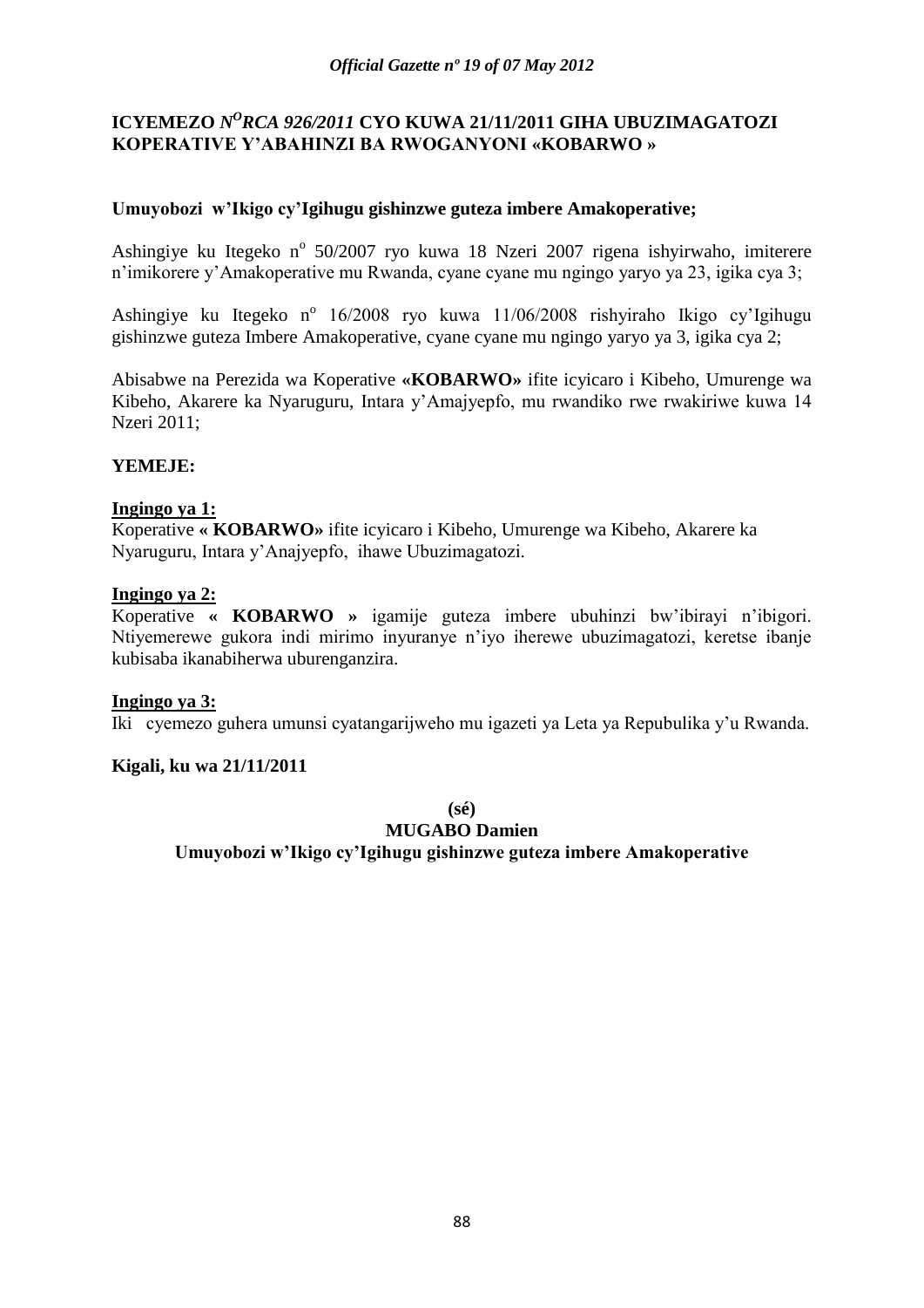**ICYEMEZO *N<sup>O</sup>RCA 926/2011* CYO KUWA 21/11/2011 GIHA UBUZIMAGATOZI KOPERATIVE Y'ABAHINZI BA RWOGANYONI «KOBARWO »**

**Umuyobozi w'Ikigo cy'Igihugu gishinzwe guteza imbere Amakoperative;**

Ashingiye ku Itegeko n° 50/2007 ryo kuwa 18 Nzeri 2007 rigena ishyirwaho, imiterere n'imikorere y'Amakoperative mu Rwanda, cyane cyane mu ngingo yaryo ya 23, igika cya 3;

Ashingiye ku Itegeko n° 16/2008 ryo kuwa 11/06/2008 rishyiraho Ikigo cy'Igihugu gishinzwe guteza Imbere Amakoperative, cyane cyane mu ngingo yaryo ya 3, igika cya 2;

Abisabwe na Perezida wa Koperative **«KOBARWO»** ifite icyicaro i Kibeho, Umurenge wa Kibeho, Akarere ka Nyaruguru, Intara y'Amajyepfo, mu rwandiko rwe rwakiriwe kuwa 14 Nzeri 2011;

**YEMEJE:**

**Ingingo ya 1:**
Koperative **« KOBARWO»** ifite icyicaro i Kibeho, Umurenge wa Kibeho, Akarere ka Nyaruguru, Intara y'Anajyepfo, ihawe Ubuzimagatozi.

**Ingingo ya 2:**
Koperative **« KOBARWO »** igamije guteza imbere ubuhinzi bw'ibirayi n'ibigori. Ntiyemerewe gukora indi mirimo inyuranye n'iyo iherewe ubuzimagatozi, keretse ibanje kubisaba ikanabiherwa uburenganzira.

**Ingingo ya 3:**
Iki cyemezo guhera umunsi cyatangarijweho mu igazeti ya Leta ya Repubulika y'u Rwanda.

**Kigali, ku wa 21/11/2011**

**(sé)**
**MUGABO Damien**
**Umuyobozi w'Ikigo cy'Igihugu gishinzwe guteza imbere Amakoperative**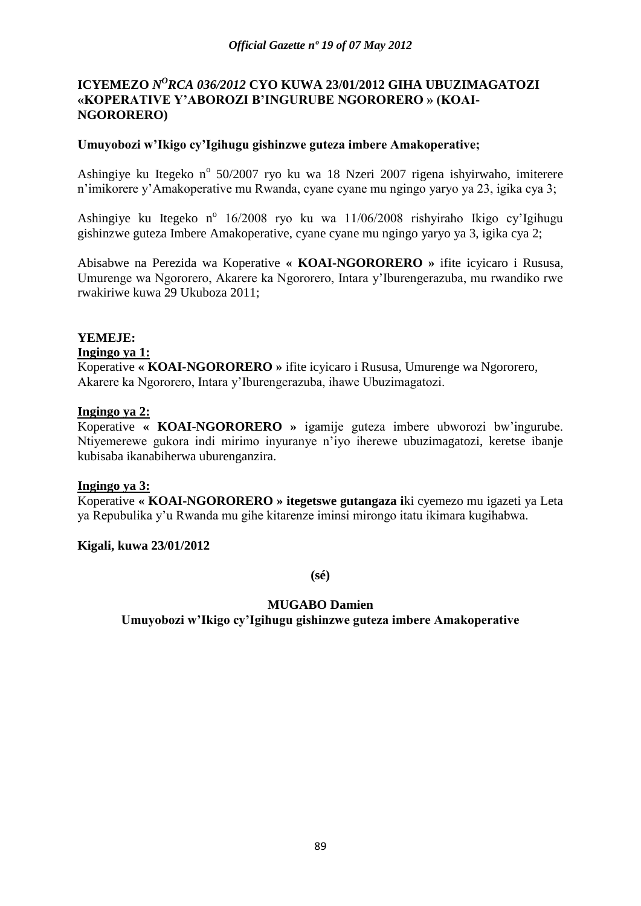## ICYEMEZO *N<sup>O</sup>RCA 036/2012* CYO KUWA 23/01/2012 GIHA UBUZIMAGATOZI «KOPERATIVE Y'ABOROZI B'INGURUBE NGORORERO » (KOAI-NGORORERO)

**Umuyobozi w'Ikigo cy'Igihugu gishinzwe guteza imbere Amakoperative;**

Ashingiye ku Itegeko n° 50/2007 ryo ku wa 18 Nzeri 2007 rigena ishyirwaho, imiterere n'imikorere y'Amakoperative mu Rwanda, cyane cyane mu ngingo yaryo ya 23, igika cya 3;

Ashingiye ku Itegeko n° 16/2008 ryo ku wa 11/06/2008 rishyiraho Ikigo cy'Igihugu gishinzwe guteza Imbere Amakoperative, cyane cyane mu ngingo yaryo ya 3, igika cya 2;

Abisabwe na Perezida wa Koperative **« KOAI-NGORORERO »** ifite icyicaro i Rususa, Umurenge wa Ngororero, Akarere ka Ngororero, Intara y'Iburengerazuba, mu rwandiko rwe rwakiriwe kuwa 29 Ukuboza 2011;

**YEMEJE:**

**Ingingo ya 1:**

Koperative **« KOAI-NGORORERO »** ifite icyicaro i Rususa, Umurenge wa Ngororero, Akarere ka Ngororero, Intara y'Iburengerazuba, ihawe Ubuzimagatozi.

**Ingingo ya 2:**

Koperative **« KOAI-NGORORERO »** igamije guteza imbere ubworozi bw'ingurube. Ntiyemerewe gukora indi mirimo inyuranye n'iyo iherewe ubuzimagatozi, keretse ibanje kubisaba ikanabiherwa uburenganzira.

**Ingingo ya 3:**

Koperative **« KOAI-NGORORERO » itegetswe gutangaza i**ki cyemezo mu igazeti ya Leta ya Repubulika y'u Rwanda mu gihe kitarenze iminsi mirongo itatu ikimara kugihabwa.

**Kigali, kuwa 23/01/2012**

**(sé)**

**MUGABO Damien**

**Umuyobozi w'Ikigo cy'Igihugu gishinzwe guteza imbere Amakoperative**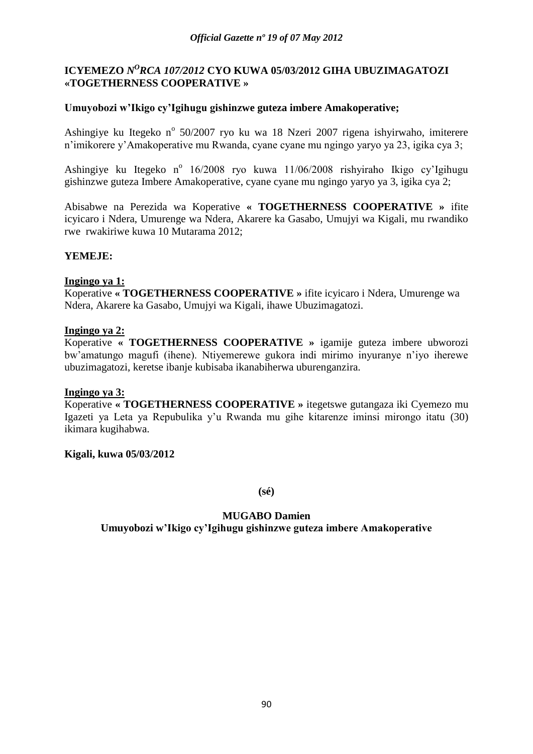## ICYEMEZO N$^{O}$RCA 107/2012 CYO KUWA 05/03/2012 GIHA UBUZIMAGATOZI «TOGETHERNESS COOPERATIVE »

**Umuyobozi w'Ikigo cy'Igihugu gishinzwe guteza imbere Amakoperative;**

Ashingiye ku Itegeko n$^{o}$ 50/2007 ryo ku wa 18 Nzeri 2007 rigena ishyirwaho, imiterere n'imikorere y'Amakoperative mu Rwanda, cyane cyane mu ngingo yaryo ya 23, igika cya 3;

Ashingiye ku Itegeko n$^{o}$ 16/2008 ryo kuwa 11/06/2008 rishyiraho Ikigo cy'Igihugu gishinzwe guteza Imbere Amakoperative, cyane cyane mu ngingo yaryo ya 3, igika cya 2;

Abisabwe na Perezida wa Koperative **« TOGETHERNESS COOPERATIVE »** ifite icyicaro i Ndera, Umurenge wa Ndera, Akarere ka Gasabo, Umujyi wa Kigali, mu rwandiko rwe rwakiriwe kuwa 10 Mutarama 2012;

**YEMEJE:**

**Ingingo ya 1:**
Koperative **« TOGETHERNESS COOPERATIVE »** ifite icyicaro i Ndera, Umurenge wa Ndera, Akarere ka Gasabo, Umujyi wa Kigali, ihawe Ubuzimagatozi.

**Ingingo ya 2:**
Koperative **« TOGETHERNESS COOPERATIVE »** igamije guteza imbere ubworozi bw'amatungo magufi (ihene). Ntiyemerewe gukora indi mirimo inyuranye n'iyo iherewe ubuzimagatozi, keretse ibanje kubisaba ikanabiherwa uburenganzira.

**Ingingo ya 3:**
Koperative **« TOGETHERNESS COOPERATIVE »** itegetswe gutangaza iki Cyemezo mu Igazeti ya Leta ya Repubulika y'u Rwanda mu gihe kitarenze iminsi mirongo itatu (30) ikimara kugihabwa.

**Kigali, kuwa 05/03/2012**

**(sé)**

**MUGABO Damien**
**Umuyobozi w'Ikigo cy'Igihugu gishinzwe guteza imbere Amakoperative**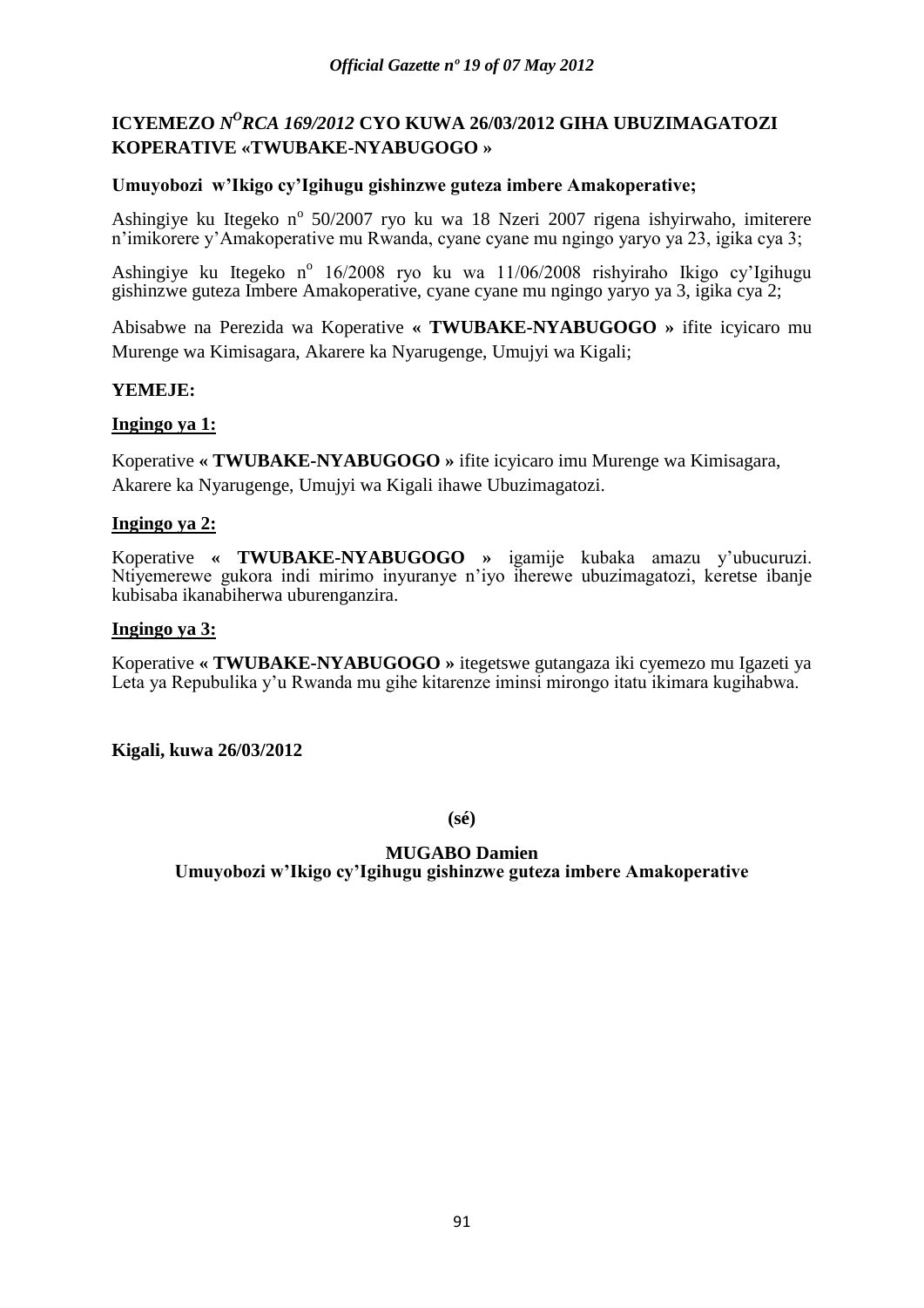## ICYEMEZO *N$^{O}$RCA 169/2012* CYO KUWA 26/03/2012 GIHA UBUZIMAGATOZI KOPERATIVE «TWUBAKE-NYABUGOGO »

**Umuyobozi w'Ikigo cy'Igihugu gishinzwe guteza imbere Amakoperative;**

Ashingiye ku Itegeko n$^{o}$ 50/2007 ryo ku wa 18 Nzeri 2007 rigena ishyirwaho, imiterere n'imikorere y'Amakoperative mu Rwanda, cyane cyane mu ngingo yaryo ya 23, igika cya 3;

Ashingiye ku Itegeko n$^{o}$ 16/2008 ryo ku wa 11/06/2008 rishyiraho Ikigo cy'Igihugu gishinzwe guteza Imbere Amakoperative, cyane cyane mu ngingo yaryo ya 3, igika cya 2;

Abisabwe na Perezida wa Koperative **« TWUBAKE-NYABUGOGO »** ifite icyicaro mu Murenge wa Kimisagara, Akarere ka Nyarugenge, Umujyi wa Kigali;

**YEMEJE:**

**Ingingo ya 1:**

Koperative **« TWUBAKE-NYABUGOGO »** ifite icyicaro imu Murenge wa Kimisagara, Akarere ka Nyarugenge, Umujyi wa Kigali ihawe Ubuzimagatozi.

**Ingingo ya 2:**

Koperative **« TWUBAKE-NYABUGOGO »** igamije kubaka amazu y'ubucuruzi. Ntiyemerewe gukora indi mirimo inyuranye n'iyo iherewe ubuzimagatozi, keretse ibanje kubisaba ikanabiherwa uburenganzira.

**Ingingo ya 3:**

Koperative **« TWUBAKE-NYABUGOGO »** itegetswe gutangaza iki cyemezo mu Igazeti ya Leta ya Repubulika y'u Rwanda mu gihe kitarenze iminsi mirongo itatu ikimara kugihabwa.

**Kigali, kuwa 26/03/2012**

**(sé)**

**MUGABO Damien**
**Umuyobozi w'Ikigo cy'Igihugu gishinzwe guteza imbere Amakoperative**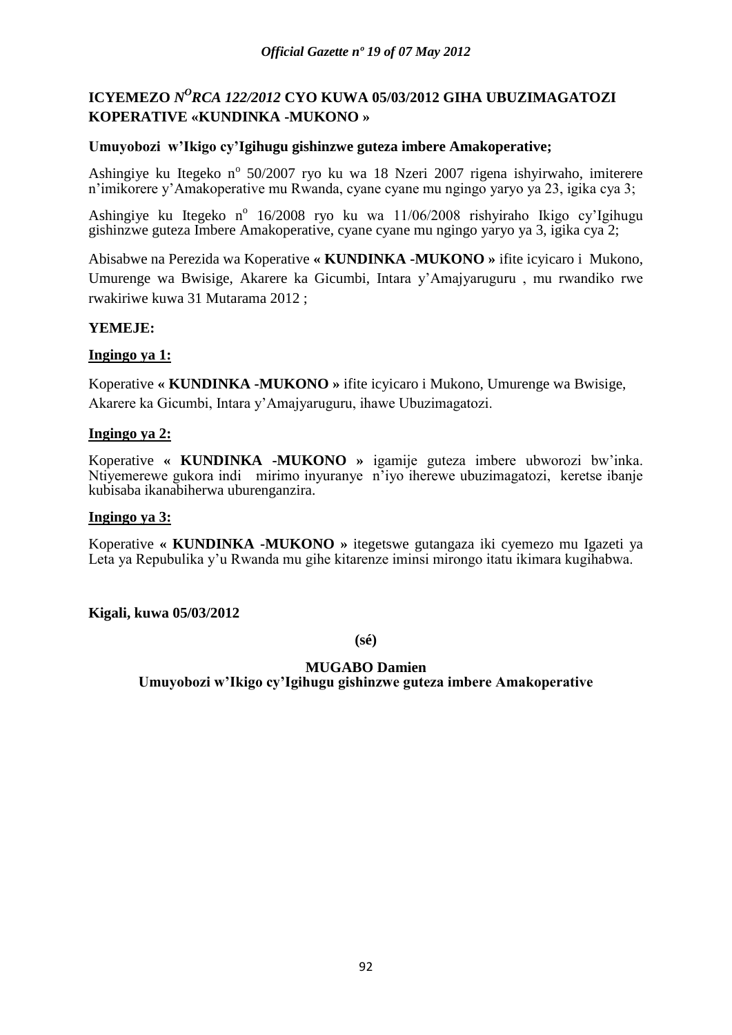## ICYEMEZO *N^O RCA 122/2012* CYO KUWA 05/03/2012 GIHA UBUZIMAGATOZI KOPERATIVE «KUNDINKA -MUKONO »

**Umuyobozi w'Ikigo cy'Igihugu gishinzwe guteza imbere Amakoperative;**

Ashingiye ku Itegeko nº 50/2007 ryo ku wa 18 Nzeri 2007 rigena ishyirwaho, imiterere n'imikorere y'Amakoperative mu Rwanda, cyane cyane mu ngingo yaryo ya 23, igika cya 3;

Ashingiye ku Itegeko nº 16/2008 ryo ku wa 11/06/2008 rishyiraho Ikigo cy'Igihugu gishinzwe guteza Imbere Amakoperative, cyane cyane mu ngingo yaryo ya 3, igika cya 2;

Abisabwe na Perezida wa Koperative **« KUNDINKA -MUKONO »** ifite icyicaro i Mukono, Umurenge wa Bwisige, Akarere ka Gicumbi, Intara y'Amajyaruguru , mu rwandiko rwe rwakiriwe kuwa 31 Mutarama 2012 ;

**YEMEJE:**

**Ingingo ya 1:**

Koperative **« KUNDINKA -MUKONO »** ifite icyicaro i Mukono, Umurenge wa Bwisige, Akarere ka Gicumbi, Intara y'Amajyaruguru, ihawe Ubuzimagatozi.

**Ingingo ya 2:**

Koperative **« KUNDINKA -MUKONO »** igamije guteza imbere ubworozi bw'inka. Ntiyemerewe gukora indi mirimo inyuranye n'iyo iherewe ubuzimagatozi, keretse ibanje kubisaba ikanabiherwa uburenganzira.

**Ingingo ya 3:**

Koperative **« KUNDINKA -MUKONO »** itegetswe gutangaza iki cyemezo mu Igazeti ya Leta ya Repubulika y'u Rwanda mu gihe kitarenze iminsi mirongo itatu ikimara kugihabwa.

**Kigali, kuwa 05/03/2012**

**(sé)**

**MUGABO Damien**
**Umuyobozi w'Ikigo cy'Igihugu gishinzwe guteza imbere Amakoperative**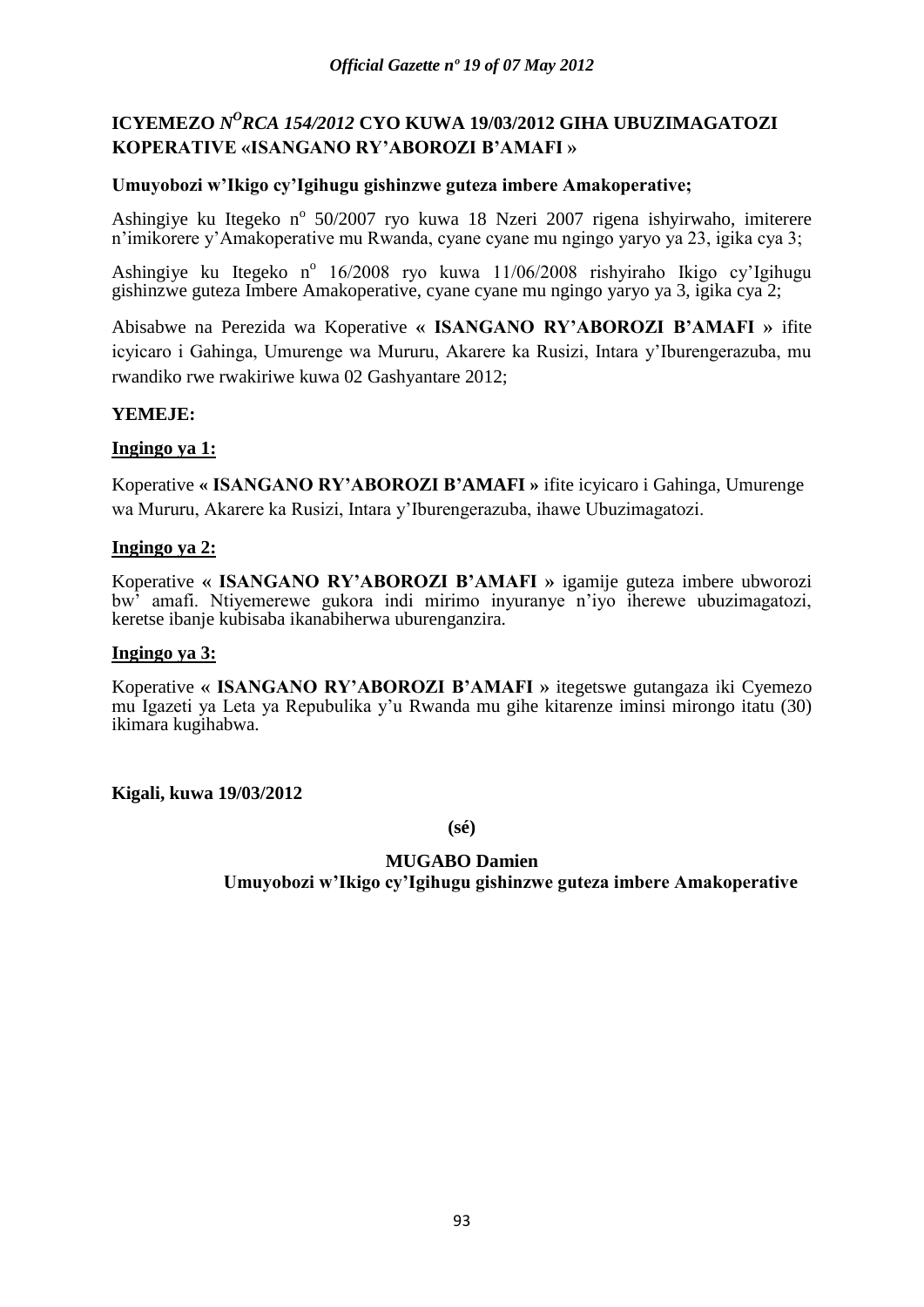## ICYEMEZO N[O]RCA 154/2012 CYO KUWA 19/03/2012 GIHA UBUZIMAGATOZI KOPERATIVE «ISANGANO RY'ABOROZI B'AMAFI »

**Umuyobozi w'Ikigo cy'Igihugu gishinzwe guteza imbere Amakoperative;**

Ashingiye ku Itegeko n[o] 50/2007 ryo kuwa 18 Nzeri 2007 rigena ishyirwaho, imiterere n'imikorere y'Amakoperative mu Rwanda, cyane cyane mu ngingo yaryo ya 23, igika cya 3;

Ashingiye ku Itegeko n[o] 16/2008 ryo kuwa 11/06/2008 rishyiraho Ikigo cy'Igihugu gishinzwe guteza Imbere Amakoperative, cyane cyane mu ngingo yaryo ya 3, igika cya 2;

Abisabwe na Perezida wa Koperative « **ISANGANO RY'ABOROZI B'AMAFI** » ifite icyicaro i Gahinga, Umurenge wa Mururu, Akarere ka Rusizi, Intara y'Iburengerazuba, mu rwandiko rwe rwakiriwe kuwa 02 Gashyantare 2012;

**YEMEJE:**

**Ingingo ya 1:**

Koperative **« ISANGANO RY'ABOROZI B'AMAFI »** ifite icyicaro i Gahinga, Umurenge wa Mururu, Akarere ka Rusizi, Intara y'Iburengerazuba, ihawe Ubuzimagatozi.

**Ingingo ya 2:**

Koperative « **ISANGANO RY'ABOROZI B'AMAFI** » igamije guteza imbere ubworozi bw' amafi. Ntiyemerewe gukora indi mirimo inyuranye n'iyo iherewe ubuzimagatozi, keretse ibanje kubisaba ikanabiherwa uburenganzira.

**Ingingo ya 3:**

Koperative « **ISANGANO RY'ABOROZI B'AMAFI** » itegetswe gutangaza iki Cyemezo mu Igazeti ya Leta ya Repubulika y'u Rwanda mu gihe kitarenze iminsi mirongo itatu (30) ikimara kugihabwa.

**Kigali, kuwa 19/03/2012**

**(sé)**

**MUGABO Damien**

**Umuyobozi w'Ikigo cy'Igihugu gishinzwe guteza imbere Amakoperative**